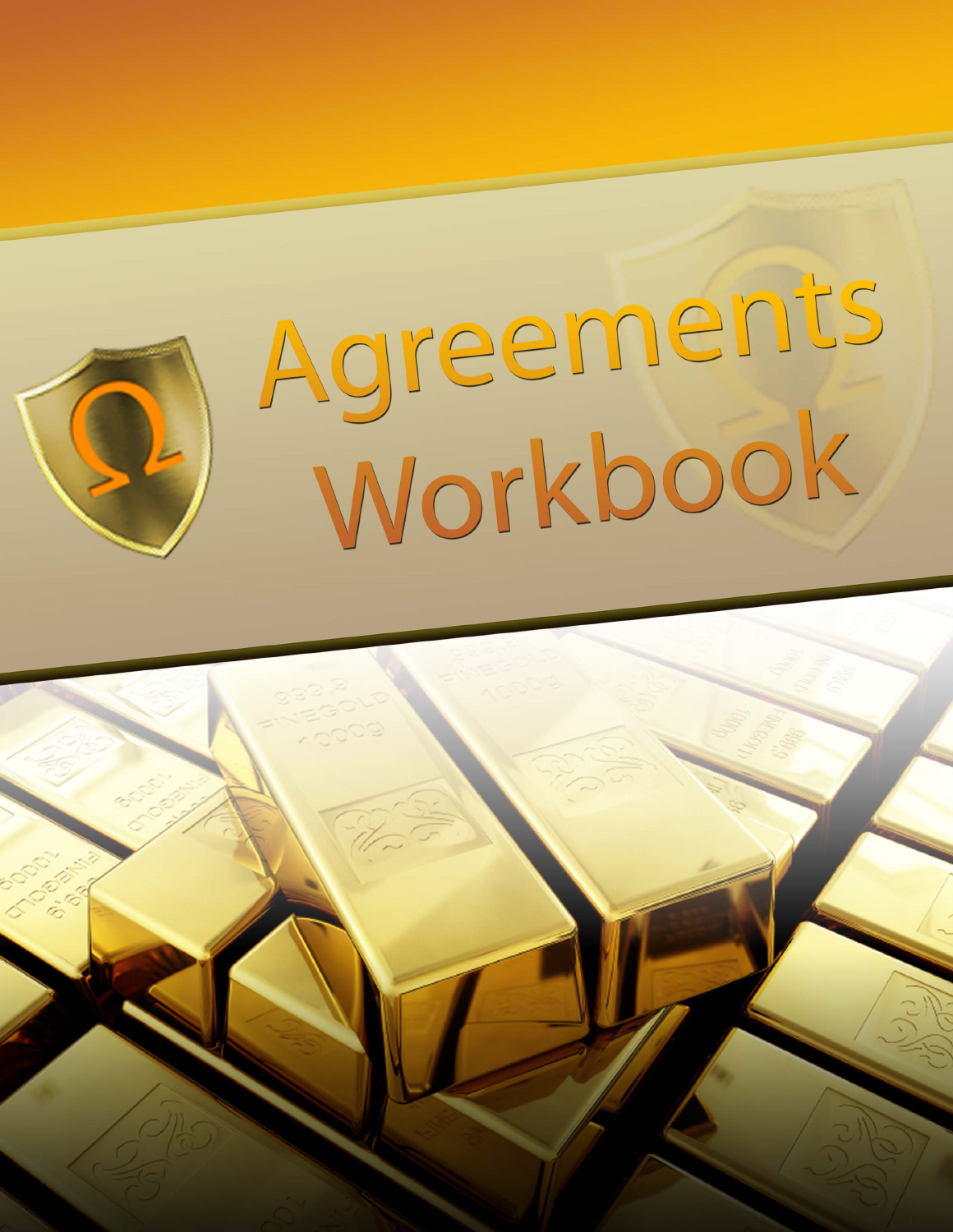# Agreements Workbook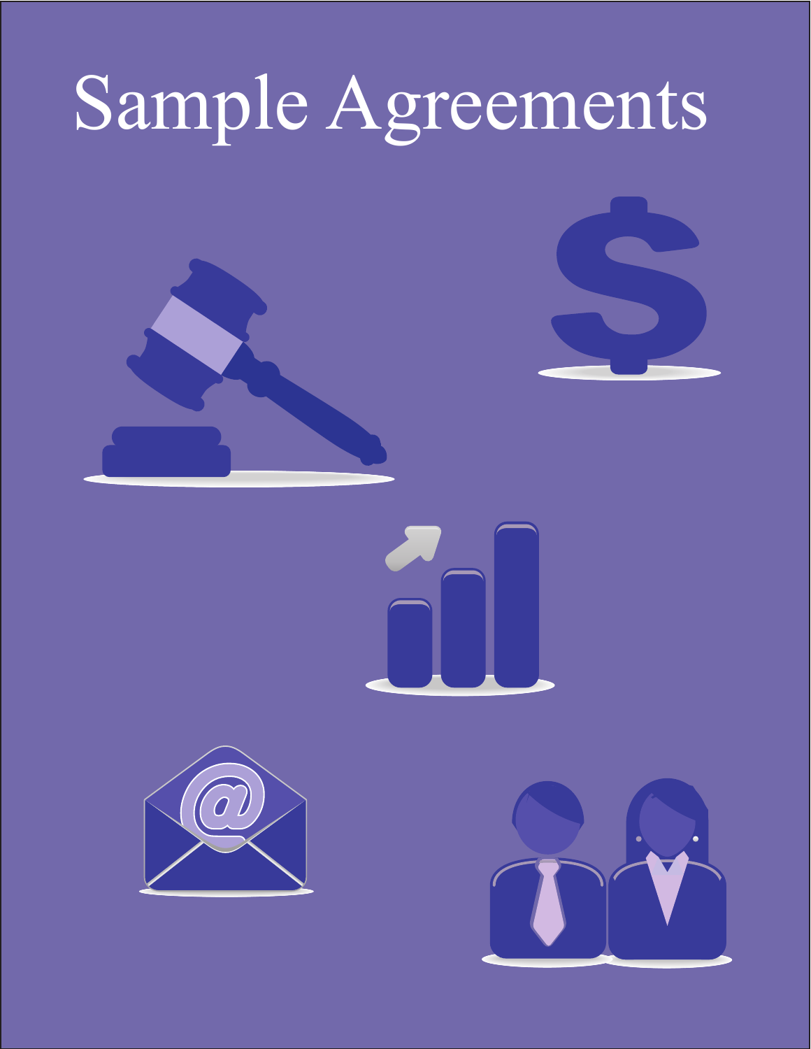# Sample Agreements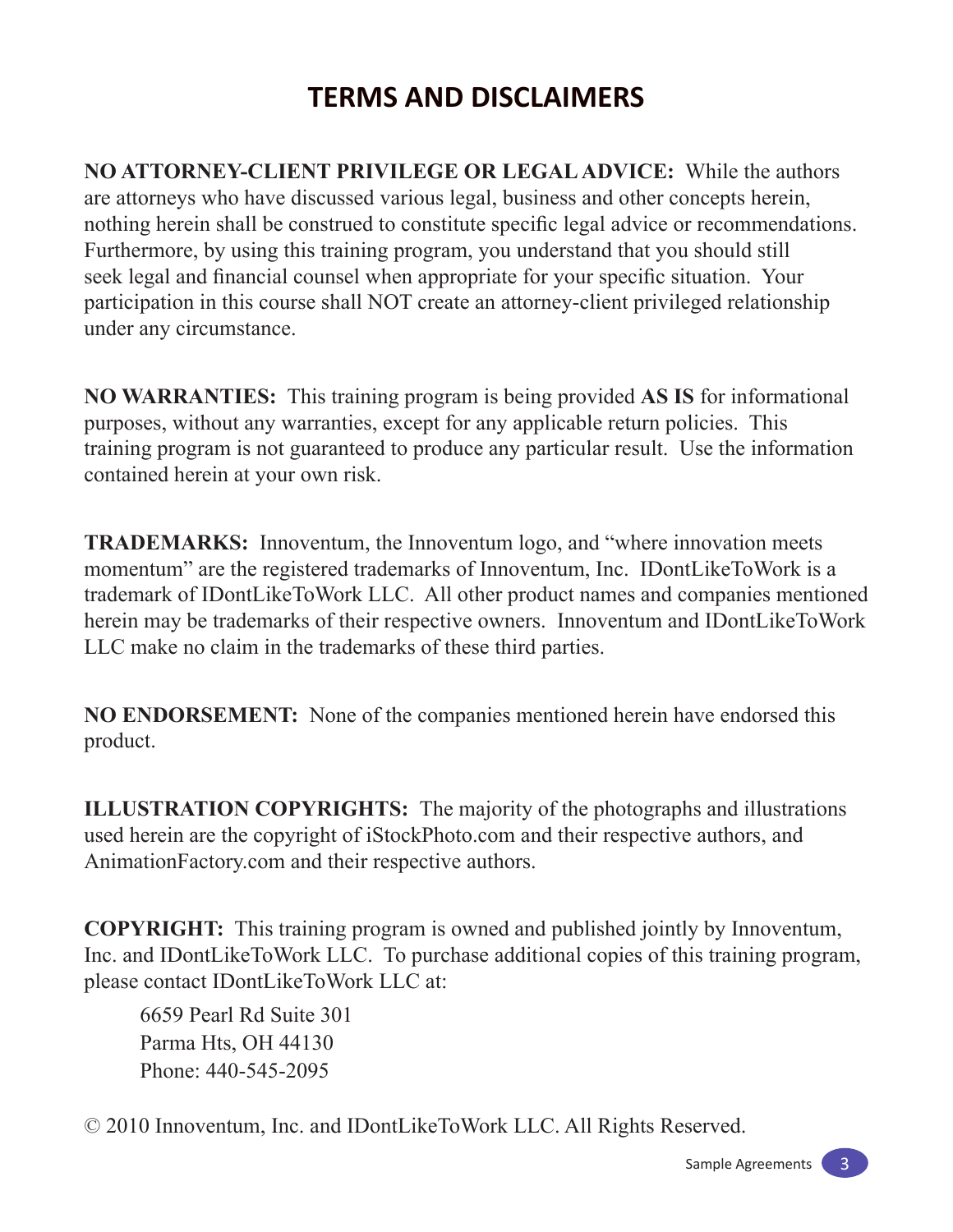# TERMS AND DISCLAIMERS

**NO ATTORNEY-CLIENT PRIVILEGE OR LEGAL ADVICE:** While the authors are attorneys who have discussed various legal, business and other concepts herein, nothing herein shall be construed to constitute specific legal advice or recommendations. Furthermore, by using this training program, you understand that you should still seek legal and financial counsel when appropriate for your specific situation. Your participation in this course shall NOT create an attorney-client privileged relationship under any circumstance.

**NO WARRANTIES:** This training program is being provided **AS IS** for informational purposes, without any warranties, except for any applicable return policies. This training program is not guaranteed to produce any particular result. Use the information contained herein at your own risk.

**TRADEMARKS:** Innoventum, the Innoventum logo, and "where innovation meets momentum" are the registered trademarks of Innoventum, Inc. IDontLikeToWork is a trademark of IDontLikeToWork LLC. All other product names and companies mentioned herein may be trademarks of their respective owners. Innoventum and IDontLikeToWork LLC make no claim in the trademarks of these third parties.

**NO ENDORSEMENT:** None of the companies mentioned herein have endorsed this product.

**ILLUSTRATION COPYRIGHTS:** The majority of the photographs and illustrations used herein are the copyright of iStockPhoto.com and their respective authors, and AnimationFactory.com and their respective authors.

**COPYRIGHT:** This training program is owned and published jointly by Innoventum, Inc. and IDontLikeToWork LLC. To purchase additional copies of this training program, please contact IDontLikeToWork LLC at:

6659 Pearl Rd Suite 301
Parma Hts, OH 44130
Phone: 440-545-2095

© 2010 Innoventum, Inc. and IDontLikeToWork LLC. All Rights Reserved.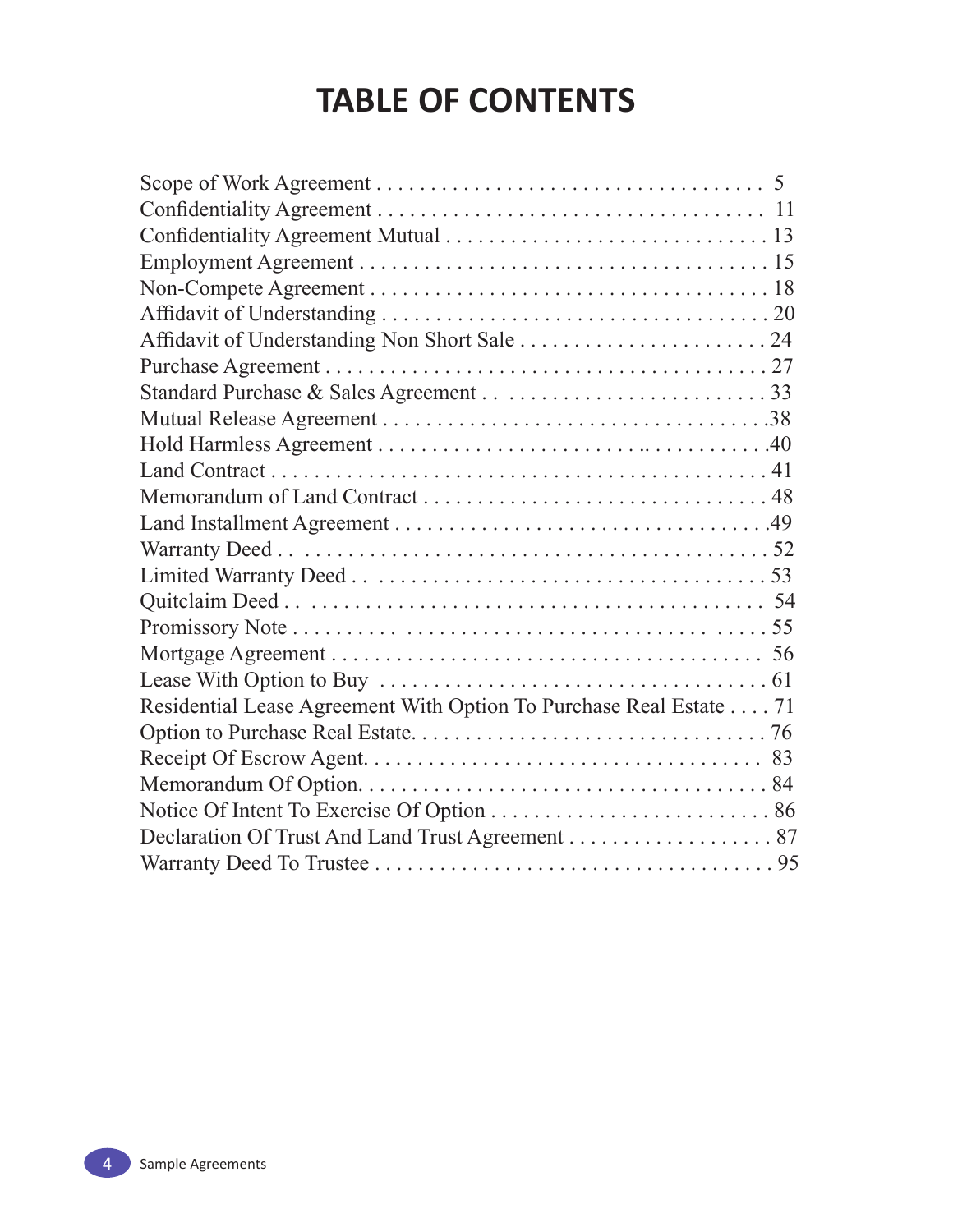# TABLE OF CONTENTS

Scope of Work Agreement . . . . . . . . . . . . . . . . . . . . . . . . . . . . . . . . . . . . 5
Confidentiality Agreement . . . . . . . . . . . . . . . . . . . . . . . . . . . . . . . . . . . 11
Confidentiality Agreement Mutual . . . . . . . . . . . . . . . . . . . . . . . . . . . . . 13
Employment Agreement . . . . . . . . . . . . . . . . . . . . . . . . . . . . . . . . . . . . 15
Non-Compete Agreement . . . . . . . . . . . . . . . . . . . . . . . . . . . . . . . . . . . 18
Affidavit of Understanding . . . . . . . . . . . . . . . . . . . . . . . . . . . . . . . . . . 20
Affidavit of Understanding Non Short Sale . . . . . . . . . . . . . . . . . . . . . . . 24
Purchase Agreement . . . . . . . . . . . . . . . . . . . . . . . . . . . . . . . . . . . . . . 27
Standard Purchase & Sales Agreement . . . . . . . . . . . . . . . . . . . . . . . . . 33
Mutual Release Agreement . . . . . . . . . . . . . . . . . . . . . . . . . . . . . . . . .38
Hold Harmless Agreement . . . . . . . . . . . . . . . . . . . . . . .. . . . . . . . . . . .40
Land Contract . . . . . . . . . . . . . . . . . . . . . . . . . . . . . . . . . . . . . . . . . . . 41
Memorandum of Land Contract . . . . . . . . . . . . . . . . . . . . . . . . . . . . . . . 48
Land Installment Agreement . . . . . . . . . . . . . . . . . . . . . . . . . . . . . . . . .49
Warranty Deed . . . . . . . . . . . . . . . . . . . . . . . . . . . . . . . . . . . . . . . . . . 52
Limited Warranty Deed . . . . . . . . . . . . . . . . . . . . . . . . . . . . . . . . . . . . 53
Quitclaim Deed . . . . . . . . . . . . . . . . . . . . . . . . . . . . . . . . . . . . . . . . . 54
Promissory Note . . . . . . . . . . . . . . . . . . . . . . . . . . . . . . . . . . . . . . . . . 55
Mortgage Agreement . . . . . . . . . . . . . . . . . . . . . . . . . . . . . . . . . . . . . . 56
Lease With Option to Buy . . . . . . . . . . . . . . . . . . . . . . . . . . . . . . . . . . . 61
Residential Lease Agreement With Option To Purchase Real Estate . . . . 71
Option to Purchase Real Estate. . . . . . . . . . . . . . . . . . . . . . . . . . . . . . . . 76
Receipt Of Escrow Agent. . . . . . . . . . . . . . . . . . . . . . . . . . . . . . . . . . . . 83
Memorandum Of Option. . . . . . . . . . . . . . . . . . . . . . . . . . . . . . . . . . . . 84
Notice Of Intent To Exercise Of Option . . . . . . . . . . . . . . . . . . . . . . . . . . 86
Declaration Of Trust And Land Trust Agreement . . . . . . . . . . . . . . . . . . . 87
Warranty Deed To Trustee . . . . . . . . . . . . . . . . . . . . . . . . . . . . . . . . . . . 95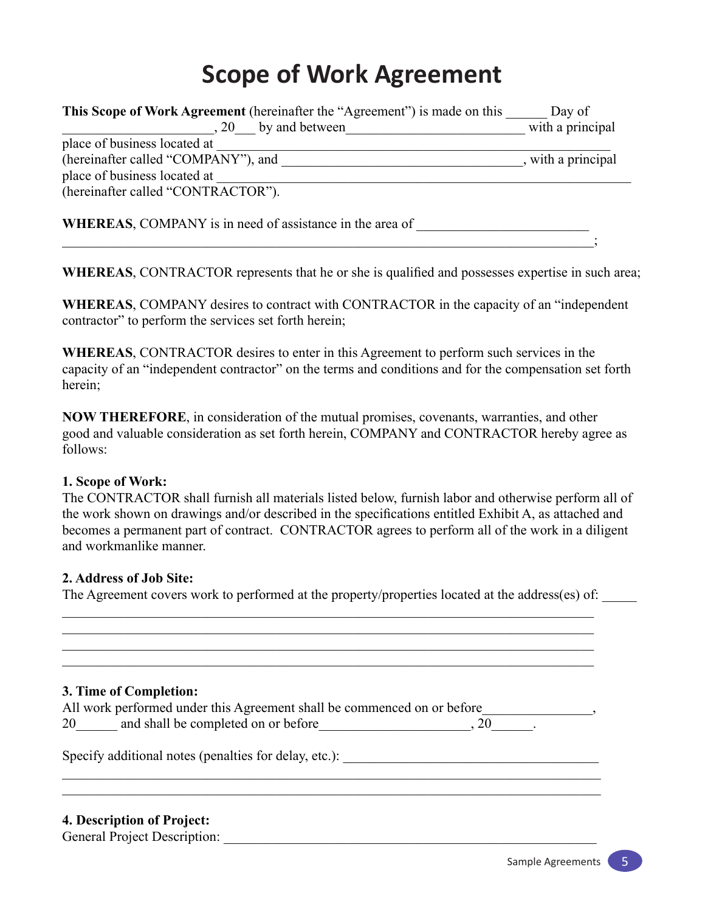# Scope of Work Agreement

**This Scope of Work Agreement** (hereinafter the "Agreement") is made on this ______ Day of ______________________, 20___ by and between__________________________ with a principal place of business located at _________________________________________________________ (hereinafter called "COMPANY"), and ___________________________________, with a principal place of business located at ____________________________________________________________ (hereinafter called "CONTRACTOR").

**WHEREAS**, COMPANY is in need of assistance in the area of _________________________ ___________________________________________________________________________;

**WHEREAS**, CONTRACTOR represents that he or she is qualified and possesses expertise in such area;

**WHEREAS**, COMPANY desires to contract with CONTRACTOR in the capacity of an "independent contractor" to perform the services set forth herein;

**WHEREAS**, CONTRACTOR desires to enter in this Agreement to perform such services in the capacity of an "independent contractor" on the terms and conditions and for the compensation set forth herein;

**NOW THEREFORE**, in consideration of the mutual promises, covenants, warranties, and other good and valuable consideration as set forth herein, COMPANY and CONTRACTOR hereby agree as follows:

**1. Scope of Work:**
The CONTRACTOR shall furnish all materials listed below, furnish labor and otherwise perform all of the work shown on drawings and/or described in the specifications entitled Exhibit A, as attached and becomes a permanent part of contract. CONTRACTOR agrees to perform all of the work in a diligent and workmanlike manner.

**2. Address of Job Site:**
The Agreement covers work to performed at the property/properties located at the address(es) of: _____
___________________________________________________________________________
___________________________________________________________________________
___________________________________________________________________________
___________________________________________________________________________

**3. Time of Completion:**
All work performed under this Agreement shall be commenced on or before________________, 20______ and shall be completed on or before______________________, 20______.

Specify additional notes (penalties for delay, etc.): ______________________________________
___________________________________________________________________________
___________________________________________________________________________

**4. Description of Project:**
General Project Description: ____________________________________________________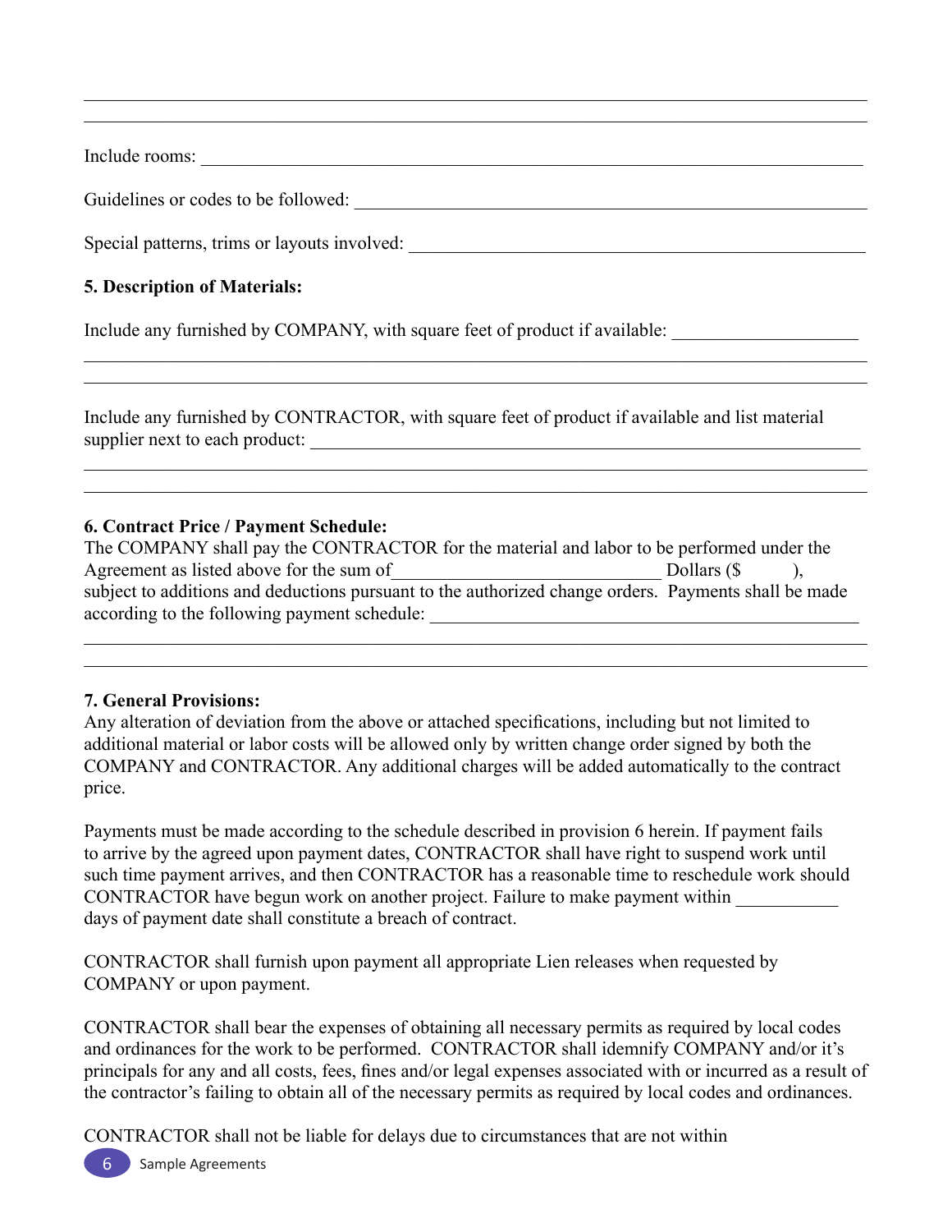\_\_\_\_\_\_\_\_\_\_\_\_\_\_\_\_\_\_\_\_\_\_\_\_\_\_\_\_\_\_\_\_\_\_\_\_\_\_\_\_\_\_\_\_\_\_\_\_\_\_\_\_\_\_\_\_\_\_\_\_\_\_\_\_\_\_\_\_\_\_\_\_\_\_\_\_\_\_
\_\_\_\_\_\_\_\_\_\_\_\_\_\_\_\_\_\_\_\_\_\_\_\_\_\_\_\_\_\_\_\_\_\_\_\_\_\_\_\_\_\_\_\_\_\_\_\_\_\_\_\_\_\_\_\_\_\_\_\_\_\_\_\_\_\_\_\_\_\_\_\_\_\_\_\_\_\_

Include rooms: \_\_\_\_\_\_\_\_\_\_\_\_\_\_\_\_\_\_\_\_\_\_\_\_\_\_\_\_\_\_\_\_\_\_\_\_\_\_\_\_\_\_\_\_\_\_\_\_\_\_\_\_\_\_\_\_\_\_\_\_\_\_\_\_\_\_

Guidelines or codes to be followed: \_\_\_\_\_\_\_\_\_\_\_\_\_\_\_\_\_\_\_\_\_\_\_\_\_\_\_\_\_\_\_\_\_\_\_\_\_\_\_\_\_\_\_\_\_\_\_\_\_\_\_

Special patterns, trims or layouts involved: \_\_\_\_\_\_\_\_\_\_\_\_\_\_\_\_\_\_\_\_\_\_\_\_\_\_\_\_\_\_\_\_\_\_\_\_\_\_\_\_\_\_\_\_

**5. Description of Materials:**

Include any furnished by COMPANY, with square feet of product if available: \_\_\_\_\_\_\_\_\_\_\_\_\_\_\_\_\_\_\_
\_\_\_\_\_\_\_\_\_\_\_\_\_\_\_\_\_\_\_\_\_\_\_\_\_\_\_\_\_\_\_\_\_\_\_\_\_\_\_\_\_\_\_\_\_\_\_\_\_\_\_\_\_\_\_\_\_\_\_\_\_\_\_\_\_\_\_\_\_\_\_\_\_\_\_\_
\_\_\_\_\_\_\_\_\_\_\_\_\_\_\_\_\_\_\_\_\_\_\_\_\_\_\_\_\_\_\_\_\_\_\_\_\_\_\_\_\_\_\_\_\_\_\_\_\_\_\_\_\_\_\_\_\_\_\_\_\_\_\_\_\_\_\_\_\_\_\_\_\_\_\_\_\_\_

Include any furnished by CONTRACTOR, with square feet of product if available and list material supplier next to each product: \_\_\_\_\_\_\_\_\_\_\_\_\_\_\_\_\_\_\_\_\_\_\_\_\_\_\_\_\_\_\_\_\_\_\_\_\_\_\_\_\_\_\_\_\_\_\_\_\_\_\_\_\_\_
\_\_\_\_\_\_\_\_\_\_\_\_\_\_\_\_\_\_\_\_\_\_\_\_\_\_\_\_\_\_\_\_\_\_\_\_\_\_\_\_\_\_\_\_\_\_\_\_\_\_\_\_\_\_\_\_\_\_\_\_\_\_\_\_\_\_\_\_\_\_\_\_\_\_\_\_\_\_
\_\_\_\_\_\_\_\_\_\_\_\_\_\_\_\_\_\_\_\_\_\_\_\_\_\_\_\_\_\_\_\_\_\_\_\_\_\_\_\_\_\_\_\_\_\_\_\_\_\_\_\_\_\_\_\_\_\_\_\_\_\_\_\_\_\_\_\_\_\_\_\_\_\_\_\_\_\_

**6. Contract Price / Payment Schedule:**

The COMPANY shall pay the CONTRACTOR for the material and labor to be performed under the Agreement as listed above for the sum of\_\_\_\_\_\_\_\_\_\_\_\_\_\_\_\_\_\_\_\_\_\_\_\_\_\_\_\_ Dollars ($ ), subject to additions and deductions pursuant to the authorized change orders. Payments shall be made according to the following payment schedule: \_\_\_\_\_\_\_\_\_\_\_\_\_\_\_\_\_\_\_\_\_\_\_\_\_\_\_\_\_\_\_\_\_\_\_\_\_\_\_\_\_\_\_\_
\_\_\_\_\_\_\_\_\_\_\_\_\_\_\_\_\_\_\_\_\_\_\_\_\_\_\_\_\_\_\_\_\_\_\_\_\_\_\_\_\_\_\_\_\_\_\_\_\_\_\_\_\_\_\_\_\_\_\_\_\_\_\_\_\_\_\_\_\_\_\_\_\_\_\_\_\_\_
\_\_\_\_\_\_\_\_\_\_\_\_\_\_\_\_\_\_\_\_\_\_\_\_\_\_\_\_\_\_\_\_\_\_\_\_\_\_\_\_\_\_\_\_\_\_\_\_\_\_\_\_\_\_\_\_\_\_\_\_\_\_\_\_\_\_\_\_\_\_\_\_\_\_\_\_\_\_

**7. General Provisions:**

Any alteration of deviation from the above or attached specifications, including but not limited to additional material or labor costs will be allowed only by written change order signed by both the COMPANY and CONTRACTOR. Any additional charges will be added automatically to the contract price.

Payments must be made according to the schedule described in provision 6 herein. If payment fails to arrive by the agreed upon payment dates, CONTRACTOR shall have right to suspend work until such time payment arrives, and then CONTRACTOR has a reasonable time to reschedule work should CONTRACTOR have begun work on another project. Failure to make payment within \_\_\_\_\_\_\_\_\_\_\_ days of payment date shall constitute a breach of contract.

CONTRACTOR shall furnish upon payment all appropriate Lien releases when requested by COMPANY or upon payment.

CONTRACTOR shall bear the expenses of obtaining all necessary permits as required by local codes and ordinances for the work to be performed. CONTRACTOR shall idemnify COMPANY and/or it's principals for any and all costs, fees, fines and/or legal expenses associated with or incurred as a result of the contractor's failing to obtain all of the necessary permits as required by local codes and ordinances.

CONTRACTOR shall not be liable for delays due to circumstances that are not within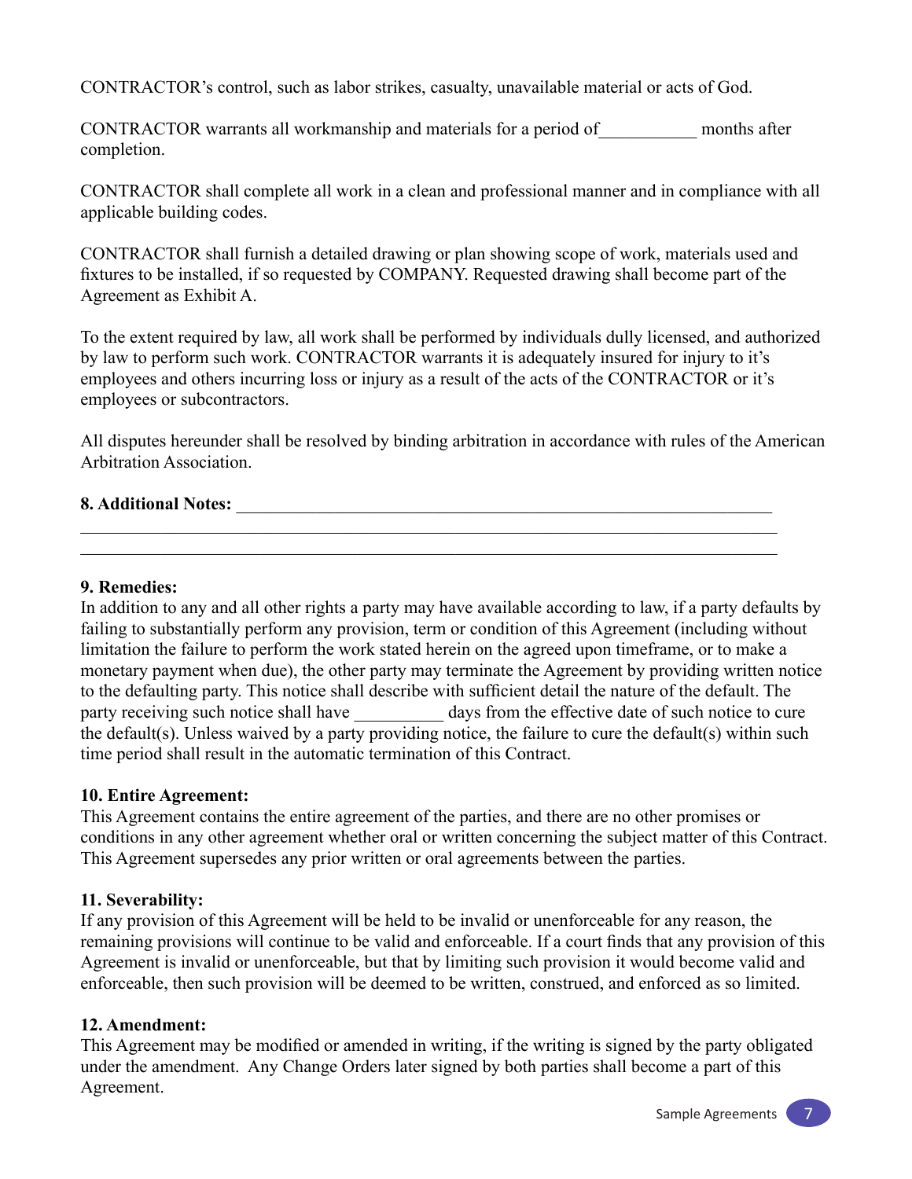CONTRACTOR's control, such as labor strikes, casualty, unavailable material or acts of God.

CONTRACTOR warrants all workmanship and materials for a period of___________ months after completion.

CONTRACTOR shall complete all work in a clean and professional manner and in compliance with all applicable building codes.

CONTRACTOR shall furnish a detailed drawing or plan showing scope of work, materials used and fixtures to be installed, if so requested by COMPANY. Requested drawing shall become part of the Agreement as Exhibit A.

To the extent required by law, all work shall be performed by individuals dully licensed, and authorized by law to perform such work. CONTRACTOR warrants it is adequately insured for injury to it's employees and others incurring loss or injury as a result of the acts of the CONTRACTOR or it's employees or subcontractors.

All disputes hereunder shall be resolved by binding arbitration in accordance with rules of the American Arbitration Association.

**8. Additional Notes:** _________________________________________________________________
_____________________________________________________________________________________
_____________________________________________________________________________________

**9. Remedies:**
In addition to any and all other rights a party may have available according to law, if a party defaults by failing to substantially perform any provision, term or condition of this Agreement (including without limitation the failure to perform the work stated herein on the agreed upon timeframe, or to make a monetary payment when due), the other party may terminate the Agreement by providing written notice to the defaulting party. This notice shall describe with sufficient detail the nature of the default. The party receiving such notice shall have __________ days from the effective date of such notice to cure the default(s). Unless waived by a party providing notice, the failure to cure the default(s) within such time period shall result in the automatic termination of this Contract.

**10. Entire Agreement:**
This Agreement contains the entire agreement of the parties, and there are no other promises or conditions in any other agreement whether oral or written concerning the subject matter of this Contract. This Agreement supersedes any prior written or oral agreements between the parties.

**11. Severability:**
If any provision of this Agreement will be held to be invalid or unenforceable for any reason, the remaining provisions will continue to be valid and enforceable. If a court finds that any provision of this Agreement is invalid or unenforceable, but that by limiting such provision it would become valid and enforceable, then such provision will be deemed to be written, construed, and enforced as so limited.

**12. Amendment:**
This Agreement may be modified or amended in writing, if the writing is signed by the party obligated under the amendment. Any Change Orders later signed by both parties shall become a part of this Agreement.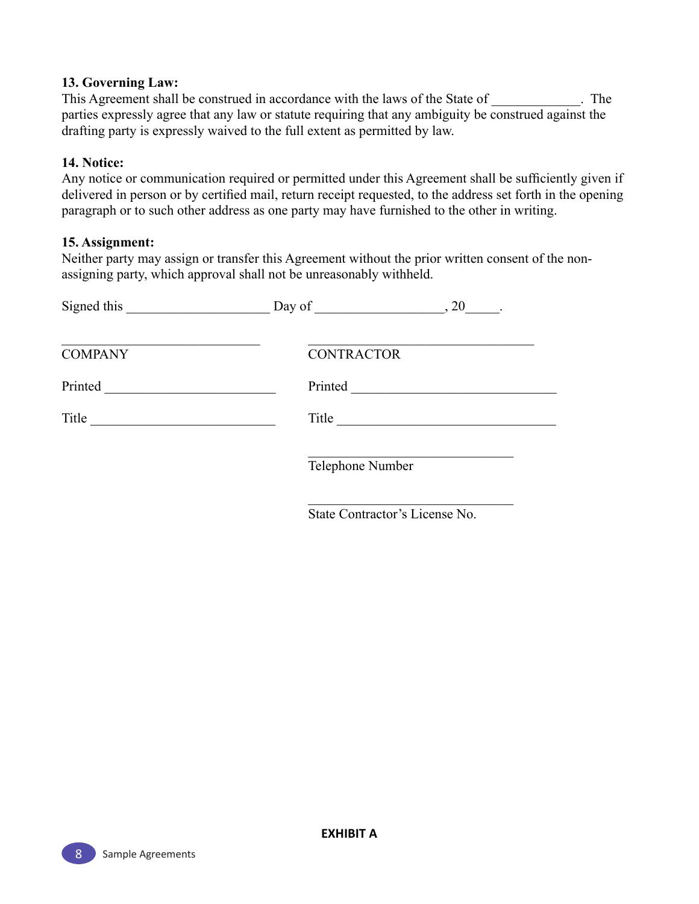**13. Governing Law:**
This Agreement shall be construed in accordance with the laws of the State of _____________. The parties expressly agree that any law or statute requiring that any ambiguity be construed against the drafting party is expressly waived to the full extent as permitted by law.

**14. Notice:**
Any notice or communication required or permitted under this Agreement shall be sufficiently given if delivered in person or by certified mail, return receipt requested, to the address set forth in the opening paragraph or to such other address as one party may have furnished to the other in writing.

**15. Assignment:**
Neither party may assign or transfer this Agreement without the prior written consent of the non-assigning party, which approval shall not be unreasonably withheld.

Signed this _____________________ Day of ___________________, 20_____.

_____________________________ &nbsp;&nbsp;&nbsp;&nbsp; _________________________________
COMPANY &nbsp;&nbsp;&nbsp;&nbsp; CONTRACTOR

Printed _________________________ &nbsp;&nbsp;&nbsp;&nbsp; Printed ______________________________

Title ___________________________ &nbsp;&nbsp;&nbsp;&nbsp; Title ________________________________

______________________________
Telephone Number

______________________________
State Contractor's License No.

**EXHIBIT A**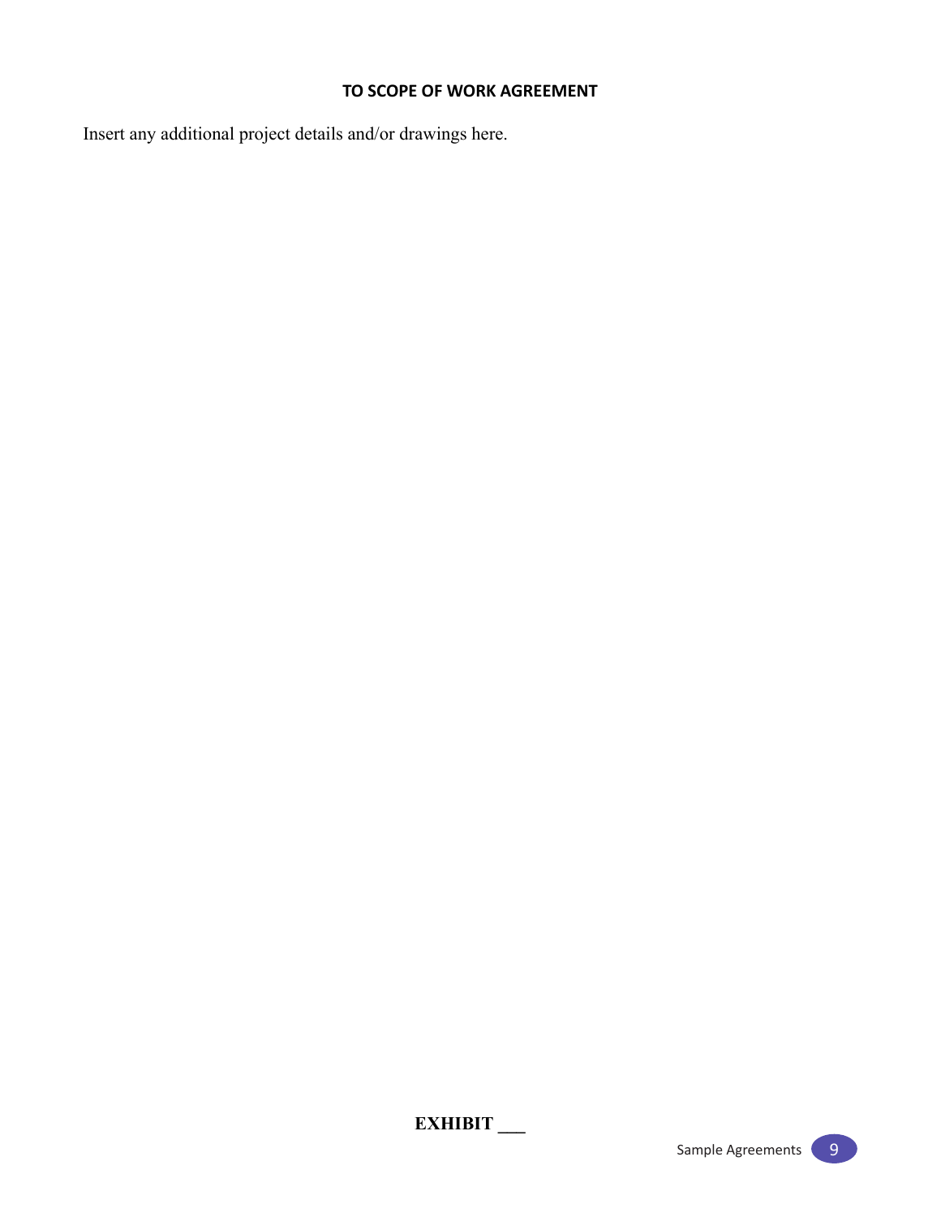**TO SCOPE OF WORK AGREEMENT**

Insert any additional project details and/or drawings here.

**EXHIBIT ___**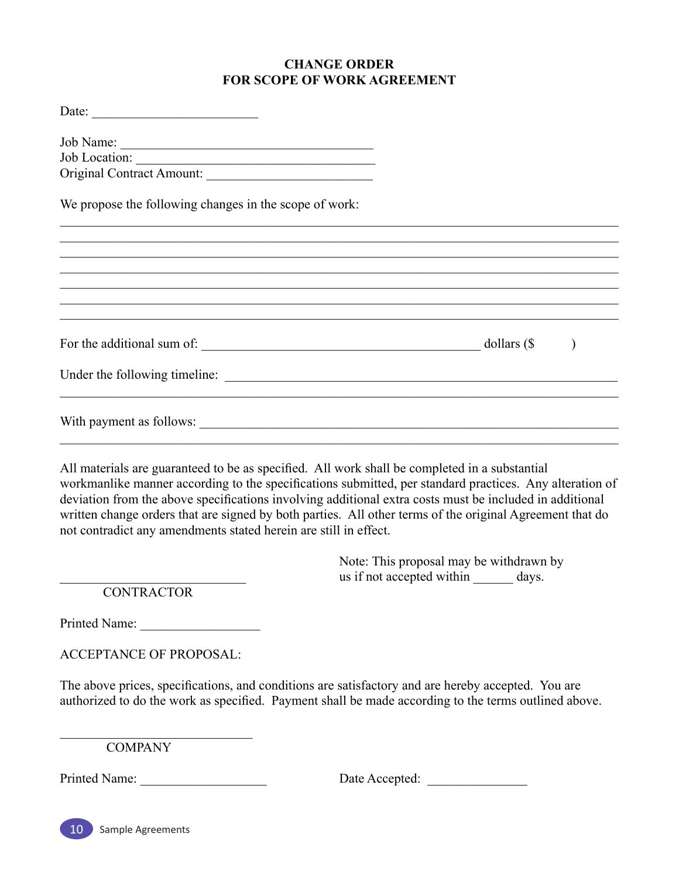# CHANGE ORDER
# FOR SCOPE OF WORK AGREEMENT

Date: ________________________

Job Name: _____________________________________
Job Location: __________________________________
Original Contract Amount: ______________________

We propose the following changes in the scope of work:

_______________________________________________________________________________
_______________________________________________________________________________
_______________________________________________________________________________
_______________________________________________________________________________
_______________________________________________________________________________
_______________________________________________________________________________
_______________________________________________________________________________

For the additional sum of: ________________________________________ dollars ($ )

Under the following timeline: ______________________________________________________
_______________________________________________________________________________

With payment as follows: __________________________________________________________
_______________________________________________________________________________

All materials are guaranteed to be as specified. All work shall be completed in a substantial workmanlike manner according to the specifications submitted, per standard practices. Any alteration of deviation from the above specifications involving additional extra costs must be included in additional written change orders that are signed by both parties. All other terms of the original Agreement that do not contradict any amendments stated herein are still in effect.

Note: This proposal may be withdrawn by us if not accepted within ______ days.

____________________________
CONTRACTOR

Printed Name: _________________

ACCEPTANCE OF PROPOSAL:

The above prices, specifications, and conditions are satisfactory and are hereby accepted. You are authorized to do the work as specified. Payment shall be made according to the terms outlined above.

____________________________
COMPANY

Printed Name: __________________ Date Accepted: ______________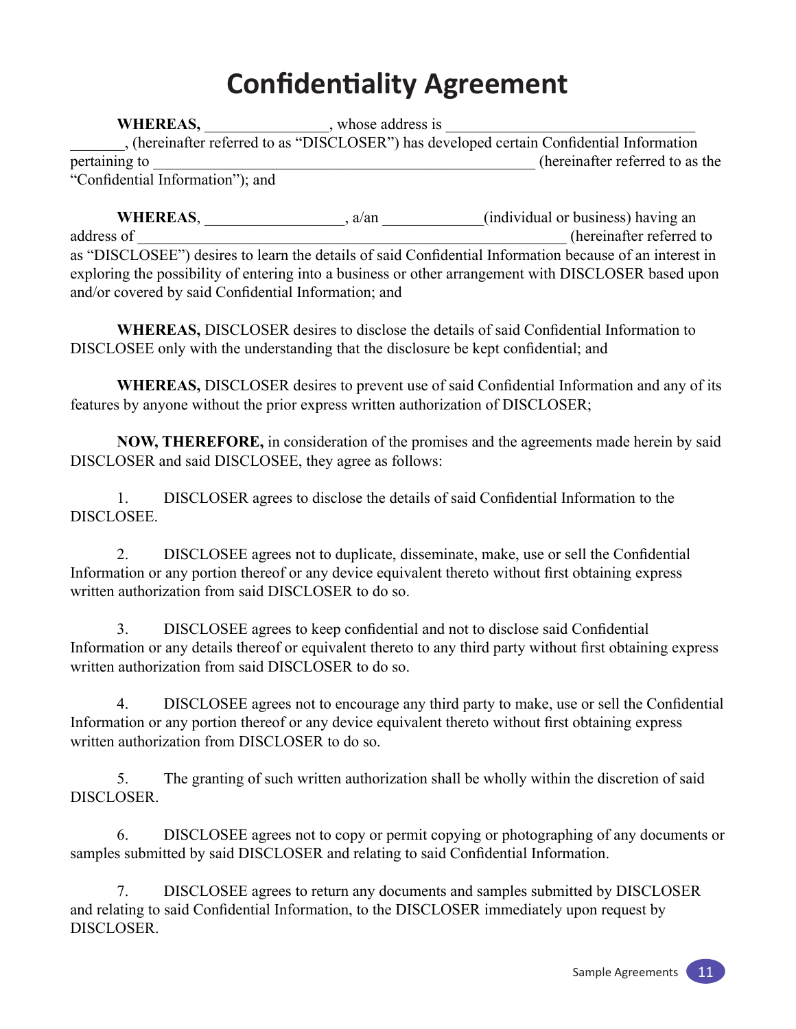# Confidentiality Agreement

**WHEREAS,** _______________, whose address is ______________________________ _______, (hereinafter referred to as "DISCLOSER") has developed certain Confidential Information pertaining to ________________________________________________ (hereinafter referred to as the "Confidential Information"); and

**WHEREAS**, _________________, a/an ____________(individual or business) having an address of ______________________________________________________ (hereinafter referred to as "DISCLOSEE") desires to learn the details of said Confidential Information because of an interest in exploring the possibility of entering into a business or other arrangement with DISCLOSER based upon and/or covered by said Confidential Information; and

**WHEREAS,** DISCLOSER desires to disclose the details of said Confidential Information to DISCLOSEE only with the understanding that the disclosure be kept confidential; and

**WHEREAS,** DISCLOSER desires to prevent use of said Confidential Information and any of its features by anyone without the prior express written authorization of DISCLOSER;

**NOW, THEREFORE,** in consideration of the promises and the agreements made herein by said DISCLOSER and said DISCLOSEE, they agree as follows:

1. DISCLOSER agrees to disclose the details of said Confidential Information to the DISCLOSEE.

2. DISCLOSEE agrees not to duplicate, disseminate, make, use or sell the Confidential Information or any portion thereof or any device equivalent thereto without first obtaining express written authorization from said DISCLOSER to do so.

3. DISCLOSEE agrees to keep confidential and not to disclose said Confidential Information or any details thereof or equivalent thereto to any third party without first obtaining express written authorization from said DISCLOSER to do so.

4. DISCLOSEE agrees not to encourage any third party to make, use or sell the Confidential Information or any portion thereof or any device equivalent thereto without first obtaining express written authorization from DISCLOSER to do so.

5. The granting of such written authorization shall be wholly within the discretion of said DISCLOSER.

6. DISCLOSEE agrees not to copy or permit copying or photographing of any documents or samples submitted by said DISCLOSER and relating to said Confidential Information.

7. DISCLOSEE agrees to return any documents and samples submitted by DISCLOSER and relating to said Confidential Information, to the DISCLOSER immediately upon request by DISCLOSER.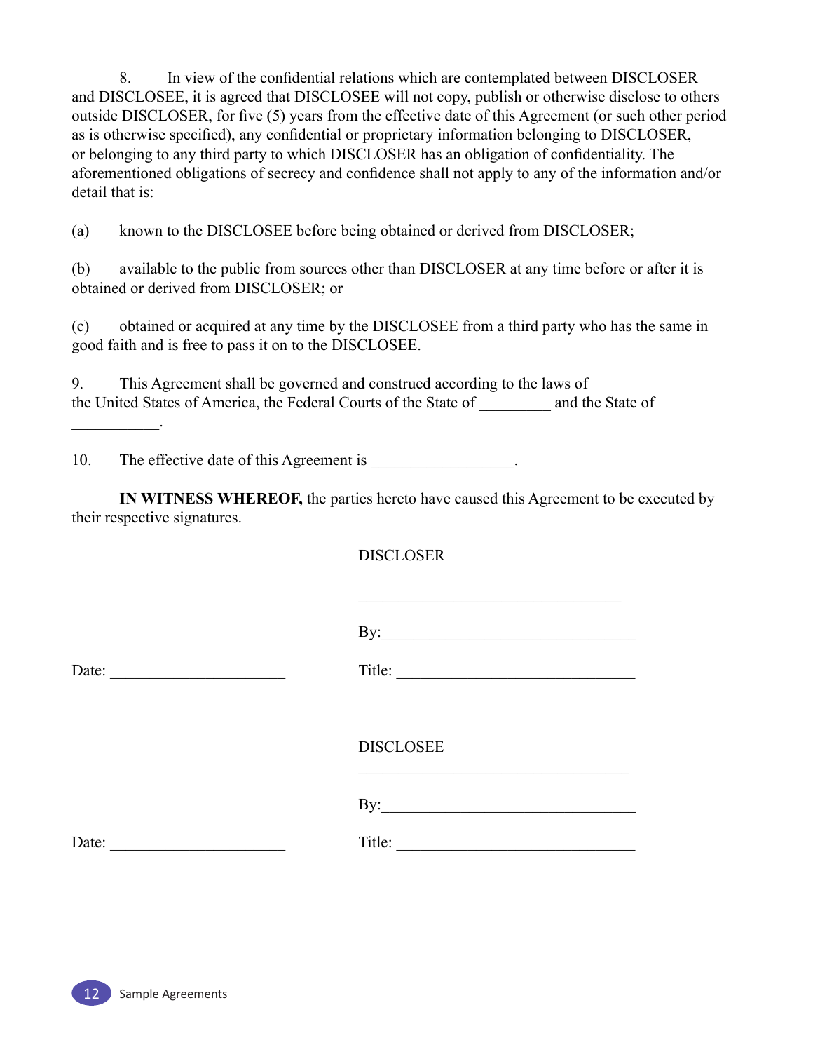8. In view of the confidential relations which are contemplated between DISCLOSER and DISCLOSEE, it is agreed that DISCLOSEE will not copy, publish or otherwise disclose to others outside DISCLOSER, for five (5) years from the effective date of this Agreement (or such other period as is otherwise specified), any confidential or proprietary information belonging to DISCLOSER, or belonging to any third party to which DISCLOSER has an obligation of confidentiality. The aforementioned obligations of secrecy and confidence shall not apply to any of the information and/or detail that is:

(a) known to the DISCLOSEE before being obtained or derived from DISCLOSER;

(b) available to the public from sources other than DISCLOSER at any time before or after it is obtained or derived from DISCLOSER; or

(c) obtained or acquired at any time by the DISCLOSEE from a third party who has the same in good faith and is free to pass it on to the DISCLOSEE.

9. This Agreement shall be governed and construed according to the laws of the United States of America, the Federal Courts of the State of _________ and the State of ___________.

10. The effective date of this Agreement is _________________.

**IN WITNESS WHEREOF,** the parties hereto have caused this Agreement to be executed by their respective signatures.

DISCLOSER

_________________________________

By:_______________________________

Date: ______________________ Title: ______________________________

DISCLOSEE

_________________________________

By:_______________________________

Date: ______________________ Title: ______________________________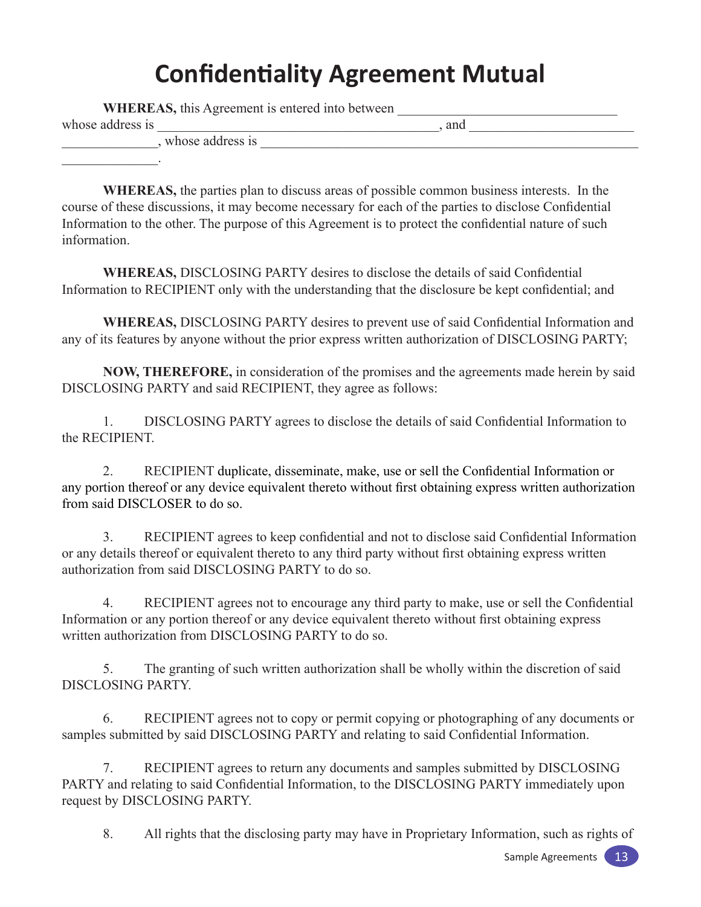# Confidentiality Agreement Mutual

**WHEREAS,** this Agreement is entered into between ________________________________ whose address is _________________________________________, and ________________________ ______________, whose address is _______________________________________________________ ______________.

**WHEREAS,** the parties plan to discuss areas of possible common business interests. In the course of these discussions, it may become necessary for each of the parties to disclose Confidential Information to the other. The purpose of this Agreement is to protect the confidential nature of such information.

**WHEREAS,** DISCLOSING PARTY desires to disclose the details of said Confidential Information to RECIPIENT only with the understanding that the disclosure be kept confidential; and

**WHEREAS,** DISCLOSING PARTY desires to prevent use of said Confidential Information and any of its features by anyone without the prior express written authorization of DISCLOSING PARTY;

**NOW, THEREFORE,** in consideration of the promises and the agreements made herein by said DISCLOSING PARTY and said RECIPIENT, they agree as follows:

1. DISCLOSING PARTY agrees to disclose the details of said Confidential Information to the RECIPIENT.

2. RECIPIENT duplicate, disseminate, make, use or sell the Confidential Information or any portion thereof or any device equivalent thereto without first obtaining express written authorization from said DISCLOSER to do so.

3. RECIPIENT agrees to keep confidential and not to disclose said Confidential Information or any details thereof or equivalent thereto to any third party without first obtaining express written authorization from said DISCLOSING PARTY to do so.

4. RECIPIENT agrees not to encourage any third party to make, use or sell the Confidential Information or any portion thereof or any device equivalent thereto without first obtaining express written authorization from DISCLOSING PARTY to do so.

5. The granting of such written authorization shall be wholly within the discretion of said DISCLOSING PARTY.

6. RECIPIENT agrees not to copy or permit copying or photographing of any documents or samples submitted by said DISCLOSING PARTY and relating to said Confidential Information.

7. RECIPIENT agrees to return any documents and samples submitted by DISCLOSING PARTY and relating to said Confidential Information, to the DISCLOSING PARTY immediately upon request by DISCLOSING PARTY.

8. All rights that the disclosing party may have in Proprietary Information, such as rights of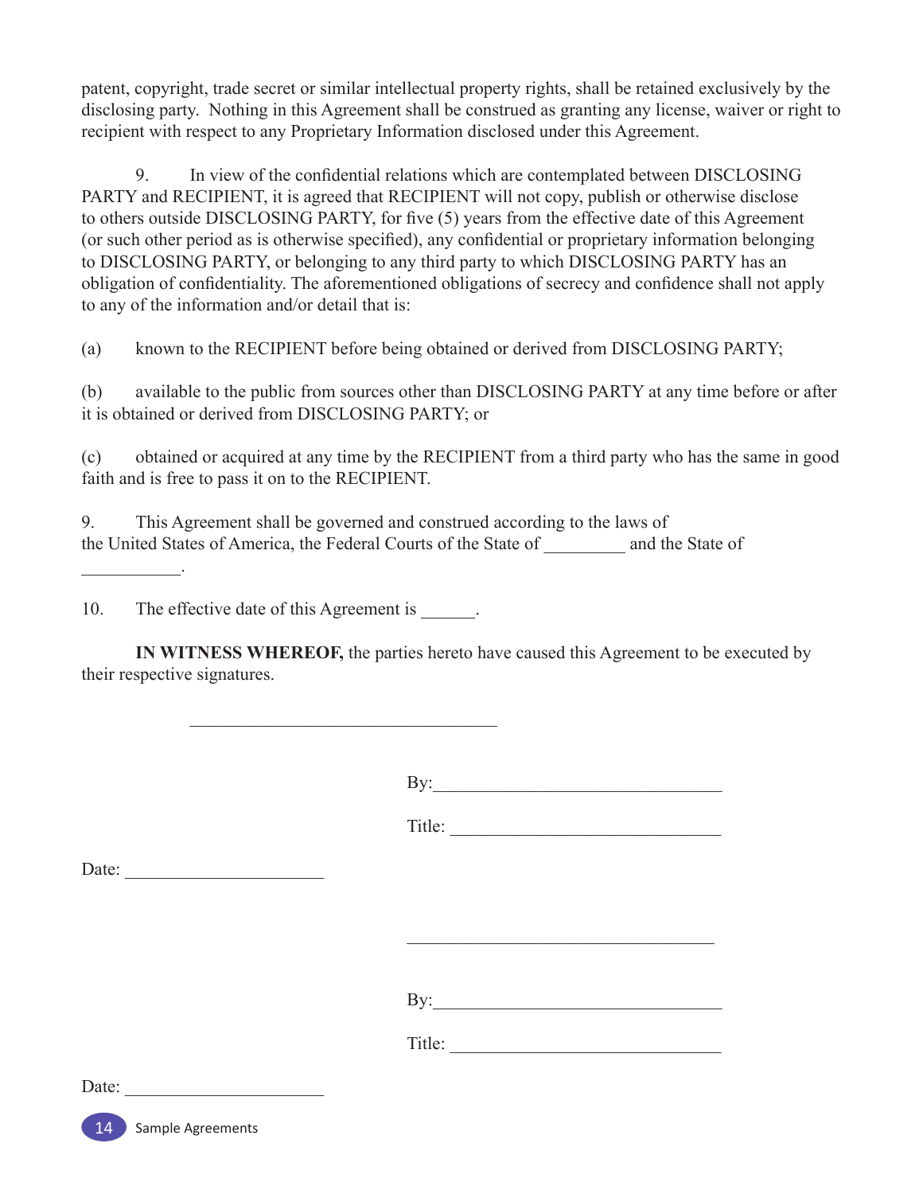patent, copyright, trade secret or similar intellectual property rights, shall be retained exclusively by the disclosing party. Nothing in this Agreement shall be construed as granting any license, waiver or right to recipient with respect to any Proprietary Information disclosed under this Agreement.

9. In view of the confidential relations which are contemplated between DISCLOSING PARTY and RECIPIENT, it is agreed that RECIPIENT will not copy, publish or otherwise disclose to others outside DISCLOSING PARTY, for five (5) years from the effective date of this Agreement (or such other period as is otherwise specified), any confidential or proprietary information belonging to DISCLOSING PARTY, or belonging to any third party to which DISCLOSING PARTY has an obligation of confidentiality. The aforementioned obligations of secrecy and confidence shall not apply to any of the information and/or detail that is:

(a) known to the RECIPIENT before being obtained or derived from DISCLOSING PARTY;

(b) available to the public from sources other than DISCLOSING PARTY at any time before or after it is obtained or derived from DISCLOSING PARTY; or

(c) obtained or acquired at any time by the RECIPIENT from a third party who has the same in good faith and is free to pass it on to the RECIPIENT.

9. This Agreement shall be governed and construed according to the laws of the United States of America, the Federal Courts of the State of _________ and the State of ___________.

10. The effective date of this Agreement is ______.

**IN WITNESS WHEREOF,** the parties hereto have caused this Agreement to be executed by their respective signatures.

__________________________________

By:________________________________

Title: ______________________________

Date: ______________________

__________________________________

By:________________________________

Title: ______________________________

Date: ______________________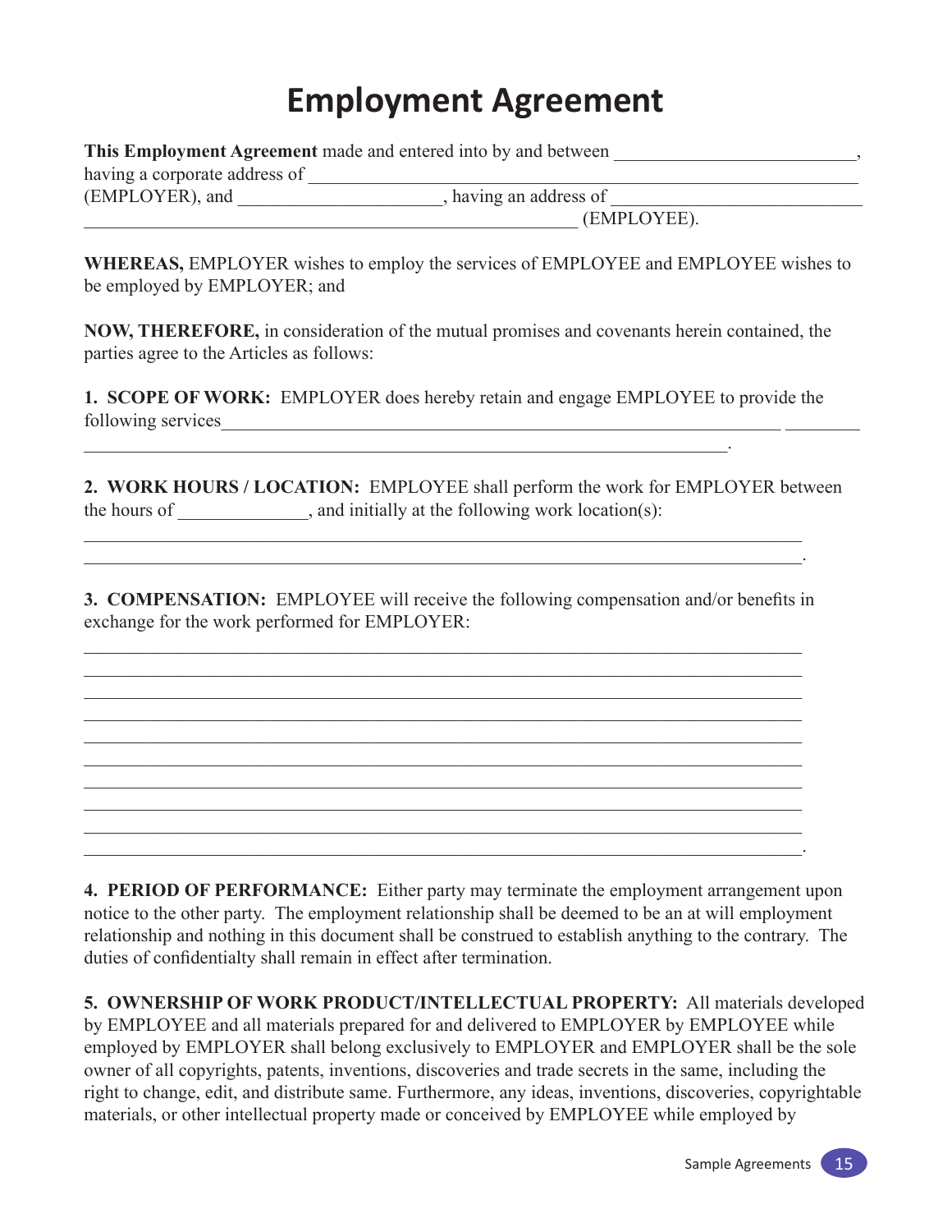# Employment Agreement

**This Employment Agreement** made and entered into by and between __________________________, having a corporate address of _______________________________________________________________ (EMPLOYER), and _____________________, having an address of __________________________ _____________________________________________________ (EMPLOYEE).

**WHEREAS,** EMPLOYER wishes to employ the services of EMPLOYEE and EMPLOYEE wishes to be employed by EMPLOYER; and

**NOW, THEREFORE,** in consideration of the mutual promises and covenants herein contained, the parties agree to the Articles as follows:

**1. SCOPE OF WORK:** EMPLOYER does hereby retain and engage EMPLOYEE to provide the following services_____________________________________________________________ ________ ______________________________________________________________________.

**2. WORK HOURS / LOCATION:** EMPLOYEE shall perform the work for EMPLOYER between the hours of ______________, and initially at the following work location(s):

______________________________________________________________________________
______________________________________________________________________________.

**3. COMPENSATION:** EMPLOYEE will receive the following compensation and/or benefits in exchange for the work performed for EMPLOYER:

______________________________________________________________________________
______________________________________________________________________________
______________________________________________________________________________
______________________________________________________________________________
______________________________________________________________________________
______________________________________________________________________________
______________________________________________________________________________
______________________________________________________________________________
______________________________________________________________________________
______________________________________________________________________________.

**4. PERIOD OF PERFORMANCE:** Either party may terminate the employment arrangement upon notice to the other party. The employment relationship shall be deemed to be an at will employment relationship and nothing in this document shall be construed to establish anything to the contrary. The duties of confidentialty shall remain in effect after termination.

**5. OWNERSHIP OF WORK PRODUCT/INTELLECTUAL PROPERTY:** All materials developed by EMPLOYEE and all materials prepared for and delivered to EMPLOYER by EMPLOYEE while employed by EMPLOYER shall belong exclusively to EMPLOYER and EMPLOYER shall be the sole owner of all copyrights, patents, inventions, discoveries and trade secrets in the same, including the right to change, edit, and distribute same. Furthermore, any ideas, inventions, discoveries, copyrightable materials, or other intellectual property made or conceived by EMPLOYEE while employed by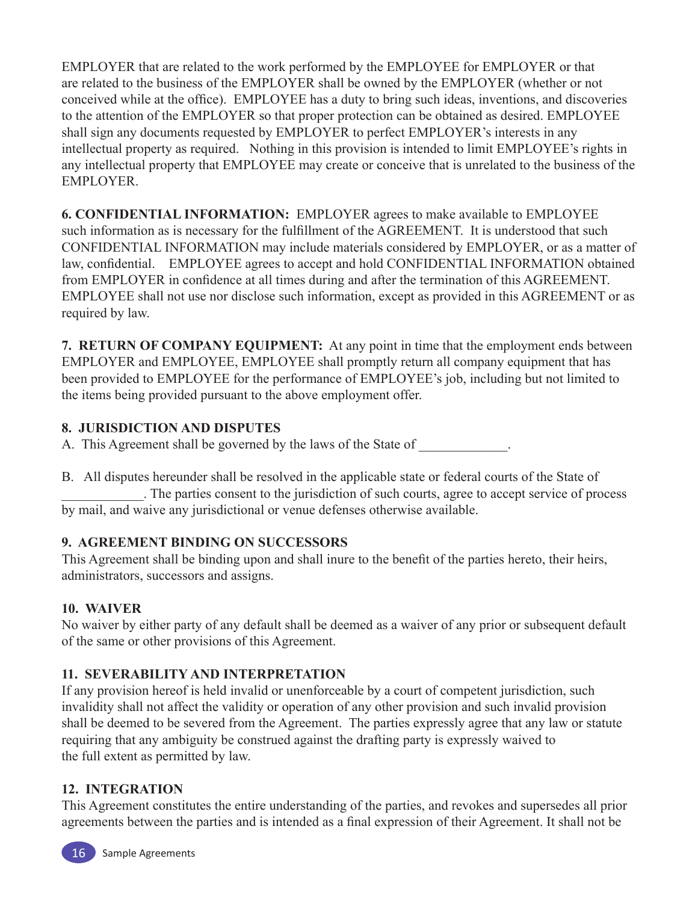EMPLOYER that are related to the work performed by the EMPLOYEE for EMPLOYER or that are related to the business of the EMPLOYER shall be owned by the EMPLOYER (whether or not conceived while at the office). EMPLOYEE has a duty to bring such ideas, inventions, and discoveries to the attention of the EMPLOYER so that proper protection can be obtained as desired. EMPLOYEE shall sign any documents requested by EMPLOYER to perfect EMPLOYER's interests in any intellectual property as required. Nothing in this provision is intended to limit EMPLOYEE's rights in any intellectual property that EMPLOYEE may create or conceive that is unrelated to the business of the EMPLOYER.

**6. CONFIDENTIAL INFORMATION:** EMPLOYER agrees to make available to EMPLOYEE such information as is necessary for the fulfillment of the AGREEMENT. It is understood that such CONFIDENTIAL INFORMATION may include materials considered by EMPLOYER, or as a matter of law, confidential. EMPLOYEE agrees to accept and hold CONFIDENTIAL INFORMATION obtained from EMPLOYER in confidence at all times during and after the termination of this AGREEMENT. EMPLOYEE shall not use nor disclose such information, except as provided in this AGREEMENT or as required by law.

**7. RETURN OF COMPANY EQUIPMENT:** At any point in time that the employment ends between EMPLOYER and EMPLOYEE, EMPLOYEE shall promptly return all company equipment that has been provided to EMPLOYEE for the performance of EMPLOYEE's job, including but not limited to the items being provided pursuant to the above employment offer.

**8. JURISDICTION AND DISPUTES**

A. This Agreement shall be governed by the laws of the State of _____________.

B. All disputes hereunder shall be resolved in the applicable state or federal courts of the State of ____________. The parties consent to the jurisdiction of such courts, agree to accept service of process by mail, and waive any jurisdictional or venue defenses otherwise available.

**9. AGREEMENT BINDING ON SUCCESSORS**

This Agreement shall be binding upon and shall inure to the benefit of the parties hereto, their heirs, administrators, successors and assigns.

**10. WAIVER**

No waiver by either party of any default shall be deemed as a waiver of any prior or subsequent default of the same or other provisions of this Agreement.

**11. SEVERABILITY AND INTERPRETATION**

If any provision hereof is held invalid or unenforceable by a court of competent jurisdiction, such invalidity shall not affect the validity or operation of any other provision and such invalid provision shall be deemed to be severed from the Agreement. The parties expressly agree that any law or statute requiring that any ambiguity be construed against the drafting party is expressly waived to the full extent as permitted by law.

**12. INTEGRATION**

This Agreement constitutes the entire understanding of the parties, and revokes and supersedes all prior agreements between the parties and is intended as a final expression of their Agreement. It shall not be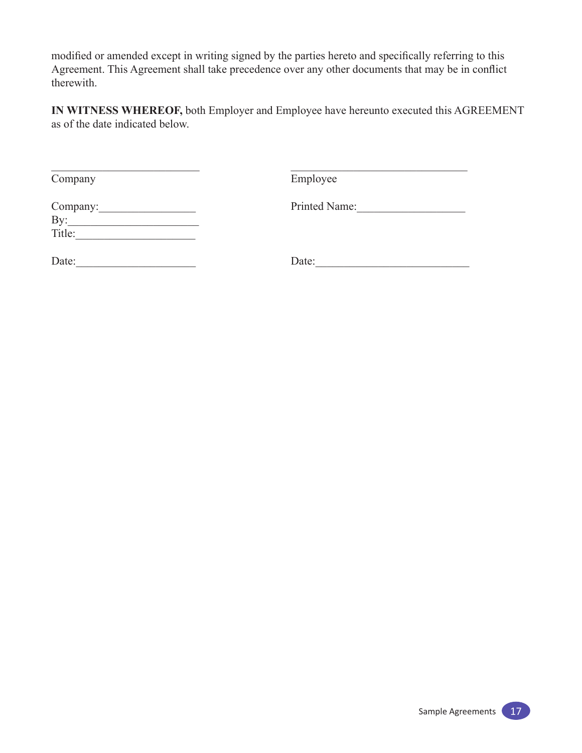modified or amended except in writing signed by the parties hereto and specifically referring to this Agreement. This Agreement shall take precedence over any other documents that may be in conflict therewith.

**IN WITNESS WHEREOF,** both Employer and Employee have hereunto executed this AGREEMENT as of the date indicated below.

| | |
|---|---|
| ___________________________ | ________________________________ |
| Company | Employee |
| Company:_________________ | Printed Name:___________________ |
| By:______________________ | |
| Title:_____________________ | |
| Date:_____________________ | Date:___________________________ |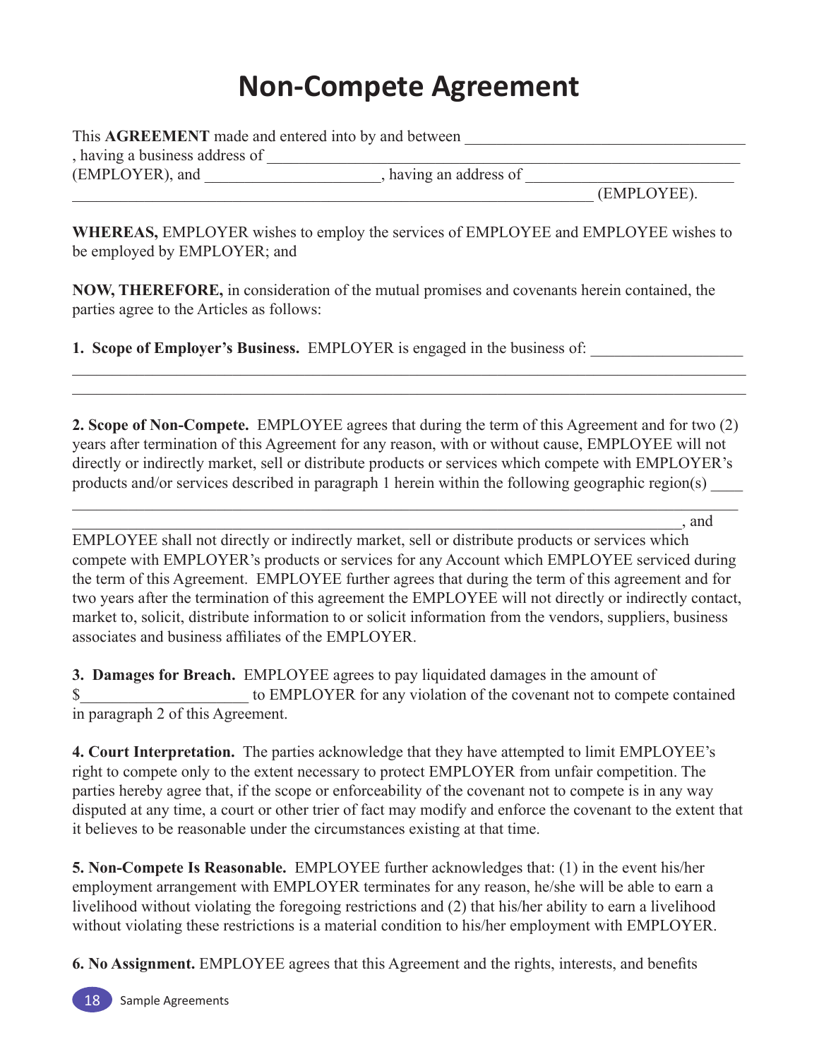# Non-Compete Agreement

This **AGREEMENT** made and entered into by and between ____________________________________ , having a business address of ____________________________________________________________ (EMPLOYER), and ______________________, having an address of __________________________ ___________________________________________________________________ (EMPLOYEE).

**WHEREAS,** EMPLOYER wishes to employ the services of EMPLOYEE and EMPLOYEE wishes to be employed by EMPLOYER; and

**NOW, THEREFORE,** in consideration of the mutual promises and covenants herein contained, the parties agree to the Articles as follows:

**1. Scope of Employer's Business.** EMPLOYER is engaged in the business of: ___________________ _____________________________________________________________________________________ _____________________________________________________________________________________

**2. Scope of Non-Compete.** EMPLOYEE agrees that during the term of this Agreement and for two (2) years after termination of this Agreement for any reason, with or without cause, EMPLOYEE will not directly or indirectly market, sell or distribute products or services which compete with EMPLOYER's products and/or services described in paragraph 1 herein within the following geographic region(s) ____ _____________________________________________________________________________________ ____________________________________________________________________________, and EMPLOYEE shall not directly or indirectly market, sell or distribute products or services which compete with EMPLOYER's products or services for any Account which EMPLOYEE serviced during the term of this Agreement. EMPLOYEE further agrees that during the term of this agreement and for two years after the termination of this agreement the EMPLOYEE will not directly or indirectly contact, market to, solicit, distribute information to or solicit information from the vendors, suppliers, business associates and business affiliates of the EMPLOYER.

**3. Damages for Breach.** EMPLOYEE agrees to pay liquidated damages in the amount of $_____________________ to EMPLOYER for any violation of the covenant not to compete contained in paragraph 2 of this Agreement.

**4. Court Interpretation.** The parties acknowledge that they have attempted to limit EMPLOYEE's right to compete only to the extent necessary to protect EMPLOYER from unfair competition. The parties hereby agree that, if the scope or enforceability of the covenant not to compete is in any way disputed at any time, a court or other trier of fact may modify and enforce the covenant to the extent that it believes to be reasonable under the circumstances existing at that time.

**5. Non-Compete Is Reasonable.** EMPLOYEE further acknowledges that: (1) in the event his/her employment arrangement with EMPLOYER terminates for any reason, he/she will be able to earn a livelihood without violating the foregoing restrictions and (2) that his/her ability to earn a livelihood without violating these restrictions is a material condition to his/her employment with EMPLOYER.

**6. No Assignment.** EMPLOYEE agrees that this Agreement and the rights, interests, and benefits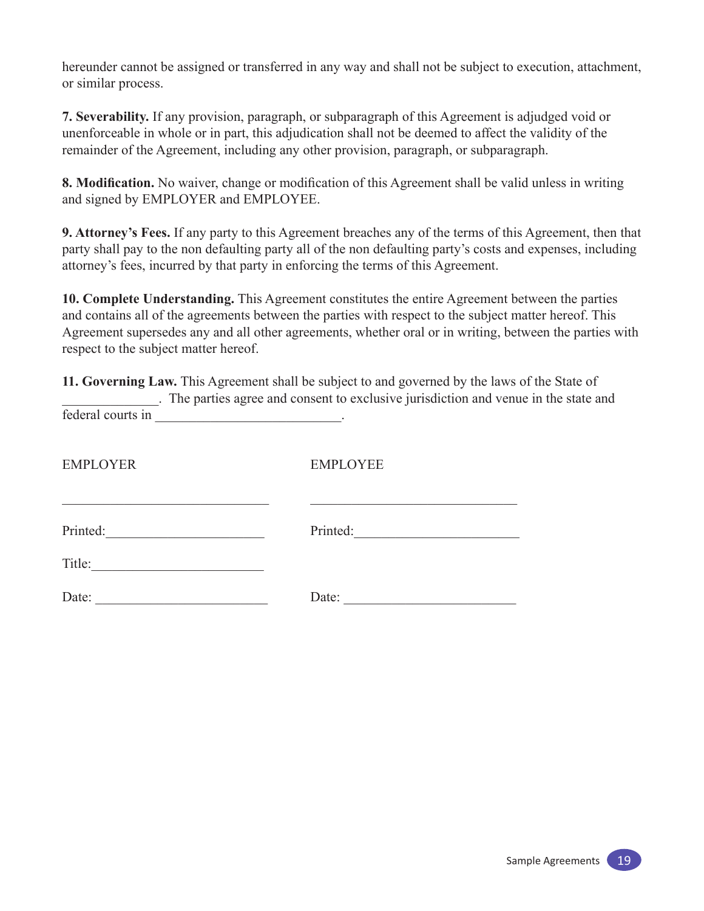hereunder cannot be assigned or transferred in any way and shall not be subject to execution, attachment, or similar process.

**7. Severability.** If any provision, paragraph, or subparagraph of this Agreement is adjudged void or unenforceable in whole or in part, this adjudication shall not be deemed to affect the validity of the remainder of the Agreement, including any other provision, paragraph, or subparagraph.

**8. Modification.** No waiver, change or modification of this Agreement shall be valid unless in writing and signed by EMPLOYER and EMPLOYEE.

**9. Attorney's Fees.** If any party to this Agreement breaches any of the terms of this Agreement, then that party shall pay to the non defaulting party all of the non defaulting party's costs and expenses, including attorney's fees, incurred by that party in enforcing the terms of this Agreement.

**10. Complete Understanding.** This Agreement constitutes the entire Agreement between the parties and contains all of the agreements between the parties with respect to the subject matter hereof. This Agreement supersedes any and all other agreements, whether oral or in writing, between the parties with respect to the subject matter hereof.

**11. Governing Law.** This Agreement shall be subject to and governed by the laws of the State of ______________. The parties agree and consent to exclusive jurisdiction and venue in the state and federal courts in ___________________________.

| EMPLOYER | EMPLOYEE |
|---|---|
| ______________________________ | ______________________________ |
| Printed:______________________ | Printed:______________________ |
| Title:________________________ | |
| Date: ________________________ | Date: ________________________ |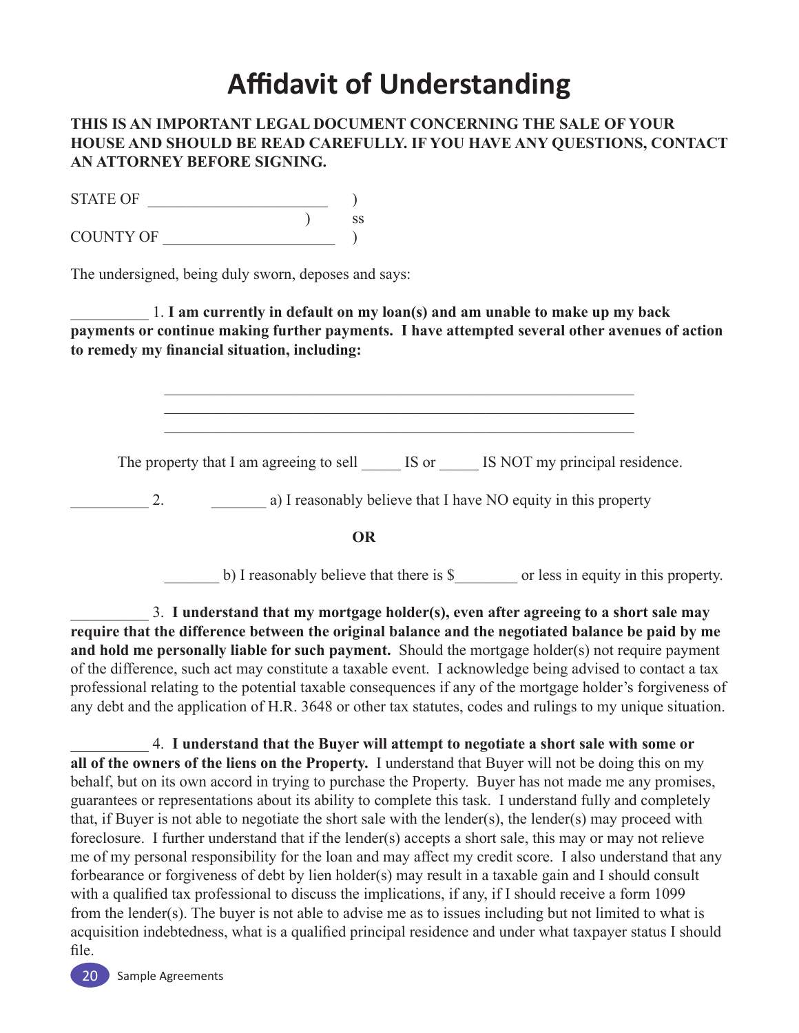# Affidavit of Understanding

**THIS IS AN IMPORTANT LEGAL DOCUMENT CONCERNING THE SALE OF YOUR HOUSE AND SHOULD BE READ CAREFULLY. IF YOU HAVE ANY QUESTIONS, CONTACT AN ATTORNEY BEFORE SIGNING.**

STATE OF ______________________ )
                                                        ) ss
COUNTY OF _____________________ )

The undersigned, being duly sworn, deposes and says:

__________ 1. **I am currently in default on my loan(s) and am unable to make up my back payments or continue making further payments. I have attempted several other avenues of action to remedy my financial situation, including:**

_____________________________________________________________
_____________________________________________________________
_____________________________________________________________

The property that I am agreeing to sell _____ IS or _____ IS NOT my principal residence.

__________ 2. _______ a) I reasonably believe that I have NO equity in this property

**OR**

_______ b) I reasonably believe that there is $________ or less in equity in this property.

__________ 3. **I understand that my mortgage holder(s), even after agreeing to a short sale may require that the difference between the original balance and the negotiated balance be paid by me and hold me personally liable for such payment.** Should the mortgage holder(s) not require payment of the difference, such act may constitute a taxable event. I acknowledge being advised to contact a tax professional relating to the potential taxable consequences if any of the mortgage holder's forgiveness of any debt and the application of H.R. 3648 or other tax statutes, codes and rulings to my unique situation.

__________ 4. **I understand that the Buyer will attempt to negotiate a short sale with some or all of the owners of the liens on the Property.** I understand that Buyer will not be doing this on my behalf, but on its own accord in trying to purchase the Property. Buyer has not made me any promises, guarantees or representations about its ability to complete this task. I understand fully and completely that, if Buyer is not able to negotiate the short sale with the lender(s), the lender(s) may proceed with foreclosure. I further understand that if the lender(s) accepts a short sale, this may or may not relieve me of my personal responsibility for the loan and may affect my credit score. I also understand that any forbearance or forgiveness of debt by lien holder(s) may result in a taxable gain and I should consult with a qualified tax professional to discuss the implications, if any, if I should receive a form 1099 from the lender(s). The buyer is not able to advise me as to issues including but not limited to what is acquisition indebtedness, what is a qualified principal residence and under what taxpayer status I should file.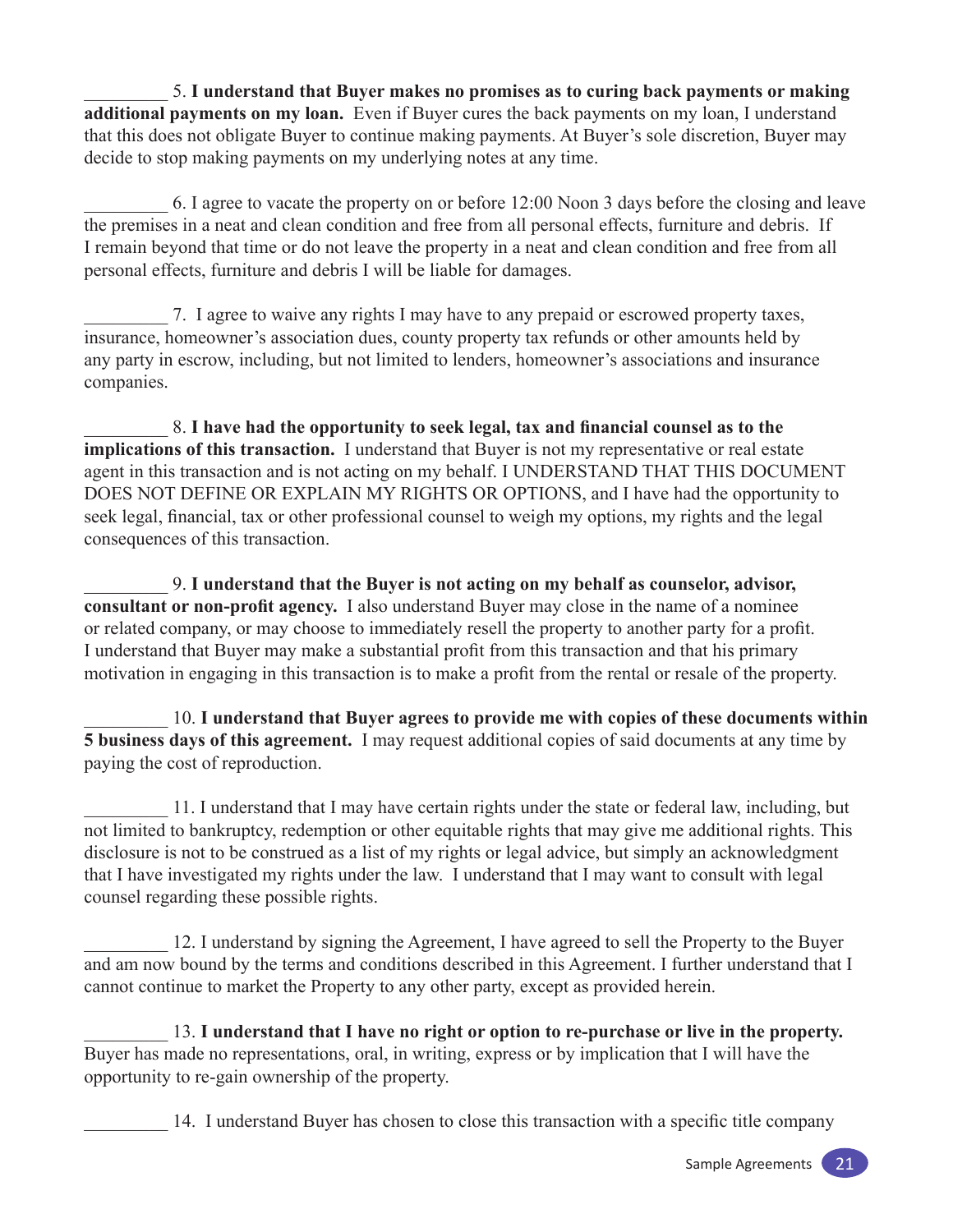_________ 5. **I understand that Buyer makes no promises as to curing back payments or making additional payments on my loan.** Even if Buyer cures the back payments on my loan, I understand that this does not obligate Buyer to continue making payments. At Buyer's sole discretion, Buyer may decide to stop making payments on my underlying notes at any time.

_________ 6. I agree to vacate the property on or before 12:00 Noon 3 days before the closing and leave the premises in a neat and clean condition and free from all personal effects, furniture and debris. If I remain beyond that time or do not leave the property in a neat and clean condition and free from all personal effects, furniture and debris I will be liable for damages.

_________ 7. I agree to waive any rights I may have to any prepaid or escrowed property taxes, insurance, homeowner's association dues, county property tax refunds or other amounts held by any party in escrow, including, but not limited to lenders, homeowner's associations and insurance companies.

_________ 8. **I have had the opportunity to seek legal, tax and financial counsel as to the implications of this transaction.** I understand that Buyer is not my representative or real estate agent in this transaction and is not acting on my behalf. I UNDERSTAND THAT THIS DOCUMENT DOES NOT DEFINE OR EXPLAIN MY RIGHTS OR OPTIONS, and I have had the opportunity to seek legal, financial, tax or other professional counsel to weigh my options, my rights and the legal consequences of this transaction.

_________ 9. **I understand that the Buyer is not acting on my behalf as counselor, advisor, consultant or non-profit agency.** I also understand Buyer may close in the name of a nominee or related company, or may choose to immediately resell the property to another party for a profit. I understand that Buyer may make a substantial profit from this transaction and that his primary motivation in engaging in this transaction is to make a profit from the rental or resale of the property.

_________ 10. **I understand that Buyer agrees to provide me with copies of these documents within 5 business days of this agreement.** I may request additional copies of said documents at any time by paying the cost of reproduction.

_________ 11. I understand that I may have certain rights under the state or federal law, including, but not limited to bankruptcy, redemption or other equitable rights that may give me additional rights. This disclosure is not to be construed as a list of my rights or legal advice, but simply an acknowledgment that I have investigated my rights under the law. I understand that I may want to consult with legal counsel regarding these possible rights.

_________ 12. I understand by signing the Agreement, I have agreed to sell the Property to the Buyer and am now bound by the terms and conditions described in this Agreement. I further understand that I cannot continue to market the Property to any other party, except as provided herein.

_________ 13. **I understand that I have no right or option to re-purchase or live in the property.** Buyer has made no representations, oral, in writing, express or by implication that I will have the opportunity to re-gain ownership of the property.

_________ 14. I understand Buyer has chosen to close this transaction with a specific title company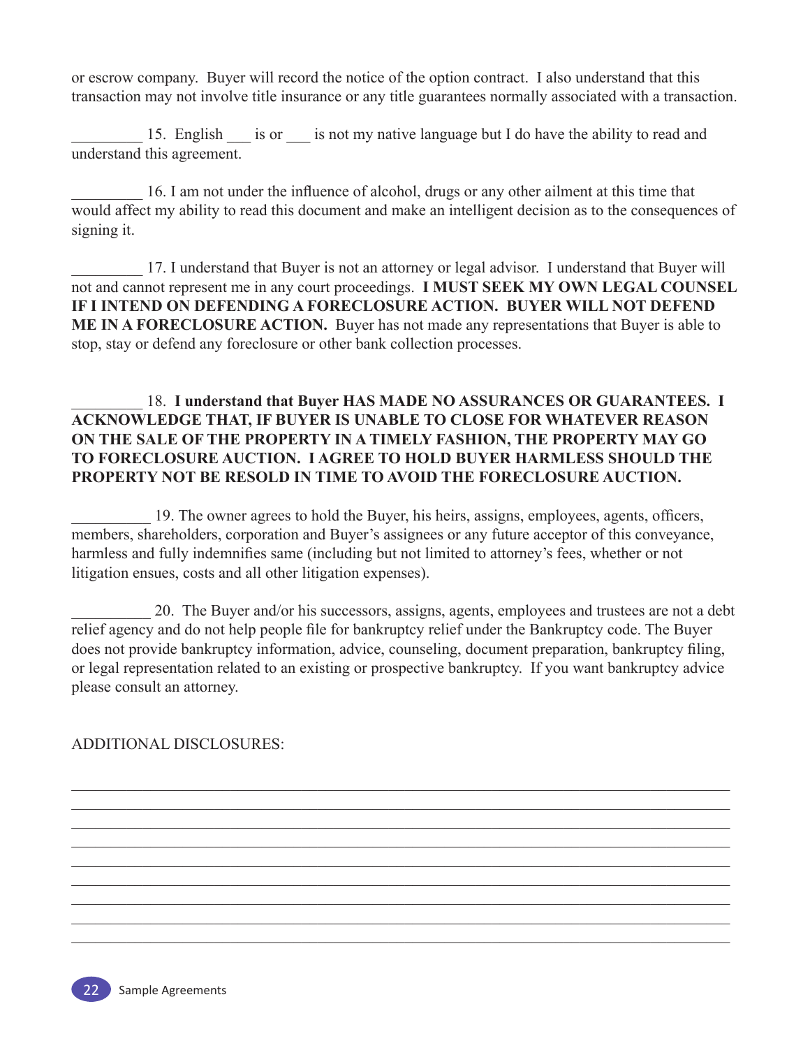or escrow company. Buyer will record the notice of the option contract. I also understand that this transaction may not involve title insurance or any title guarantees normally associated with a transaction.

_________ 15. English ___ is or ___ is not my native language but I do have the ability to read and understand this agreement.

_________ 16. I am not under the influence of alcohol, drugs or any other ailment at this time that would affect my ability to read this document and make an intelligent decision as to the consequences of signing it.

_________ 17. I understand that Buyer is not an attorney or legal advisor. I understand that Buyer will not and cannot represent me in any court proceedings. **I MUST SEEK MY OWN LEGAL COUNSEL IF I INTEND ON DEFENDING A FORECLOSURE ACTION. BUYER WILL NOT DEFEND ME IN A FORECLOSURE ACTION.** Buyer has not made any representations that Buyer is able to stop, stay or defend any foreclosure or other bank collection processes.

_________ 18. **I understand that Buyer HAS MADE NO ASSURANCES OR GUARANTEES. I ACKNOWLEDGE THAT, IF BUYER IS UNABLE TO CLOSE FOR WHATEVER REASON ON THE SALE OF THE PROPERTY IN A TIMELY FASHION, THE PROPERTY MAY GO TO FORECLOSURE AUCTION. I AGREE TO HOLD BUYER HARMLESS SHOULD THE PROPERTY NOT BE RESOLD IN TIME TO AVOID THE FORECLOSURE AUCTION.**

__________ 19. The owner agrees to hold the Buyer, his heirs, assigns, employees, agents, officers, members, shareholders, corporation and Buyer's assignees or any future acceptor of this conveyance, harmless and fully indemnifies same (including but not limited to attorney's fees, whether or not litigation ensues, costs and all other litigation expenses).

__________ 20. The Buyer and/or his successors, assigns, agents, employees and trustees are not a debt relief agency and do not help people file for bankruptcy relief under the Bankruptcy code. The Buyer does not provide bankruptcy information, advice, counseling, document preparation, bankruptcy filing, or legal representation related to an existing or prospective bankruptcy. If you want bankruptcy advice please consult an attorney.

ADDITIONAL DISCLOSURES:

______________________________________________________________________________
______________________________________________________________________________
______________________________________________________________________________
______________________________________________________________________________
______________________________________________________________________________
______________________________________________________________________________
______________________________________________________________________________
______________________________________________________________________________
______________________________________________________________________________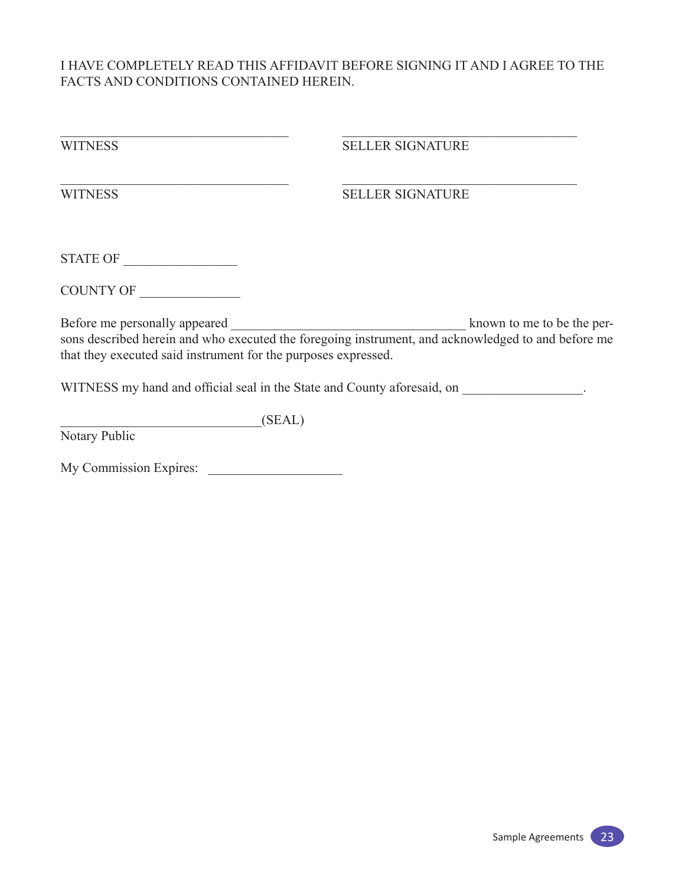I HAVE COMPLETELY READ THIS AFFIDAVIT BEFORE SIGNING IT AND I AGREE TO THE FACTS AND CONDITIONS CONTAINED HEREIN.

| | |
|---|---|
| ______________________________ | ______________________________ |
| WITNESS | SELLER SIGNATURE |
| ______________________________ | ______________________________ |
| WITNESS | SELLER SIGNATURE |

STATE OF ________________

COUNTY OF _______________

Before me personally appeared __________________________________ known to me to be the persons described herein and who executed the foregoing instrument, and acknowledged to and before me that they executed said instrument for the purposes expressed.

WITNESS my hand and official seal in the State and County aforesaid, on _________________.

_____________________________(SEAL)
Notary Public

My Commission Expires: ____________________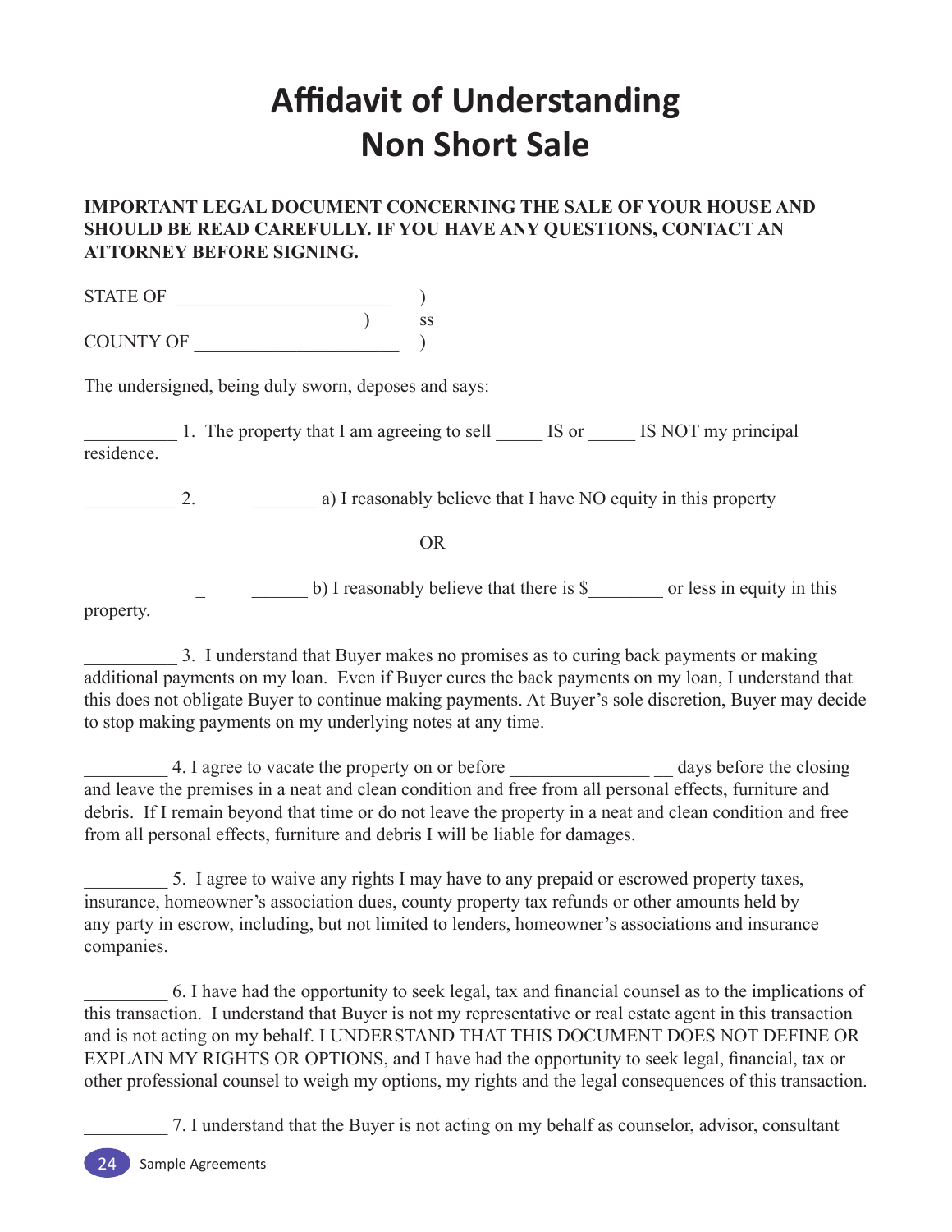# Affidavit of Understanding
# Non Short Sale

**IMPORTANT LEGAL DOCUMENT CONCERNING THE SALE OF YOUR HOUSE AND SHOULD BE READ CAREFULLY. IF YOU HAVE ANY QUESTIONS, CONTACT AN ATTORNEY BEFORE SIGNING.**

STATE OF ________________________ )
) ss
COUNTY OF ______________________ )

The undersigned, being duly sworn, deposes and says:

__________ 1. The property that I am agreeing to sell _____ IS or _____ IS NOT my principal residence.

__________ 2. _______ a) I reasonably believe that I have NO equity in this property

OR

_ ______ b) I reasonably believe that there is $________ or less in equity in this property.

__________ 3. I understand that Buyer makes no promises as to curing back payments or making additional payments on my loan. Even if Buyer cures the back payments on my loan, I understand that this does not obligate Buyer to continue making payments. At Buyer's sole discretion, Buyer may decide to stop making payments on my underlying notes at any time.

_________ 4. I agree to vacate the property on or before _______________ __ days before the closing and leave the premises in a neat and clean condition and free from all personal effects, furniture and debris. If I remain beyond that time or do not leave the property in a neat and clean condition and free from all personal effects, furniture and debris I will be liable for damages.

_________ 5. I agree to waive any rights I may have to any prepaid or escrowed property taxes, insurance, homeowner's association dues, county property tax refunds or other amounts held by any party in escrow, including, but not limited to lenders, homeowner's associations and insurance companies.

_________ 6. I have had the opportunity to seek legal, tax and financial counsel as to the implications of this transaction. I understand that Buyer is not my representative or real estate agent in this transaction and is not acting on my behalf. I UNDERSTAND THAT THIS DOCUMENT DOES NOT DEFINE OR EXPLAIN MY RIGHTS OR OPTIONS, and I have had the opportunity to seek legal, financial, tax or other professional counsel to weigh my options, my rights and the legal consequences of this transaction.

_________ 7. I understand that the Buyer is not acting on my behalf as counselor, advisor, consultant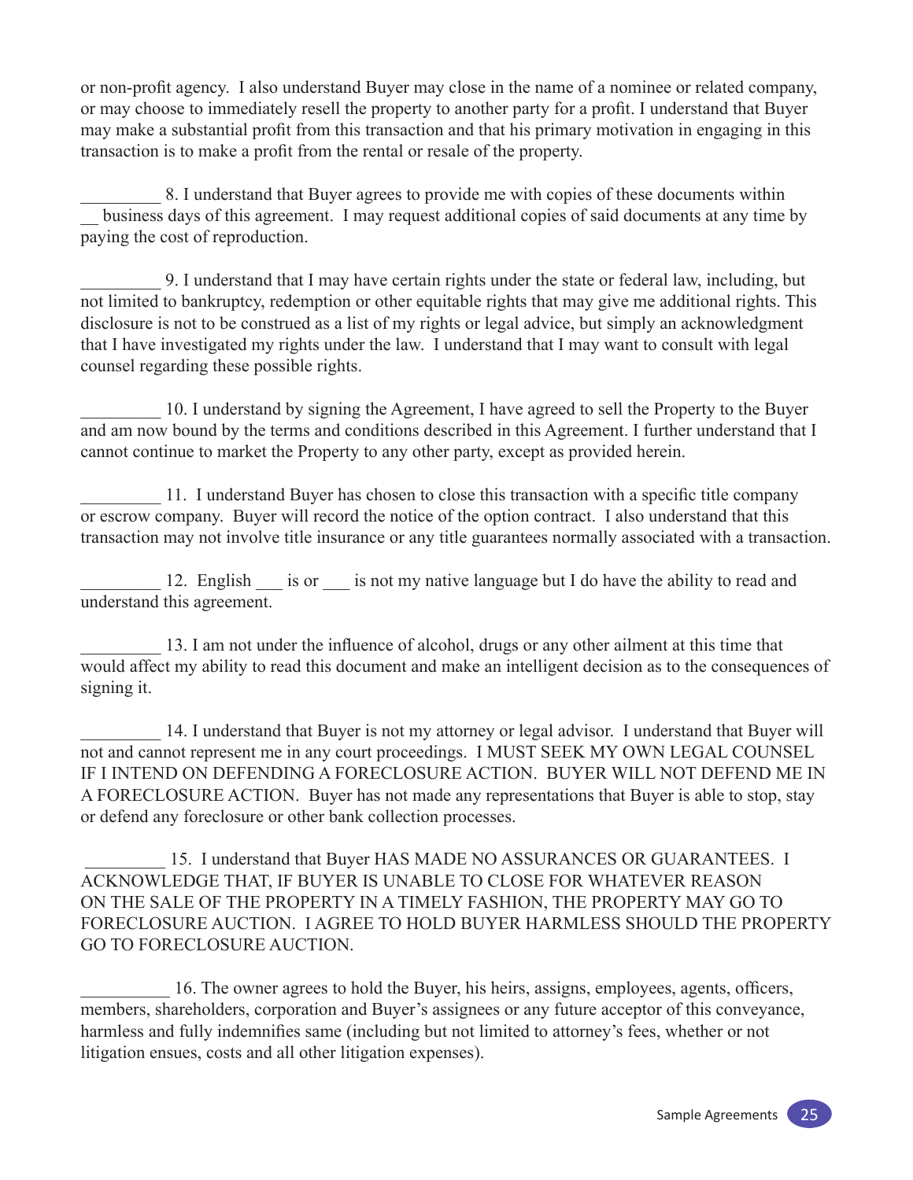or non-profit agency. I also understand Buyer may close in the name of a nominee or related company, or may choose to immediately resell the property to another party for a profit. I understand that Buyer may make a substantial profit from this transaction and that his primary motivation in engaging in this transaction is to make a profit from the rental or resale of the property.

_________ 8. I understand that Buyer agrees to provide me with copies of these documents within __ business days of this agreement. I may request additional copies of said documents at any time by paying the cost of reproduction.

_________ 9. I understand that I may have certain rights under the state or federal law, including, but not limited to bankruptcy, redemption or other equitable rights that may give me additional rights. This disclosure is not to be construed as a list of my rights or legal advice, but simply an acknowledgment that I have investigated my rights under the law. I understand that I may want to consult with legal counsel regarding these possible rights.

_________ 10. I understand by signing the Agreement, I have agreed to sell the Property to the Buyer and am now bound by the terms and conditions described in this Agreement. I further understand that I cannot continue to market the Property to any other party, except as provided herein.

_________ 11. I understand Buyer has chosen to close this transaction with a specific title company or escrow company. Buyer will record the notice of the option contract. I also understand that this transaction may not involve title insurance or any title guarantees normally associated with a transaction.

_________ 12. English ___ is or ___ is not my native language but I do have the ability to read and understand this agreement.

_________ 13. I am not under the influence of alcohol, drugs or any other ailment at this time that would affect my ability to read this document and make an intelligent decision as to the consequences of signing it.

_________ 14. I understand that Buyer is not my attorney or legal advisor. I understand that Buyer will not and cannot represent me in any court proceedings. I MUST SEEK MY OWN LEGAL COUNSEL IF I INTEND ON DEFENDING A FORECLOSURE ACTION. BUYER WILL NOT DEFEND ME IN A FORECLOSURE ACTION. Buyer has not made any representations that Buyer is able to stop, stay or defend any foreclosure or other bank collection processes.

_________ 15. I understand that Buyer HAS MADE NO ASSURANCES OR GUARANTEES. I ACKNOWLEDGE THAT, IF BUYER IS UNABLE TO CLOSE FOR WHATEVER REASON ON THE SALE OF THE PROPERTY IN A TIMELY FASHION, THE PROPERTY MAY GO TO FORECLOSURE AUCTION. I AGREE TO HOLD BUYER HARMLESS SHOULD THE PROPERTY GO TO FORECLOSURE AUCTION.

__________ 16. The owner agrees to hold the Buyer, his heirs, assigns, employees, agents, officers, members, shareholders, corporation and Buyer's assignees or any future acceptor of this conveyance, harmless and fully indemnifies same (including but not limited to attorney's fees, whether or not litigation ensues, costs and all other litigation expenses).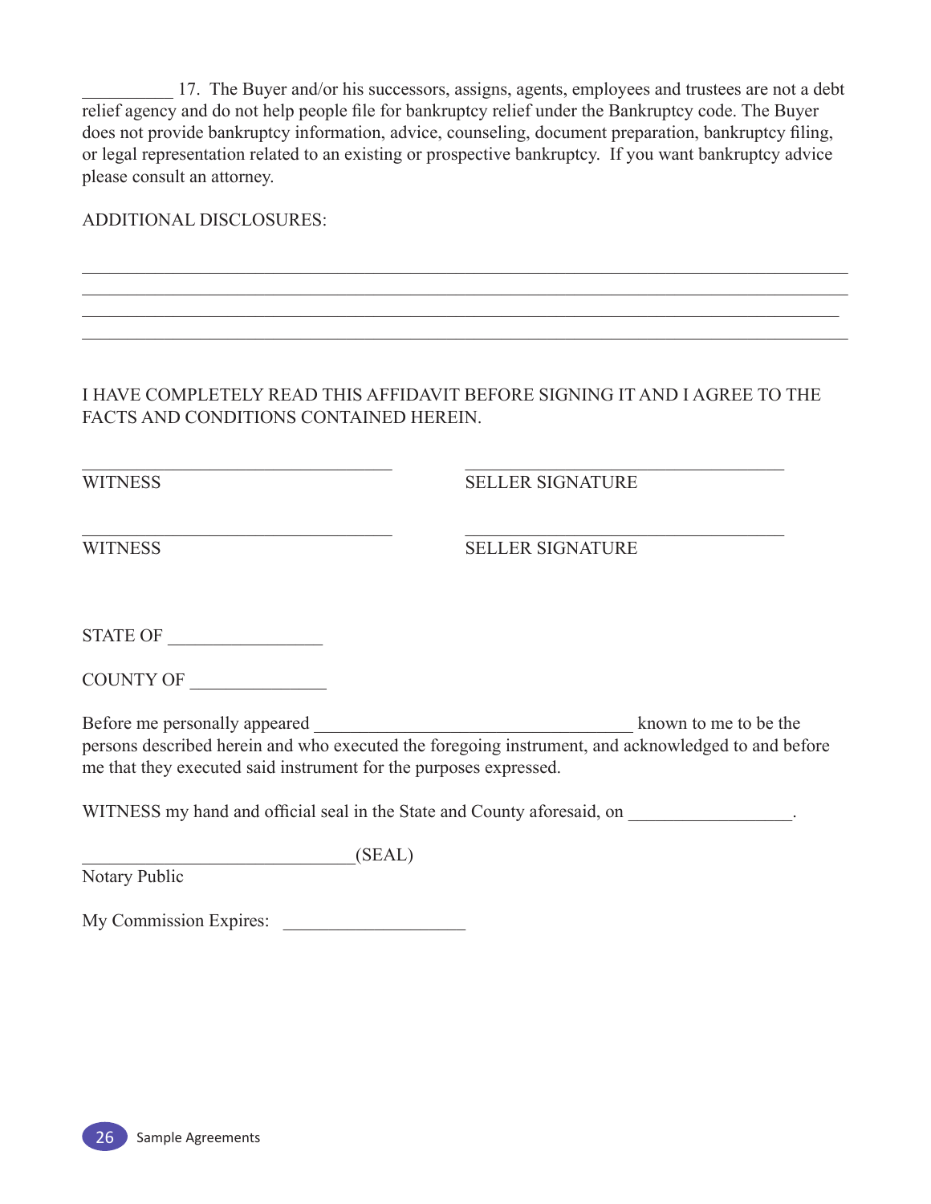__________ 17. The Buyer and/or his successors, assigns, agents, employees and trustees are not a debt relief agency and do not help people file for bankruptcy relief under the Bankruptcy code. The Buyer does not provide bankruptcy information, advice, counseling, document preparation, bankruptcy filing, or legal representation related to an existing or prospective bankruptcy. If you want bankruptcy advice please consult an attorney.

ADDITIONAL DISCLOSURES:

_____________________________________________________________________________________

_____________________________________________________________________________________

_____________________________________________________________________________________

_____________________________________________________________________________________

I HAVE COMPLETELY READ THIS AFFIDAVIT BEFORE SIGNING IT AND I AGREE TO THE FACTS AND CONDITIONS CONTAINED HEREIN.

___________________________________ ___________________________________

WITNESS SELLER SIGNATURE

___________________________________ ___________________________________

WITNESS SELLER SIGNATURE

STATE OF _________________

COUNTY OF _______________

Before me personally appeared ___________________________________ known to me to be the persons described herein and who executed the foregoing instrument, and acknowledged to and before me that they executed said instrument for the purposes expressed.

WITNESS my hand and official seal in the State and County aforesaid, on _________________.

______________________________(SEAL)

Notary Public

My Commission Expires: ____________________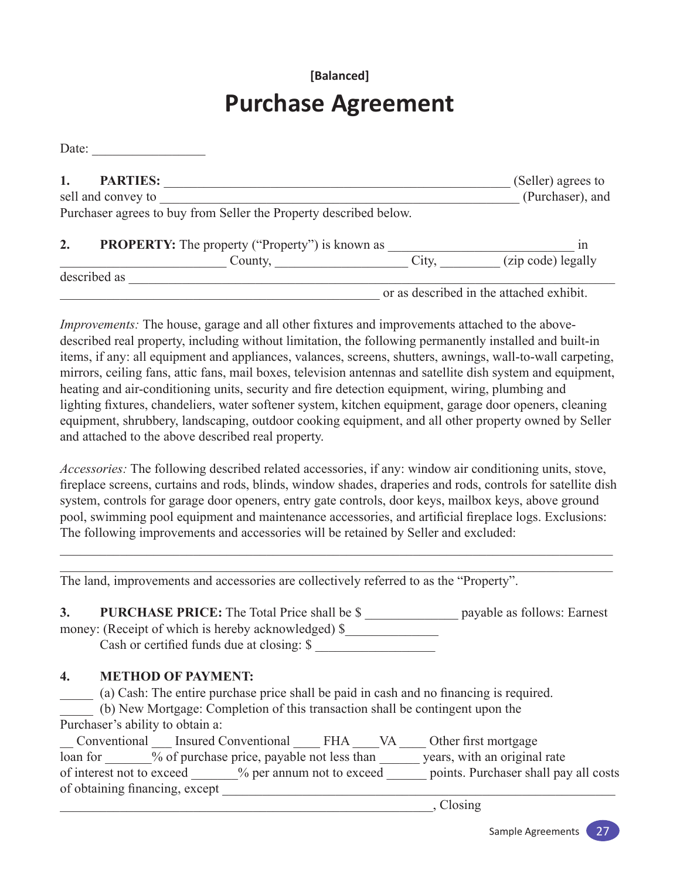**[Balanced]**

# Purchase Agreement

Date: _________________

**1. PARTIES:** _____________________________________________________ (Seller) agrees to sell and convey to ______________________________________________________ (Purchaser), and Purchaser agrees to buy from Seller the Property described below.

**2. PROPERTY:** The property ("Property") is known as ____________________________ in _________________________ County, ____________________ City, _________ (zip code) legally described as _____________________________________________________________________________ ________________________________________________ or as described in the attached exhibit.

*Improvements:* The house, garage and all other fixtures and improvements attached to the above-described real property, including without limitation, the following permanently installed and built-in items, if any: all equipment and appliances, valances, screens, shutters, awnings, wall-to-wall carpeting, mirrors, ceiling fans, attic fans, mail boxes, television antennas and satellite dish system and equipment, heating and air-conditioning units, security and fire detection equipment, wiring, plumbing and lighting fixtures, chandeliers, water softener system, kitchen equipment, garage door openers, cleaning equipment, shrubbery, landscaping, outdoor cooking equipment, and all other property owned by Seller and attached to the above described real property.

*Accessories:* The following described related accessories, if any: window air conditioning units, stove, fireplace screens, curtains and rods, blinds, window shades, draperies and rods, controls for satellite dish system, controls for garage door openers, entry gate controls, door keys, mailbox keys, above ground pool, swimming pool equipment and maintenance accessories, and artificial fireplace logs. Exclusions: The following improvements and accessories will be retained by Seller and excluded:

_____________________________________________________________________________________

_____________________________________________________________________________________

The land, improvements and accessories are collectively referred to as the "Property".

**3. PURCHASE PRICE:** The Total Price shall be $ ______________ payable as follows: Earnest money: (Receipt of which is hereby acknowledged) $______________
Cash or certified funds due at closing: $ __________________

**4. METHOD OF PAYMENT:**

_____ (a) Cash: The entire purchase price shall be paid in cash and no financing is required.

_____ (b) New Mortgage: Completion of this transaction shall be contingent upon the Purchaser's ability to obtain a:

__ Conventional ___ Insured Conventional ____ FHA ____VA ____ Other first mortgage loan for _______% of purchase price, payable not less than ______ years, with an original rate of interest not to exceed _______% per annum not to exceed ______ points. Purchaser shall pay all costs of obtaining financing, except ____________________________________________________________ ___________________________________________________________, Closing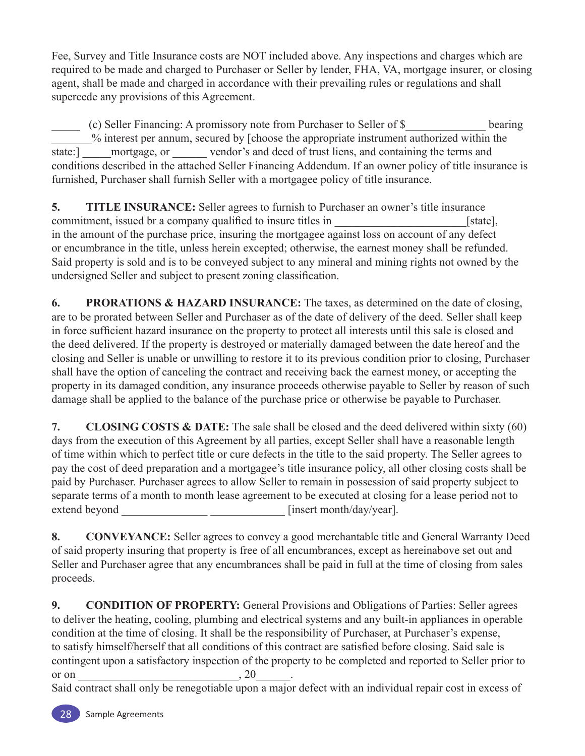Fee, Survey and Title Insurance costs are NOT included above. Any inspections and charges which are required to be made and charged to Purchaser or Seller by lender, FHA, VA, mortgage insurer, or closing agent, shall be made and charged in accordance with their prevailing rules or regulations and shall supercede any provisions of this Agreement.

_____ (c) Seller Financing: A promissory note from Purchaser to Seller of $______________ bearing _______% interest per annum, secured by [choose the appropriate instrument authorized within the state:] _____mortgage, or ______ vendor's and deed of trust liens, and containing the terms and conditions described in the attached Seller Financing Addendum. If an owner policy of title insurance is furnished, Purchaser shall furnish Seller with a mortgagee policy of title insurance.

**5. TITLE INSURANCE:** Seller agrees to furnish to Purchaser an owner's title insurance commitment, issued br a company qualified to insure titles in ______________________[state], in the amount of the purchase price, insuring the mortgagee against loss on account of any defect or encumbrance in the title, unless herein excepted; otherwise, the earnest money shall be refunded. Said property is sold and is to be conveyed subject to any mineral and mining rights not owned by the undersigned Seller and subject to present zoning classification.

**6. PRORATIONS & HAZARD INSURANCE:** The taxes, as determined on the date of closing, are to be prorated between Seller and Purchaser as of the date of delivery of the deed. Seller shall keep in force sufficient hazard insurance on the property to protect all interests until this sale is closed and the deed delivered. If the property is destroyed or materially damaged between the date hereof and the closing and Seller is unable or unwilling to restore it to its previous condition prior to closing, Purchaser shall have the option of canceling the contract and receiving back the earnest money, or accepting the property in its damaged condition, any insurance proceeds otherwise payable to Seller by reason of such damage shall be applied to the balance of the purchase price or otherwise be payable to Purchaser.

**7. CLOSING COSTS & DATE:** The sale shall be closed and the deed delivered within sixty (60) days from the execution of this Agreement by all parties, except Seller shall have a reasonable length of time within which to perfect title or cure defects in the title to the said property. The Seller agrees to pay the cost of deed preparation and a mortgagee's title insurance policy, all other closing costs shall be paid by Purchaser. Purchaser agrees to allow Seller to remain in possession of said property subject to separate terms of a month to month lease agreement to be executed at closing for a lease period not to extend beyond _______________ _____________ [insert month/day/year].

**8. CONVEYANCE:** Seller agrees to convey a good merchantable title and General Warranty Deed of said property insuring that property is free of all encumbrances, except as hereinabove set out and Seller and Purchaser agree that any encumbrances shall be paid in full at the time of closing from sales proceeds.

**9. CONDITION OF PROPERTY:** General Provisions and Obligations of Parties: Seller agrees to deliver the heating, cooling, plumbing and electrical systems and any built-in appliances in operable condition at the time of closing. It shall be the responsibility of Purchaser, at Purchaser's expense, to satisfy himself/herself that all conditions of this contract are satisfied before closing. Said sale is contingent upon a satisfactory inspection of the property to be completed and reported to Seller prior to or on ___________________________, 20______.
Said contract shall only be renegotiable upon a major defect with an individual repair cost in excess of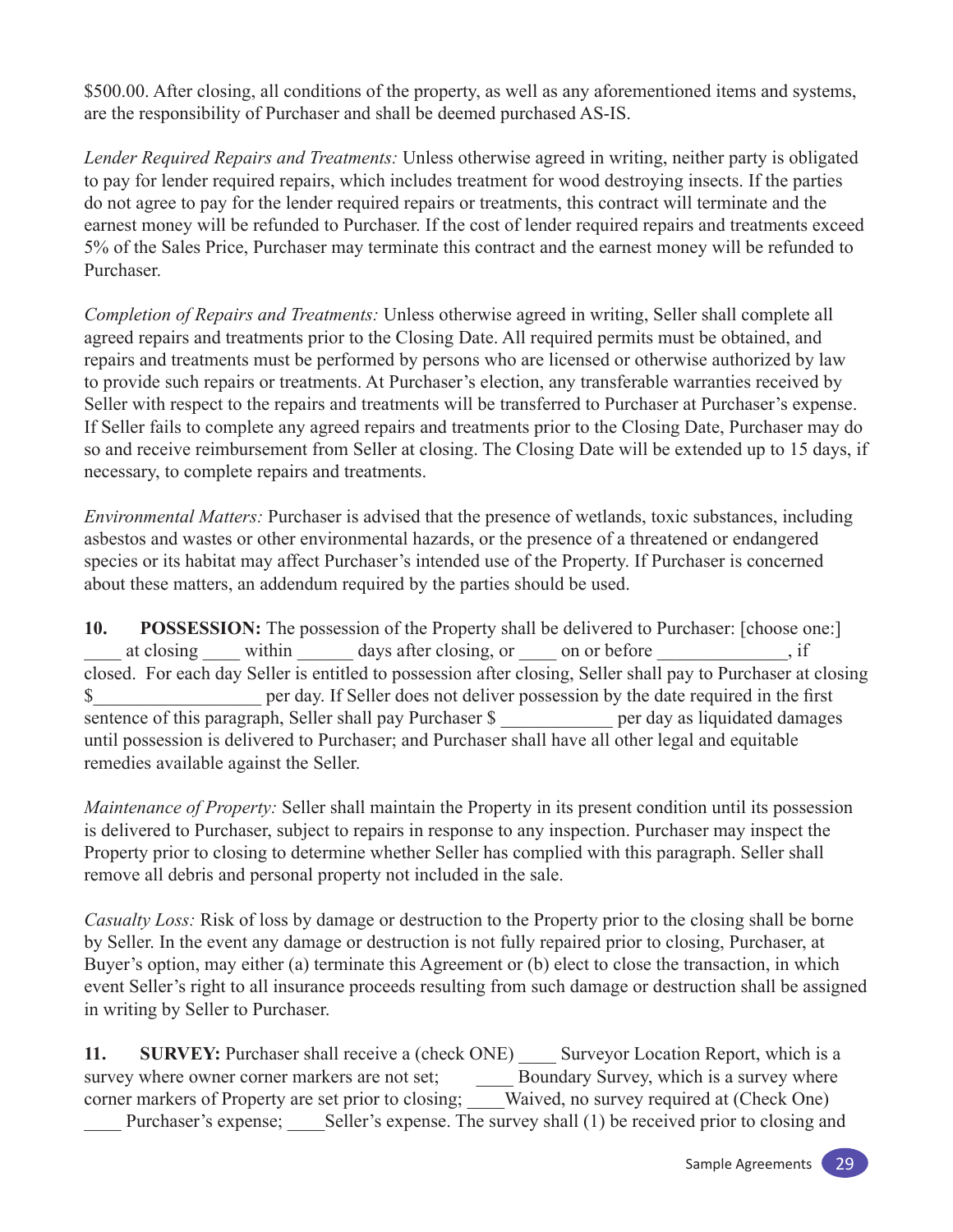$500.00. After closing, all conditions of the property, as well as any aforementioned items and systems, are the responsibility of Purchaser and shall be deemed purchased AS-IS.

*Lender Required Repairs and Treatments:* Unless otherwise agreed in writing, neither party is obligated to pay for lender required repairs, which includes treatment for wood destroying insects. If the parties do not agree to pay for the lender required repairs or treatments, this contract will terminate and the earnest money will be refunded to Purchaser. If the cost of lender required repairs and treatments exceed 5% of the Sales Price, Purchaser may terminate this contract and the earnest money will be refunded to Purchaser.

*Completion of Repairs and Treatments:* Unless otherwise agreed in writing, Seller shall complete all agreed repairs and treatments prior to the Closing Date. All required permits must be obtained, and repairs and treatments must be performed by persons who are licensed or otherwise authorized by law to provide such repairs or treatments. At Purchaser's election, any transferable warranties received by Seller with respect to the repairs and treatments will be transferred to Purchaser at Purchaser's expense. If Seller fails to complete any agreed repairs and treatments prior to the Closing Date, Purchaser may do so and receive reimbursement from Seller at closing. The Closing Date will be extended up to 15 days, if necessary, to complete repairs and treatments.

*Environmental Matters:* Purchaser is advised that the presence of wetlands, toxic substances, including asbestos and wastes or other environmental hazards, or the presence of a threatened or endangered species or its habitat may affect Purchaser's intended use of the Property. If Purchaser is concerned about these matters, an addendum required by the parties should be used.

**10. POSSESSION:** The possession of the Property shall be delivered to Purchaser: [choose one:] ____ at closing ____ within ______ days after closing, or ____ on or before ______________, if closed. For each day Seller is entitled to possession after closing, Seller shall pay to Purchaser at closing $__________________ per day. If Seller does not deliver possession by the date required in the first sentence of this paragraph, Seller shall pay Purchaser $ ____________ per day as liquidated damages until possession is delivered to Purchaser; and Purchaser shall have all other legal and equitable remedies available against the Seller.

*Maintenance of Property:* Seller shall maintain the Property in its present condition until its possession is delivered to Purchaser, subject to repairs in response to any inspection. Purchaser may inspect the Property prior to closing to determine whether Seller has complied with this paragraph. Seller shall remove all debris and personal property not included in the sale.

*Casualty Loss:* Risk of loss by damage or destruction to the Property prior to the closing shall be borne by Seller. In the event any damage or destruction is not fully repaired prior to closing, Purchaser, at Buyer's option, may either (a) terminate this Agreement or (b) elect to close the transaction, in which event Seller's right to all insurance proceeds resulting from such damage or destruction shall be assigned in writing by Seller to Purchaser.

**11. SURVEY:** Purchaser shall receive a (check ONE) ____ Surveyor Location Report, which is a survey where owner corner markers are not set; ____ Boundary Survey, which is a survey where corner markers of Property are set prior to closing; ____Waived, no survey required at (Check One) ____ Purchaser's expense; ____Seller's expense. The survey shall (1) be received prior to closing and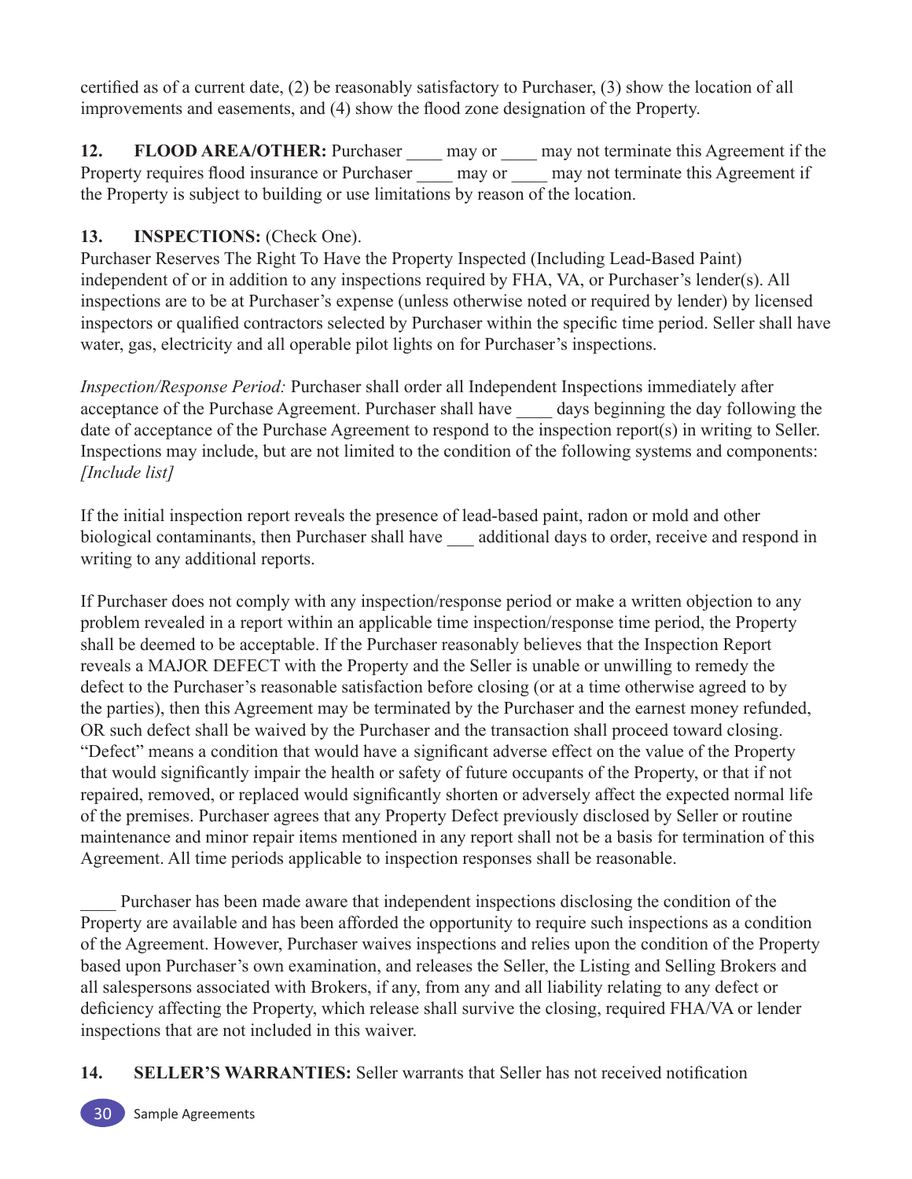certified as of a current date, (2) be reasonably satisfactory to Purchaser, (3) show the location of all improvements and easements, and (4) show the flood zone designation of the Property.

**12. FLOOD AREA/OTHER:** Purchaser ____ may or ____ may not terminate this Agreement if the Property requires flood insurance or Purchaser ____ may or ____ may not terminate this Agreement if the Property is subject to building or use limitations by reason of the location.

**13. INSPECTIONS:** (Check One).

Purchaser Reserves The Right To Have the Property Inspected (Including Lead-Based Paint) independent of or in addition to any inspections required by FHA, VA, or Purchaser's lender(s). All inspections are to be at Purchaser's expense (unless otherwise noted or required by lender) by licensed inspectors or qualified contractors selected by Purchaser within the specific time period. Seller shall have water, gas, electricity and all operable pilot lights on for Purchaser's inspections.

*Inspection/Response Period:* Purchaser shall order all Independent Inspections immediately after acceptance of the Purchase Agreement. Purchaser shall have ____ days beginning the day following the date of acceptance of the Purchase Agreement to respond to the inspection report(s) in writing to Seller. Inspections may include, but are not limited to the condition of the following systems and components: *[Include list]*

If the initial inspection report reveals the presence of lead-based paint, radon or mold and other biological contaminants, then Purchaser shall have ___ additional days to order, receive and respond in writing to any additional reports.

If Purchaser does not comply with any inspection/response period or make a written objection to any problem revealed in a report within an applicable time inspection/response time period, the Property shall be deemed to be acceptable. If the Purchaser reasonably believes that the Inspection Report reveals a MAJOR DEFECT with the Property and the Seller is unable or unwilling to remedy the defect to the Purchaser's reasonable satisfaction before closing (or at a time otherwise agreed to by the parties), then this Agreement may be terminated by the Purchaser and the earnest money refunded, OR such defect shall be waived by the Purchaser and the transaction shall proceed toward closing. "Defect" means a condition that would have a significant adverse effect on the value of the Property that would significantly impair the health or safety of future occupants of the Property, or that if not repaired, removed, or replaced would significantly shorten or adversely affect the expected normal life of the premises. Purchaser agrees that any Property Defect previously disclosed by Seller or routine maintenance and minor repair items mentioned in any report shall not be a basis for termination of this Agreement. All time periods applicable to inspection responses shall be reasonable.

____ Purchaser has been made aware that independent inspections disclosing the condition of the Property are available and has been afforded the opportunity to require such inspections as a condition of the Agreement. However, Purchaser waives inspections and relies upon the condition of the Property based upon Purchaser's own examination, and releases the Seller, the Listing and Selling Brokers and all salespersons associated with Brokers, if any, from any and all liability relating to any defect or deficiency affecting the Property, which release shall survive the closing, required FHA/VA or lender inspections that are not included in this waiver.

**14. SELLER'S WARRANTIES:** Seller warrants that Seller has not received notification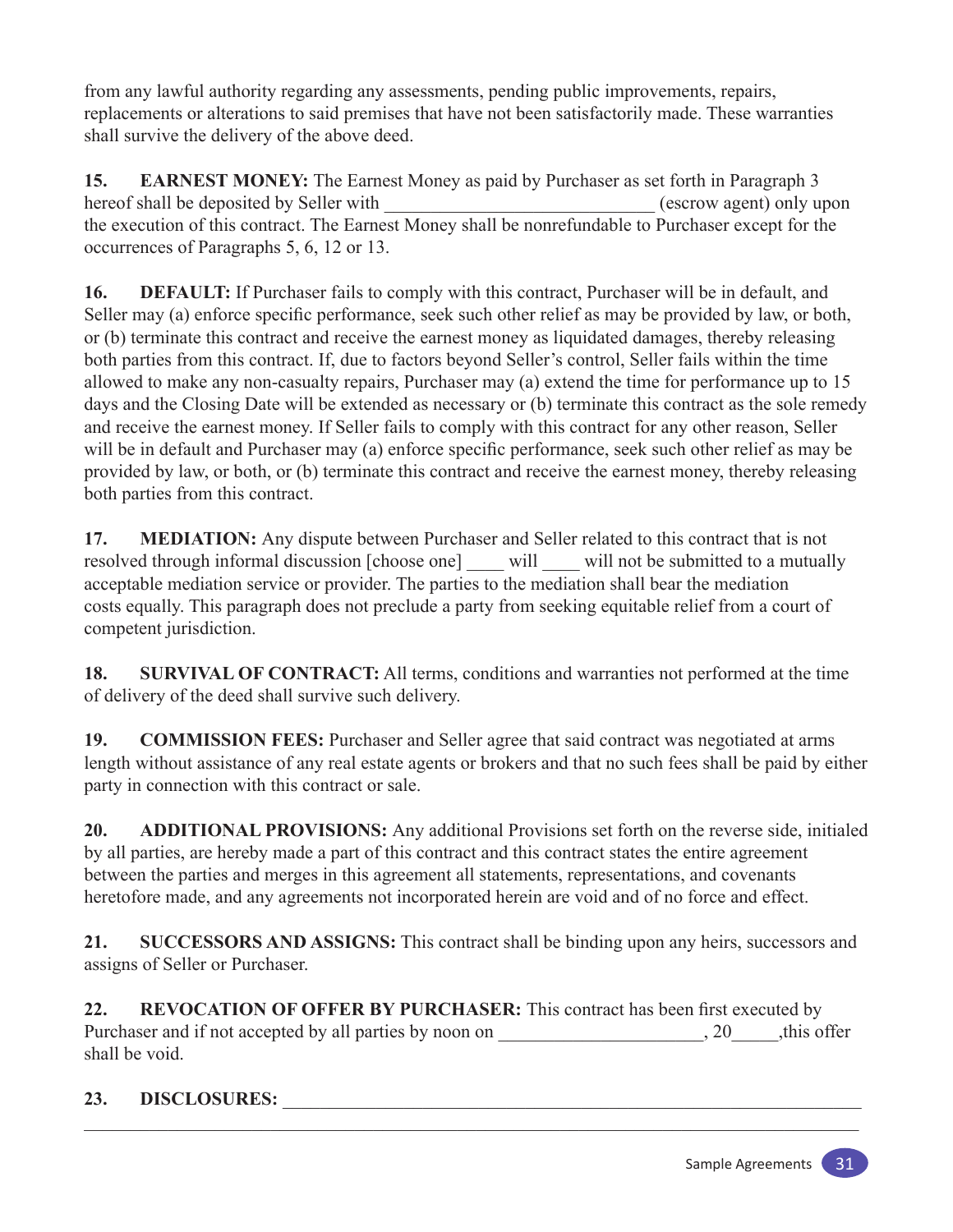from any lawful authority regarding any assessments, pending public improvements, repairs, replacements or alterations to said premises that have not been satisfactorily made. These warranties shall survive the delivery of the above deed.

**15. EARNEST MONEY:** The Earnest Money as paid by Purchaser as set forth in Paragraph 3 hereof shall be deposited by Seller with ____________________________ (escrow agent) only upon the execution of this contract. The Earnest Money shall be nonrefundable to Purchaser except for the occurrences of Paragraphs 5, 6, 12 or 13.

**16. DEFAULT:** If Purchaser fails to comply with this contract, Purchaser will be in default, and Seller may (a) enforce specific performance, seek such other relief as may be provided by law, or both, or (b) terminate this contract and receive the earnest money as liquidated damages, thereby releasing both parties from this contract. If, due to factors beyond Seller's control, Seller fails within the time allowed to make any non-casualty repairs, Purchaser may (a) extend the time for performance up to 15 days and the Closing Date will be extended as necessary or (b) terminate this contract as the sole remedy and receive the earnest money. If Seller fails to comply with this contract for any other reason, Seller will be in default and Purchaser may (a) enforce specific performance, seek such other relief as may be provided by law, or both, or (b) terminate this contract and receive the earnest money, thereby releasing both parties from this contract.

**17. MEDIATION:** Any dispute between Purchaser and Seller related to this contract that is not resolved through informal discussion [choose one] ____ will ____ will not be submitted to a mutually acceptable mediation service or provider. The parties to the mediation shall bear the mediation costs equally. This paragraph does not preclude a party from seeking equitable relief from a court of competent jurisdiction.

**18. SURVIVAL OF CONTRACT:** All terms, conditions and warranties not performed at the time of delivery of the deed shall survive such delivery.

**19. COMMISSION FEES:** Purchaser and Seller agree that said contract was negotiated at arms length without assistance of any real estate agents or brokers and that no such fees shall be paid by either party in connection with this contract or sale.

**20. ADDITIONAL PROVISIONS:** Any additional Provisions set forth on the reverse side, initialed by all parties, are hereby made a part of this contract and this contract states the entire agreement between the parties and merges in this agreement all statements, representations, and covenants heretofore made, and any agreements not incorporated herein are void and of no force and effect.

**21. SUCCESSORS AND ASSIGNS:** This contract shall be binding upon any heirs, successors and assigns of Seller or Purchaser.

**22. REVOCATION OF OFFER BY PURCHASER:** This contract has been first executed by Purchaser and if not accepted by all parties by noon on ______________________, 20_____,this offer shall be void.

**23. DISCLOSURES:** _________________________________________________________________
______________________________________________________________________________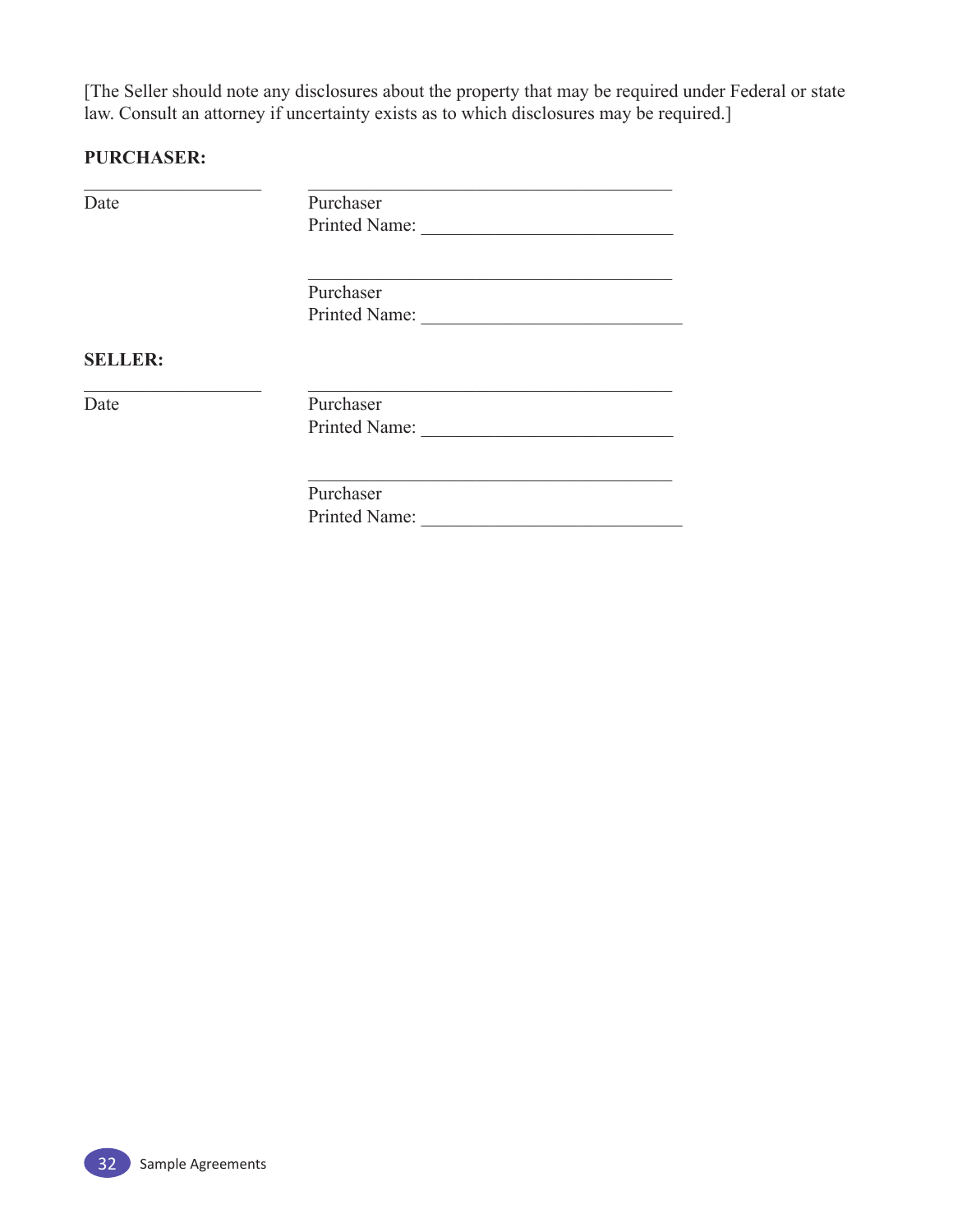[The Seller should note any disclosures about the property that may be required under Federal or state law. Consult an attorney if uncertainty exists as to which disclosures may be required.]

**PURCHASER:**

| | |
|---|---|
| ____________________ | ________________________________________ |
| Date | Purchaser |
| | Printed Name: ____________________________ |
| | |
| | ________________________________________ |
| | Purchaser |
| | Printed Name: ____________________________ |

**SELLER:**

| | |
|---|---|
| ____________________ | ________________________________________ |
| Date | Purchaser |
| | Printed Name: ____________________________ |
| | |
| | ________________________________________ |
| | Purchaser |
| | Printed Name: ____________________________ |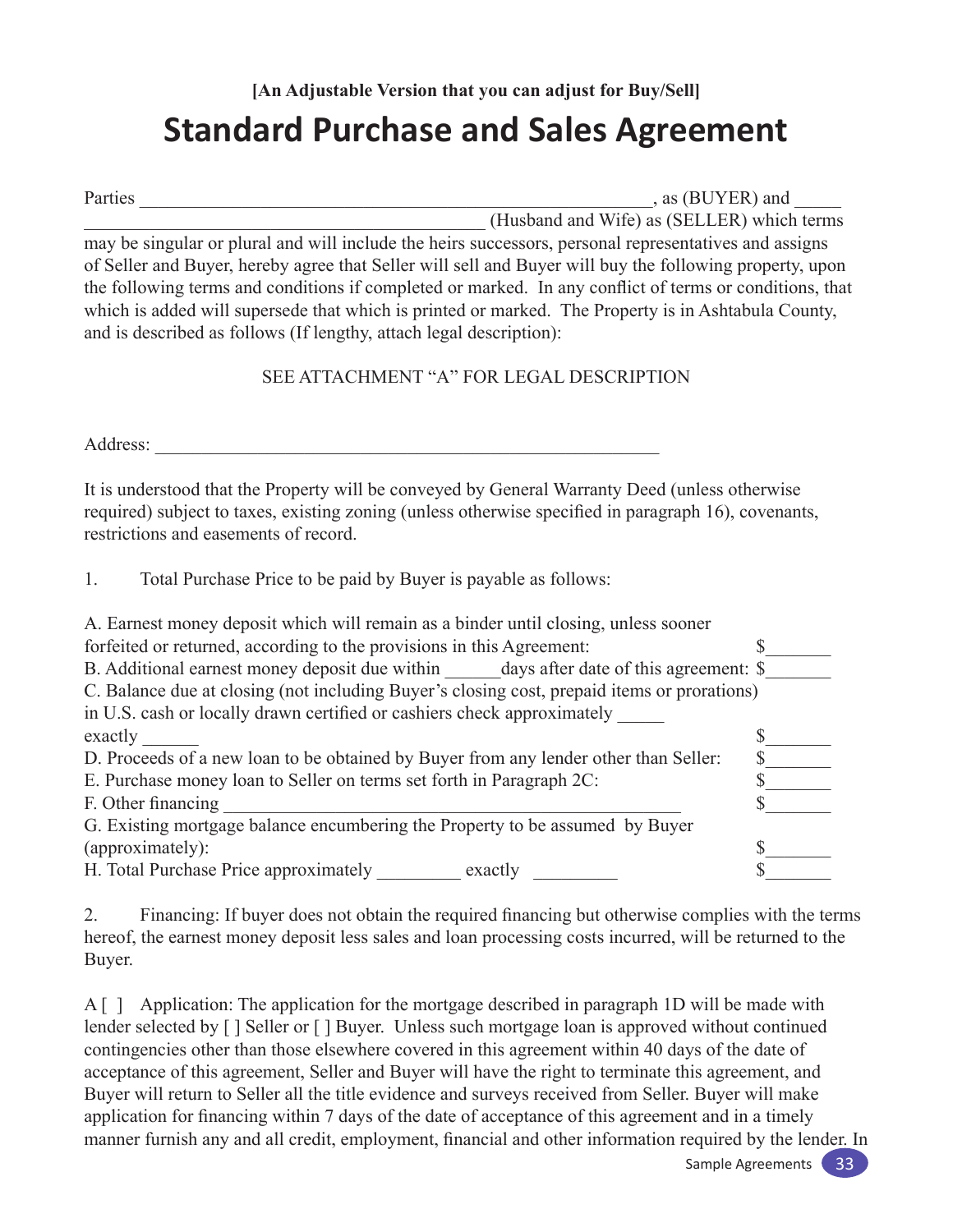**[An Adjustable Version that you can adjust for Buy/Sell]**

# Standard Purchase and Sales Agreement

Parties ________________________________________________________, as (BUYER) and _____ ____________________________________________ (Husband and Wife) as (SELLER) which terms may be singular or plural and will include the heirs successors, personal representatives and assigns of Seller and Buyer, hereby agree that Seller will sell and Buyer will buy the following property, upon the following terms and conditions if completed or marked. In any conflict of terms or conditions, that which is added will supersede that which is printed or marked. The Property is in Ashtabula County, and is described as follows (If lengthy, attach legal description):

SEE ATTACHMENT "A" FOR LEGAL DESCRIPTION

Address: ________________________________________________________

It is understood that the Property will be conveyed by General Warranty Deed (unless otherwise required) subject to taxes, existing zoning (unless otherwise specified in paragraph 16), covenants, restrictions and easements of record.

1. Total Purchase Price to be paid by Buyer is payable as follows:

A. Earnest money deposit which will remain as a binder until closing, unless sooner forfeited or returned, according to the provisions in this Agreement: $_______

B. Additional earnest money deposit due within ______days after date of this agreement: $_______

C. Balance due at closing (not including Buyer's closing cost, prepaid items or prorations) in U.S. cash or locally drawn certified or cashiers check approximately _____ exactly ______ $_______

D. Proceeds of a new loan to be obtained by Buyer from any lender other than Seller: $_______

E. Purchase money loan to Seller on terms set forth in Paragraph 2C: $_______

F. Other financing ______________________________________________ $_______

G. Existing mortgage balance encumbering the Property to be assumed by Buyer (approximately): $_______

H. Total Purchase Price approximately _________ exactly _________ $_______

2. Financing: If buyer does not obtain the required financing but otherwise complies with the terms hereof, the earnest money deposit less sales and loan processing costs incurred, will be returned to the Buyer.

A [ ] Application: The application for the mortgage described in paragraph 1D will be made with lender selected by [ ] Seller or [ ] Buyer. Unless such mortgage loan is approved without continued contingencies other than those elsewhere covered in this agreement within 40 days of the date of acceptance of this agreement, Seller and Buyer will have the right to terminate this agreement, and Buyer will return to Seller all the title evidence and surveys received from Seller. Buyer will make application for financing within 7 days of the date of acceptance of this agreement and in a timely manner furnish any and all credit, employment, financial and other information required by the lender. In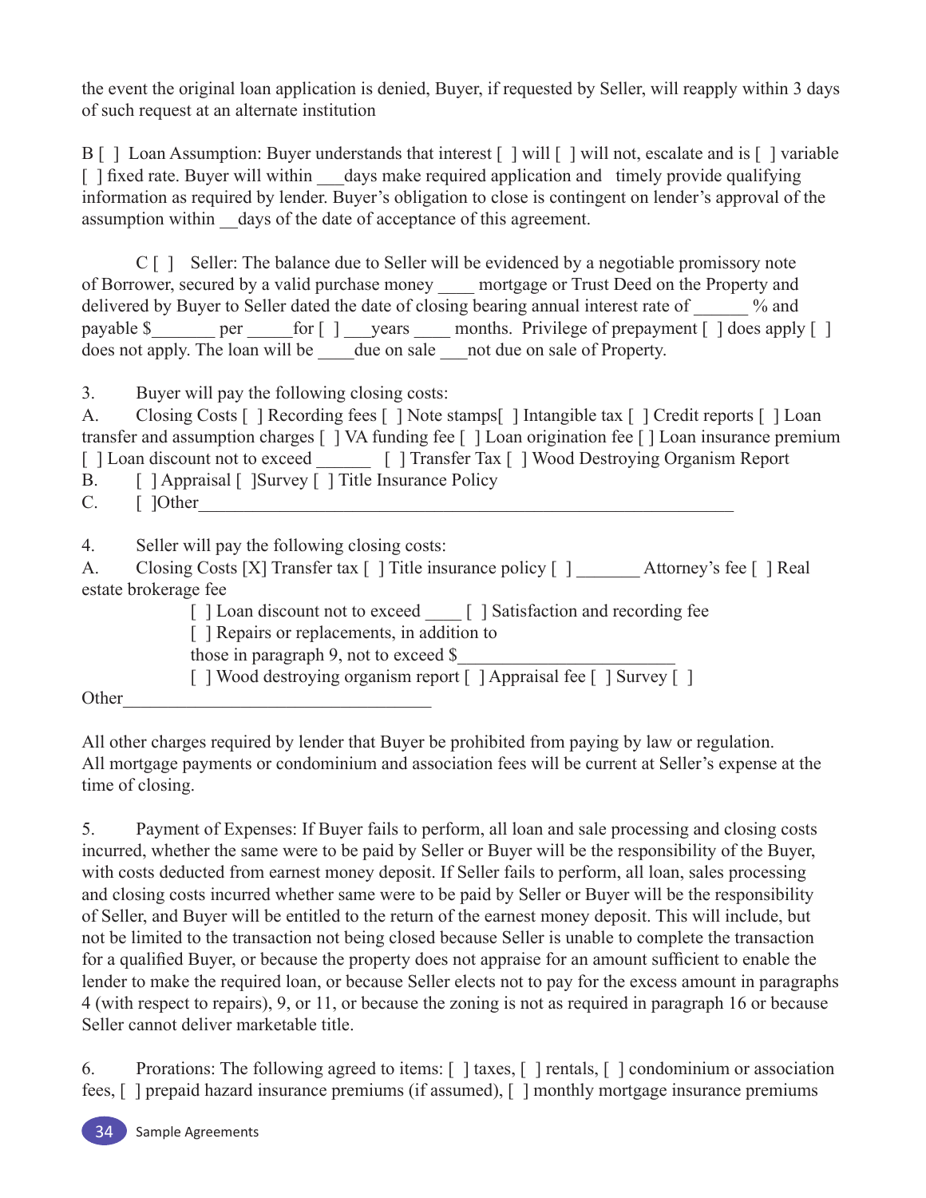the event the original loan application is denied, Buyer, if requested by Seller, will reapply within 3 days of such request at an alternate institution

B [ ] Loan Assumption: Buyer understands that interest [ ] will [ ] will not, escalate and is [ ] variable [ ] fixed rate. Buyer will within ___days make required application and timely provide qualifying information as required by lender. Buyer's obligation to close is contingent on lender's approval of the assumption within __days of the date of acceptance of this agreement.

C [ ] Seller: The balance due to Seller will be evidenced by a negotiable promissory note of Borrower, secured by a valid purchase money ____ mortgage or Trust Deed on the Property and delivered by Buyer to Seller dated the date of closing bearing annual interest rate of ______ % and payable $_______ per _____for [ ] ___years ____ months. Privilege of prepayment [ ] does apply [ ] does not apply. The loan will be ____due on sale ___not due on sale of Property.

3. Buyer will pay the following closing costs:

A. Closing Costs [ ] Recording fees [ ] Note stamps[ ] Intangible tax [ ] Credit reports [ ] Loan transfer and assumption charges [ ] VA funding fee [ ] Loan origination fee [ ] Loan insurance premium [ ] Loan discount not to exceed ______ [ ] Transfer Tax [ ] Wood Destroying Organism Report

B. [ ] Appraisal [ ]Survey [ ] Title Insurance Policy

C. [ ]Other____________________________________________________________

4. Seller will pay the following closing costs:

A. Closing Costs [X] Transfer tax [ ] Title insurance policy [ ] _______ Attorney's fee [ ] Real estate brokerage fee

[ ] Loan discount not to exceed ____ [ ] Satisfaction and recording fee

[ ] Repairs or replacements, in addition to those in paragraph 9, not to exceed $______________________

[ ] Wood destroying organism report [ ] Appraisal fee [ ] Survey [ ]

Other___________________________________

All other charges required by lender that Buyer be prohibited from paying by law or regulation. All mortgage payments or condominium and association fees will be current at Seller's expense at the time of closing.

5. Payment of Expenses: If Buyer fails to perform, all loan and sale processing and closing costs incurred, whether the same were to be paid by Seller or Buyer will be the responsibility of the Buyer, with costs deducted from earnest money deposit. If Seller fails to perform, all loan, sales processing and closing costs incurred whether same were to be paid by Seller or Buyer will be the responsibility of Seller, and Buyer will be entitled to the return of the earnest money deposit. This will include, but not be limited to the transaction not being closed because Seller is unable to complete the transaction for a qualified Buyer, or because the property does not appraise for an amount sufficient to enable the lender to make the required loan, or because Seller elects not to pay for the excess amount in paragraphs 4 (with respect to repairs), 9, or 11, or because the zoning is not as required in paragraph 16 or because Seller cannot deliver marketable title.

6. Prorations: The following agreed to items: [ ] taxes, [ ] rentals, [ ] condominium or association fees, [ ] prepaid hazard insurance premiums (if assumed), [ ] monthly mortgage insurance premiums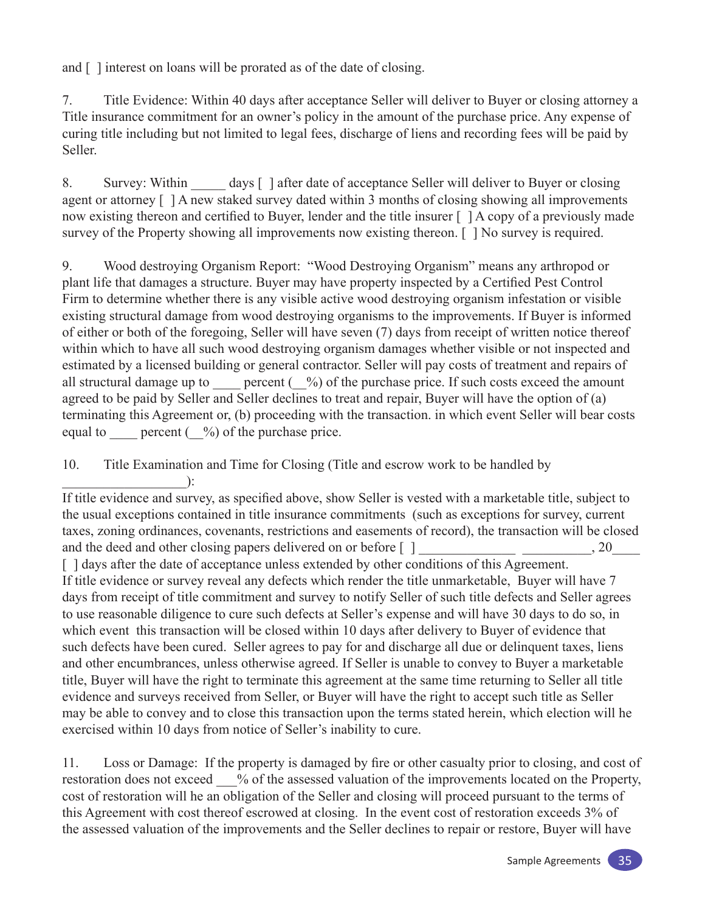and [ ] interest on loans will be prorated as of the date of closing.

7. Title Evidence: Within 40 days after acceptance Seller will deliver to Buyer or closing attorney a Title insurance commitment for an owner's policy in the amount of the purchase price. Any expense of curing title including but not limited to legal fees, discharge of liens and recording fees will be paid by Seller.

8. Survey: Within _____ days [ ] after date of acceptance Seller will deliver to Buyer or closing agent or attorney [ ] A new staked survey dated within 3 months of closing showing all improvements now existing thereon and certified to Buyer, lender and the title insurer [ ] A copy of a previously made survey of the Property showing all improvements now existing thereon. [ ] No survey is required.

9. Wood destroying Organism Report: "Wood Destroying Organism" means any arthropod or plant life that damages a structure. Buyer may have property inspected by a Certified Pest Control Firm to determine whether there is any visible active wood destroying organism infestation or visible existing structural damage from wood destroying organisms to the improvements. If Buyer is informed of either or both of the foregoing, Seller will have seven (7) days from receipt of written notice thereof within which to have all such wood destroying organism damages whether visible or not inspected and estimated by a licensed building or general contractor. Seller will pay costs of treatment and repairs of all structural damage up to ____ percent (__%) of the purchase price. If such costs exceed the amount agreed to be paid by Seller and Seller declines to treat and repair, Buyer will have the option of (a) terminating this Agreement or, (b) proceeding with the transaction. in which event Seller will bear costs equal to ____ percent (__%) of the purchase price.

10. Title Examination and Time for Closing (Title and escrow work to be handled by __________________):
If title evidence and survey, as specified above, show Seller is vested with a marketable title, subject to the usual exceptions contained in title insurance commitments (such as exceptions for survey, current taxes, zoning ordinances, covenants, restrictions and easements of record), the transaction will be closed and the deed and other closing papers delivered on or before [ ] ______________ __________, 20____ [ ] days after the date of acceptance unless extended by other conditions of this Agreement.
If title evidence or survey reveal any defects which render the title unmarketable, Buyer will have 7 days from receipt of title commitment and survey to notify Seller of such title defects and Seller agrees to use reasonable diligence to cure such defects at Seller's expense and will have 30 days to do so, in which event this transaction will be closed within 10 days after delivery to Buyer of evidence that such defects have been cured. Seller agrees to pay for and discharge all due or delinquent taxes, liens and other encumbrances, unless otherwise agreed. If Seller is unable to convey to Buyer a marketable title, Buyer will have the right to terminate this agreement at the same time returning to Seller all title evidence and surveys received from Seller, or Buyer will have the right to accept such title as Seller may be able to convey and to close this transaction upon the terms stated herein, which election will he exercised within 10 days from notice of Seller's inability to cure.

11. Loss or Damage: If the property is damaged by fire or other casualty prior to closing, and cost of restoration does not exceed ___% of the assessed valuation of the improvements located on the Property, cost of restoration will he an obligation of the Seller and closing will proceed pursuant to the terms of this Agreement with cost thereof escrowed at closing. In the event cost of restoration exceeds 3% of the assessed valuation of the improvements and the Seller declines to repair or restore, Buyer will have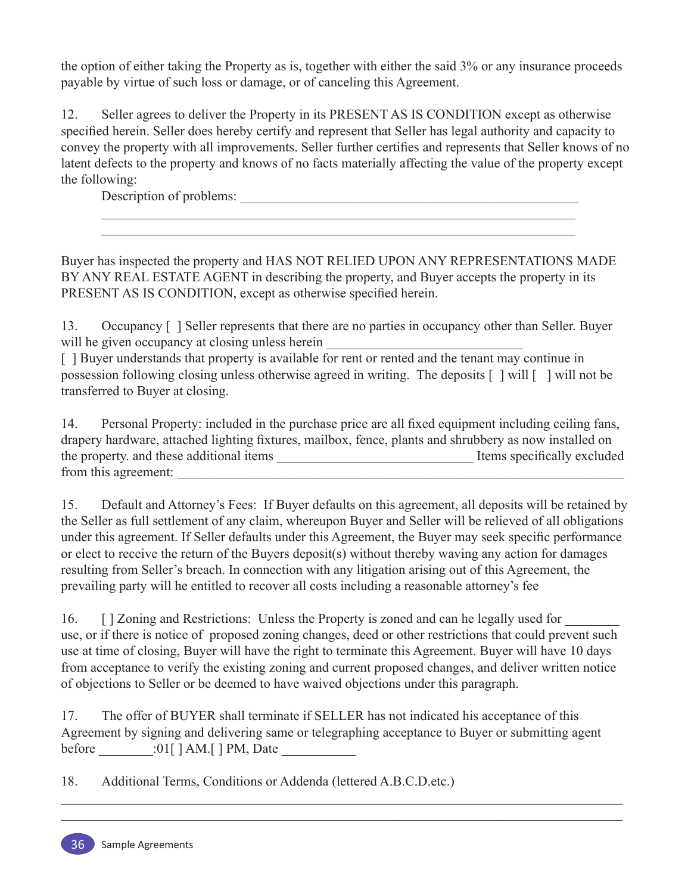the option of either taking the Property as is, together with either the said 3% or any insurance proceeds payable by virtue of such loss or damage, or of canceling this Agreement.

12. Seller agrees to deliver the Property in its PRESENT AS IS CONDITION except as otherwise specified herein. Seller does hereby certify and represent that Seller has legal authority and capacity to convey the property with all improvements. Seller further certifies and represents that Seller knows of no latent defects to the property and knows of no facts materially affecting the value of the property except the following:

Description of problems: ___________________________________________________

______________________________________________________________________

______________________________________________________________________

Buyer has inspected the property and HAS NOT RELIED UPON ANY REPRESENTATIONS MADE BY ANY REAL ESTATE AGENT in describing the property, and Buyer accepts the property in its PRESENT AS IS CONDITION, except as otherwise specified herein.

13. Occupancy [ ] Seller represents that there are no parties in occupancy other than Seller. Buyer will he given occupancy at closing unless herein _____________________________

[ ] Buyer understands that property is available for rent or rented and the tenant may continue in possession following closing unless otherwise agreed in writing. The deposits [ ] will [ ] will not be transferred to Buyer at closing.

14. Personal Property: included in the purchase price are all fixed equipment including ceiling fans, drapery hardware, attached lighting fixtures, mailbox, fence, plants and shrubbery as now installed on the property. and these additional items _____________________________ Items specifically excluded from this agreement: ______________________________________________________________________

15. Default and Attorney's Fees: If Buyer defaults on this agreement, all deposits will be retained by the Seller as full settlement of any claim, whereupon Buyer and Seller will be relieved of all obligations under this agreement. If Seller defaults under this Agreement, the Buyer may seek specific performance or elect to receive the return of the Buyers deposit(s) without thereby waving any action for damages resulting from Seller's breach. In connection with any litigation arising out of this Agreement, the prevailing party will he entitled to recover all costs including a reasonable attorney's fee

16. [ ] Zoning and Restrictions: Unless the Property is zoned and can he legally used for ________ use, or if there is notice of proposed zoning changes, deed or other restrictions that could prevent such use at time of closing, Buyer will have the right to terminate this Agreement. Buyer will have 10 days from acceptance to verify the existing zoning and current proposed changes, and deliver written notice of objections to Seller or be deemed to have waived objections under this paragraph.

17. The offer of BUYER shall terminate if SELLER has not indicated his acceptance of this Agreement by signing and delivering same or telegraphing acceptance to Buyer or submitting agent before ________:01[ ] AM.[ ] PM, Date ___________

18. Additional Terms, Conditions or Addenda (lettered A.B.C.D.etc.)

______________________________________________________________________

______________________________________________________________________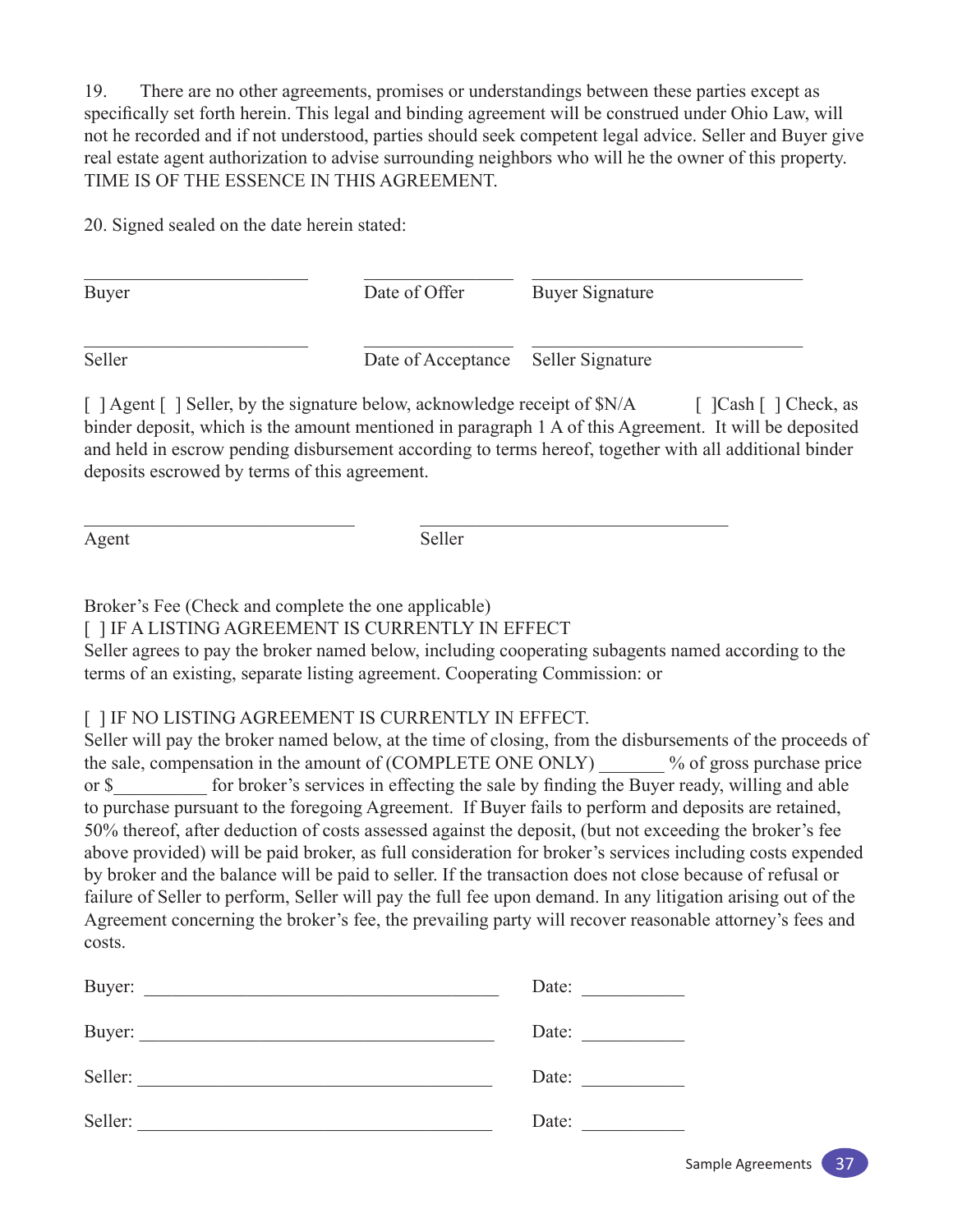19. There are no other agreements, promises or understandings between these parties except as specifically set forth herein. This legal and binding agreement will be construed under Ohio Law, will not he recorded and if not understood, parties should seek competent legal advice. Seller and Buyer give real estate agent authorization to advise surrounding neighbors who will he the owner of this property. TIME IS OF THE ESSENCE IN THIS AGREEMENT.

20. Signed sealed on the date herein stated:

| ______________________ | ______________ | __________________________ |
|---|---|---|
| Buyer | Date of Offer | Buyer Signature |
| ______________________ | ______________ | __________________________ |
| Seller | Date of Acceptance | Seller Signature |

[ ] Agent [ ] Seller, by the signature below, acknowledge receipt of $N/A [ ]Cash [ ] Check, as binder deposit, which is the amount mentioned in paragraph 1 A of this Agreement. It will be deposited and held in escrow pending disbursement according to terms hereof, together with all additional binder deposits escrowed by terms of this agreement.

| __________________________ | ______________________________ |
|---|---|
| Agent | Seller |

Broker's Fee (Check and complete the one applicable)

[ ] IF A LISTING AGREEMENT IS CURRENTLY IN EFFECT

Seller agrees to pay the broker named below, including cooperating subagents named according to the terms of an existing, separate listing agreement. Cooperating Commission: or

[ ] IF NO LISTING AGREEMENT IS CURRENTLY IN EFFECT.

Seller will pay the broker named below, at the time of closing, from the disbursements of the proceeds of the sale, compensation in the amount of (COMPLETE ONE ONLY) _______ % of gross purchase price or $__________ for broker's services in effecting the sale by finding the Buyer ready, willing and able to purchase pursuant to the foregoing Agreement. If Buyer fails to perform and deposits are retained, 50% thereof, after deduction of costs assessed against the deposit, (but not exceeding the broker's fee above provided) will be paid broker, as full consideration for broker's services including costs expended by broker and the balance will be paid to seller. If the transaction does not close because of refusal or failure of Seller to perform, Seller will pay the full fee upon demand. In any litigation arising out of the Agreement concerning the broker's fee, the prevailing party will recover reasonable attorney's fees and costs.

Buyer: ____________________________________ Date: __________

Buyer: ____________________________________ Date: __________

Seller: ____________________________________ Date: __________

Seller: ____________________________________ Date: __________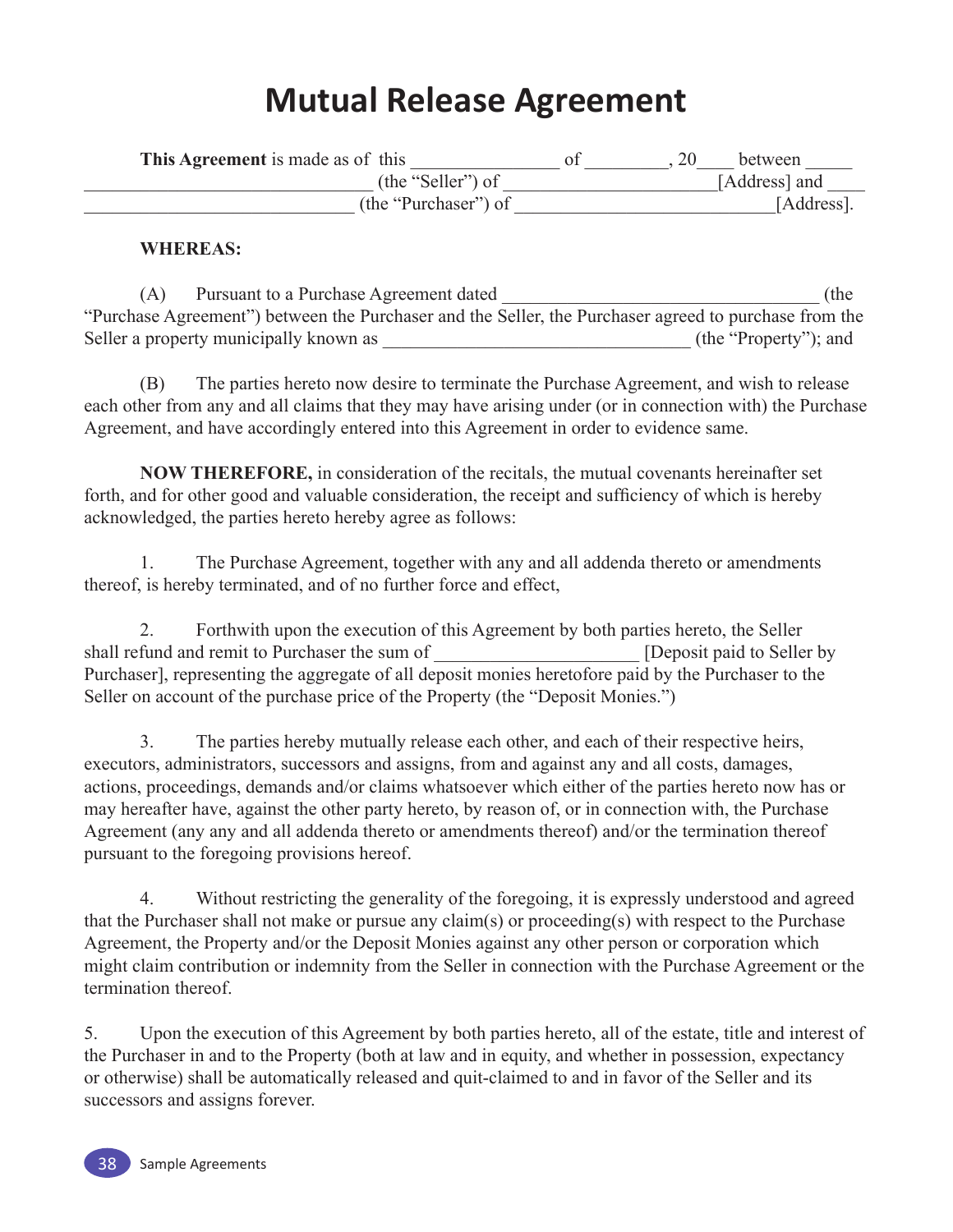# Mutual Release Agreement

**This Agreement** is made as of this _______________ of _________, 20____ between _____ ______________________________ (the "Seller") of ______________________[Address] and ____ ____________________________ (the "Purchaser") of ___________________________[Address].

**WHEREAS:**

(A) Pursuant to a Purchase Agreement dated _________________________________ (the "Purchase Agreement") between the Purchaser and the Seller, the Purchaser agreed to purchase from the Seller a property municipally known as ________________________________ (the "Property"); and

(B) The parties hereto now desire to terminate the Purchase Agreement, and wish to release each other from any and all claims that they may have arising under (or in connection with) the Purchase Agreement, and have accordingly entered into this Agreement in order to evidence same.

**NOW THEREFORE,** in consideration of the recitals, the mutual covenants hereinafter set forth, and for other good and valuable consideration, the receipt and sufficiency of which is hereby acknowledged, the parties hereto hereby agree as follows:

1. The Purchase Agreement, together with any and all addenda thereto or amendments thereof, is hereby terminated, and of no further force and effect,

2. Forthwith upon the execution of this Agreement by both parties hereto, the Seller shall refund and remit to Purchaser the sum of _____________________ [Deposit paid to Seller by Purchaser], representing the aggregate of all deposit monies heretofore paid by the Purchaser to the Seller on account of the purchase price of the Property (the "Deposit Monies.")

3. The parties hereby mutually release each other, and each of their respective heirs, executors, administrators, successors and assigns, from and against any and all costs, damages, actions, proceedings, demands and/or claims whatsoever which either of the parties hereto now has or may hereafter have, against the other party hereto, by reason of, or in connection with, the Purchase Agreement (any any and all addenda thereto or amendments thereof) and/or the termination thereof pursuant to the foregoing provisions hereof.

4. Without restricting the generality of the foregoing, it is expressly understood and agreed that the Purchaser shall not make or pursue any claim(s) or proceeding(s) with respect to the Purchase Agreement, the Property and/or the Deposit Monies against any other person or corporation which might claim contribution or indemnity from the Seller in connection with the Purchase Agreement or the termination thereof.

5. Upon the execution of this Agreement by both parties hereto, all of the estate, title and interest of the Purchaser in and to the Property (both at law and in equity, and whether in possession, expectancy or otherwise) shall be automatically released and quit-claimed to and in favor of the Seller and its successors and assigns forever.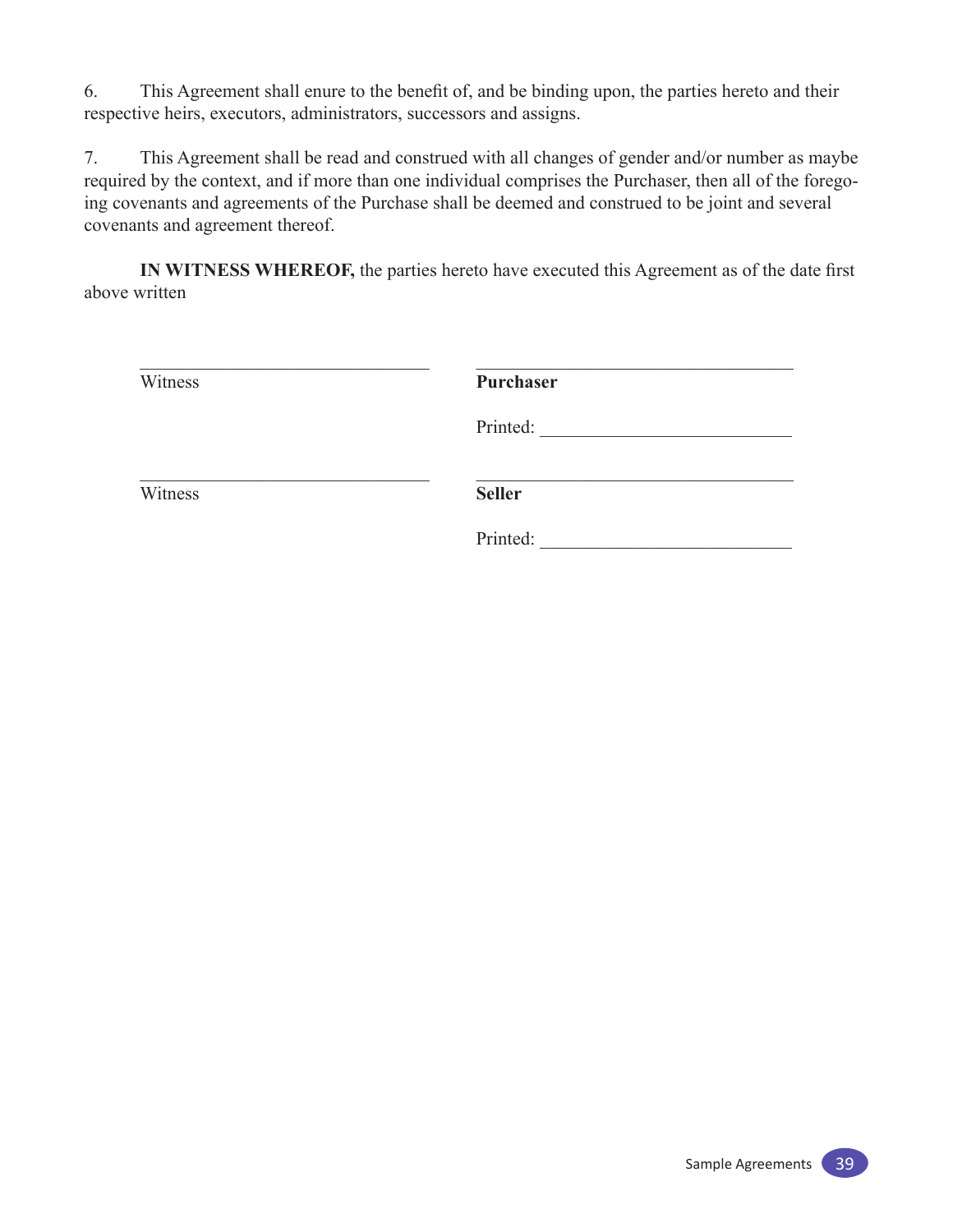6. This Agreement shall enure to the benefit of, and be binding upon, the parties hereto and their respective heirs, executors, administrators, successors and assigns.

7. This Agreement shall be read and construed with all changes of gender and/or number as maybe required by the context, and if more than one individual comprises the Purchaser, then all of the foregoing covenants and agreements of the Purchase shall be deemed and construed to be joint and several covenants and agreement thereof.

**IN WITNESS WHEREOF,** the parties hereto have executed this Agreement as of the date first above written

| | |
|---|---|
| ______________________________ | ________________________________ |
| Witness | **Purchaser** |
| | Printed: __________________________ |
| ______________________________ | ________________________________ |
| Witness | **Seller** |
| | Printed: __________________________ |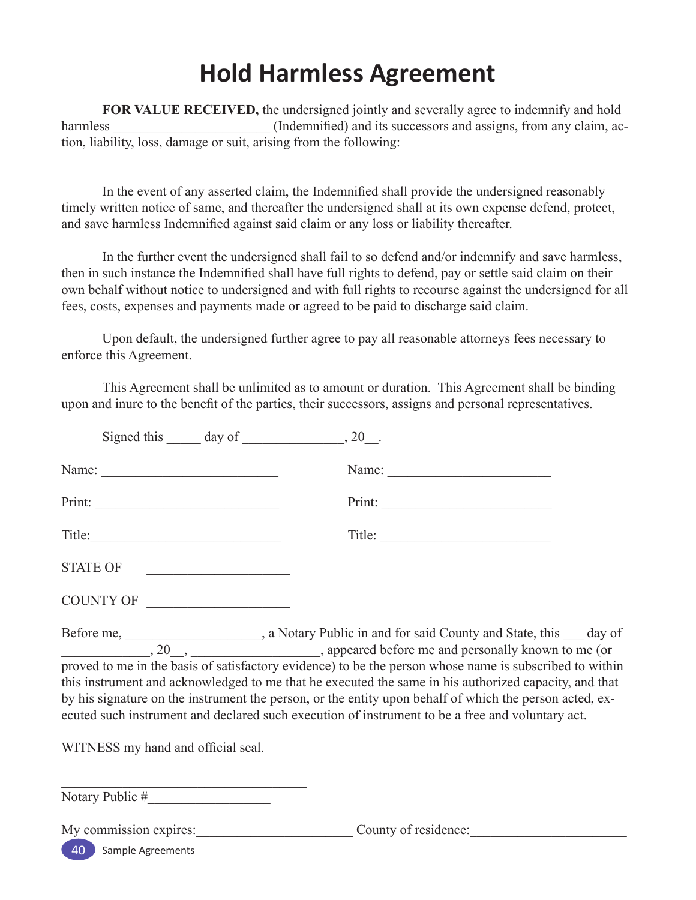# Hold Harmless Agreement

**FOR VALUE RECEIVED,** the undersigned jointly and severally agree to indemnify and hold harmless ______________________ (Indemnified) and its successors and assigns, from any claim, action, liability, loss, damage or suit, arising from the following:

In the event of any asserted claim, the Indemnified shall provide the undersigned reasonably timely written notice of same, and thereafter the undersigned shall at its own expense defend, protect, and save harmless Indemnified against said claim or any loss or liability thereafter.

In the further event the undersigned shall fail to so defend and/or indemnify and save harmless, then in such instance the Indemnified shall have full rights to defend, pay or settle said claim on their own behalf without notice to undersigned and with full rights to recourse against the undersigned for all fees, costs, expenses and payments made or agreed to be paid to discharge said claim.

Upon default, the undersigned further agree to pay all reasonable attorneys fees necessary to enforce this Agreement.

This Agreement shall be unlimited as to amount or duration. This Agreement shall be binding upon and inure to the benefit of the parties, their successors, assigns and personal representatives.

Signed this _____ day of ______________, 20__.

Name: _________________________ Name: _______________________

Print: __________________________ Print: ________________________

Title:___________________________ Title: ________________________

STATE OF _____________________

COUNTY OF _____________________

Before me, ____________________, a Notary Public in and for said County and State, this ___ day of ____________, 20__, __________________, appeared before me and personally known to me (or proved to me in the basis of satisfactory evidence) to be the person whose name is subscribed to within this instrument and acknowledged to me that he executed the same in his authorized capacity, and that by his signature on the instrument the person, or the entity upon behalf of which the person acted, executed such instrument and declared such execution of instrument to be a free and voluntary act.

WITNESS my hand and official seal.

_____________________________________

Notary Public #_________________

My commission expires:______________________ County of residence:______________________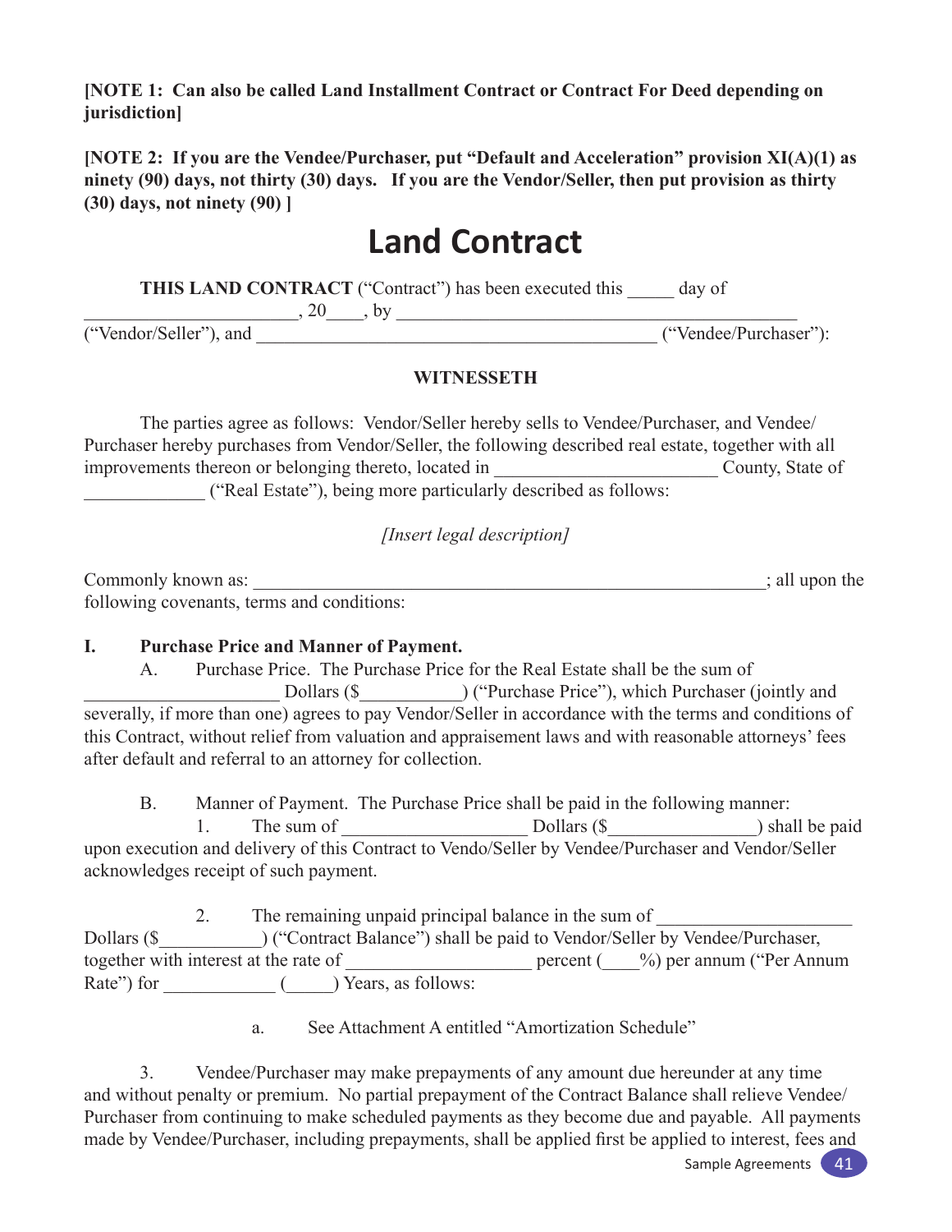**[NOTE 1: Can also be called Land Installment Contract or Contract For Deed depending on jurisdiction]**

**[NOTE 2: If you are the Vendee/Purchaser, put "Default and Acceleration" provision XI(A)(1) as ninety (90) days, not thirty (30) days. If you are the Vendor/Seller, then put provision as thirty (30) days, not ninety (90) ]**

# Land Contract

**THIS LAND CONTRACT** ("Contract") has been executed this _____ day of _______________________, 20____, by _____________________________________________ ("Vendor/Seller"), and _____________________________________________ ("Vendee/Purchaser"):

**WITNESSETH**

The parties agree as follows: Vendor/Seller hereby sells to Vendee/Purchaser, and Vendee/Purchaser hereby purchases from Vendor/Seller, the following described real estate, together with all improvements thereon or belonging thereto, located in ________________________ County, State of _____________ ("Real Estate"), being more particularly described as follows:

*[Insert legal description]*

Commonly known as: _________________________________________________________; all upon the following covenants, terms and conditions:

**I. Purchase Price and Manner of Payment.**

A. Purchase Price. The Purchase Price for the Real Estate shall be the sum of _____________________ Dollars ($___________) ("Purchase Price"), which Purchaser (jointly and severally, if more than one) agrees to pay Vendor/Seller in accordance with the terms and conditions of this Contract, without relief from valuation and appraisement laws and with reasonable attorneys' fees after default and referral to an attorney for collection.

B. Manner of Payment. The Purchase Price shall be paid in the following manner:

1. The sum of ____________________ Dollars ($________________) shall be paid upon execution and delivery of this Contract to Vendo/Seller by Vendee/Purchaser and Vendor/Seller acknowledges receipt of such payment.

2. The remaining unpaid principal balance in the sum of ____________________ Dollars ($___________) ("Contract Balance") shall be paid to Vendor/Seller by Vendee/Purchaser, together with interest at the rate of ____________________ percent (____%) per annum ("Per Annum Rate") for ____________ (_____) Years, as follows:

a. See Attachment A entitled "Amortization Schedule"

3. Vendee/Purchaser may make prepayments of any amount due hereunder at any time and without penalty or premium. No partial prepayment of the Contract Balance shall relieve Vendee/Purchaser from continuing to make scheduled payments as they become due and payable. All payments made by Vendee/Purchaser, including prepayments, shall be applied first be applied to interest, fees and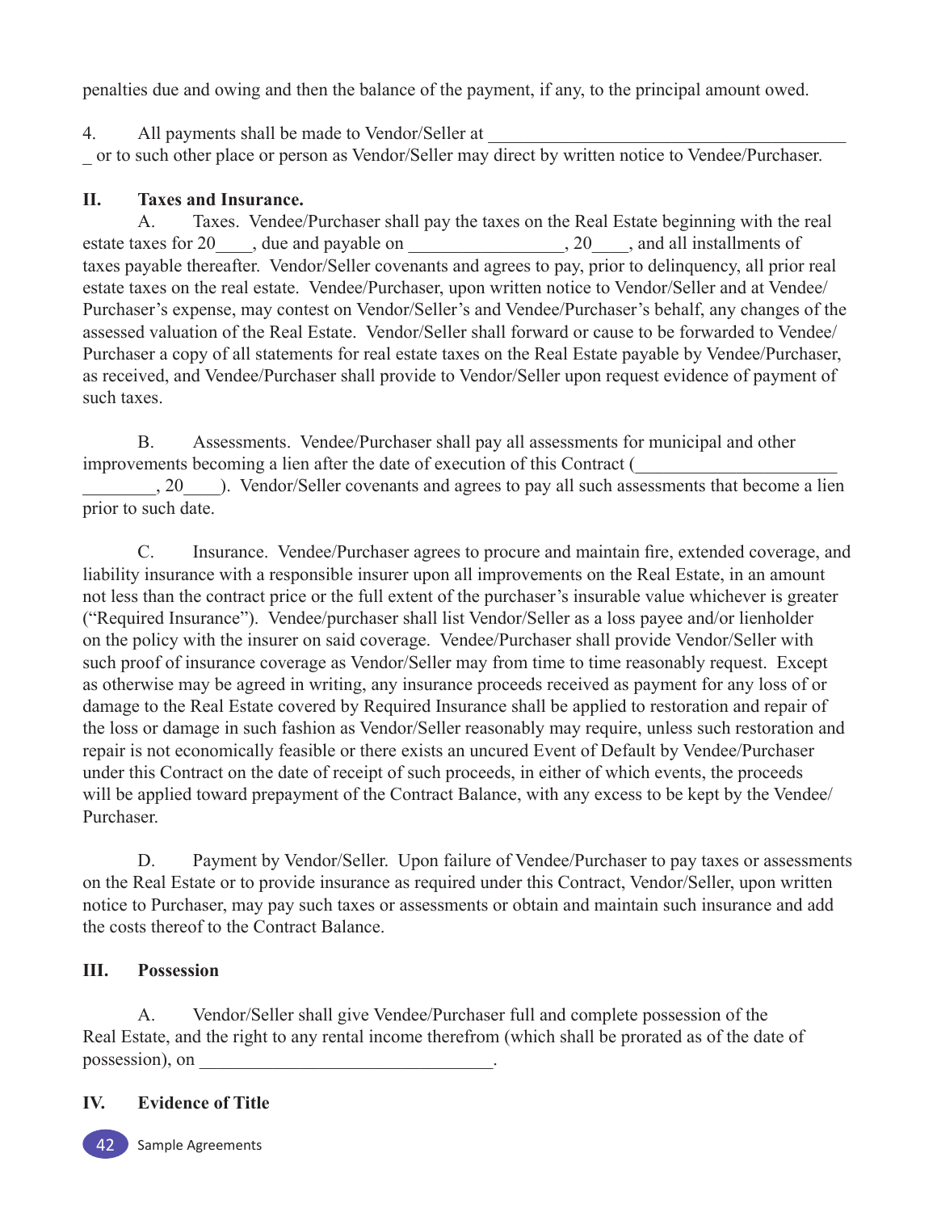penalties due and owing and then the balance of the payment, if any, to the principal amount owed.

4. All payments shall be made to Vendor/Seller at ________________________________________ _ or to such other place or person as Vendor/Seller may direct by written notice to Vendee/Purchaser.

**II. Taxes and Insurance.**

A. Taxes. Vendee/Purchaser shall pay the taxes on the Real Estate beginning with the real estate taxes for 20____, due and payable on _________________, 20____, and all installments of taxes payable thereafter. Vendor/Seller covenants and agrees to pay, prior to delinquency, all prior real estate taxes on the real estate. Vendee/Purchaser, upon written notice to Vendor/Seller and at Vendee/Purchaser's expense, may contest on Vendor/Seller's and Vendee/Purchaser's behalf, any changes of the assessed valuation of the Real Estate. Vendor/Seller shall forward or cause to be forwarded to Vendee/Purchaser a copy of all statements for real estate taxes on the Real Estate payable by Vendee/Purchaser, as received, and Vendee/Purchaser shall provide to Vendor/Seller upon request evidence of payment of such taxes.

B. Assessments. Vendee/Purchaser shall pay all assessments for municipal and other improvements becoming a lien after the date of execution of this Contract (______________________ ________, 20____). Vendor/Seller covenants and agrees to pay all such assessments that become a lien prior to such date.

C. Insurance. Vendee/Purchaser agrees to procure and maintain fire, extended coverage, and liability insurance with a responsible insurer upon all improvements on the Real Estate, in an amount not less than the contract price or the full extent of the purchaser's insurable value whichever is greater ("Required Insurance"). Vendee/purchaser shall list Vendor/Seller as a loss payee and/or lienholder on the policy with the insurer on said coverage. Vendee/Purchaser shall provide Vendor/Seller with such proof of insurance coverage as Vendor/Seller may from time to time reasonably request. Except as otherwise may be agreed in writing, any insurance proceeds received as payment for any loss of or damage to the Real Estate covered by Required Insurance shall be applied to restoration and repair of the loss or damage in such fashion as Vendor/Seller reasonably may require, unless such restoration and repair is not economically feasible or there exists an uncured Event of Default by Vendee/Purchaser under this Contract on the date of receipt of such proceeds, in either of which events, the proceeds will be applied toward prepayment of the Contract Balance, with any excess to be kept by the Vendee/Purchaser.

D. Payment by Vendor/Seller. Upon failure of Vendee/Purchaser to pay taxes or assessments on the Real Estate or to provide insurance as required under this Contract, Vendor/Seller, upon written notice to Purchaser, may pay such taxes or assessments or obtain and maintain such insurance and add the costs thereof to the Contract Balance.

**III. Possession**

A. Vendor/Seller shall give Vendee/Purchaser full and complete possession of the Real Estate, and the right to any rental income therefrom (which shall be prorated as of the date of possession), on ________________________________.

**IV. Evidence of Title**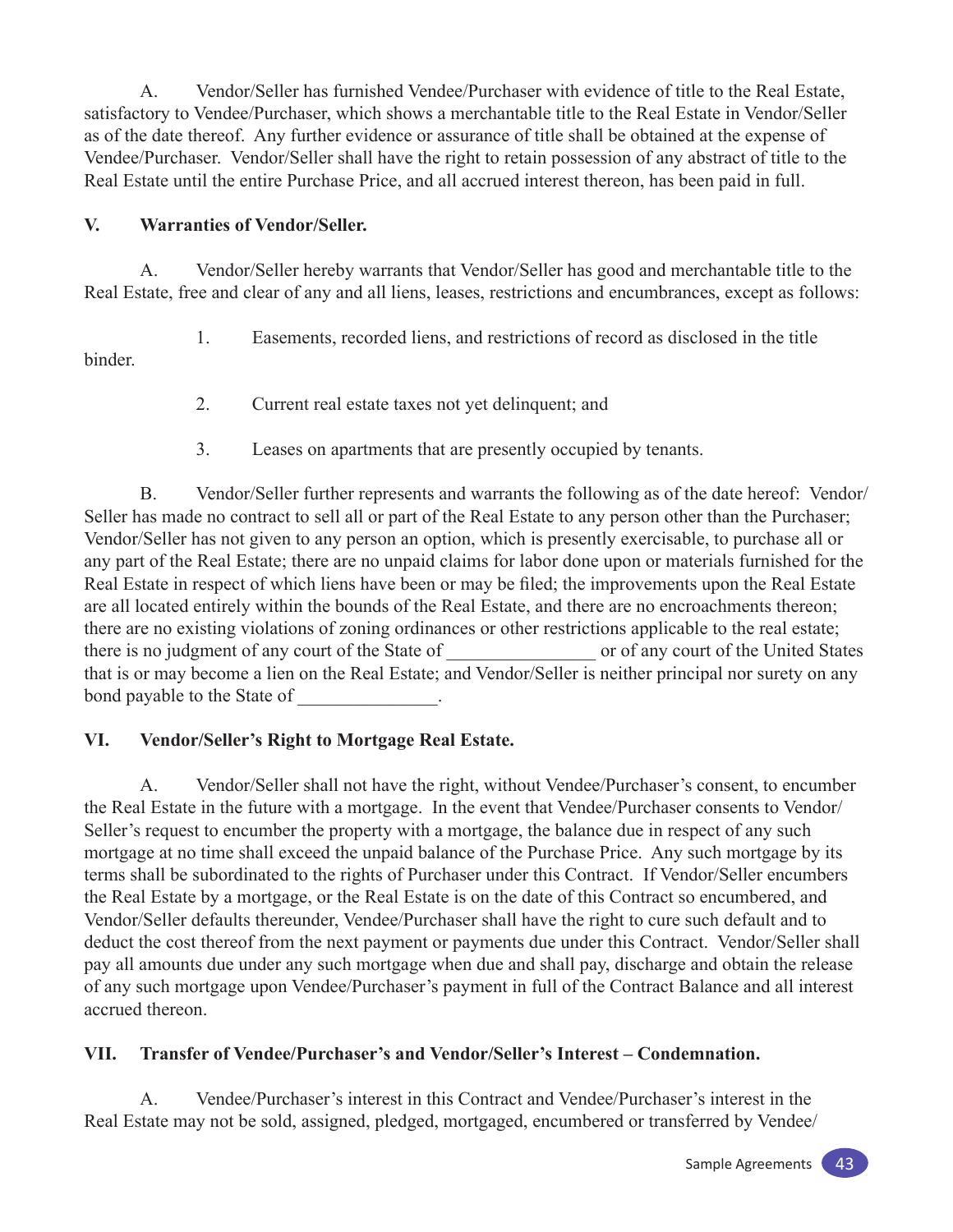A. Vendor/Seller has furnished Vendee/Purchaser with evidence of title to the Real Estate, satisfactory to Vendee/Purchaser, which shows a merchantable title to the Real Estate in Vendor/Seller as of the date thereof. Any further evidence or assurance of title shall be obtained at the expense of Vendee/Purchaser. Vendor/Seller shall have the right to retain possession of any abstract of title to the Real Estate until the entire Purchase Price, and all accrued interest thereon, has been paid in full.

**V. Warranties of Vendor/Seller.**

A. Vendor/Seller hereby warrants that Vendor/Seller has good and merchantable title to the Real Estate, free and clear of any and all liens, leases, restrictions and encumbrances, except as follows:

1. Easements, recorded liens, and restrictions of record as disclosed in the title binder.

2. Current real estate taxes not yet delinquent; and

3. Leases on apartments that are presently occupied by tenants.

B. Vendor/Seller further represents and warrants the following as of the date hereof: Vendor/Seller has made no contract to sell all or part of the Real Estate to any person other than the Purchaser; Vendor/Seller has not given to any person an option, which is presently exercisable, to purchase all or any part of the Real Estate; there are no unpaid claims for labor done upon or materials furnished for the Real Estate in respect of which liens have been or may be filed; the improvements upon the Real Estate are all located entirely within the bounds of the Real Estate, and there are no encroachments thereon; there are no existing violations of zoning ordinances or other restrictions applicable to the real estate; there is no judgment of any court of the State of ________________ or of any court of the United States that is or may become a lien on the Real Estate; and Vendor/Seller is neither principal nor surety on any bond payable to the State of _______________.

**VI. Vendor/Seller's Right to Mortgage Real Estate.**

A. Vendor/Seller shall not have the right, without Vendee/Purchaser's consent, to encumber the Real Estate in the future with a mortgage. In the event that Vendee/Purchaser consents to Vendor/Seller's request to encumber the property with a mortgage, the balance due in respect of any such mortgage at no time shall exceed the unpaid balance of the Purchase Price. Any such mortgage by its terms shall be subordinated to the rights of Purchaser under this Contract. If Vendor/Seller encumbers the Real Estate by a mortgage, or the Real Estate is on the date of this Contract so encumbered, and Vendor/Seller defaults thereunder, Vendee/Purchaser shall have the right to cure such default and to deduct the cost thereof from the next payment or payments due under this Contract. Vendor/Seller shall pay all amounts due under any such mortgage when due and shall pay, discharge and obtain the release of any such mortgage upon Vendee/Purchaser's payment in full of the Contract Balance and all interest accrued thereon.

**VII. Transfer of Vendee/Purchaser's and Vendor/Seller's Interest – Condemnation.**

A. Vendee/Purchaser's interest in this Contract and Vendee/Purchaser's interest in the Real Estate may not be sold, assigned, pledged, mortgaged, encumbered or transferred by Vendee/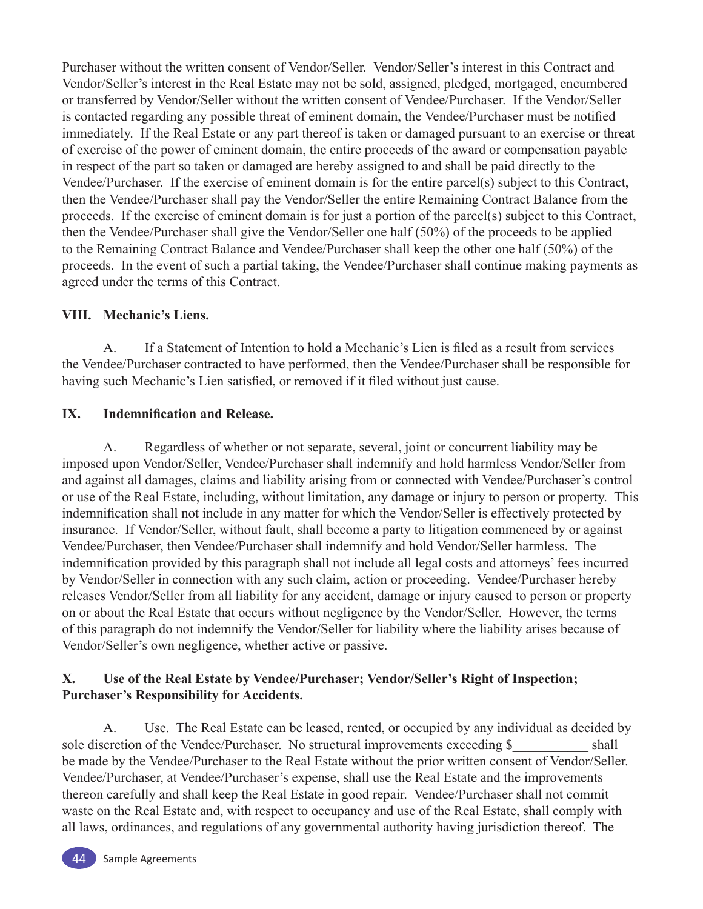Purchaser without the written consent of Vendor/Seller. Vendor/Seller's interest in this Contract and Vendor/Seller's interest in the Real Estate may not be sold, assigned, pledged, mortgaged, encumbered or transferred by Vendor/Seller without the written consent of Vendee/Purchaser. If the Vendor/Seller is contacted regarding any possible threat of eminent domain, the Vendee/Purchaser must be notified immediately. If the Real Estate or any part thereof is taken or damaged pursuant to an exercise or threat of exercise of the power of eminent domain, the entire proceeds of the award or compensation payable in respect of the part so taken or damaged are hereby assigned to and shall be paid directly to the Vendee/Purchaser. If the exercise of eminent domain is for the entire parcel(s) subject to this Contract, then the Vendee/Purchaser shall pay the Vendor/Seller the entire Remaining Contract Balance from the proceeds. If the exercise of eminent domain is for just a portion of the parcel(s) subject to this Contract, then the Vendee/Purchaser shall give the Vendor/Seller one half (50%) of the proceeds to be applied to the Remaining Contract Balance and Vendee/Purchaser shall keep the other one half (50%) of the proceeds. In the event of such a partial taking, the Vendee/Purchaser shall continue making payments as agreed under the terms of this Contract.

**VIII. Mechanic's Liens.**

A. If a Statement of Intention to hold a Mechanic's Lien is filed as a result from services the Vendee/Purchaser contracted to have performed, then the Vendee/Purchaser shall be responsible for having such Mechanic's Lien satisfied, or removed if it filed without just cause.

**IX. Indemnification and Release.**

A. Regardless of whether or not separate, several, joint or concurrent liability may be imposed upon Vendor/Seller, Vendee/Purchaser shall indemnify and hold harmless Vendor/Seller from and against all damages, claims and liability arising from or connected with Vendee/Purchaser's control or use of the Real Estate, including, without limitation, any damage or injury to person or property. This indemnification shall not include in any matter for which the Vendor/Seller is effectively protected by insurance. If Vendor/Seller, without fault, shall become a party to litigation commenced by or against Vendee/Purchaser, then Vendee/Purchaser shall indemnify and hold Vendor/Seller harmless. The indemnification provided by this paragraph shall not include all legal costs and attorneys' fees incurred by Vendor/Seller in connection with any such claim, action or proceeding. Vendee/Purchaser hereby releases Vendor/Seller from all liability for any accident, damage or injury caused to person or property on or about the Real Estate that occurs without negligence by the Vendor/Seller. However, the terms of this paragraph do not indemnify the Vendor/Seller for liability where the liability arises because of Vendor/Seller's own negligence, whether active or passive.

**X. Use of the Real Estate by Vendee/Purchaser; Vendor/Seller's Right of Inspection; Purchaser's Responsibility for Accidents.**

A. Use. The Real Estate can be leased, rented, or occupied by any individual as decided by sole discretion of the Vendee/Purchaser. No structural improvements exceeding $___________ shall be made by the Vendee/Purchaser to the Real Estate without the prior written consent of Vendor/Seller. Vendee/Purchaser, at Vendee/Purchaser's expense, shall use the Real Estate and the improvements thereon carefully and shall keep the Real Estate in good repair. Vendee/Purchaser shall not commit waste on the Real Estate and, with respect to occupancy and use of the Real Estate, shall comply with all laws, ordinances, and regulations of any governmental authority having jurisdiction thereof. The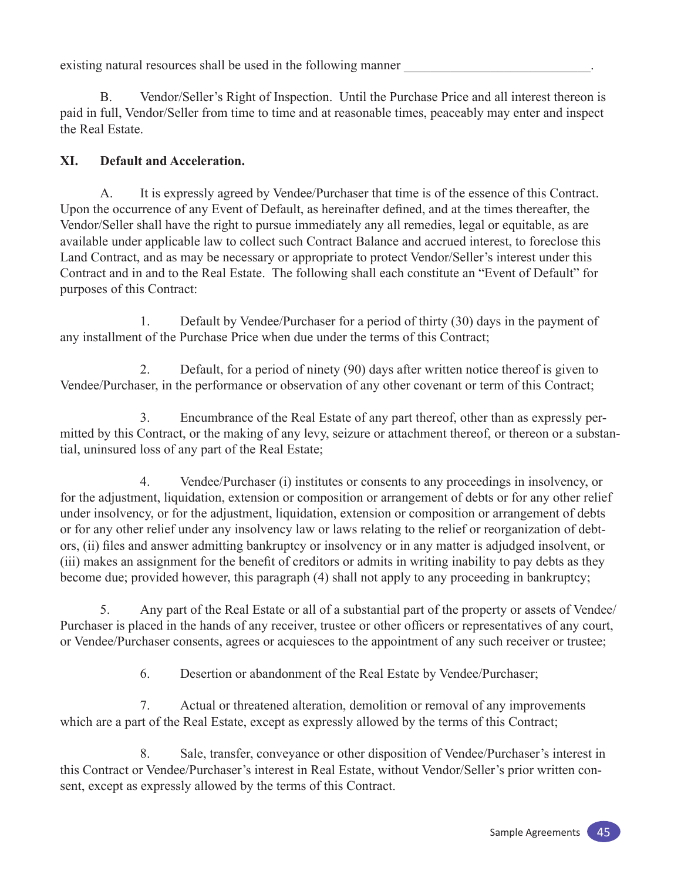existing natural resources shall be used in the following manner \_\_\_\_\_\_\_\_\_\_\_\_\_\_\_\_\_\_\_\_\_\_\_\_\_\_\_\_.

B. Vendor/Seller's Right of Inspection. Until the Purchase Price and all interest thereon is paid in full, Vendor/Seller from time to time and at reasonable times, peaceably may enter and inspect the Real Estate.

**XI. Default and Acceleration.**

A. It is expressly agreed by Vendee/Purchaser that time is of the essence of this Contract. Upon the occurrence of any Event of Default, as hereinafter defined, and at the times thereafter, the Vendor/Seller shall have the right to pursue immediately any all remedies, legal or equitable, as are available under applicable law to collect such Contract Balance and accrued interest, to foreclose this Land Contract, and as may be necessary or appropriate to protect Vendor/Seller's interest under this Contract and in and to the Real Estate. The following shall each constitute an "Event of Default" for purposes of this Contract:

1. Default by Vendee/Purchaser for a period of thirty (30) days in the payment of any installment of the Purchase Price when due under the terms of this Contract;

2. Default, for a period of ninety (90) days after written notice thereof is given to Vendee/Purchaser, in the performance or observation of any other covenant or term of this Contract;

3. Encumbrance of the Real Estate of any part thereof, other than as expressly permitted by this Contract, or the making of any levy, seizure or attachment thereof, or thereon or a substantial, uninsured loss of any part of the Real Estate;

4. Vendee/Purchaser (i) institutes or consents to any proceedings in insolvency, or for the adjustment, liquidation, extension or composition or arrangement of debts or for any other relief under insolvency, or for the adjustment, liquidation, extension or composition or arrangement of debts or for any other relief under any insolvency law or laws relating to the relief or reorganization of debtors, (ii) files and answer admitting bankruptcy or insolvency or in any matter is adjudged insolvent, or (iii) makes an assignment for the benefit of creditors or admits in writing inability to pay debts as they become due; provided however, this paragraph (4) shall not apply to any proceeding in bankruptcy;

5. Any part of the Real Estate or all of a substantial part of the property or assets of Vendee/Purchaser is placed in the hands of any receiver, trustee or other officers or representatives of any court, or Vendee/Purchaser consents, agrees or acquiesces to the appointment of any such receiver or trustee;

6. Desertion or abandonment of the Real Estate by Vendee/Purchaser;

7. Actual or threatened alteration, demolition or removal of any improvements which are a part of the Real Estate, except as expressly allowed by the terms of this Contract;

8. Sale, transfer, conveyance or other disposition of Vendee/Purchaser's interest in this Contract or Vendee/Purchaser's interest in Real Estate, without Vendor/Seller's prior written consent, except as expressly allowed by the terms of this Contract.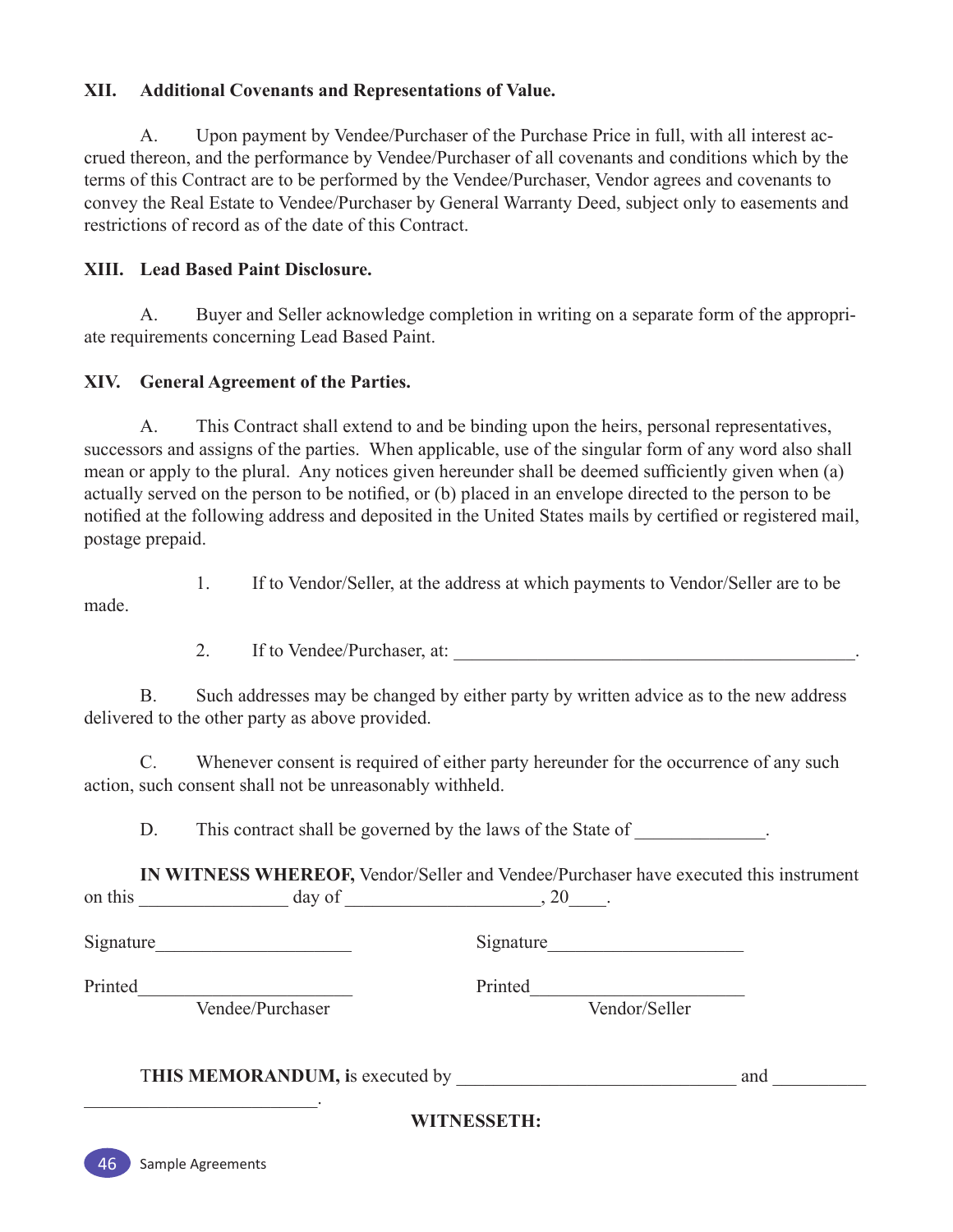**XII. Additional Covenants and Representations of Value.**

A. Upon payment by Vendee/Purchaser of the Purchase Price in full, with all interest accrued thereon, and the performance by Vendee/Purchaser of all covenants and conditions which by the terms of this Contract are to be performed by the Vendee/Purchaser, Vendor agrees and covenants to convey the Real Estate to Vendee/Purchaser by General Warranty Deed, subject only to easements and restrictions of record as of the date of this Contract.

**XIII. Lead Based Paint Disclosure.**

A. Buyer and Seller acknowledge completion in writing on a separate form of the appropriate requirements concerning Lead Based Paint.

**XIV. General Agreement of the Parties.**

A. This Contract shall extend to and be binding upon the heirs, personal representatives, successors and assigns of the parties. When applicable, use of the singular form of any word also shall mean or apply to the plural. Any notices given hereunder shall be deemed sufficiently given when (a) actually served on the person to be notified, or (b) placed in an envelope directed to the person to be notified at the following address and deposited in the United States mails by certified or registered mail, postage prepaid.

1. If to Vendor/Seller, at the address at which payments to Vendor/Seller are to be made.

2. If to Vendee/Purchaser, at: ____________________________________________.

B. Such addresses may be changed by either party by written advice as to the new address delivered to the other party as above provided.

C. Whenever consent is required of either party hereunder for the occurrence of any such action, such consent shall not be unreasonably withheld.

D. This contract shall be governed by the laws of the State of _____________.

**IN WITNESS WHEREOF,** Vendor/Seller and Vendee/Purchaser have executed this instrument on this _______________ day of ___________________, 20____.

Signature____________________ Signature____________________

Printed______________________ Printed______________________

Vendee/Purchaser Vendor/Seller

**THIS MEMORANDUM, i**s executed by _____________________________ and __________ _________________________.

**WITNESSETH:**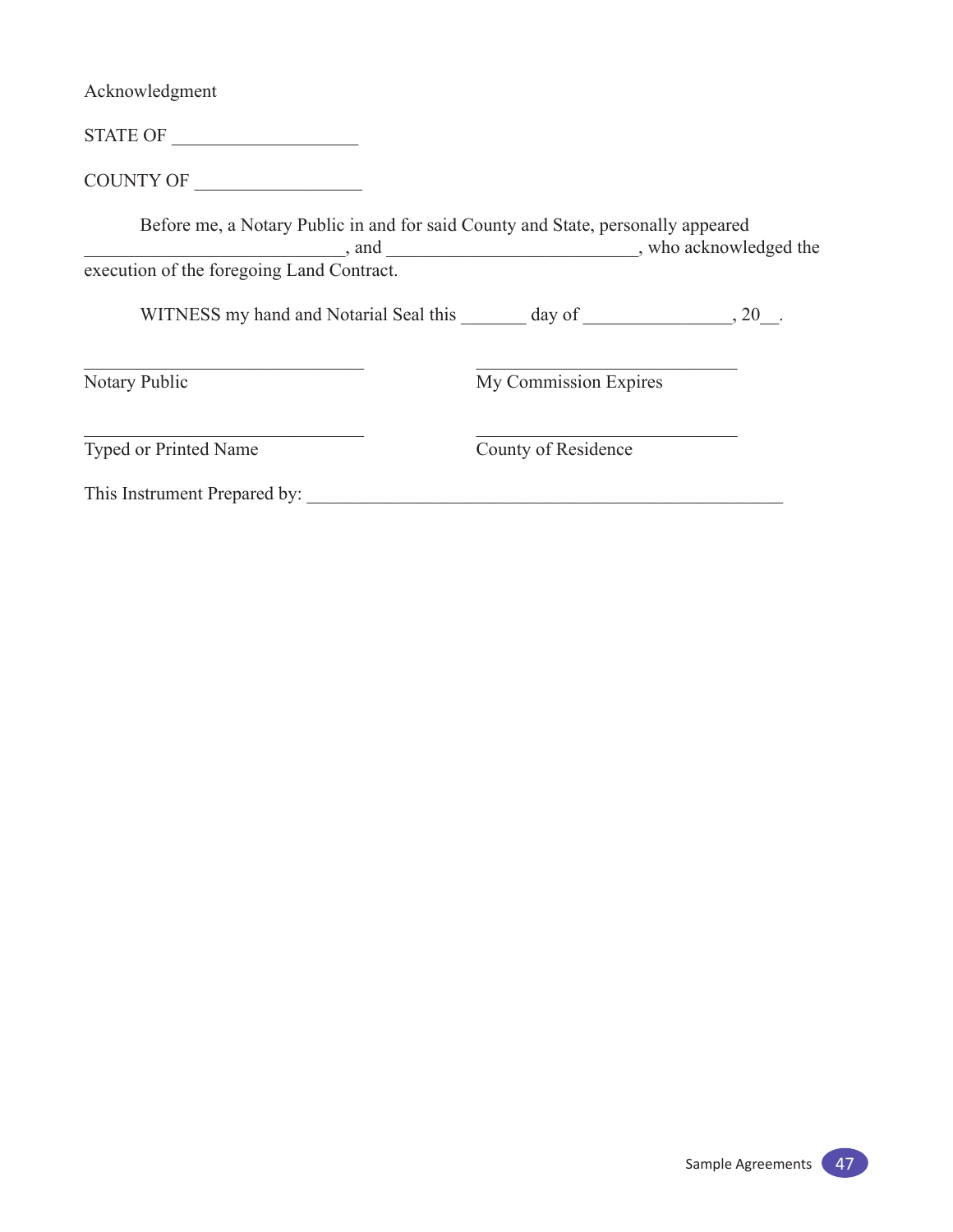Acknowledgment

STATE OF ____________________

COUNTY OF __________________

Before me, a Notary Public in and for said County and State, personally appeared ____________________________, and ___________________________, who acknowledged the execution of the foregoing Land Contract.

WITNESS my hand and Notarial Seal this _______ day of ________________, 20__.

______________________________ ______________________________
Notary Public My Commission Expires

______________________________ ______________________________
Typed or Printed Name County of Residence

This Instrument Prepared by: ___________________________________________________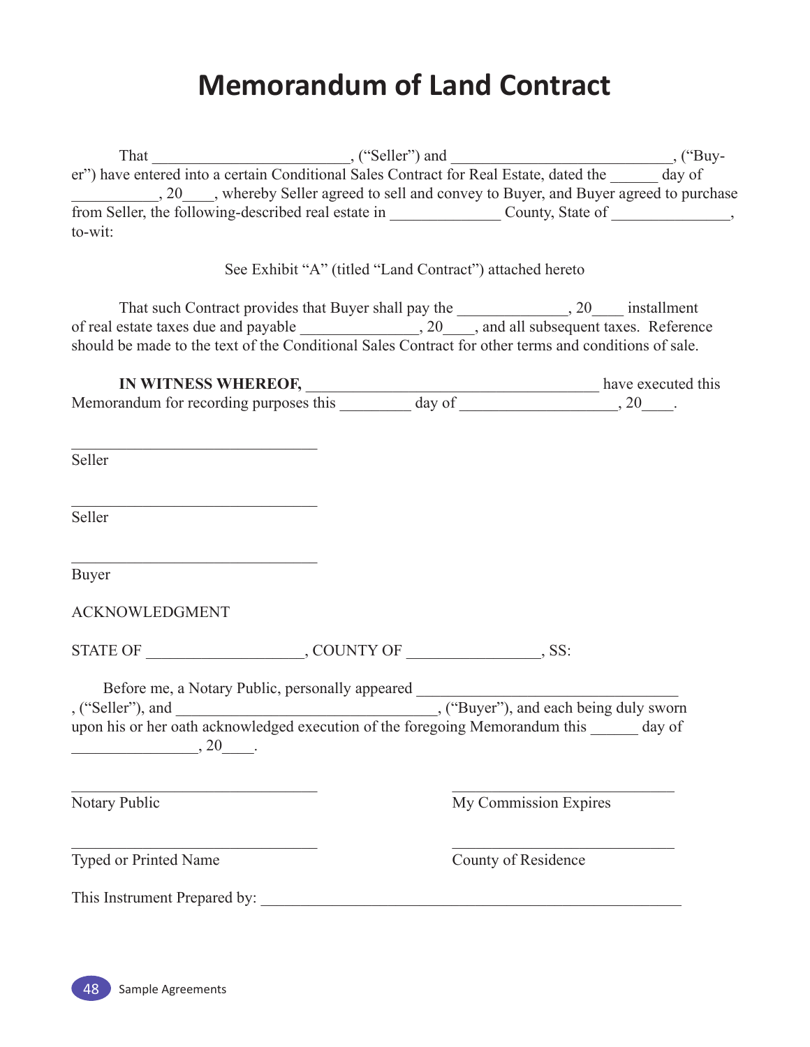# Memorandum of Land Contract

That _________________________, ("Seller") and ___________________________, ("Buyer") have entered into a certain Conditional Sales Contract for Real Estate, dated the ______ day of ___________, 20____, whereby Seller agreed to sell and convey to Buyer, and Buyer agreed to purchase from Seller, the following-described real estate in ______________ County, State of _______________, to-wit:

See Exhibit "A" (titled "Land Contract") attached hereto

That such Contract provides that Buyer shall pay the ______________, 20____ installment of real estate taxes due and payable _______________, 20____, and all subsequent taxes. Reference should be made to the text of the Conditional Sales Contract for other terms and conditions of sale.

**IN WITNESS WHEREOF,** _____________________________________ have executed this Memorandum for recording purposes this _________ day of ___________________, 20____.

_______________________________
Seller

_______________________________
Seller

_______________________________
Buyer

ACKNOWLEDGMENT

STATE OF ____________________, COUNTY OF _________________, SS:

Before me, a Notary Public, personally appeared _________________________________, ("Seller"), and _________________________________, ("Buyer"), and each being duly sworn upon his or her oath acknowledged execution of the foregoing Memorandum this ______ day of ________________, 20____.

_______________________________
Notary Public

_______________________________
My Commission Expires

_______________________________
Typed or Printed Name

_______________________________
County of Residence

This Instrument Prepared by: ______________________________________________________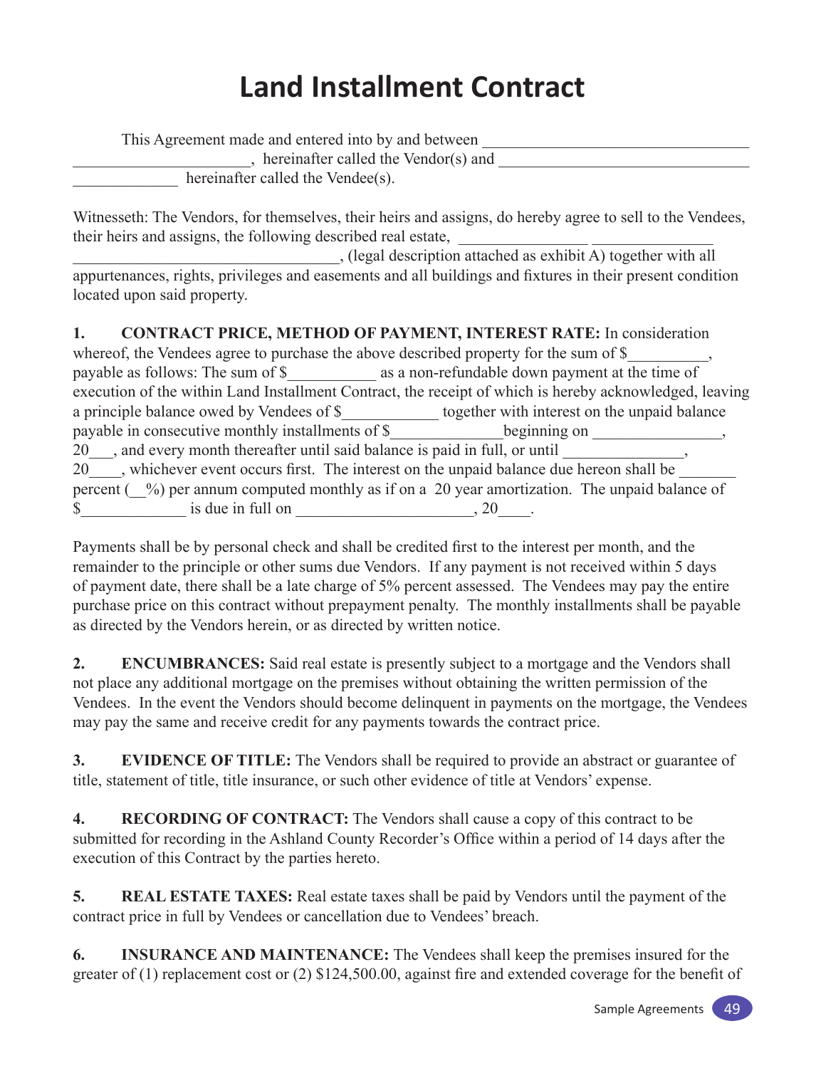# Land Installment Contract

This Agreement made and entered into by and between ________________________________ ______________________, hereinafter called the Vendor(s) and ______________________________ _____________ hereinafter called the Vendee(s).

Witnesseth: The Vendors, for themselves, their heirs and assigns, do hereby agree to sell to the Vendees, their heirs and assigns, the following described real estate, ________________ _______________ _________________________________, (legal description attached as exhibit A) together with all appurtenances, rights, privileges and easements and all buildings and fixtures in their present condition located upon said property.

**1. CONTRACT PRICE, METHOD OF PAYMENT, INTEREST RATE:** In consideration whereof, the Vendees agree to purchase the above described property for the sum of $__________, payable as follows: The sum of $___________ as a non-refundable down payment at the time of execution of the within Land Installment Contract, the receipt of which is hereby acknowledged, leaving a principle balance owed by Vendees of $____________ together with interest on the unpaid balance payable in consecutive monthly installments of $______________beginning on ________________, 20___, and every month thereafter until said balance is paid in full, or until _______________, 20____, whichever event occurs first. The interest on the unpaid balance due hereon shall be _______ percent (__%) per annum computed monthly as if on a 20 year amortization. The unpaid balance of $_____________ is due in full on ______________________, 20____.

Payments shall be by personal check and shall be credited first to the interest per month, and the remainder to the principle or other sums due Vendors. If any payment is not received within 5 days of payment date, there shall be a late charge of 5% percent assessed. The Vendees may pay the entire purchase price on this contract without prepayment penalty. The monthly installments shall be payable as directed by the Vendors herein, or as directed by written notice.

**2. ENCUMBRANCES:** Said real estate is presently subject to a mortgage and the Vendors shall not place any additional mortgage on the premises without obtaining the written permission of the Vendees. In the event the Vendors should become delinquent in payments on the mortgage, the Vendees may pay the same and receive credit for any payments towards the contract price.

**3. EVIDENCE OF TITLE:** The Vendors shall be required to provide an abstract or guarantee of title, statement of title, title insurance, or such other evidence of title at Vendors' expense.

**4. RECORDING OF CONTRACT:** The Vendors shall cause a copy of this contract to be submitted for recording in the Ashland County Recorder's Office within a period of 14 days after the execution of this Contract by the parties hereto.

**5. REAL ESTATE TAXES:** Real estate taxes shall be paid by Vendors until the payment of the contract price in full by Vendees or cancellation due to Vendees' breach.

**6. INSURANCE AND MAINTENANCE:** The Vendees shall keep the premises insured for the greater of (1) replacement cost or (2) $124,500.00, against fire and extended coverage for the benefit of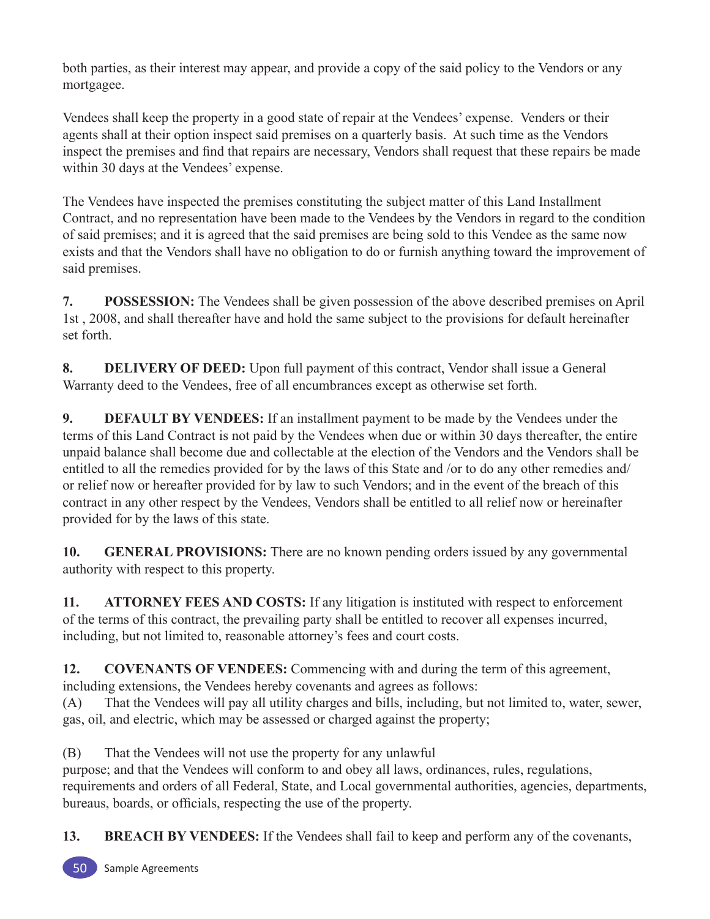both parties, as their interest may appear, and provide a copy of the said policy to the Vendors or any mortgagee.

Vendees shall keep the property in a good state of repair at the Vendees' expense. Venders or their agents shall at their option inspect said premises on a quarterly basis. At such time as the Vendors inspect the premises and find that repairs are necessary, Vendors shall request that these repairs be made within 30 days at the Vendees' expense.

The Vendees have inspected the premises constituting the subject matter of this Land Installment Contract, and no representation have been made to the Vendees by the Vendors in regard to the condition of said premises; and it is agreed that the said premises are being sold to this Vendee as the same now exists and that the Vendors shall have no obligation to do or furnish anything toward the improvement of said premises.

**7. POSSESSION:** The Vendees shall be given possession of the above described premises on April 1st , 2008, and shall thereafter have and hold the same subject to the provisions for default hereinafter set forth.

**8. DELIVERY OF DEED:** Upon full payment of this contract, Vendor shall issue a General Warranty deed to the Vendees, free of all encumbrances except as otherwise set forth.

**9. DEFAULT BY VENDEES:** If an installment payment to be made by the Vendees under the terms of this Land Contract is not paid by the Vendees when due or within 30 days thereafter, the entire unpaid balance shall become due and collectable at the election of the Vendors and the Vendors shall be entitled to all the remedies provided for by the laws of this State and /or to do any other remedies and/or relief now or hereafter provided for by law to such Vendors; and in the event of the breach of this contract in any other respect by the Vendees, Vendors shall be entitled to all relief now or hereinafter provided for by the laws of this state.

**10. GENERAL PROVISIONS:** There are no known pending orders issued by any governmental authority with respect to this property.

**11. ATTORNEY FEES AND COSTS:** If any litigation is instituted with respect to enforcement of the terms of this contract, the prevailing party shall be entitled to recover all expenses incurred, including, but not limited to, reasonable attorney's fees and court costs.

**12. COVENANTS OF VENDEES:** Commencing with and during the term of this agreement, including extensions, the Vendees hereby covenants and agrees as follows:

(A) That the Vendees will pay all utility charges and bills, including, but not limited to, water, sewer, gas, oil, and electric, which may be assessed or charged against the property;

(B) That the Vendees will not use the property for any unlawful purpose; and that the Vendees will conform to and obey all laws, ordinances, rules, regulations, requirements and orders of all Federal, State, and Local governmental authorities, agencies, departments, bureaus, boards, or officials, respecting the use of the property.

**13. BREACH BY VENDEES:** If the Vendees shall fail to keep and perform any of the covenants,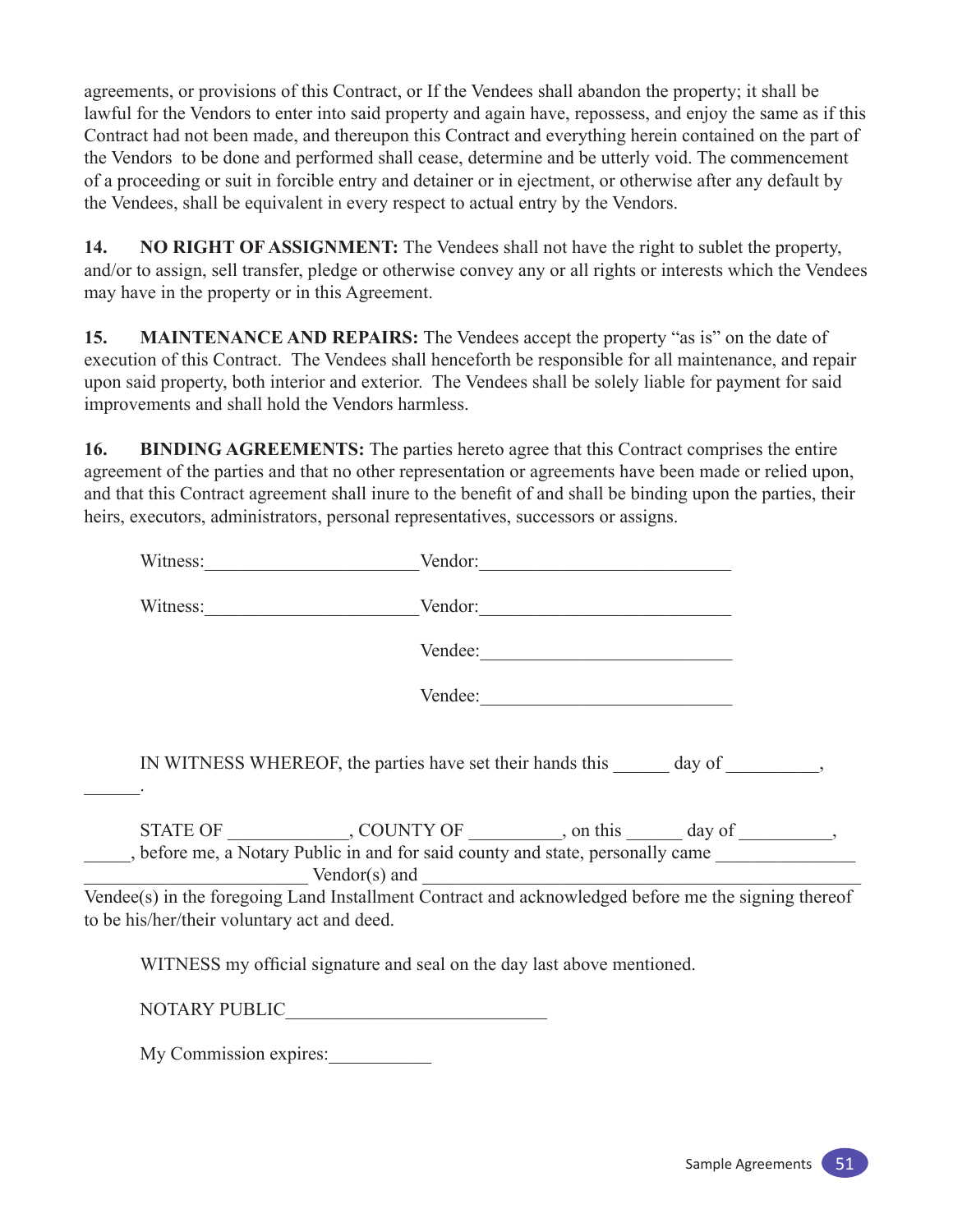agreements, or provisions of this Contract, or If the Vendees shall abandon the property; it shall be lawful for the Vendors to enter into said property and again have, repossess, and enjoy the same as if this Contract had not been made, and thereupon this Contract and everything herein contained on the part of the Vendors to be done and performed shall cease, determine and be utterly void. The commencement of a proceeding or suit in forcible entry and detainer or in ejectment, or otherwise after any default by the Vendees, shall be equivalent in every respect to actual entry by the Vendors.

**14. NO RIGHT OF ASSIGNMENT:** The Vendees shall not have the right to sublet the property, and/or to assign, sell transfer, pledge or otherwise convey any or all rights or interests which the Vendees may have in the property or in this Agreement.

**15. MAINTENANCE AND REPAIRS:** The Vendees accept the property "as is" on the date of execution of this Contract. The Vendees shall henceforth be responsible for all maintenance, and repair upon said property, both interior and exterior. The Vendees shall be solely liable for payment for said improvements and shall hold the Vendors harmless.

**16. BINDING AGREEMENTS:** The parties hereto agree that this Contract comprises the entire agreement of the parties and that no other representation or agreements have been made or relied upon, and that this Contract agreement shall inure to the benefit of and shall be binding upon the parties, their heirs, executors, administrators, personal representatives, successors or assigns.

Witness:______________________ Vendor:___________________________

Witness:______________________ Vendor:___________________________

Vendee:___________________________

Vendee:___________________________

IN WITNESS WHEREOF, the parties have set their hands this ______ day of __________, ______.

STATE OF _____________, COUNTY OF __________, on this ______ day of __________, _____, before me, a Notary Public in and for said county and state, personally came _______________ ________________________ Vendor(s) and ________________________________________________ Vendee(s) in the foregoing Land Installment Contract and acknowledged before me the signing thereof to be his/her/their voluntary act and deed.

WITNESS my official signature and seal on the day last above mentioned.

NOTARY PUBLIC____________________________

My Commission expires:___________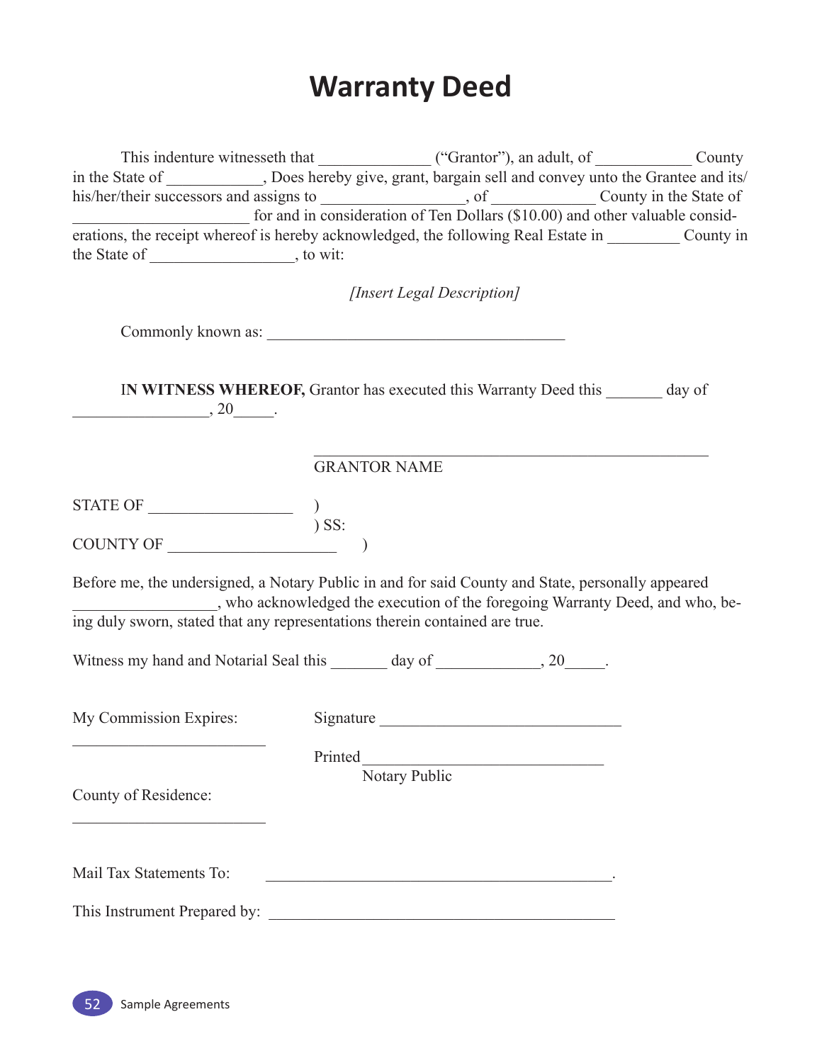# Warranty Deed

This indenture witnesseth that _____________ ("Grantor"), an adult, of ____________ County in the State of ____________, Does hereby give, grant, bargain sell and convey unto the Grantee and its/his/her/their successors and assigns to _________________, of _____________ County in the State of ______________________ for and in consideration of Ten Dollars ($10.00) and other valuable considerations, the receipt whereof is hereby acknowledged, the following Real Estate in _________ County in the State of _________________, to wit:

*[Insert Legal Description]*

Commonly known as: _____________________________________

**IN WITNESS WHEREOF,** Grantor has executed this Warranty Deed this _______ day of _________________, 20_____.

_____________________________________________

GRANTOR NAME

STATE OF _________________ )
) SS:
COUNTY OF ____________________ )

Before me, the undersigned, a Notary Public in and for said County and State, personally appeared _________________, who acknowledged the execution of the foregoing Warranty Deed, and who, being duly sworn, stated that any representations therein contained are true.

Witness my hand and Notarial Seal this _______ day of _____________, 20_____.

My Commission Expires: ________________________

Signature ______________________________

Printed ______________________________
Notary Public

County of Residence: ________________________

Mail Tax Statements To: _____________________________________________.

This Instrument Prepared by: _____________________________________________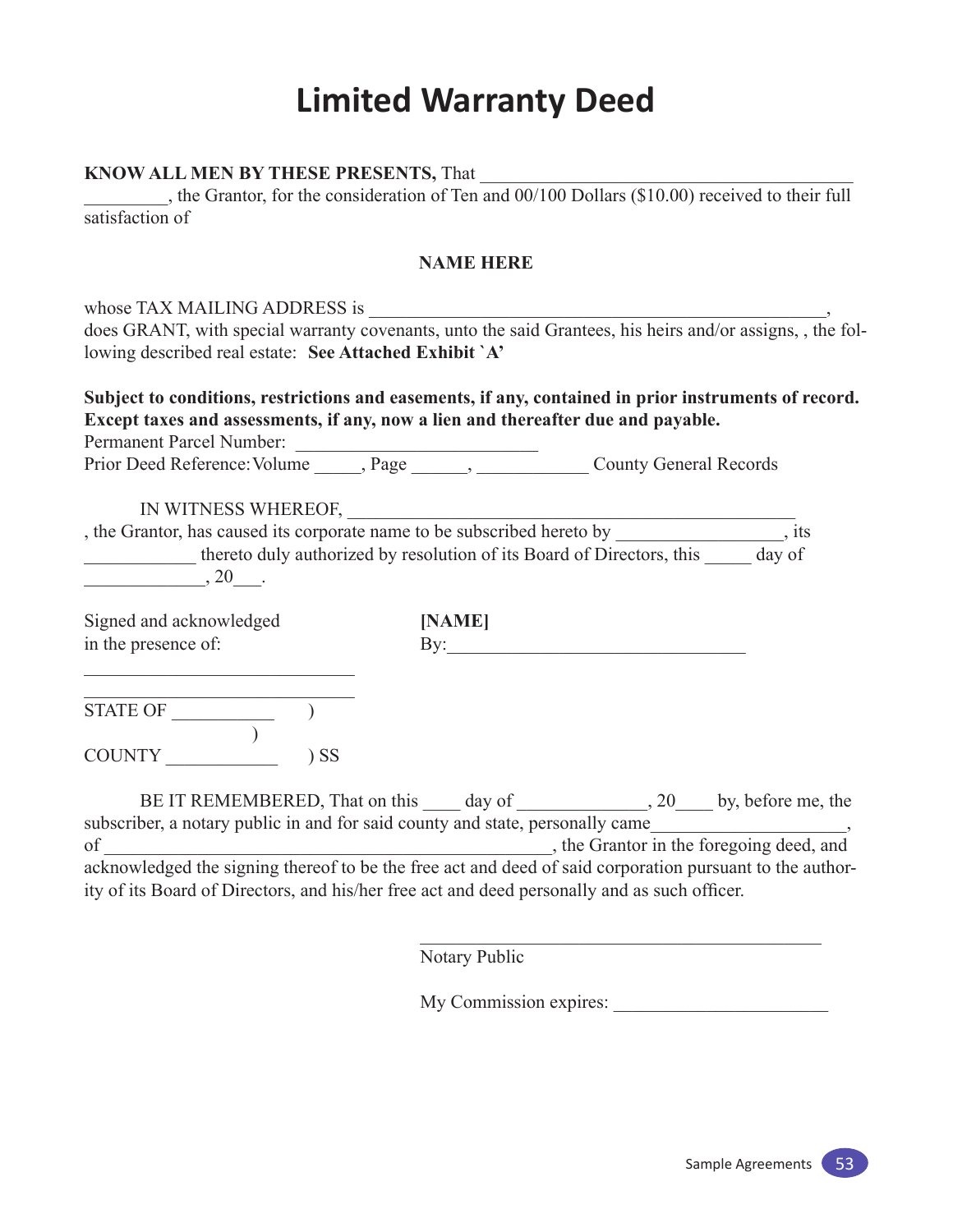# Limited Warranty Deed

**KNOW ALL MEN BY THESE PRESENTS,** That ________________________________________ _________, the Grantor, for the consideration of Ten and 00/100 Dollars ($10.00) received to their full satisfaction of

**NAME HERE**

whose TAX MAILING ADDRESS is __________________________________________________, does GRANT, with special warranty covenants, unto the said Grantees, his heirs and/or assigns, , the following described real estate: **See Attached Exhibit `A'**

**Subject to conditions, restrictions and easements, if any, contained in prior instruments of record. Except taxes and assessments, if any, now a lien and thereafter due and payable.**
Permanent Parcel Number: __________________________
Prior Deed Reference: Volume _____, Page ______, ____________ County General Records

IN WITNESS WHEREOF, ________________________________________________, the Grantor, has caused its corporate name to be subscribed hereto by __________________, its ____________ thereto duly authorized by resolution of its Board of Directors, this _____ day of _____________, 20___.

Signed and acknowledged in the presence of:

_____________________________

_____________________________

**[NAME]**
By:________________________________

STATE OF ___________ )
)
COUNTY ____________ ) SS

BE IT REMEMBERED, That on this ____ day of ______________, 20____ by, before me, the subscriber, a notary public in and for said county and state, personally came____________________, of _________________________________________________, the Grantor in the foregoing deed, and acknowledged the signing thereof to be the free act and deed of said corporation pursuant to the authority of its Board of Directors, and his/her free act and deed personally and as such officer.

___________________________________________
Notary Public

My Commission expires: _______________________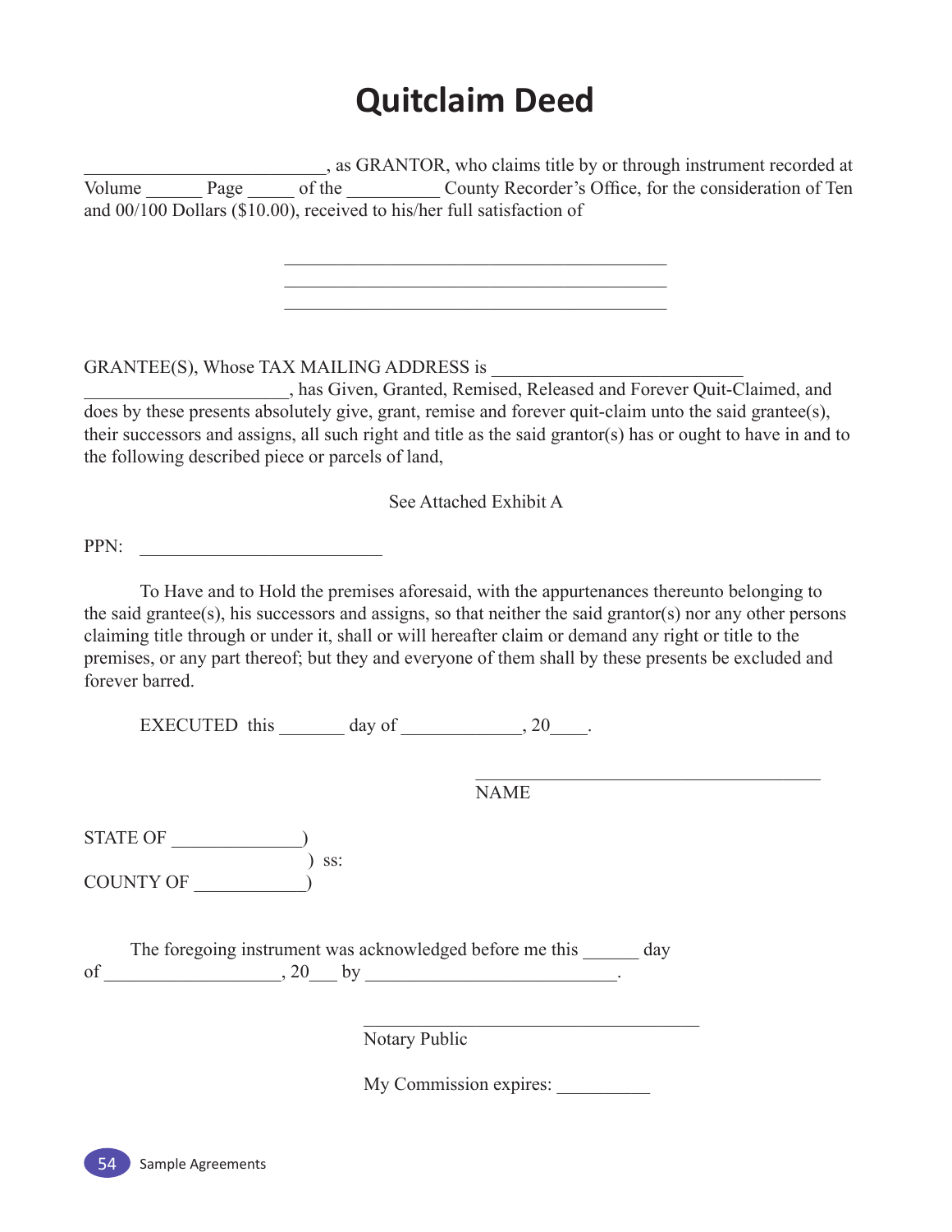# Quitclaim Deed

__________________________, as GRANTOR, who claims title by or through instrument recorded at Volume ______ Page _____ of the __________ County Recorder's Office, for the consideration of Ten and 00/100 Dollars ($10.00), received to his/her full satisfaction of

__________________________________________

__________________________________________

__________________________________________

GRANTEE(S), Whose TAX MAILING ADDRESS is ___________________________

______________________, has Given, Granted, Remised, Released and Forever Quit-Claimed, and does by these presents absolutely give, grant, remise and forever quit-claim unto the said grantee(s), their successors and assigns, all such right and title as the said grantor(s) has or ought to have in and to the following described piece or parcels of land,

See Attached Exhibit A

PPN: __________________________

To Have and to Hold the premises aforesaid, with the appurtenances thereunto belonging to the said grantee(s), his successors and assigns, so that neither the said grantor(s) nor any other persons claiming title through or under it, shall or will hereafter claim or demand any right or title to the premises, or any part thereof; but they and everyone of them shall by these presents be excluded and forever barred.

EXECUTED this _______ day of ____________, 20____.

_____________________________________

NAME

STATE OF _____________)

) ss:

COUNTY OF ____________)

The foregoing instrument was acknowledged before me this ______ day of __________________, 20___ by ___________________________.

_____________________________________

Notary Public

My Commission expires: __________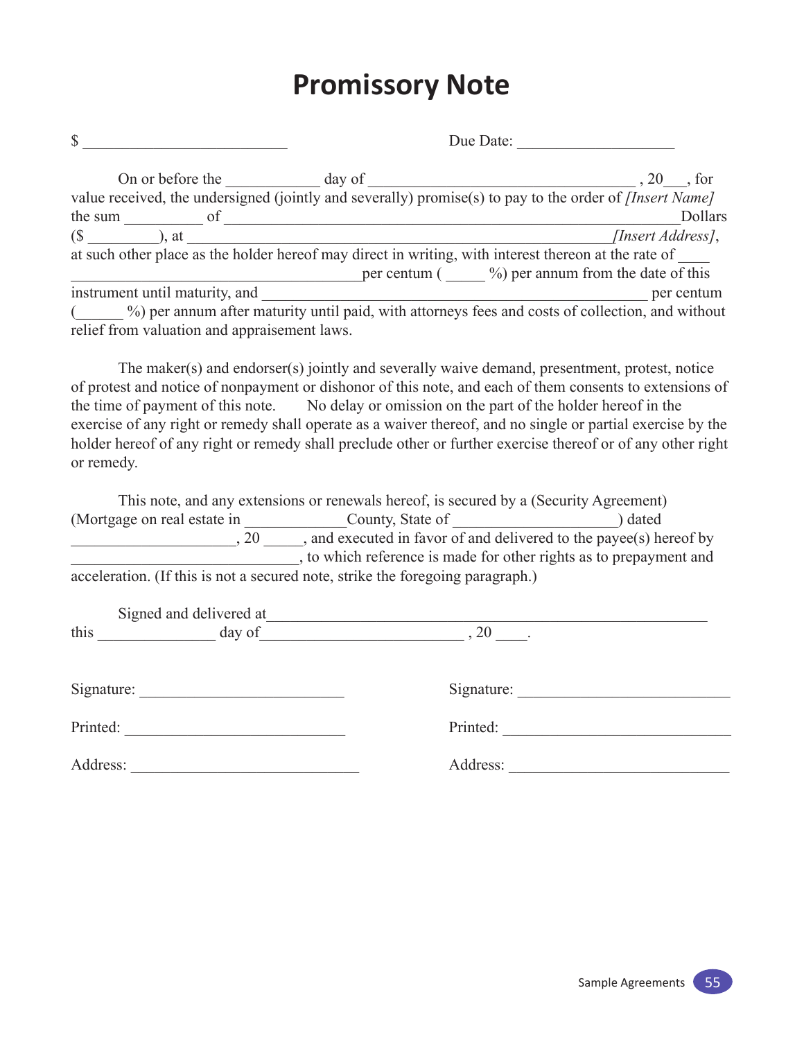# Promissory Note

$ ___________________________ Due Date: ____________________

On or before the ____________ day of ___________________________________ , 20___, for value received, the undersigned (jointly and severally) promise(s) to pay to the order of *[Insert Name]* the sum __________ of ____________________________________________________________ Dollars ($ _________), at ___________________________________________________________ *[Insert Address]*, at such other place as the holder hereof may direct in writing, with interest thereon at the rate of ____ _______________________________________per centum ( _____ %) per annum from the date of this instrument until maturity, and ___________________________________________________ per centum (______ %) per annum after maturity until paid, with attorneys fees and costs of collection, and without relief from valuation and appraisement laws.

The maker(s) and endorser(s) jointly and severally waive demand, presentment, protest, notice of protest and notice of nonpayment or dishonor of this note, and each of them consents to extensions of the time of payment of this note. No delay or omission on the part of the holder hereof in the exercise of any right or remedy shall operate as a waiver thereof, and no single or partial exercise by the holder hereof of any right or remedy shall preclude other or further exercise thereof or of any other right or remedy.

This note, and any extensions or renewals hereof, is secured by a (Security Agreement) (Mortgage on real estate in _____________County, State of ____________________) dated _____________________, 20 _____, and executed in favor of and delivered to the payee(s) hereof by ____________________________, to which reference is made for other rights as to prepayment and acceleration. (If this is not a secured note, strike the foregoing paragraph.)

Signed and delivered at__________________________________________________________ this _______________ day of__________________________ , 20 ____.

Signature: ___________________________ Signature: ____________________________

Printed: _____________________________ Printed: ______________________________

Address: _____________________________ Address: _____________________________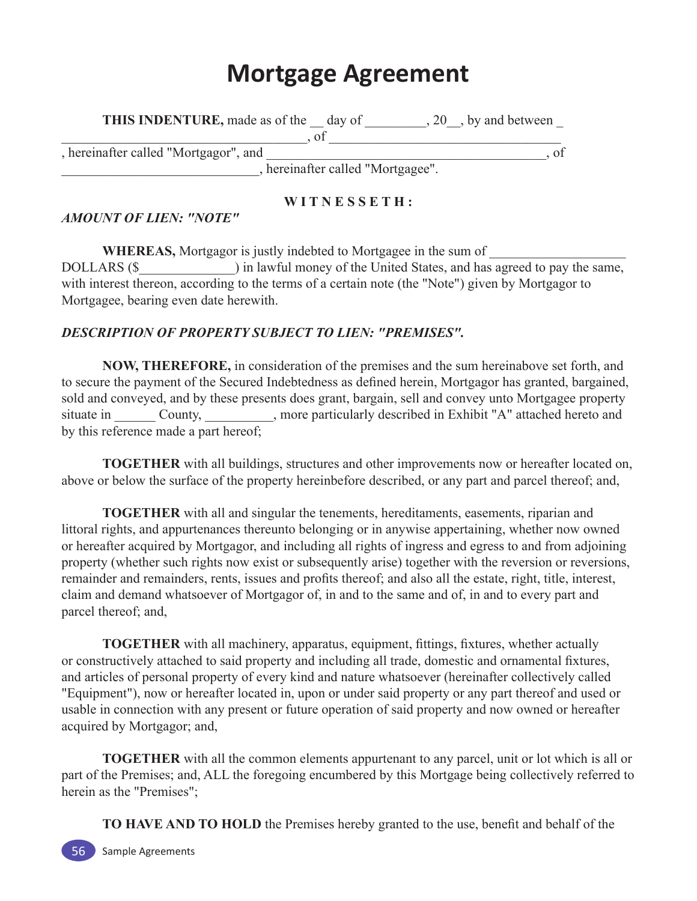# Mortgage Agreement

**THIS INDENTURE,** made as of the __ day of _________, 20__, by and between _ _____________________________________, of ___________________________________ , hereinafter called "Mortgagor", and ________________________________________, of _____________________________, hereinafter called "Mortgagee".

**W I T N E S S E T H :**

***AMOUNT OF LIEN: "NOTE"***

**WHEREAS,** Mortgagor is justly indebted to Mortgagee in the sum of ___________________ DOLLARS ($______________) in lawful money of the United States, and has agreed to pay the same, with interest thereon, according to the terms of a certain note (the "Note") given by Mortgagor to Mortgagee, bearing even date herewith.

***DESCRIPTION OF PROPERTY SUBJECT TO LIEN: "PREMISES".***

**NOW, THEREFORE,** in consideration of the premises and the sum hereinabove set forth, and to secure the payment of the Secured Indebtedness as defined herein, Mortgagor has granted, bargained, sold and conveyed, and by these presents does grant, bargain, sell and convey unto Mortgagee property situate in ______ County, __________, more particularly described in Exhibit "A" attached hereto and by this reference made a part hereof;

**TOGETHER** with all buildings, structures and other improvements now or hereafter located on, above or below the surface of the property hereinbefore described, or any part and parcel thereof; and,

**TOGETHER** with all and singular the tenements, hereditaments, easements, riparian and littoral rights, and appurtenances thereunto belonging or in anywise appertaining, whether now owned or hereafter acquired by Mortgagor, and including all rights of ingress and egress to and from adjoining property (whether such rights now exist or subsequently arise) together with the reversion or reversions, remainder and remainders, rents, issues and profits thereof; and also all the estate, right, title, interest, claim and demand whatsoever of Mortgagor of, in and to the same and of, in and to every part and parcel thereof; and,

**TOGETHER** with all machinery, apparatus, equipment, fittings, fixtures, whether actually or constructively attached to said property and including all trade, domestic and ornamental fixtures, and articles of personal property of every kind and nature whatsoever (hereinafter collectively called "Equipment"), now or hereafter located in, upon or under said property or any part thereof and used or usable in connection with any present or future operation of said property and now owned or hereafter acquired by Mortgagor; and,

**TOGETHER** with all the common elements appurtenant to any parcel, unit or lot which is all or part of the Premises; and, ALL the foregoing encumbered by this Mortgage being collectively referred to herein as the "Premises";

**TO HAVE AND TO HOLD** the Premises hereby granted to the use, benefit and behalf of the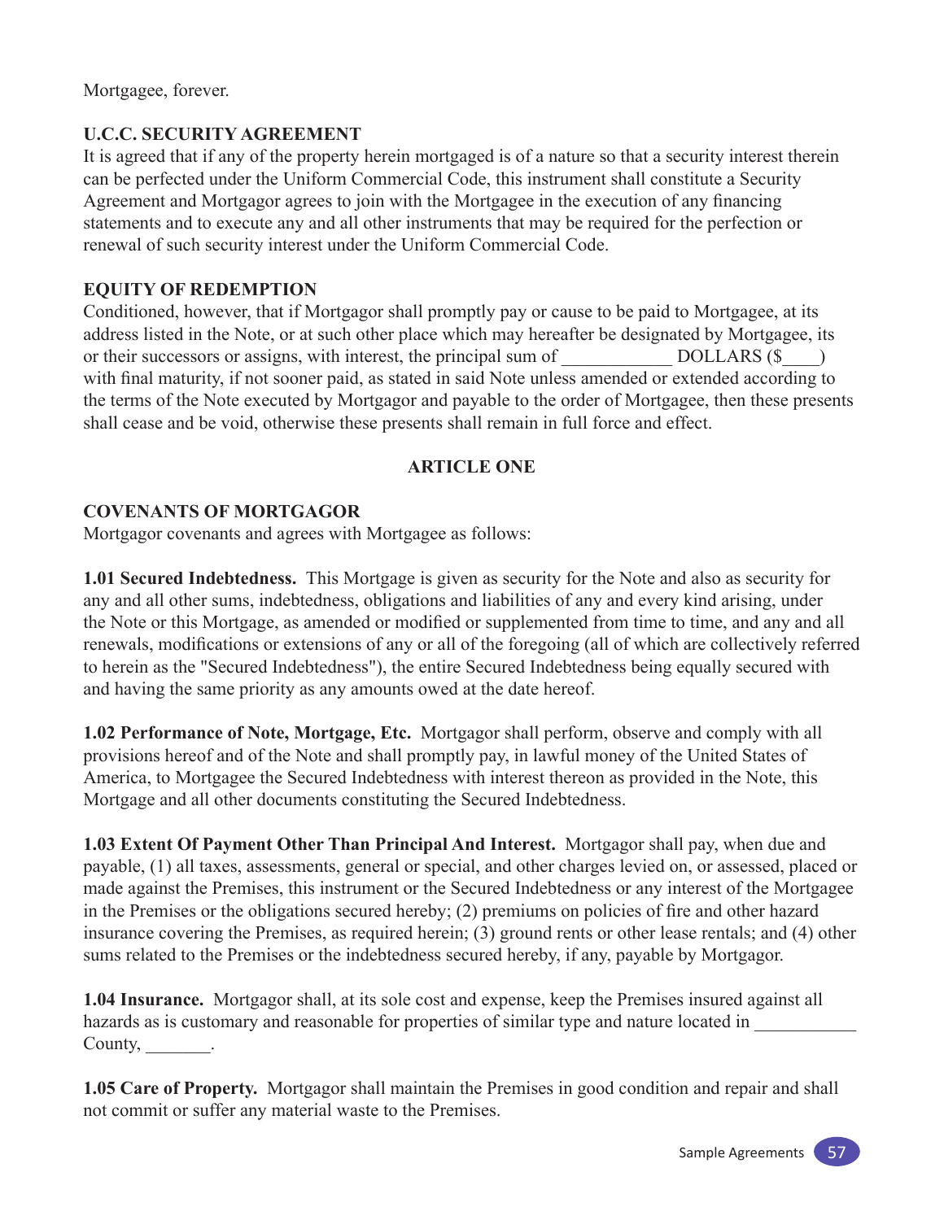Mortgagee, forever.

**U.C.C. SECURITY AGREEMENT**

It is agreed that if any of the property herein mortgaged is of a nature so that a security interest therein can be perfected under the Uniform Commercial Code, this instrument shall constitute a Security Agreement and Mortgagor agrees to join with the Mortgagee in the execution of any financing statements and to execute any and all other instruments that may be required for the perfection or renewal of such security interest under the Uniform Commercial Code.

**EQUITY OF REDEMPTION**

Conditioned, however, that if Mortgagor shall promptly pay or cause to be paid to Mortgagee, at its address listed in the Note, or at such other place which may hereafter be designated by Mortgagee, its or their successors or assigns, with interest, the principal sum of ____________ DOLLARS ($____) with final maturity, if not sooner paid, as stated in said Note unless amended or extended according to the terms of the Note executed by Mortgagor and payable to the order of Mortgagee, then these presents shall cease and be void, otherwise these presents shall remain in full force and effect.

## ARTICLE ONE

**COVENANTS OF MORTGAGOR**

Mortgagor covenants and agrees with Mortgagee as follows:

**1.01 Secured Indebtedness.** This Mortgage is given as security for the Note and also as security for any and all other sums, indebtedness, obligations and liabilities of any and every kind arising, under the Note or this Mortgage, as amended or modified or supplemented from time to time, and any and all renewals, modifications or extensions of any or all of the foregoing (all of which are collectively referred to herein as the "Secured Indebtedness"), the entire Secured Indebtedness being equally secured with and having the same priority as any amounts owed at the date hereof.

**1.02 Performance of Note, Mortgage, Etc.** Mortgagor shall perform, observe and comply with all provisions hereof and of the Note and shall promptly pay, in lawful money of the United States of America, to Mortgagee the Secured Indebtedness with interest thereon as provided in the Note, this Mortgage and all other documents constituting the Secured Indebtedness.

**1.03 Extent Of Payment Other Than Principal And Interest.** Mortgagor shall pay, when due and payable, (1) all taxes, assessments, general or special, and other charges levied on, or assessed, placed or made against the Premises, this instrument or the Secured Indebtedness or any interest of the Mortgagee in the Premises or the obligations secured hereby; (2) premiums on policies of fire and other hazard insurance covering the Premises, as required herein; (3) ground rents or other lease rentals; and (4) other sums related to the Premises or the indebtedness secured hereby, if any, payable by Mortgagor.

**1.04 Insurance.** Mortgagor shall, at its sole cost and expense, keep the Premises insured against all hazards as is customary and reasonable for properties of similar type and nature located in ___________ County, _______.

**1.05 Care of Property.** Mortgagor shall maintain the Premises in good condition and repair and shall not commit or suffer any material waste to the Premises.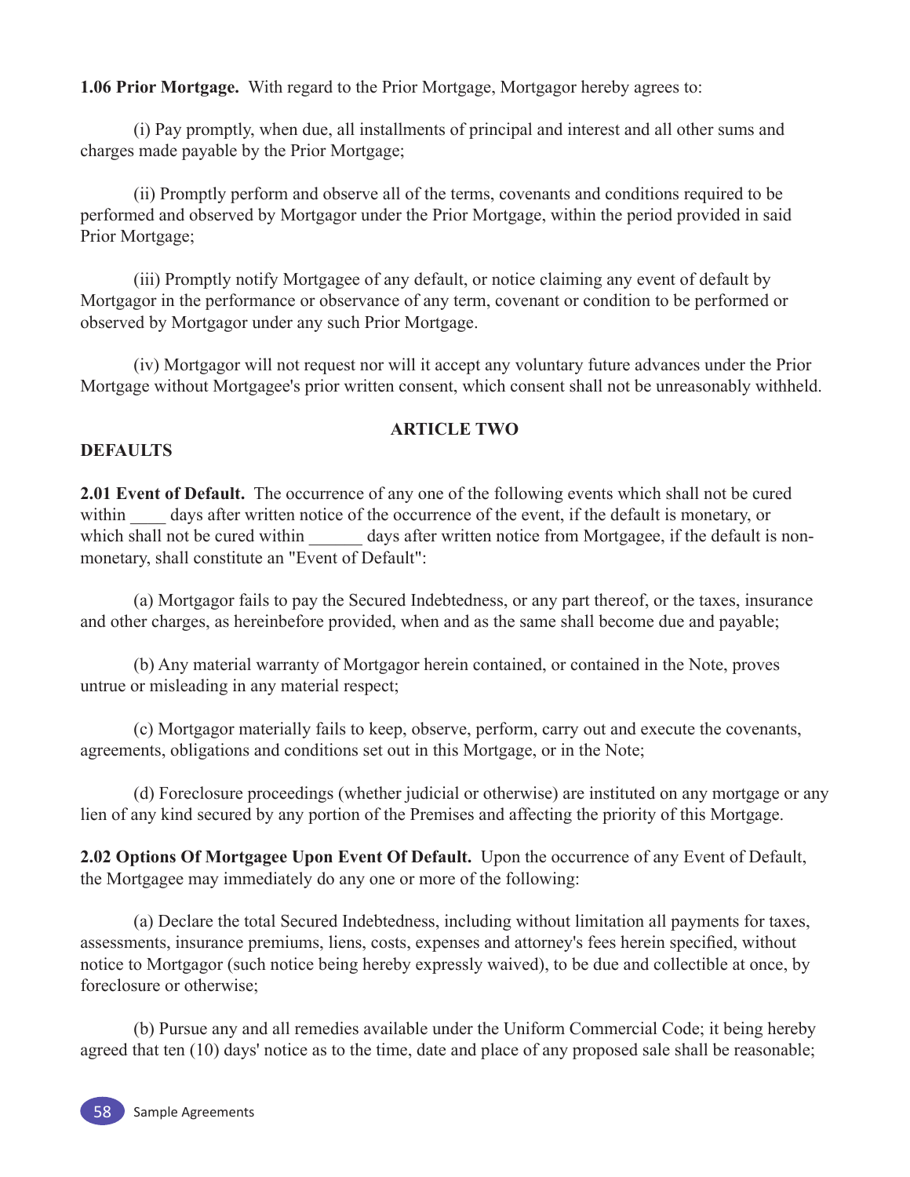**1.06 Prior Mortgage.** With regard to the Prior Mortgage, Mortgagor hereby agrees to:

(i) Pay promptly, when due, all installments of principal and interest and all other sums and charges made payable by the Prior Mortgage;

(ii) Promptly perform and observe all of the terms, covenants and conditions required to be performed and observed by Mortgagor under the Prior Mortgage, within the period provided in said Prior Mortgage;

(iii) Promptly notify Mortgagee of any default, or notice claiming any event of default by Mortgagor in the performance or observance of any term, covenant or condition to be performed or observed by Mortgagor under any such Prior Mortgage.

(iv) Mortgagor will not request nor will it accept any voluntary future advances under the Prior Mortgage without Mortgagee's prior written consent, which consent shall not be unreasonably withheld.

## ARTICLE TWO

## DEFAULTS

**2.01 Event of Default.** The occurrence of any one of the following events which shall not be cured within ____ days after written notice of the occurrence of the event, if the default is monetary, or which shall not be cured within ______ days after written notice from Mortgagee, if the default is non-monetary, shall constitute an "Event of Default":

(a) Mortgagor fails to pay the Secured Indebtedness, or any part thereof, or the taxes, insurance and other charges, as hereinbefore provided, when and as the same shall become due and payable;

(b) Any material warranty of Mortgagor herein contained, or contained in the Note, proves untrue or misleading in any material respect;

(c) Mortgagor materially fails to keep, observe, perform, carry out and execute the covenants, agreements, obligations and conditions set out in this Mortgage, or in the Note;

(d) Foreclosure proceedings (whether judicial or otherwise) are instituted on any mortgage or any lien of any kind secured by any portion of the Premises and affecting the priority of this Mortgage.

**2.02 Options Of Mortgagee Upon Event Of Default.** Upon the occurrence of any Event of Default, the Mortgagee may immediately do any one or more of the following:

(a) Declare the total Secured Indebtedness, including without limitation all payments for taxes, assessments, insurance premiums, liens, costs, expenses and attorney's fees herein specified, without notice to Mortgagor (such notice being hereby expressly waived), to be due and collectible at once, by foreclosure or otherwise;

(b) Pursue any and all remedies available under the Uniform Commercial Code; it being hereby agreed that ten (10) days' notice as to the time, date and place of any proposed sale shall be reasonable;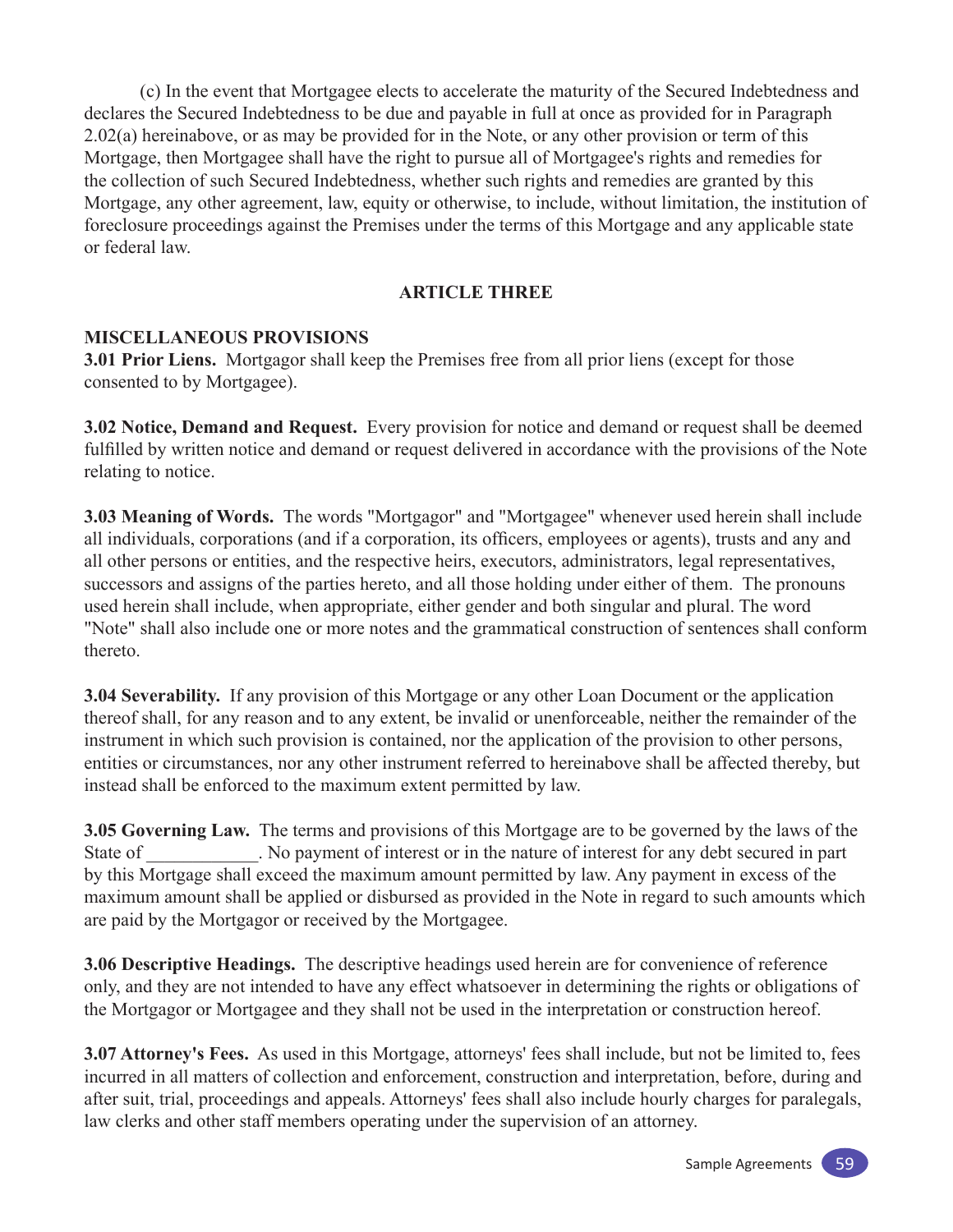(c) In the event that Mortgagee elects to accelerate the maturity of the Secured Indebtedness and declares the Secured Indebtedness to be due and payable in full at once as provided for in Paragraph 2.02(a) hereinabove, or as may be provided for in the Note, or any other provision or term of this Mortgage, then Mortgagee shall have the right to pursue all of Mortgagee's rights and remedies for the collection of such Secured Indebtedness, whether such rights and remedies are granted by this Mortgage, any other agreement, law, equity or otherwise, to include, without limitation, the institution of foreclosure proceedings against the Premises under the terms of this Mortgage and any applicable state or federal law.

## ARTICLE THREE

### MISCELLANEOUS PROVISIONS

**3.01 Prior Liens.** Mortgagor shall keep the Premises free from all prior liens (except for those consented to by Mortgagee).

**3.02 Notice, Demand and Request.** Every provision for notice and demand or request shall be deemed fulfilled by written notice and demand or request delivered in accordance with the provisions of the Note relating to notice.

**3.03 Meaning of Words.** The words "Mortgagor" and "Mortgagee" whenever used herein shall include all individuals, corporations (and if a corporation, its officers, employees or agents), trusts and any and all other persons or entities, and the respective heirs, executors, administrators, legal representatives, successors and assigns of the parties hereto, and all those holding under either of them. The pronouns used herein shall include, when appropriate, either gender and both singular and plural. The word "Note" shall also include one or more notes and the grammatical construction of sentences shall conform thereto.

**3.04 Severability.** If any provision of this Mortgage or any other Loan Document or the application thereof shall, for any reason and to any extent, be invalid or unenforceable, neither the remainder of the instrument in which such provision is contained, nor the application of the provision to other persons, entities or circumstances, nor any other instrument referred to hereinabove shall be affected thereby, but instead shall be enforced to the maximum extent permitted by law.

**3.05 Governing Law.** The terms and provisions of this Mortgage are to be governed by the laws of the State of ____________. No payment of interest or in the nature of interest for any debt secured in part by this Mortgage shall exceed the maximum amount permitted by law. Any payment in excess of the maximum amount shall be applied or disbursed as provided in the Note in regard to such amounts which are paid by the Mortgagor or received by the Mortgagee.

**3.06 Descriptive Headings.** The descriptive headings used herein are for convenience of reference only, and they are not intended to have any effect whatsoever in determining the rights or obligations of the Mortgagor or Mortgagee and they shall not be used in the interpretation or construction hereof.

**3.07 Attorney's Fees.** As used in this Mortgage, attorneys' fees shall include, but not be limited to, fees incurred in all matters of collection and enforcement, construction and interpretation, before, during and after suit, trial, proceedings and appeals. Attorneys' fees shall also include hourly charges for paralegals, law clerks and other staff members operating under the supervision of an attorney.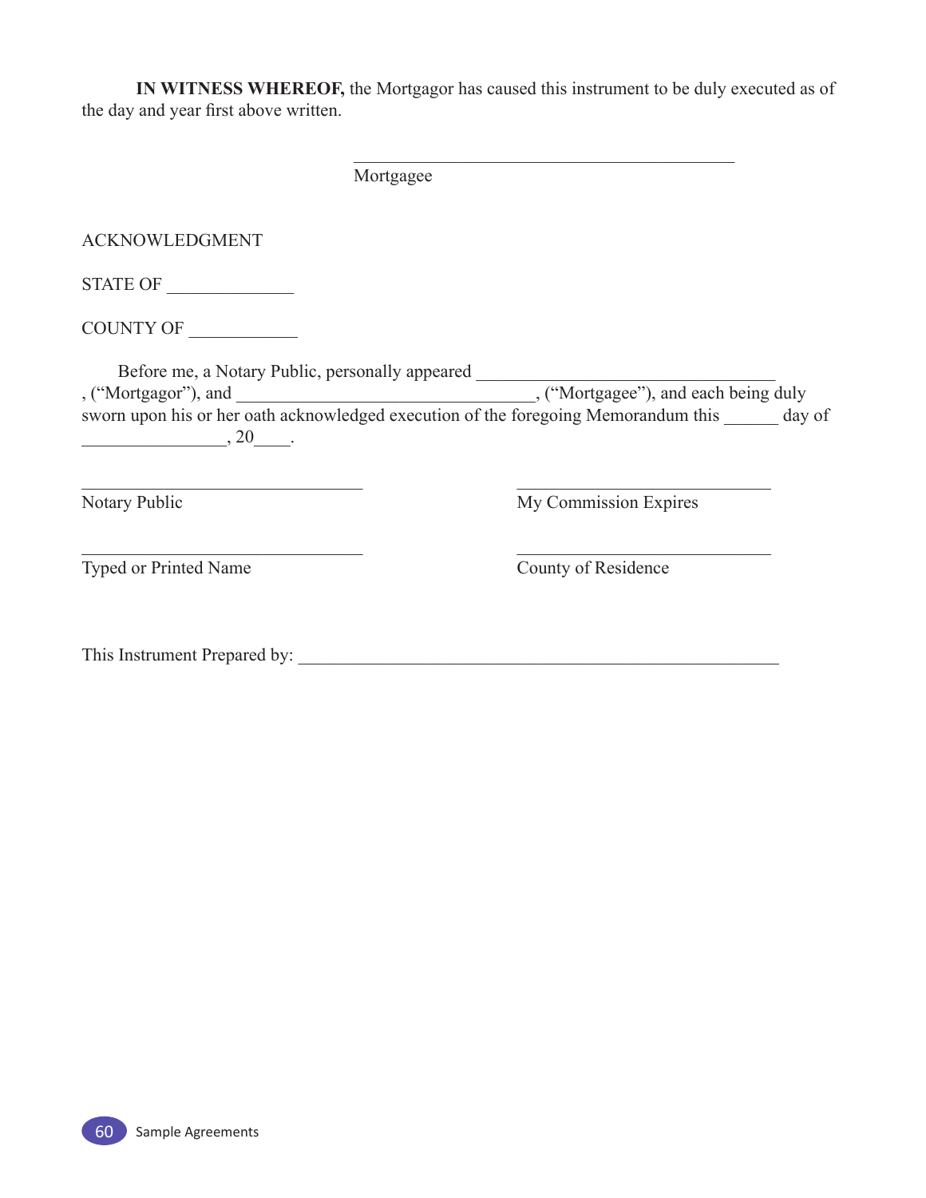**IN WITNESS WHEREOF,** the Mortgagor has caused this instrument to be duly executed as of the day and year first above written.

_____________________________________________
Mortgagee

ACKNOWLEDGMENT

STATE OF ______________

COUNTY OF ____________

Before me, a Notary Public, personally appeared __________________________________, ("Mortgagor"), and _________________________________, ("Mortgagee"), and each being duly sworn upon his or her oath acknowledged execution of the foregoing Memorandum this ______ day of ________________, 20____.

| | |
|---|---|
| ________________________________ | _____________________________ |
| Notary Public | My Commission Expires |
| ________________________________ | _____________________________ |
| Typed or Printed Name | County of Residence |

This Instrument Prepared by: _______________________________________________________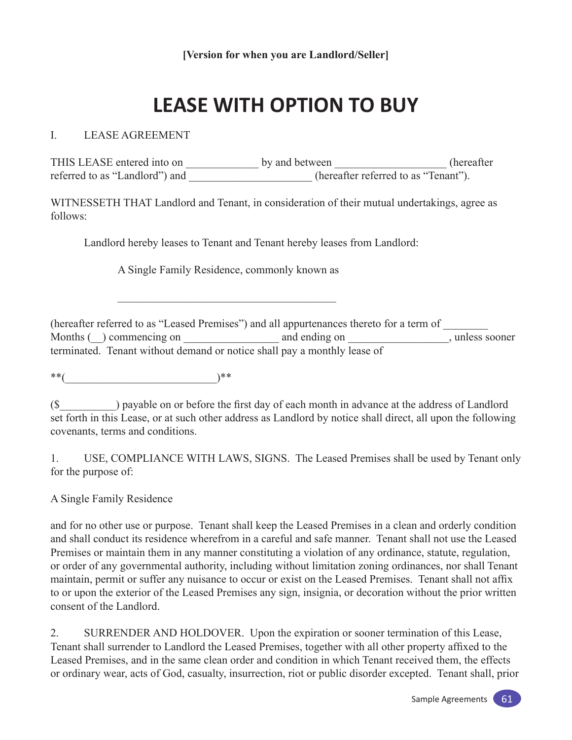**[Version for when you are Landlord/Seller]**

# LEASE WITH OPTION TO BUY

I. LEASE AGREEMENT

THIS LEASE entered into on _____________ by and between ___________________ (hereafter referred to as "Landlord") and _____________________ (hereafter referred to as "Tenant").

WITNESSETH THAT Landlord and Tenant, in consideration of their mutual undertakings, agree as follows:

Landlord hereby leases to Tenant and Tenant hereby leases from Landlord:

A Single Family Residence, commonly known as

________________________________________

(hereafter referred to as "Leased Premises") and all appurtenances thereto for a term of ________ Months (__) commencing on _________________ and ending on _________________, unless sooner terminated. Tenant without demand or notice shall pay a monthly lease of

**(__________________________)**

($__________) payable on or before the first day of each month in advance at the address of Landlord set forth in this Lease, or at such other address as Landlord by notice shall direct, all upon the following covenants, terms and conditions.

1. USE, COMPLIANCE WITH LAWS, SIGNS. The Leased Premises shall be used by Tenant only for the purpose of:

A Single Family Residence

and for no other use or purpose. Tenant shall keep the Leased Premises in a clean and orderly condition and shall conduct its residence wherefrom in a careful and safe manner. Tenant shall not use the Leased Premises or maintain them in any manner constituting a violation of any ordinance, statute, regulation, or order of any governmental authority, including without limitation zoning ordinances, nor shall Tenant maintain, permit or suffer any nuisance to occur or exist on the Leased Premises. Tenant shall not affix to or upon the exterior of the Leased Premises any sign, insignia, or decoration without the prior written consent of the Landlord.

2. SURRENDER AND HOLDOVER. Upon the expiration or sooner termination of this Lease, Tenant shall surrender to Landlord the Leased Premises, together with all other property affixed to the Leased Premises, and in the same clean order and condition in which Tenant received them, the effects or ordinary wear, acts of God, casualty, insurrection, riot or public disorder excepted. Tenant shall, prior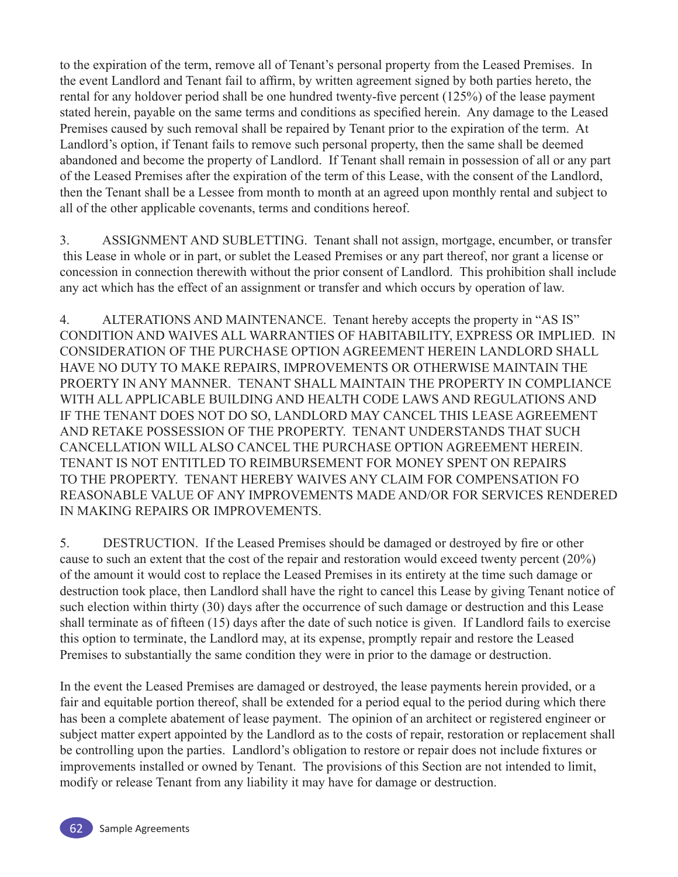to the expiration of the term, remove all of Tenant's personal property from the Leased Premises. In the event Landlord and Tenant fail to affirm, by written agreement signed by both parties hereto, the rental for any holdover period shall be one hundred twenty-five percent (125%) of the lease payment stated herein, payable on the same terms and conditions as specified herein. Any damage to the Leased Premises caused by such removal shall be repaired by Tenant prior to the expiration of the term. At Landlord's option, if Tenant fails to remove such personal property, then the same shall be deemed abandoned and become the property of Landlord. If Tenant shall remain in possession of all or any part of the Leased Premises after the expiration of the term of this Lease, with the consent of the Landlord, then the Tenant shall be a Lessee from month to month at an agreed upon monthly rental and subject to all of the other applicable covenants, terms and conditions hereof.

3. ASSIGNMENT AND SUBLETTING. Tenant shall not assign, mortgage, encumber, or transfer this Lease in whole or in part, or sublet the Leased Premises or any part thereof, nor grant a license or concession in connection therewith without the prior consent of Landlord. This prohibition shall include any act which has the effect of an assignment or transfer and which occurs by operation of law.

4. ALTERATIONS AND MAINTENANCE. Tenant hereby accepts the property in "AS IS" CONDITION AND WAIVES ALL WARRANTIES OF HABITABILITY, EXPRESS OR IMPLIED. IN CONSIDERATION OF THE PURCHASE OPTION AGREEMENT HEREIN LANDLORD SHALL HAVE NO DUTY TO MAKE REPAIRS, IMPROVEMENTS OR OTHERWISE MAINTAIN THE PROERTY IN ANY MANNER. TENANT SHALL MAINTAIN THE PROPERTY IN COMPLIANCE WITH ALL APPLICABLE BUILDING AND HEALTH CODE LAWS AND REGULATIONS AND IF THE TENANT DOES NOT DO SO, LANDLORD MAY CANCEL THIS LEASE AGREEMENT AND RETAKE POSSESSION OF THE PROPERTY. TENANT UNDERSTANDS THAT SUCH CANCELLATION WILL ALSO CANCEL THE PURCHASE OPTION AGREEMENT HEREIN. TENANT IS NOT ENTITLED TO REIMBURSEMENT FOR MONEY SPENT ON REPAIRS TO THE PROPERTY. TENANT HEREBY WAIVES ANY CLAIM FOR COMPENSATION FO REASONABLE VALUE OF ANY IMPROVEMENTS MADE AND/OR FOR SERVICES RENDERED IN MAKING REPAIRS OR IMPROVEMENTS.

5. DESTRUCTION. If the Leased Premises should be damaged or destroyed by fire or other cause to such an extent that the cost of the repair and restoration would exceed twenty percent (20%) of the amount it would cost to replace the Leased Premises in its entirety at the time such damage or destruction took place, then Landlord shall have the right to cancel this Lease by giving Tenant notice of such election within thirty (30) days after the occurrence of such damage or destruction and this Lease shall terminate as of fifteen (15) days after the date of such notice is given. If Landlord fails to exercise this option to terminate, the Landlord may, at its expense, promptly repair and restore the Leased Premises to substantially the same condition they were in prior to the damage or destruction.

In the event the Leased Premises are damaged or destroyed, the lease payments herein provided, or a fair and equitable portion thereof, shall be extended for a period equal to the period during which there has been a complete abatement of lease payment. The opinion of an architect or registered engineer or subject matter expert appointed by the Landlord as to the costs of repair, restoration or replacement shall be controlling upon the parties. Landlord's obligation to restore or repair does not include fixtures or improvements installed or owned by Tenant. The provisions of this Section are not intended to limit, modify or release Tenant from any liability it may have for damage or destruction.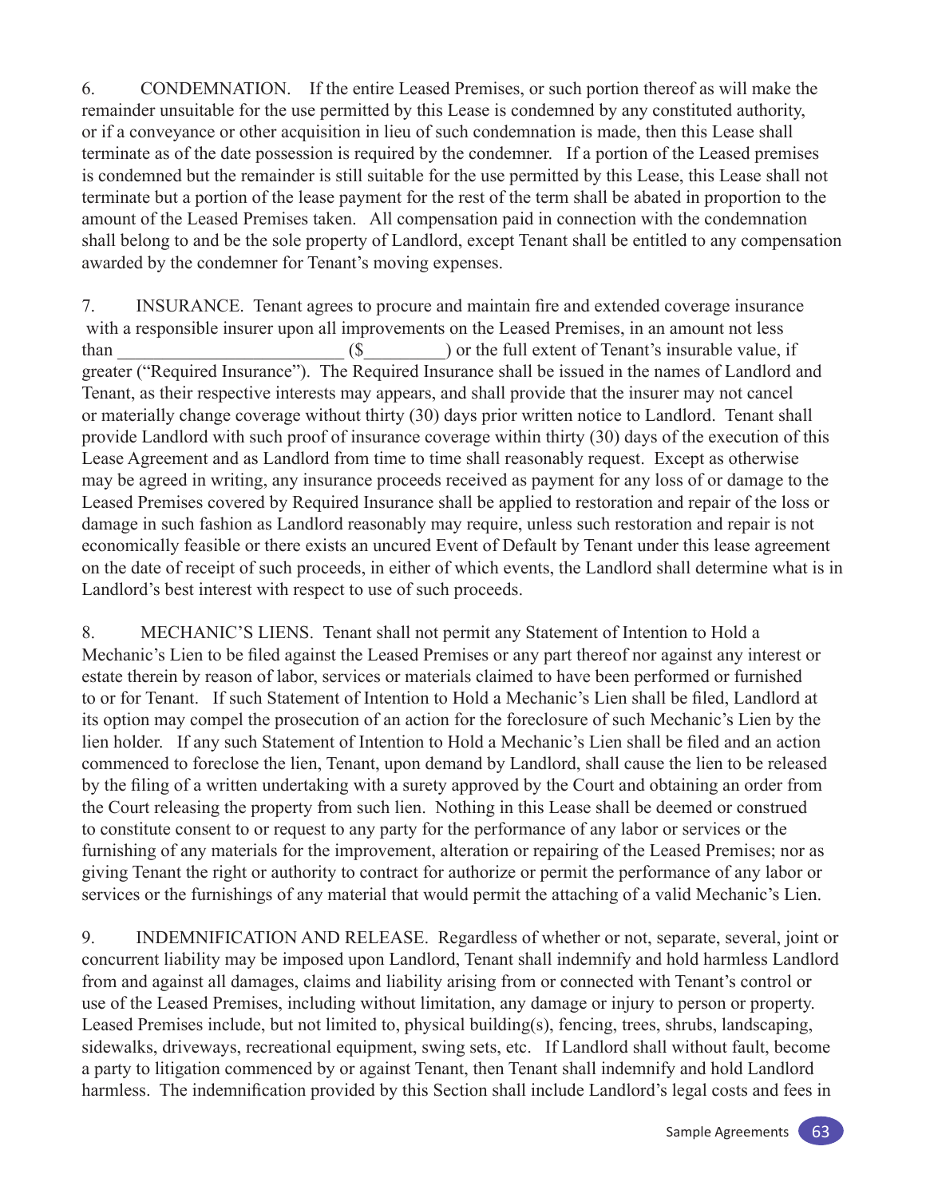6. CONDEMNATION. If the entire Leased Premises, or such portion thereof as will make the remainder unsuitable for the use permitted by this Lease is condemned by any constituted authority, or if a conveyance or other acquisition in lieu of such condemnation is made, then this Lease shall terminate as of the date possession is required by the condemner. If a portion of the Leased premises is condemned but the remainder is still suitable for the use permitted by this Lease, this Lease shall not terminate but a portion of the lease payment for the rest of the term shall be abated in proportion to the amount of the Leased Premises taken. All compensation paid in connection with the condemnation shall belong to and be the sole property of Landlord, except Tenant shall be entitled to any compensation awarded by the condemner for Tenant's moving expenses.

7. INSURANCE. Tenant agrees to procure and maintain fire and extended coverage insurance with a responsible insurer upon all improvements on the Leased Premises, in an amount not less than ________________________ ($_________) or the full extent of Tenant's insurable value, if greater ("Required Insurance"). The Required Insurance shall be issued in the names of Landlord and Tenant, as their respective interests may appears, and shall provide that the insurer may not cancel or materially change coverage without thirty (30) days prior written notice to Landlord. Tenant shall provide Landlord with such proof of insurance coverage within thirty (30) days of the execution of this Lease Agreement and as Landlord from time to time shall reasonably request. Except as otherwise may be agreed in writing, any insurance proceeds received as payment for any loss of or damage to the Leased Premises covered by Required Insurance shall be applied to restoration and repair of the loss or damage in such fashion as Landlord reasonably may require, unless such restoration and repair is not economically feasible or there exists an uncured Event of Default by Tenant under this lease agreement on the date of receipt of such proceeds, in either of which events, the Landlord shall determine what is in Landlord's best interest with respect to use of such proceeds.

8. MECHANIC'S LIENS. Tenant shall not permit any Statement of Intention to Hold a Mechanic's Lien to be filed against the Leased Premises or any part thereof nor against any interest or estate therein by reason of labor, services or materials claimed to have been performed or furnished to or for Tenant. If such Statement of Intention to Hold a Mechanic's Lien shall be filed, Landlord at its option may compel the prosecution of an action for the foreclosure of such Mechanic's Lien by the lien holder. If any such Statement of Intention to Hold a Mechanic's Lien shall be filed and an action commenced to foreclose the lien, Tenant, upon demand by Landlord, shall cause the lien to be released by the filing of a written undertaking with a surety approved by the Court and obtaining an order from the Court releasing the property from such lien. Nothing in this Lease shall be deemed or construed to constitute consent to or request to any party for the performance of any labor or services or the furnishing of any materials for the improvement, alteration or repairing of the Leased Premises; nor as giving Tenant the right or authority to contract for authorize or permit the performance of any labor or services or the furnishings of any material that would permit the attaching of a valid Mechanic's Lien.

9. INDEMNIFICATION AND RELEASE. Regardless of whether or not, separate, several, joint or concurrent liability may be imposed upon Landlord, Tenant shall indemnify and hold harmless Landlord from and against all damages, claims and liability arising from or connected with Tenant's control or use of the Leased Premises, including without limitation, any damage or injury to person or property. Leased Premises include, but not limited to, physical building(s), fencing, trees, shrubs, landscaping, sidewalks, driveways, recreational equipment, swing sets, etc. If Landlord shall without fault, become a party to litigation commenced by or against Tenant, then Tenant shall indemnify and hold Landlord harmless. The indemnification provided by this Section shall include Landlord's legal costs and fees in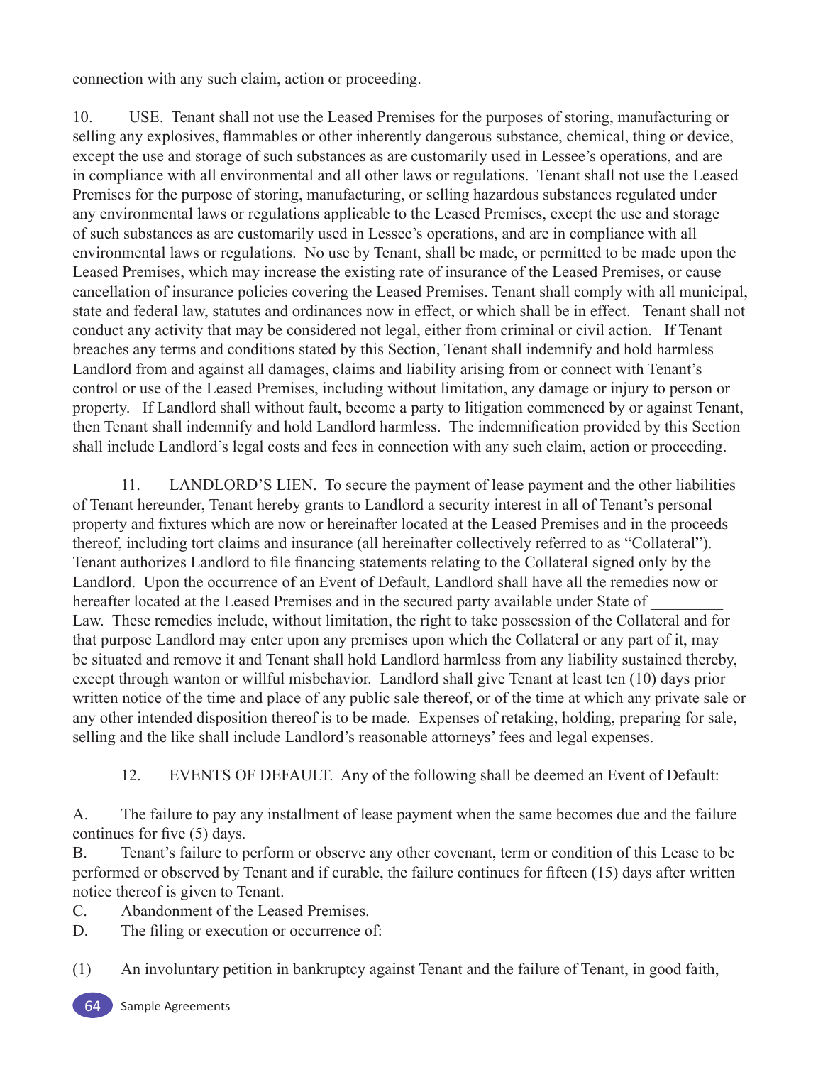connection with any such claim, action or proceeding.

10. USE. Tenant shall not use the Leased Premises for the purposes of storing, manufacturing or selling any explosives, flammables or other inherently dangerous substance, chemical, thing or device, except the use and storage of such substances as are customarily used in Lessee's operations, and are in compliance with all environmental and all other laws or regulations. Tenant shall not use the Leased Premises for the purpose of storing, manufacturing, or selling hazardous substances regulated under any environmental laws or regulations applicable to the Leased Premises, except the use and storage of such substances as are customarily used in Lessee's operations, and are in compliance with all environmental laws or regulations. No use by Tenant, shall be made, or permitted to be made upon the Leased Premises, which may increase the existing rate of insurance of the Leased Premises, or cause cancellation of insurance policies covering the Leased Premises. Tenant shall comply with all municipal, state and federal law, statutes and ordinances now in effect, or which shall be in effect. Tenant shall not conduct any activity that may be considered not legal, either from criminal or civil action. If Tenant breaches any terms and conditions stated by this Section, Tenant shall indemnify and hold harmless Landlord from and against all damages, claims and liability arising from or connect with Tenant's control or use of the Leased Premises, including without limitation, any damage or injury to person or property. If Landlord shall without fault, become a party to litigation commenced by or against Tenant, then Tenant shall indemnify and hold Landlord harmless. The indemnification provided by this Section shall include Landlord's legal costs and fees in connection with any such claim, action or proceeding.

11. LANDLORD'S LIEN. To secure the payment of lease payment and the other liabilities of Tenant hereunder, Tenant hereby grants to Landlord a security interest in all of Tenant's personal property and fixtures which are now or hereinafter located at the Leased Premises and in the proceeds thereof, including tort claims and insurance (all hereinafter collectively referred to as "Collateral"). Tenant authorizes Landlord to file financing statements relating to the Collateral signed only by the Landlord. Upon the occurrence of an Event of Default, Landlord shall have all the remedies now or hereafter located at the Leased Premises and in the secured party available under State of _________ Law. These remedies include, without limitation, the right to take possession of the Collateral and for that purpose Landlord may enter upon any premises upon which the Collateral or any part of it, may be situated and remove it and Tenant shall hold Landlord harmless from any liability sustained thereby, except through wanton or willful misbehavior. Landlord shall give Tenant at least ten (10) days prior written notice of the time and place of any public sale thereof, or of the time at which any private sale or any other intended disposition thereof is to be made. Expenses of retaking, holding, preparing for sale, selling and the like shall include Landlord's reasonable attorneys' fees and legal expenses.

12. EVENTS OF DEFAULT. Any of the following shall be deemed an Event of Default:

A. The failure to pay any installment of lease payment when the same becomes due and the failure continues for five (5) days.

B. Tenant's failure to perform or observe any other covenant, term or condition of this Lease to be performed or observed by Tenant and if curable, the failure continues for fifteen (15) days after written notice thereof is given to Tenant.

C. Abandonment of the Leased Premises.

D. The filing or execution or occurrence of:

(1) An involuntary petition in bankruptcy against Tenant and the failure of Tenant, in good faith,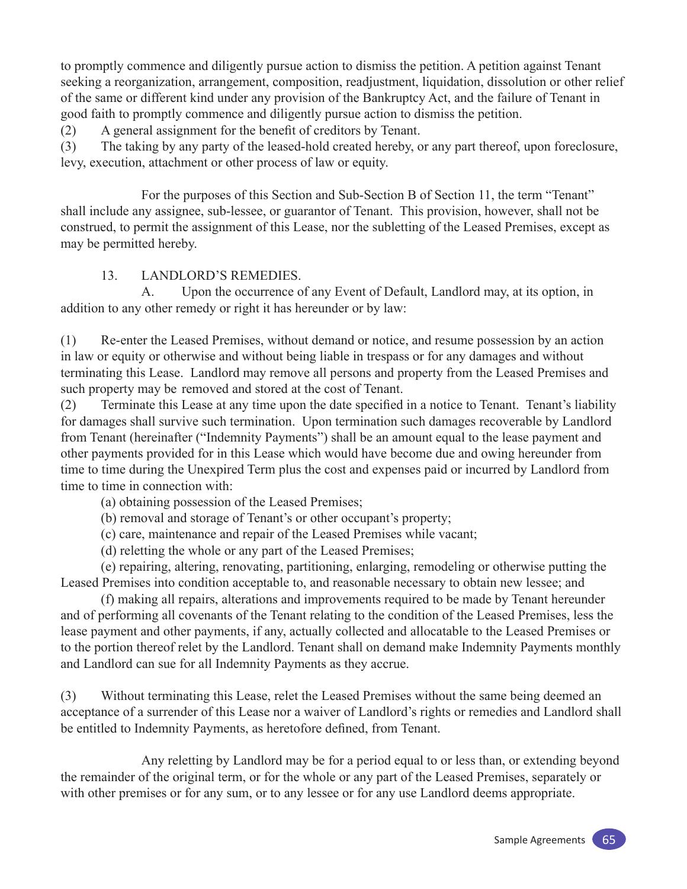to promptly commence and diligently pursue action to dismiss the petition. A petition against Tenant seeking a reorganization, arrangement, composition, readjustment, liquidation, dissolution or other relief of the same or different kind under any provision of the Bankruptcy Act, and the failure of Tenant in good faith to promptly commence and diligently pursue action to dismiss the petition.

(2) A general assignment for the benefit of creditors by Tenant.

(3) The taking by any party of the leased-hold created hereby, or any part thereof, upon foreclosure, levy, execution, attachment or other process of law or equity.

For the purposes of this Section and Sub-Section B of Section 11, the term "Tenant" shall include any assignee, sub-lessee, or guarantor of Tenant. This provision, however, shall not be construed, to permit the assignment of this Lease, nor the subletting of the Leased Premises, except as may be permitted hereby.

13. LANDLORD'S REMEDIES.

A. Upon the occurrence of any Event of Default, Landlord may, at its option, in addition to any other remedy or right it has hereunder or by law:

(1) Re-enter the Leased Premises, without demand or notice, and resume possession by an action in law or equity or otherwise and without being liable in trespass or for any damages and without terminating this Lease. Landlord may remove all persons and property from the Leased Premises and such property may be removed and stored at the cost of Tenant.

(2) Terminate this Lease at any time upon the date specified in a notice to Tenant. Tenant's liability for damages shall survive such termination. Upon termination such damages recoverable by Landlord from Tenant (hereinafter ("Indemnity Payments") shall be an amount equal to the lease payment and other payments provided for in this Lease which would have become due and owing hereunder from time to time during the Unexpired Term plus the cost and expenses paid or incurred by Landlord from time to time in connection with:

(a) obtaining possession of the Leased Premises;

(b) removal and storage of Tenant's or other occupant's property;

(c) care, maintenance and repair of the Leased Premises while vacant;

(d) reletting the whole or any part of the Leased Premises;

(e) repairing, altering, renovating, partitioning, enlarging, remodeling or otherwise putting the Leased Premises into condition acceptable to, and reasonable necessary to obtain new lessee; and

(f) making all repairs, alterations and improvements required to be made by Tenant hereunder and of performing all covenants of the Tenant relating to the condition of the Leased Premises, less the lease payment and other payments, if any, actually collected and allocatable to the Leased Premises or to the portion thereof relet by the Landlord. Tenant shall on demand make Indemnity Payments monthly and Landlord can sue for all Indemnity Payments as they accrue.

(3) Without terminating this Lease, relet the Leased Premises without the same being deemed an acceptance of a surrender of this Lease nor a waiver of Landlord's rights or remedies and Landlord shall be entitled to Indemnity Payments, as heretofore defined, from Tenant.

Any reletting by Landlord may be for a period equal to or less than, or extending beyond the remainder of the original term, or for the whole or any part of the Leased Premises, separately or with other premises or for any sum, or to any lessee or for any use Landlord deems appropriate.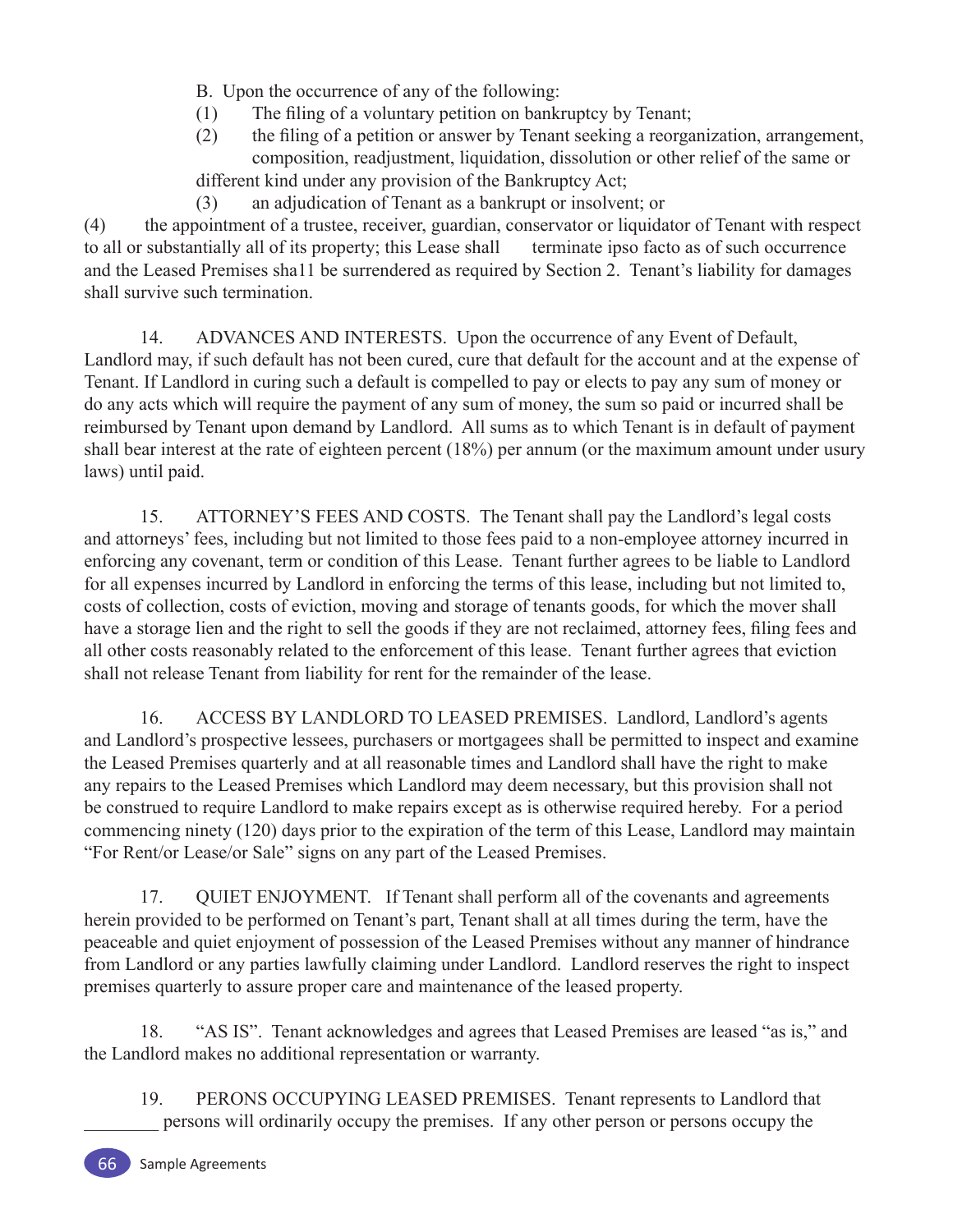B. Upon the occurrence of any of the following:

(1) The filing of a voluntary petition on bankruptcy by Tenant;

(2) the filing of a petition or answer by Tenant seeking a reorganization, arrangement, composition, readjustment, liquidation, dissolution or other relief of the same or different kind under any provision of the Bankruptcy Act;

(3) an adjudication of Tenant as a bankrupt or insolvent; or

(4) the appointment of a trustee, receiver, guardian, conservator or liquidator of Tenant with respect to all or substantially all of its property; this Lease shall terminate ipso facto as of such occurrence and the Leased Premises sha11 be surrendered as required by Section 2. Tenant's liability for damages shall survive such termination.

14. ADVANCES AND INTERESTS. Upon the occurrence of any Event of Default, Landlord may, if such default has not been cured, cure that default for the account and at the expense of Tenant. If Landlord in curing such a default is compelled to pay or elects to pay any sum of money or do any acts which will require the payment of any sum of money, the sum so paid or incurred shall be reimbursed by Tenant upon demand by Landlord. All sums as to which Tenant is in default of payment shall bear interest at the rate of eighteen percent (18%) per annum (or the maximum amount under usury laws) until paid.

15. ATTORNEY'S FEES AND COSTS. The Tenant shall pay the Landlord's legal costs and attorneys' fees, including but not limited to those fees paid to a non-employee attorney incurred in enforcing any covenant, term or condition of this Lease. Tenant further agrees to be liable to Landlord for all expenses incurred by Landlord in enforcing the terms of this lease, including but not limited to, costs of collection, costs of eviction, moving and storage of tenants goods, for which the mover shall have a storage lien and the right to sell the goods if they are not reclaimed, attorney fees, filing fees and all other costs reasonably related to the enforcement of this lease. Tenant further agrees that eviction shall not release Tenant from liability for rent for the remainder of the lease.

16. ACCESS BY LANDLORD TO LEASED PREMISES. Landlord, Landlord's agents and Landlord's prospective lessees, purchasers or mortgagees shall be permitted to inspect and examine the Leased Premises quarterly and at all reasonable times and Landlord shall have the right to make any repairs to the Leased Premises which Landlord may deem necessary, but this provision shall not be construed to require Landlord to make repairs except as is otherwise required hereby. For a period commencing ninety (120) days prior to the expiration of the term of this Lease, Landlord may maintain "For Rent/or Lease/or Sale" signs on any part of the Leased Premises.

17. QUIET ENJOYMENT. If Tenant shall perform all of the covenants and agreements herein provided to be performed on Tenant's part, Tenant shall at all times during the term, have the peaceable and quiet enjoyment of possession of the Leased Premises without any manner of hindrance from Landlord or any parties lawfully claiming under Landlord. Landlord reserves the right to inspect premises quarterly to assure proper care and maintenance of the leased property.

18. "AS IS". Tenant acknowledges and agrees that Leased Premises are leased "as is," and the Landlord makes no additional representation or warranty.

19. PERONS OCCUPYING LEASED PREMISES. Tenant represents to Landlord that ________ persons will ordinarily occupy the premises. If any other person or persons occupy the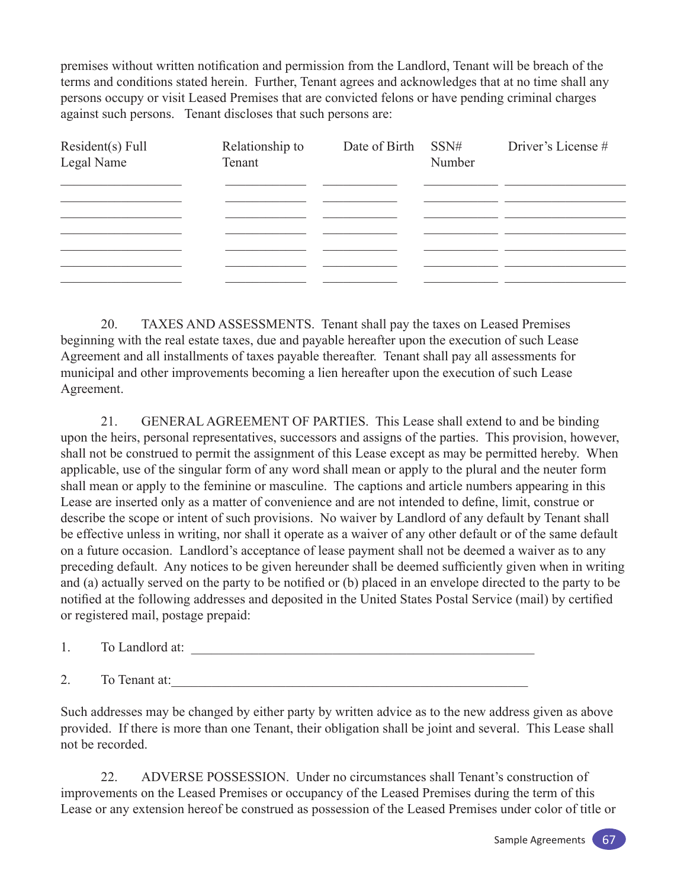premises without written notification and permission from the Landlord, Tenant will be breach of the terms and conditions stated herein. Further, Tenant agrees and acknowledges that at no time shall any persons occupy or visit Leased Premises that are convicted felons or have pending criminal charges against such persons. Tenant discloses that such persons are:

| Resident(s) Full Legal Name | Relationship to Tenant | Date of Birth | SSN# Number | Driver's License # |
|---|---|---|---|---|
| ___________________ | _____________ | ___________ | ___________ | ___________________ |
| ___________________ | _____________ | ___________ | ___________ | ___________________ |
| ___________________ | _____________ | ___________ | ___________ | ___________________ |
| ___________________ | _____________ | ___________ | ___________ | ___________________ |
| ___________________ | _____________ | ___________ | ___________ | ___________________ |
| ___________________ | _____________ | ___________ | ___________ | ___________________ |
| ___________________ | _____________ | ___________ | ___________ | ___________________ |

20. TAXES AND ASSESSMENTS. Tenant shall pay the taxes on Leased Premises beginning with the real estate taxes, due and payable hereafter upon the execution of such Lease Agreement and all installments of taxes payable thereafter. Tenant shall pay all assessments for municipal and other improvements becoming a lien hereafter upon the execution of such Lease Agreement.

21. GENERAL AGREEMENT OF PARTIES. This Lease shall extend to and be binding upon the heirs, personal representatives, successors and assigns of the parties. This provision, however, shall not be construed to permit the assignment of this Lease except as may be permitted hereby. When applicable, use of the singular form of any word shall mean or apply to the plural and the neuter form shall mean or apply to the feminine or masculine. The captions and article numbers appearing in this Lease are inserted only as a matter of convenience and are not intended to define, limit, construe or describe the scope or intent of such provisions. No waiver by Landlord of any default by Tenant shall be effective unless in writing, nor shall it operate as a waiver of any other default or of the same default on a future occasion. Landlord's acceptance of lease payment shall not be deemed a waiver as to any preceding default. Any notices to be given hereunder shall be deemed sufficiently given when in writing and (a) actually served on the party to be notified or (b) placed in an envelope directed to the party to be notified at the following addresses and deposited in the United States Postal Service (mail) by certified or registered mail, postage prepaid:

1. To Landlord at: _____________________________________________________

2. To Tenant at:______________________________________________________

Such addresses may be changed by either party by written advice as to the new address given as above provided. If there is more than one Tenant, their obligation shall be joint and several. This Lease shall not be recorded.

22. ADVERSE POSSESSION. Under no circumstances shall Tenant's construction of improvements on the Leased Premises or occupancy of the Leased Premises during the term of this Lease or any extension hereof be construed as possession of the Leased Premises under color of title or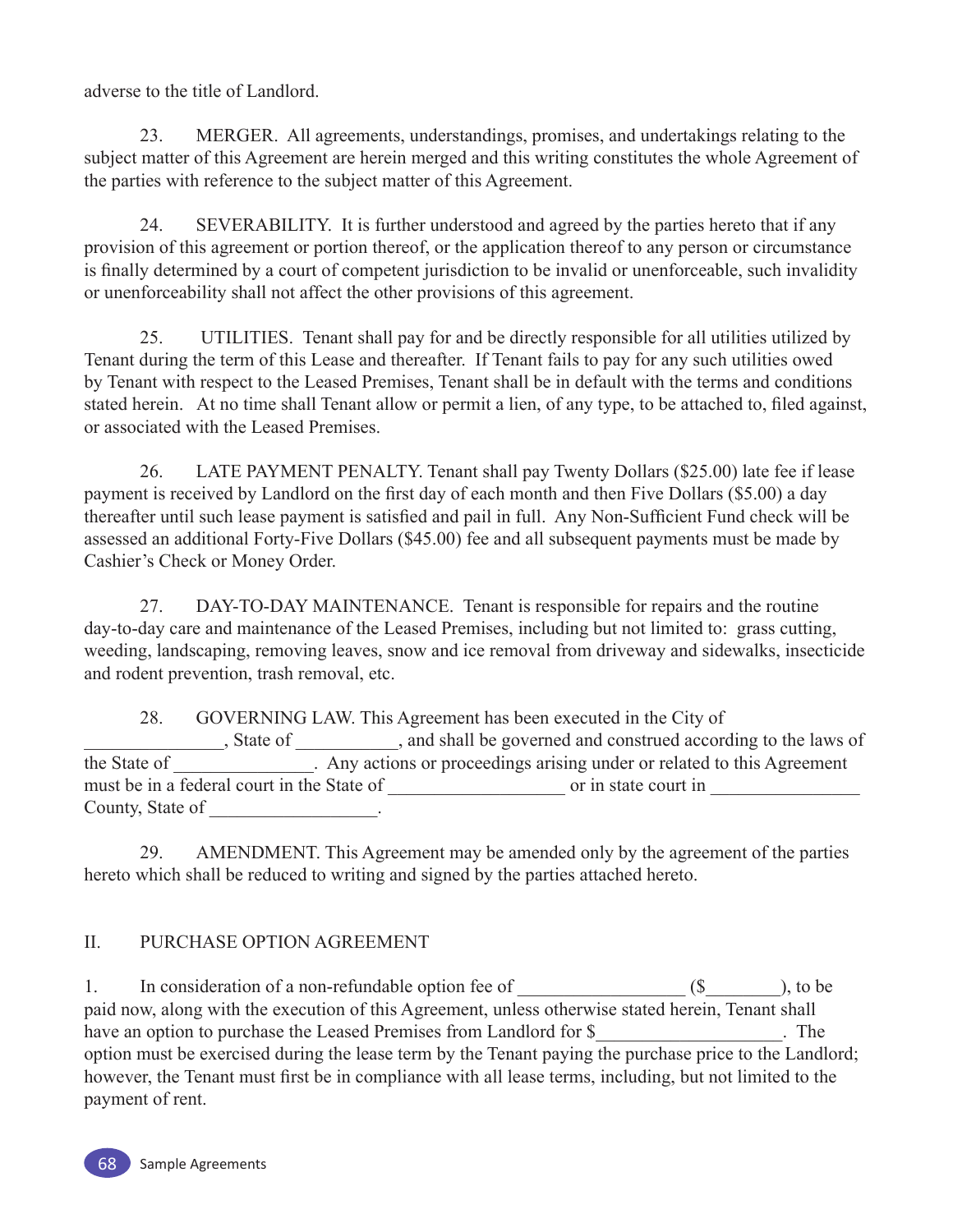adverse to the title of Landlord.

23. MERGER. All agreements, understandings, promises, and undertakings relating to the subject matter of this Agreement are herein merged and this writing constitutes the whole Agreement of the parties with reference to the subject matter of this Agreement.

24. SEVERABILITY. It is further understood and agreed by the parties hereto that if any provision of this agreement or portion thereof, or the application thereof to any person or circumstance is finally determined by a court of competent jurisdiction to be invalid or unenforceable, such invalidity or unenforceability shall not affect the other provisions of this agreement.

25. UTILITIES. Tenant shall pay for and be directly responsible for all utilities utilized by Tenant during the term of this Lease and thereafter. If Tenant fails to pay for any such utilities owed by Tenant with respect to the Leased Premises, Tenant shall be in default with the terms and conditions stated herein. At no time shall Tenant allow or permit a lien, of any type, to be attached to, filed against, or associated with the Leased Premises.

26. LATE PAYMENT PENALTY. Tenant shall pay Twenty Dollars ($25.00) late fee if lease payment is received by Landlord on the first day of each month and then Five Dollars ($5.00) a day thereafter until such lease payment is satisfied and pail in full. Any Non-Sufficient Fund check will be assessed an additional Forty-Five Dollars ($45.00) fee and all subsequent payments must be made by Cashier's Check or Money Order.

27. DAY-TO-DAY MAINTENANCE. Tenant is responsible for repairs and the routine day-to-day care and maintenance of the Leased Premises, including but not limited to: grass cutting, weeding, landscaping, removing leaves, snow and ice removal from driveway and sidewalks, insecticide and rodent prevention, trash removal, etc.

28. GOVERNING LAW. This Agreement has been executed in the City of _______________, State of ___________, and shall be governed and construed according to the laws of the State of _______________. Any actions or proceedings arising under or related to this Agreement must be in a federal court in the State of ___________________ or in state court in ________________ County, State of __________________.

29. AMENDMENT. This Agreement may be amended only by the agreement of the parties hereto which shall be reduced to writing and signed by the parties attached hereto.

## II. PURCHASE OPTION AGREEMENT

1. In consideration of a non-refundable option fee of __________________ ($________), to be paid now, along with the execution of this Agreement, unless otherwise stated herein, Tenant shall have an option to purchase the Leased Premises from Landlord for $____________________. The option must be exercised during the lease term by the Tenant paying the purchase price to the Landlord; however, the Tenant must first be in compliance with all lease terms, including, but not limited to the payment of rent.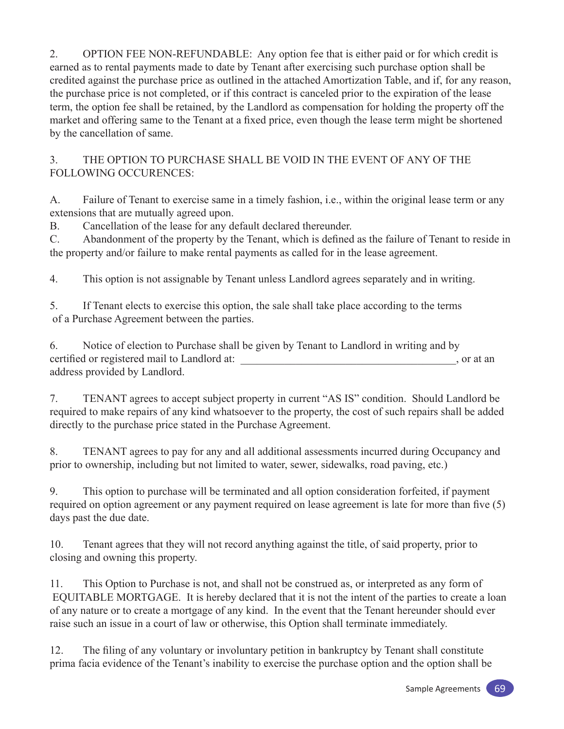2. OPTION FEE NON-REFUNDABLE: Any option fee that is either paid or for which credit is earned as to rental payments made to date by Tenant after exercising such purchase option shall be credited against the purchase price as outlined in the attached Amortization Table, and if, for any reason, the purchase price is not completed, or if this contract is canceled prior to the expiration of the lease term, the option fee shall be retained, by the Landlord as compensation for holding the property off the market and offering same to the Tenant at a fixed price, even though the lease term might be shortened by the cancellation of same.

3. THE OPTION TO PURCHASE SHALL BE VOID IN THE EVENT OF ANY OF THE FOLLOWING OCCURENCES:

A. Failure of Tenant to exercise same in a timely fashion, i.e., within the original lease term or any extensions that are mutually agreed upon.
B. Cancellation of the lease for any default declared thereunder.
C. Abandonment of the property by the Tenant, which is defined as the failure of Tenant to reside in the property and/or failure to make rental payments as called for in the lease agreement.

4. This option is not assignable by Tenant unless Landlord agrees separately and in writing.

5. If Tenant elects to exercise this option, the sale shall take place according to the terms of a Purchase Agreement between the parties.

6. Notice of election to Purchase shall be given by Tenant to Landlord in writing and by certified or registered mail to Landlord at: ________________________________________, or at an address provided by Landlord.

7. TENANT agrees to accept subject property in current "AS IS" condition. Should Landlord be required to make repairs of any kind whatsoever to the property, the cost of such repairs shall be added directly to the purchase price stated in the Purchase Agreement.

8. TENANT agrees to pay for any and all additional assessments incurred during Occupancy and prior to ownership, including but not limited to water, sewer, sidewalks, road paving, etc.)

9. This option to purchase will be terminated and all option consideration forfeited, if payment required on option agreement or any payment required on lease agreement is late for more than five (5) days past the due date.

10. Tenant agrees that they will not record anything against the title, of said property, prior to closing and owning this property.

11. This Option to Purchase is not, and shall not be construed as, or interpreted as any form of EQUITABLE MORTGAGE. It is hereby declared that it is not the intent of the parties to create a loan of any nature or to create a mortgage of any kind. In the event that the Tenant hereunder should ever raise such an issue in a court of law or otherwise, this Option shall terminate immediately.

12. The filing of any voluntary or involuntary petition in bankruptcy by Tenant shall constitute prima facia evidence of the Tenant's inability to exercise the purchase option and the option shall be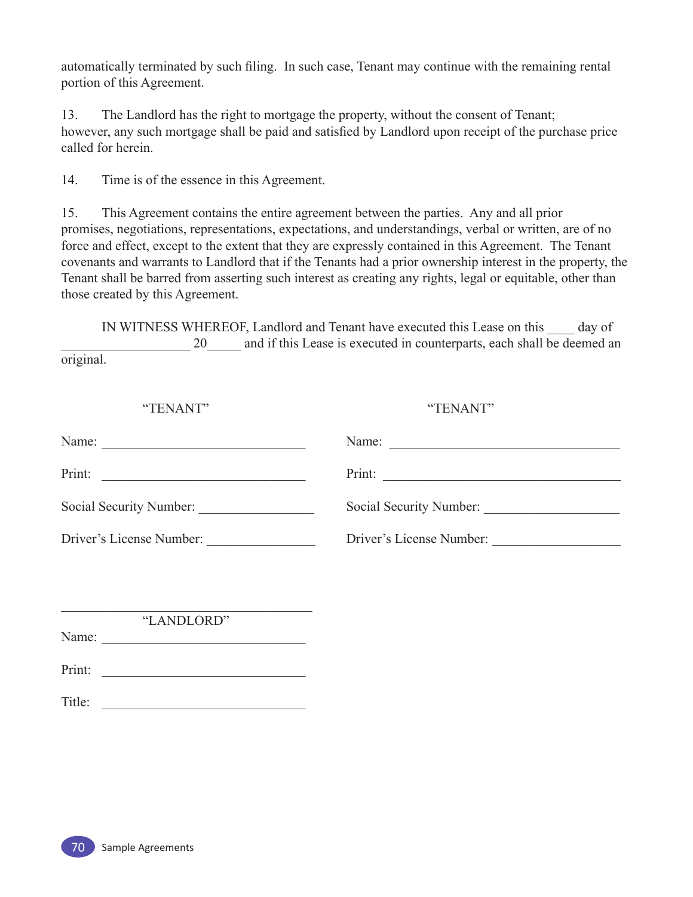automatically terminated by such filing. In such case, Tenant may continue with the remaining rental portion of this Agreement.

13. The Landlord has the right to mortgage the property, without the consent of Tenant; however, any such mortgage shall be paid and satisfied by Landlord upon receipt of the purchase price called for herein.

14. Time is of the essence in this Agreement.

15. This Agreement contains the entire agreement between the parties. Any and all prior promises, negotiations, representations, expectations, and understandings, verbal or written, are of no force and effect, except to the extent that they are expressly contained in this Agreement. The Tenant covenants and warrants to Landlord that if the Tenants had a prior ownership interest in the property, the Tenant shall be barred from asserting such interest as creating any rights, legal or equitable, other than those created by this Agreement.

IN WITNESS WHEREOF, Landlord and Tenant have executed this Lease on this ____ day of ___________________ 20_____ and if this Lease is executed in counterparts, each shall be deemed an original.

"TENANT"

Name: ______________________________

Print: ______________________________

Social Security Number: ________________

Driver's License Number: _______________

"TENANT"

Name: ___________________________________

Print: ___________________________________

Social Security Number: ___________________

Driver's License Number: __________________

_____________________________________

"LANDLORD"

Name: ______________________________

Print: ______________________________

Title: ______________________________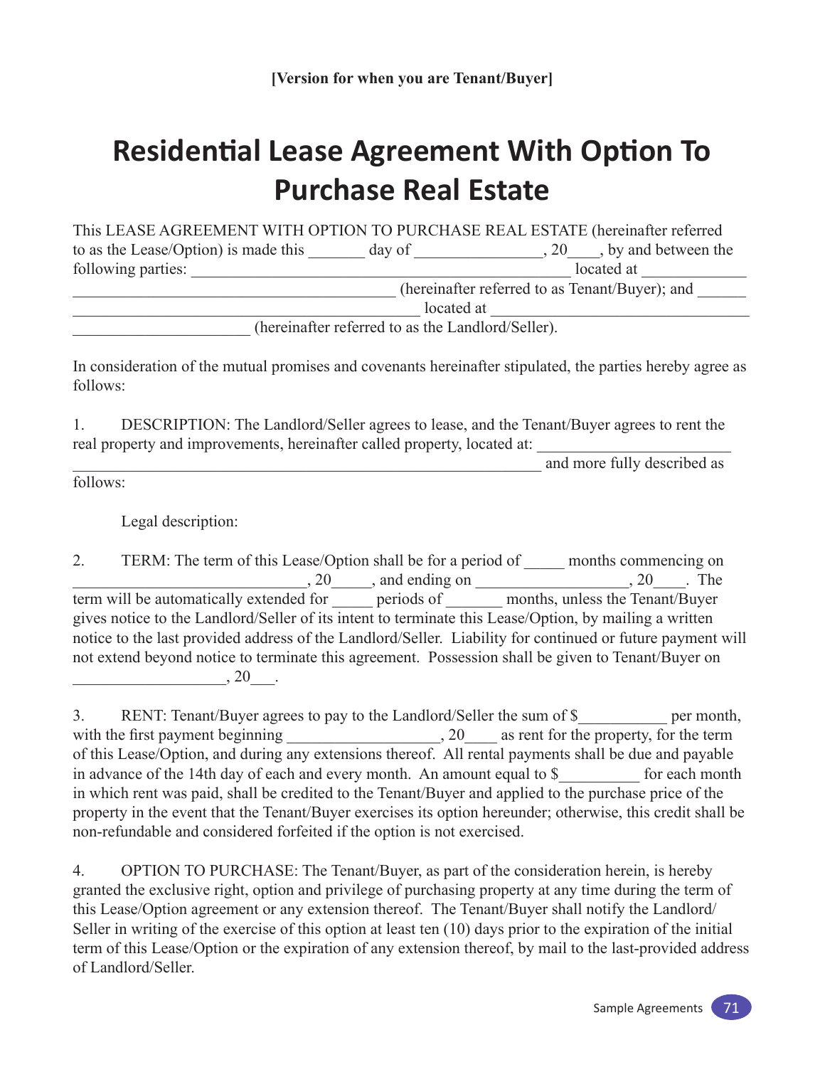**[Version for when you are Tenant/Buyer]**

# Residential Lease Agreement With Option To Purchase Real Estate

This LEASE AGREEMENT WITH OPTION TO PURCHASE REAL ESTATE (hereinafter referred to as the Lease/Option) is made this _______ day of _______________, 20____, by and between the following parties: _______________________________________________ located at ____________ ______________________________________ (hereinafter referred to as Tenant/Buyer); and ______ ___________________________________________ located at _______________________________ _____________________ (hereinafter referred to as the Landlord/Seller).

In consideration of the mutual promises and covenants hereinafter stipulated, the parties hereby agree as follows:

1. DESCRIPTION: The Landlord/Seller agrees to lease, and the Tenant/Buyer agrees to rent the real property and improvements, hereinafter called property, located at: ________________________ ____________________________________________________________ and more fully described as follows:

   Legal description:

2. TERM: The term of this Lease/Option shall be for a period of _____ months commencing on ____________________________, 20_____, and ending on __________________, 20____. The term will be automatically extended for _____ periods of _______ months, unless the Tenant/Buyer gives notice to the Landlord/Seller of its intent to terminate this Lease/Option, by mailing a written notice to the last provided address of the Landlord/Seller. Liability for continued or future payment will not extend beyond notice to terminate this agreement. Possession shall be given to Tenant/Buyer on ___________________, 20___.

3. RENT: Tenant/Buyer agrees to pay to the Landlord/Seller the sum of $___________ per month, with the first payment beginning ___________________, 20____ as rent for the property, for the term of this Lease/Option, and during any extensions thereof. All rental payments shall be due and payable in advance of the 14th day of each and every month. An amount equal to $__________ for each month in which rent was paid, shall be credited to the Tenant/Buyer and applied to the purchase price of the property in the event that the Tenant/Buyer exercises its option hereunder; otherwise, this credit shall be non-refundable and considered forfeited if the option is not exercised.

4. OPTION TO PURCHASE: The Tenant/Buyer, as part of the consideration herein, is hereby granted the exclusive right, option and privilege of purchasing property at any time during the term of this Lease/Option agreement or any extension thereof. The Tenant/Buyer shall notify the Landlord/Seller in writing of the exercise of this option at least ten (10) days prior to the expiration of the initial term of this Lease/Option or the expiration of any extension thereof, by mail to the last-provided address of Landlord/Seller.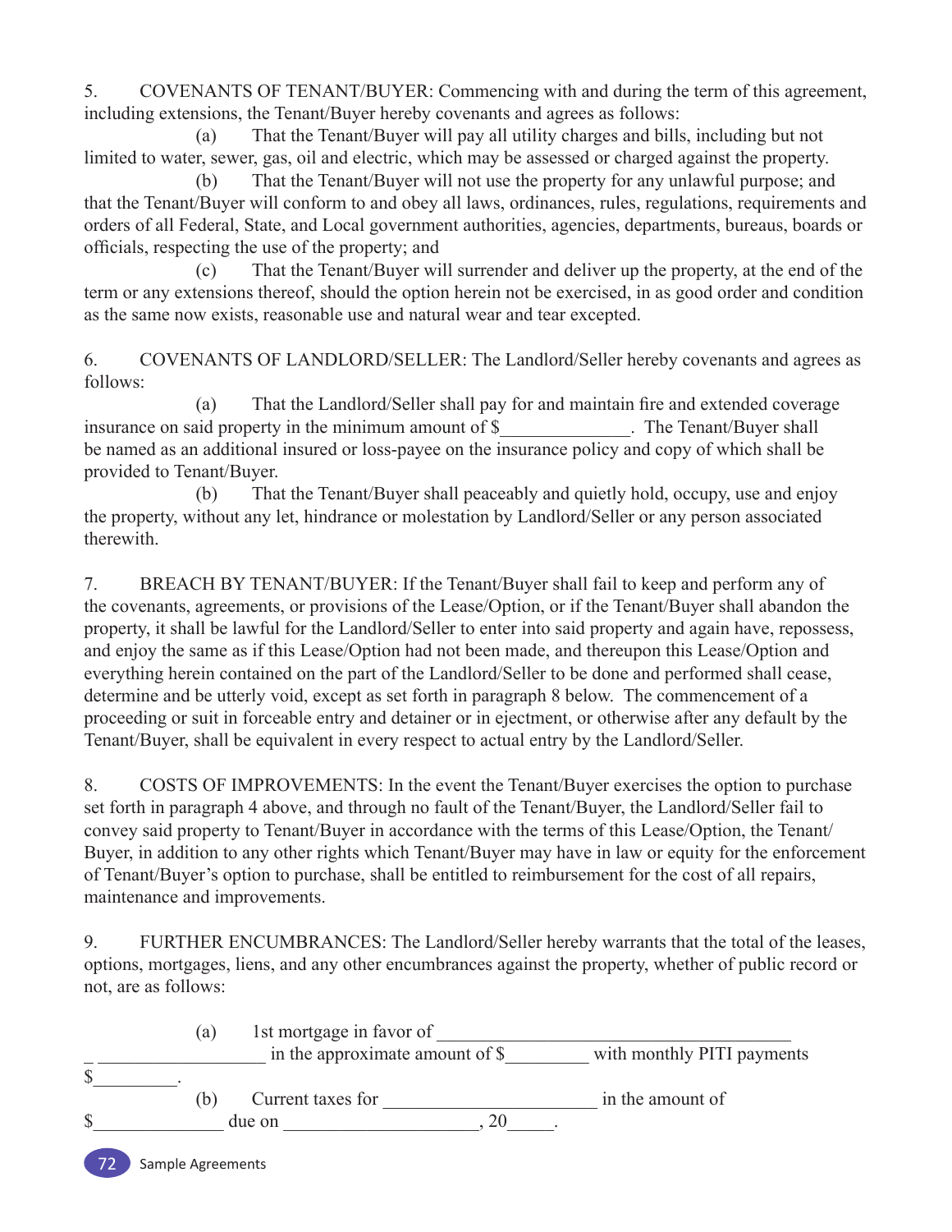5. COVENANTS OF TENANT/BUYER: Commencing with and during the term of this agreement, including extensions, the Tenant/Buyer hereby covenants and agrees as follows:

(a) That the Tenant/Buyer will pay all utility charges and bills, including but not limited to water, sewer, gas, oil and electric, which may be assessed or charged against the property.

(b) That the Tenant/Buyer will not use the property for any unlawful purpose; and that the Tenant/Buyer will conform to and obey all laws, ordinances, rules, regulations, requirements and orders of all Federal, State, and Local government authorities, agencies, departments, bureaus, boards or officials, respecting the use of the property; and

(c) That the Tenant/Buyer will surrender and deliver up the property, at the end of the term or any extensions thereof, should the option herein not be exercised, in as good order and condition as the same now exists, reasonable use and natural wear and tear excepted.

6. COVENANTS OF LANDLORD/SELLER: The Landlord/Seller hereby covenants and agrees as follows:

(a) That the Landlord/Seller shall pay for and maintain fire and extended coverage insurance on said property in the minimum amount of $______________. The Tenant/Buyer shall be named as an additional insured or loss-payee on the insurance policy and copy of which shall be provided to Tenant/Buyer.

(b) That the Tenant/Buyer shall peaceably and quietly hold, occupy, use and enjoy the property, without any let, hindrance or molestation by Landlord/Seller or any person associated therewith.

7. BREACH BY TENANT/BUYER: If the Tenant/Buyer shall fail to keep and perform any of the covenants, agreements, or provisions of the Lease/Option, or if the Tenant/Buyer shall abandon the property, it shall be lawful for the Landlord/Seller to enter into said property and again have, repossess, and enjoy the same as if this Lease/Option had not been made, and thereupon this Lease/Option and everything herein contained on the part of the Landlord/Seller to be done and performed shall cease, determine and be utterly void, except as set forth in paragraph 8 below. The commencement of a proceeding or suit in forceable entry and detainer or in ejectment, or otherwise after any default by the Tenant/Buyer, shall be equivalent in every respect to actual entry by the Landlord/Seller.

8. COSTS OF IMPROVEMENTS: In the event the Tenant/Buyer exercises the option to purchase set forth in paragraph 4 above, and through no fault of the Tenant/Buyer, the Landlord/Seller fail to convey said property to Tenant/Buyer in accordance with the terms of this Lease/Option, the Tenant/Buyer, in addition to any other rights which Tenant/Buyer may have in law or equity for the enforcement of Tenant/Buyer's option to purchase, shall be entitled to reimbursement for the cost of all repairs, maintenance and improvements.

9. FURTHER ENCUMBRANCES: The Landlord/Seller hereby warrants that the total of the leases, options, mortgages, liens, and any other encumbrances against the property, whether of public record or not, are as follows:

(a) 1st mortgage in favor of ______________________________________ _ __________________ in the approximate amount of $_________ with monthly PITI payments $_________.

(b) Current taxes for _______________________ in the amount of $______________ due on ____________________, 20_____.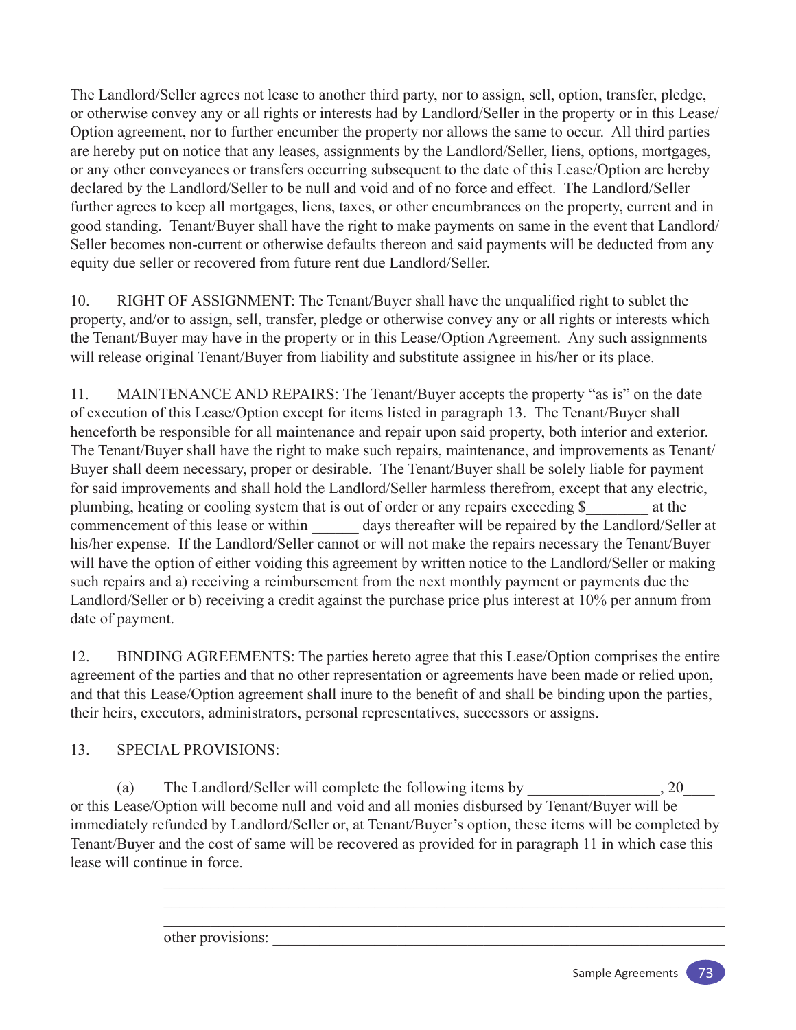The Landlord/Seller agrees not lease to another third party, nor to assign, sell, option, transfer, pledge, or otherwise convey any or all rights or interests had by Landlord/Seller in the property or in this Lease/Option agreement, nor to further encumber the property nor allows the same to occur. All third parties are hereby put on notice that any leases, assignments by the Landlord/Seller, liens, options, mortgages, or any other conveyances or transfers occurring subsequent to the date of this Lease/Option are hereby declared by the Landlord/Seller to be null and void and of no force and effect. The Landlord/Seller further agrees to keep all mortgages, liens, taxes, or other encumbrances on the property, current and in good standing. Tenant/Buyer shall have the right to make payments on same in the event that Landlord/Seller becomes non-current or otherwise defaults thereon and said payments will be deducted from any equity due seller or recovered from future rent due Landlord/Seller.

10. RIGHT OF ASSIGNMENT: The Tenant/Buyer shall have the unqualified right to sublet the property, and/or to assign, sell, transfer, pledge or otherwise convey any or all rights or interests which the Tenant/Buyer may have in the property or in this Lease/Option Agreement. Any such assignments will release original Tenant/Buyer from liability and substitute assignee in his/her or its place.

11. MAINTENANCE AND REPAIRS: The Tenant/Buyer accepts the property "as is" on the date of execution of this Lease/Option except for items listed in paragraph 13. The Tenant/Buyer shall henceforth be responsible for all maintenance and repair upon said property, both interior and exterior. The Tenant/Buyer shall have the right to make such repairs, maintenance, and improvements as Tenant/Buyer shall deem necessary, proper or desirable. The Tenant/Buyer shall be solely liable for payment for said improvements and shall hold the Landlord/Seller harmless therefrom, except that any electric, plumbing, heating or cooling system that is out of order or any repairs exceeding $________ at the commencement of this lease or within ______ days thereafter will be repaired by the Landlord/Seller at his/her expense. If the Landlord/Seller cannot or will not make the repairs necessary the Tenant/Buyer will have the option of either voiding this agreement by written notice to the Landlord/Seller or making such repairs and a) receiving a reimbursement from the next monthly payment or payments due the Landlord/Seller or b) receiving a credit against the purchase price plus interest at 10% per annum from date of payment.

12. BINDING AGREEMENTS: The parties hereto agree that this Lease/Option comprises the entire agreement of the parties and that no other representation or agreements have been made or relied upon, and that this Lease/Option agreement shall inure to the benefit of and shall be binding upon the parties, their heirs, executors, administrators, personal representatives, successors or assigns.

13. SPECIAL PROVISIONS:

(a) The Landlord/Seller will complete the following items by ________________, 20____ or this Lease/Option will become null and void and all monies disbursed by Tenant/Buyer will be immediately refunded by Landlord/Seller or, at Tenant/Buyer's option, these items will be completed by Tenant/Buyer and the cost of same will be recovered as provided for in paragraph 11 in which case this lease will continue in force.

______________________________________________________________________

______________________________________________________________________

______________________________________________________________________

other provisions: ______________________________________________________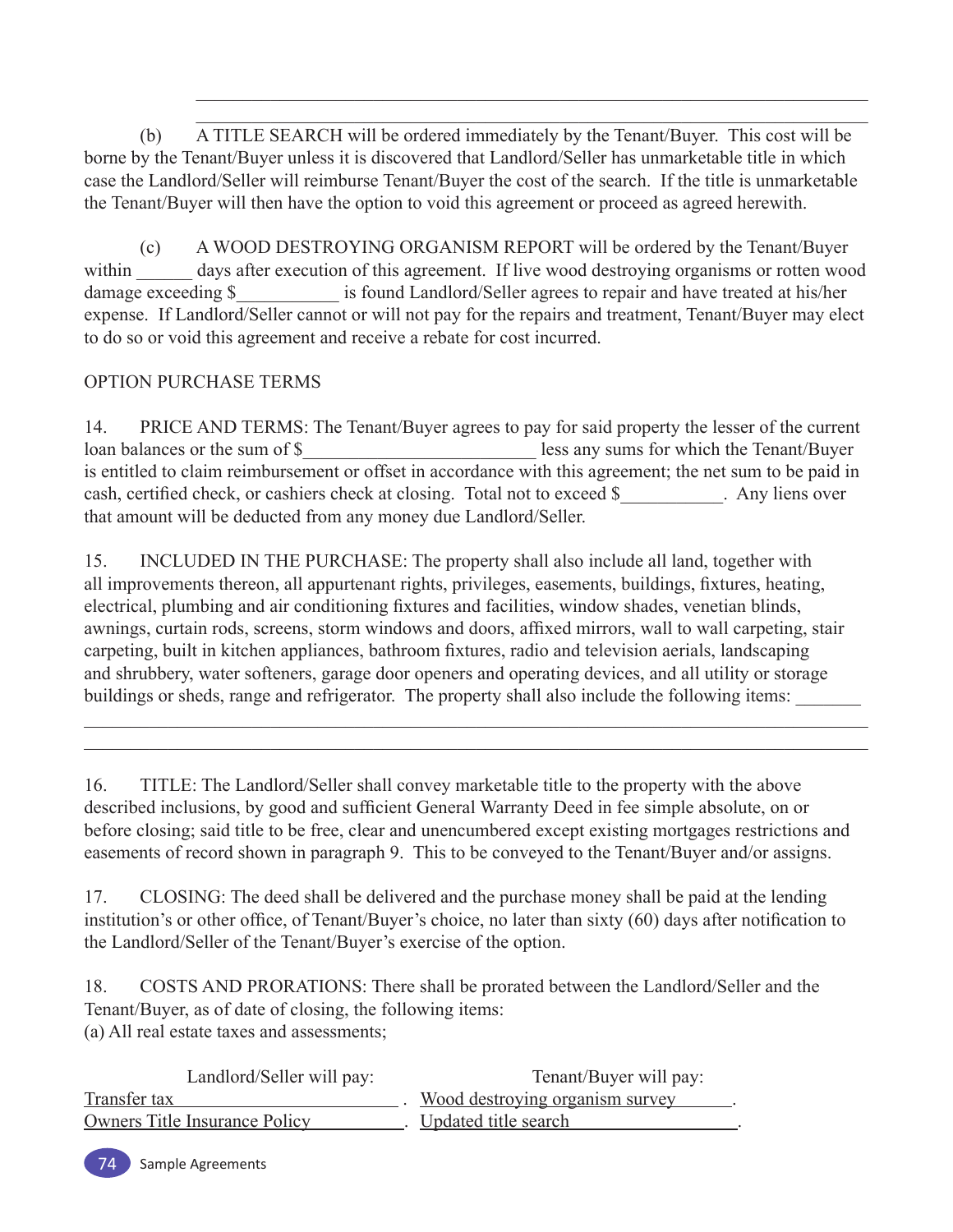______________________________________________________________________

______________________________________________________________________

(b) A TITLE SEARCH will be ordered immediately by the Tenant/Buyer. This cost will be borne by the Tenant/Buyer unless it is discovered that Landlord/Seller has unmarketable title in which case the Landlord/Seller will reimburse Tenant/Buyer the cost of the search. If the title is unmarketable the Tenant/Buyer will then have the option to void this agreement or proceed as agreed herewith.

(c) A WOOD DESTROYING ORGANISM REPORT will be ordered by the Tenant/Buyer within ______ days after execution of this agreement. If live wood destroying organisms or rotten wood damage exceeding $___________ is found Landlord/Seller agrees to repair and have treated at his/her expense. If Landlord/Seller cannot or will not pay for the repairs and treatment, Tenant/Buyer may elect to do so or void this agreement and receive a rebate for cost incurred.

OPTION PURCHASE TERMS

14. PRICE AND TERMS: The Tenant/Buyer agrees to pay for said property the lesser of the current loan balances or the sum of $_________________________ less any sums for which the Tenant/Buyer is entitled to claim reimbursement or offset in accordance with this agreement; the net sum to be paid in cash, certified check, or cashiers check at closing. Total not to exceed $___________. Any liens over that amount will be deducted from any money due Landlord/Seller.

15. INCLUDED IN THE PURCHASE: The property shall also include all land, together with all improvements thereon, all appurtenant rights, privileges, easements, buildings, fixtures, heating, electrical, plumbing and air conditioning fixtures and facilities, window shades, venetian blinds, awnings, curtain rods, screens, storm windows and doors, affixed mirrors, wall to wall carpeting, stair carpeting, built in kitchen appliances, bathroom fixtures, radio and television aerials, landscaping and shrubbery, water softeners, garage door openers and operating devices, and all utility or storage buildings or sheds, range and refrigerator. The property shall also include the following items: _______

______________________________________________________________________

______________________________________________________________________

16. TITLE: The Landlord/Seller shall convey marketable title to the property with the above described inclusions, by good and sufficient General Warranty Deed in fee simple absolute, on or before closing; said title to be free, clear and unencumbered except existing mortgages restrictions and easements of record shown in paragraph 9. This to be conveyed to the Tenant/Buyer and/or assigns.

17. CLOSING: The deed shall be delivered and the purchase money shall be paid at the lending institution's or other office, of Tenant/Buyer's choice, no later than sixty (60) days after notification to the Landlord/Seller of the Tenant/Buyer's exercise of the option.

18. COSTS AND PRORATIONS: There shall be prorated between the Landlord/Seller and the Tenant/Buyer, as of date of closing, the following items:
(a) All real estate taxes and assessments;

| Landlord/Seller will pay: | Tenant/Buyer will pay: |
|---|---|
| Transfer tax | Wood destroying organism survey |
| Owners Title Insurance Policy | Updated title search |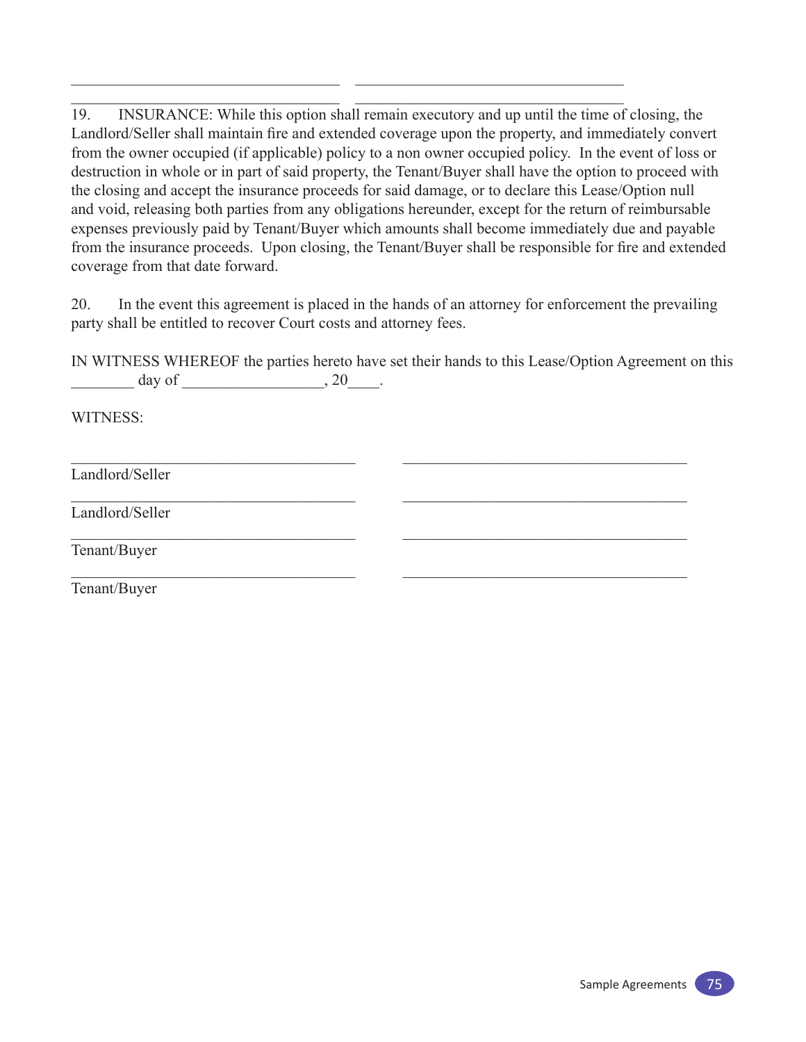\_\_\_\_\_\_\_\_\_\_\_\_\_\_\_\_\_\_\_\_\_\_\_\_\_\_\_\_\_\_\_\_\_\_\_ \_\_\_\_\_\_\_\_\_\_\_\_\_\_\_\_\_\_\_\_\_\_\_\_\_\_\_\_\_\_\_\_\_\_\_

\_\_\_\_\_\_\_\_\_\_\_\_\_\_\_\_\_\_\_\_\_\_\_\_\_\_\_\_\_\_\_\_\_\_\_ \_\_\_\_\_\_\_\_\_\_\_\_\_\_\_\_\_\_\_\_\_\_\_\_\_\_\_\_\_\_\_\_\_\_\_

19. INSURANCE: While this option shall remain executory and up until the time of closing, the Landlord/Seller shall maintain fire and extended coverage upon the property, and immediately convert from the owner occupied (if applicable) policy to a non owner occupied policy. In the event of loss or destruction in whole or in part of said property, the Tenant/Buyer shall have the option to proceed with the closing and accept the insurance proceeds for said damage, or to declare this Lease/Option null and void, releasing both parties from any obligations hereunder, except for the return of reimbursable expenses previously paid by Tenant/Buyer which amounts shall become immediately due and payable from the insurance proceeds. Upon closing, the Tenant/Buyer shall be responsible for fire and extended coverage from that date forward.

20. In the event this agreement is placed in the hands of an attorney for enforcement the prevailing party shall be entitled to recover Court costs and attorney fees.

IN WITNESS WHEREOF the parties hereto have set their hands to this Lease/Option Agreement on this \_\_\_\_\_\_\_\_ day of \_\_\_\_\_\_\_\_\_\_\_\_\_\_\_\_\_\_, 20\_\_\_\_.

WITNESS:

\_\_\_\_\_\_\_\_\_\_\_\_\_\_\_\_\_\_\_\_\_\_\_\_\_\_\_\_\_\_\_\_\_\_\_ \_\_\_\_\_\_\_\_\_\_\_\_\_\_\_\_\_\_\_\_\_\_\_\_\_\_\_\_\_\_\_\_\_\_\_

Landlord/Seller

\_\_\_\_\_\_\_\_\_\_\_\_\_\_\_\_\_\_\_\_\_\_\_\_\_\_\_\_\_\_\_\_\_\_\_ \_\_\_\_\_\_\_\_\_\_\_\_\_\_\_\_\_\_\_\_\_\_\_\_\_\_\_\_\_\_\_\_\_\_\_

Landlord/Seller

\_\_\_\_\_\_\_\_\_\_\_\_\_\_\_\_\_\_\_\_\_\_\_\_\_\_\_\_\_\_\_\_\_\_\_ \_\_\_\_\_\_\_\_\_\_\_\_\_\_\_\_\_\_\_\_\_\_\_\_\_\_\_\_\_\_\_\_\_\_\_

Tenant/Buyer

\_\_\_\_\_\_\_\_\_\_\_\_\_\_\_\_\_\_\_\_\_\_\_\_\_\_\_\_\_\_\_\_\_\_\_ \_\_\_\_\_\_\_\_\_\_\_\_\_\_\_\_\_\_\_\_\_\_\_\_\_\_\_\_\_\_\_\_\_\_\_

Tenant/Buyer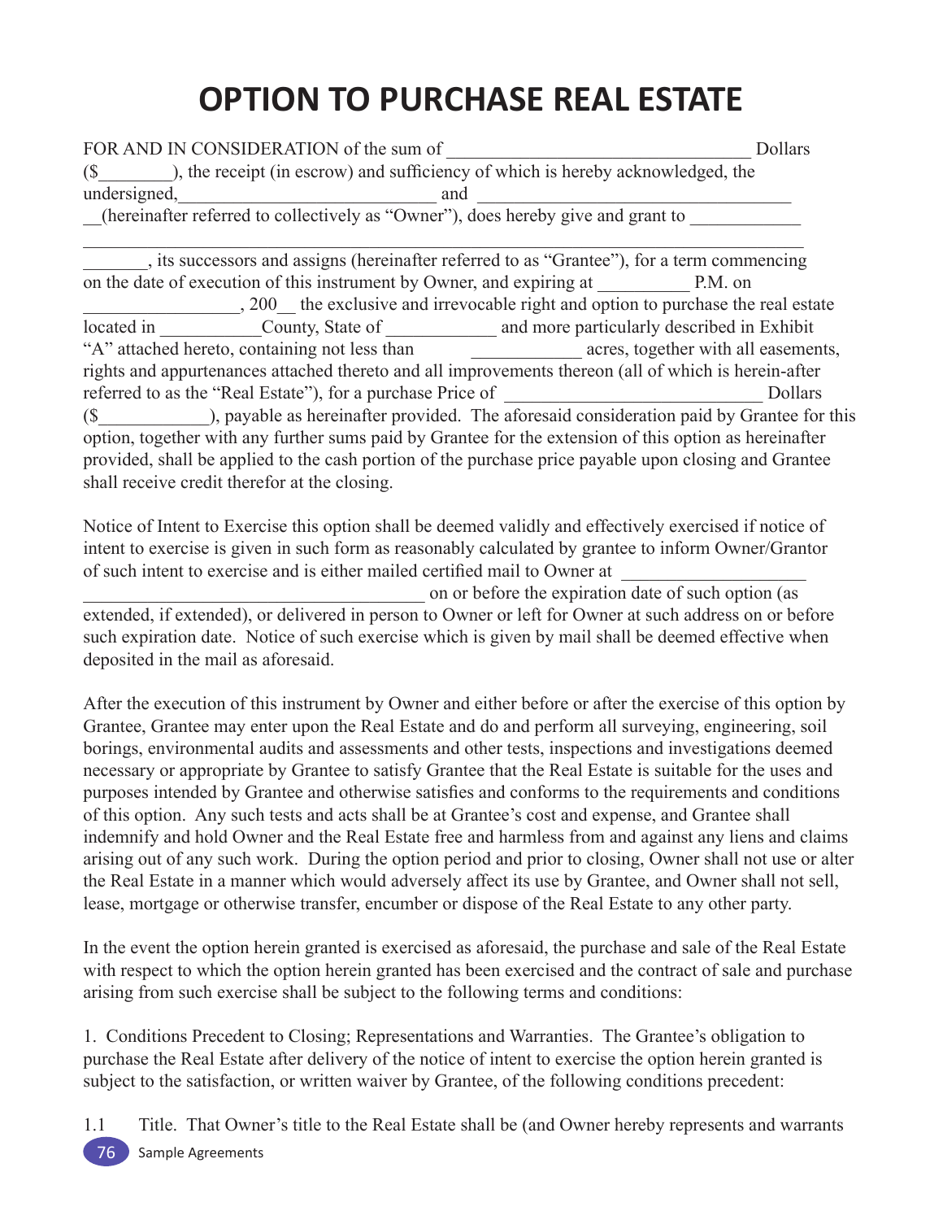# OPTION TO PURCHASE REAL ESTATE

FOR AND IN CONSIDERATION of the sum of _______________________________ Dollars ($________), the receipt (in escrow) and sufficiency of which is hereby acknowledged, the undersigned,___________________________ and _________________________________ __(hereinafter referred to collectively as "Owner"), does hereby give and grant to ____________ ________________________________________________________________________________ _______, its successors and assigns (hereinafter referred to as "Grantee"), for a term commencing on the date of execution of this instrument by Owner, and expiring at __________ P.M. on _________________, 200__ the exclusive and irrevocable right and option to purchase the real estate located in ___________County, State of ____________ and more particularly described in Exhibit "A" attached hereto, containing not less than ____________ acres, together with all easements, rights and appurtenances attached thereto and all improvements thereon (all of which is herein-after referred to as the "Real Estate"), for a purchase Price of ___________________________ Dollars ($____________), payable as hereinafter provided. The aforesaid consideration paid by Grantee for this option, together with any further sums paid by Grantee for the extension of this option as hereinafter provided, shall be applied to the cash portion of the purchase price payable upon closing and Grantee shall receive credit therefor at the closing.

Notice of Intent to Exercise this option shall be deemed validly and effectively exercised if notice of intent to exercise is given in such form as reasonably calculated by grantee to inform Owner/Grantor of such intent to exercise and is either mailed certified mail to Owner at ___________________ ______________________________________ on or before the expiration date of such option (as extended, if extended), or delivered in person to Owner or left for Owner at such address on or before such expiration date. Notice of such exercise which is given by mail shall be deemed effective when deposited in the mail as aforesaid.

After the execution of this instrument by Owner and either before or after the exercise of this option by Grantee, Grantee may enter upon the Real Estate and do and perform all surveying, engineering, soil borings, environmental audits and assessments and other tests, inspections and investigations deemed necessary or appropriate by Grantee to satisfy Grantee that the Real Estate is suitable for the uses and purposes intended by Grantee and otherwise satisfies and conforms to the requirements and conditions of this option. Any such tests and acts shall be at Grantee's cost and expense, and Grantee shall indemnify and hold Owner and the Real Estate free and harmless from and against any liens and claims arising out of any such work. During the option period and prior to closing, Owner shall not use or alter the Real Estate in a manner which would adversely affect its use by Grantee, and Owner shall not sell, lease, mortgage or otherwise transfer, encumber or dispose of the Real Estate to any other party.

In the event the option herein granted is exercised as aforesaid, the purchase and sale of the Real Estate with respect to which the option herein granted has been exercised and the contract of sale and purchase arising from such exercise shall be subject to the following terms and conditions:

1. Conditions Precedent to Closing; Representations and Warranties. The Grantee's obligation to purchase the Real Estate after delivery of the notice of intent to exercise the option herein granted is subject to the satisfaction, or written waiver by Grantee, of the following conditions precedent:

1.1 Title. That Owner's title to the Real Estate shall be (and Owner hereby represents and warrants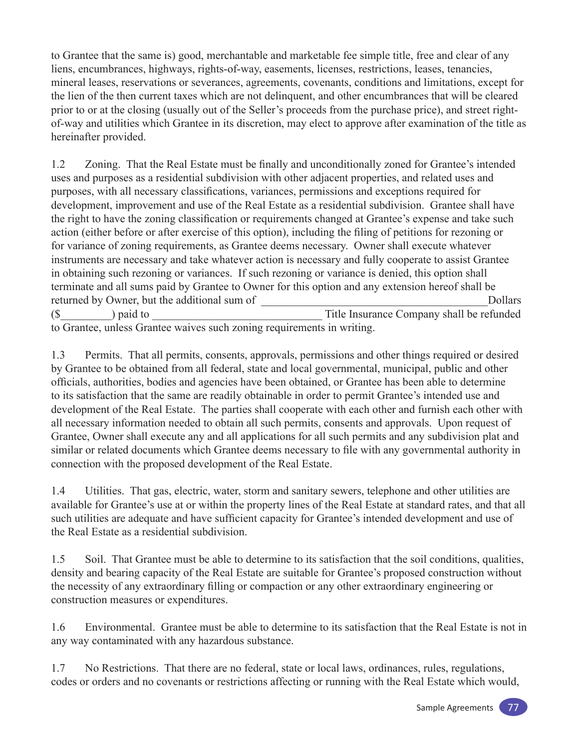to Grantee that the same is) good, merchantable and marketable fee simple title, free and clear of any liens, encumbrances, highways, rights-of-way, easements, licenses, restrictions, leases, tenancies, mineral leases, reservations or severances, agreements, covenants, conditions and limitations, except for the lien of the then current taxes which are not delinquent, and other encumbrances that will be cleared prior to or at the closing (usually out of the Seller's proceeds from the purchase price), and street right-of-way and utilities which Grantee in its discretion, may elect to approve after examination of the title as hereinafter provided.

1.2 Zoning. That the Real Estate must be finally and unconditionally zoned for Grantee's intended uses and purposes as a residential subdivision with other adjacent properties, and related uses and purposes, with all necessary classifications, variances, permissions and exceptions required for development, improvement and use of the Real Estate as a residential subdivision. Grantee shall have the right to have the zoning classification or requirements changed at Grantee's expense and take such action (either before or after exercise of this option), including the filing of petitions for rezoning or for variance of zoning requirements, as Grantee deems necessary. Owner shall execute whatever instruments are necessary and take whatever action is necessary and fully cooperate to assist Grantee in obtaining such rezoning or variances. If such rezoning or variance is denied, this option shall terminate and all sums paid by Grantee to Owner for this option and any extension hereof shall be returned by Owner, but the additional sum of ________________________________________Dollars ($_________) paid to ______________________________ Title Insurance Company shall be refunded to Grantee, unless Grantee waives such zoning requirements in writing.

1.3 Permits. That all permits, consents, approvals, permissions and other things required or desired by Grantee to be obtained from all federal, state and local governmental, municipal, public and other officials, authorities, bodies and agencies have been obtained, or Grantee has been able to determine to its satisfaction that the same are readily obtainable in order to permit Grantee's intended use and development of the Real Estate. The parties shall cooperate with each other and furnish each other with all necessary information needed to obtain all such permits, consents and approvals. Upon request of Grantee, Owner shall execute any and all applications for all such permits and any subdivision plat and similar or related documents which Grantee deems necessary to file with any governmental authority in connection with the proposed development of the Real Estate.

1.4 Utilities. That gas, electric, water, storm and sanitary sewers, telephone and other utilities are available for Grantee's use at or within the property lines of the Real Estate at standard rates, and that all such utilities are adequate and have sufficient capacity for Grantee's intended development and use of the Real Estate as a residential subdivision.

1.5 Soil. That Grantee must be able to determine to its satisfaction that the soil conditions, qualities, density and bearing capacity of the Real Estate are suitable for Grantee's proposed construction without the necessity of any extraordinary filling or compaction or any other extraordinary engineering or construction measures or expenditures.

1.6 Environmental. Grantee must be able to determine to its satisfaction that the Real Estate is not in any way contaminated with any hazardous substance.

1.7 No Restrictions. That there are no federal, state or local laws, ordinances, rules, regulations, codes or orders and no covenants or restrictions affecting or running with the Real Estate which would,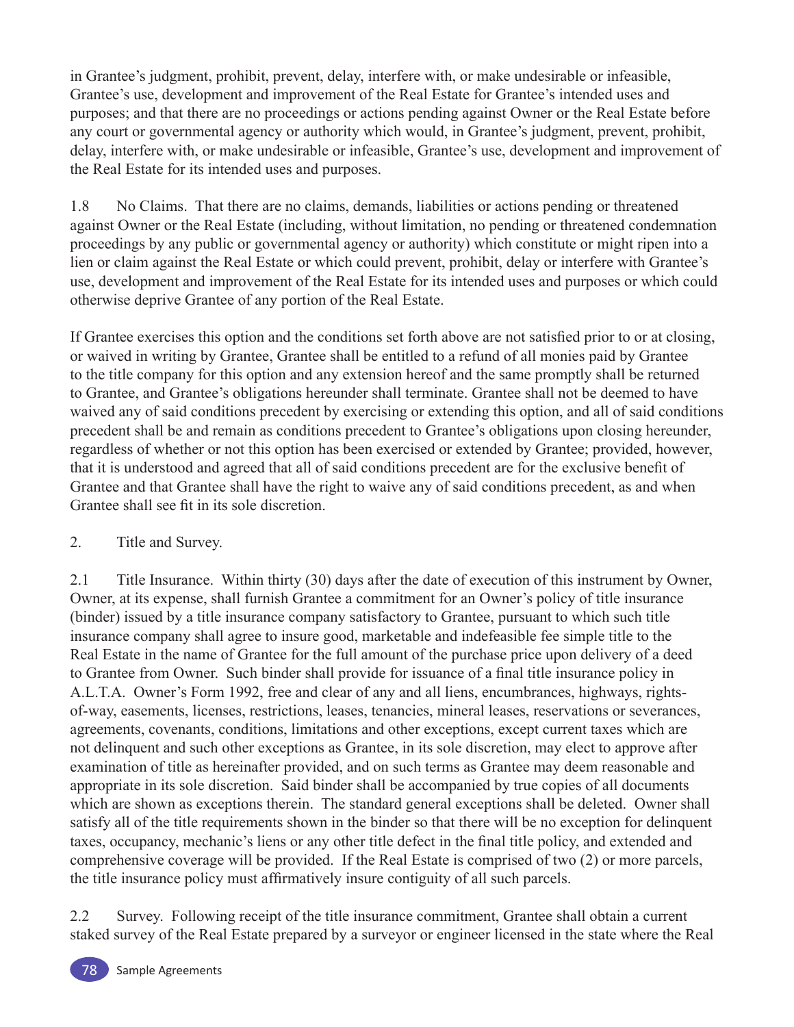in Grantee's judgment, prohibit, prevent, delay, interfere with, or make undesirable or infeasible, Grantee's use, development and improvement of the Real Estate for Grantee's intended uses and purposes; and that there are no proceedings or actions pending against Owner or the Real Estate before any court or governmental agency or authority which would, in Grantee's judgment, prevent, prohibit, delay, interfere with, or make undesirable or infeasible, Grantee's use, development and improvement of the Real Estate for its intended uses and purposes.

1.8 No Claims. That there are no claims, demands, liabilities or actions pending or threatened against Owner or the Real Estate (including, without limitation, no pending or threatened condemnation proceedings by any public or governmental agency or authority) which constitute or might ripen into a lien or claim against the Real Estate or which could prevent, prohibit, delay or interfere with Grantee's use, development and improvement of the Real Estate for its intended uses and purposes or which could otherwise deprive Grantee of any portion of the Real Estate.

If Grantee exercises this option and the conditions set forth above are not satisfied prior to or at closing, or waived in writing by Grantee, Grantee shall be entitled to a refund of all monies paid by Grantee to the title company for this option and any extension hereof and the same promptly shall be returned to Grantee, and Grantee's obligations hereunder shall terminate. Grantee shall not be deemed to have waived any of said conditions precedent by exercising or extending this option, and all of said conditions precedent shall be and remain as conditions precedent to Grantee's obligations upon closing hereunder, regardless of whether or not this option has been exercised or extended by Grantee; provided, however, that it is understood and agreed that all of said conditions precedent are for the exclusive benefit of Grantee and that Grantee shall have the right to waive any of said conditions precedent, as and when Grantee shall see fit in its sole discretion.

2. Title and Survey.

2.1 Title Insurance. Within thirty (30) days after the date of execution of this instrument by Owner, Owner, at its expense, shall furnish Grantee a commitment for an Owner's policy of title insurance (binder) issued by a title insurance company satisfactory to Grantee, pursuant to which such title insurance company shall agree to insure good, marketable and indefeasible fee simple title to the Real Estate in the name of Grantee for the full amount of the purchase price upon delivery of a deed to Grantee from Owner. Such binder shall provide for issuance of a final title insurance policy in A.L.T.A. Owner's Form 1992, free and clear of any and all liens, encumbrances, highways, rights-of-way, easements, licenses, restrictions, leases, tenancies, mineral leases, reservations or severances, agreements, covenants, conditions, limitations and other exceptions, except current taxes which are not delinquent and such other exceptions as Grantee, in its sole discretion, may elect to approve after examination of title as hereinafter provided, and on such terms as Grantee may deem reasonable and appropriate in its sole discretion. Said binder shall be accompanied by true copies of all documents which are shown as exceptions therein. The standard general exceptions shall be deleted. Owner shall satisfy all of the title requirements shown in the binder so that there will be no exception for delinquent taxes, occupancy, mechanic's liens or any other title defect in the final title policy, and extended and comprehensive coverage will be provided. If the Real Estate is comprised of two (2) or more parcels, the title insurance policy must affirmatively insure contiguity of all such parcels.

2.2 Survey. Following receipt of the title insurance commitment, Grantee shall obtain a current staked survey of the Real Estate prepared by a surveyor or engineer licensed in the state where the Real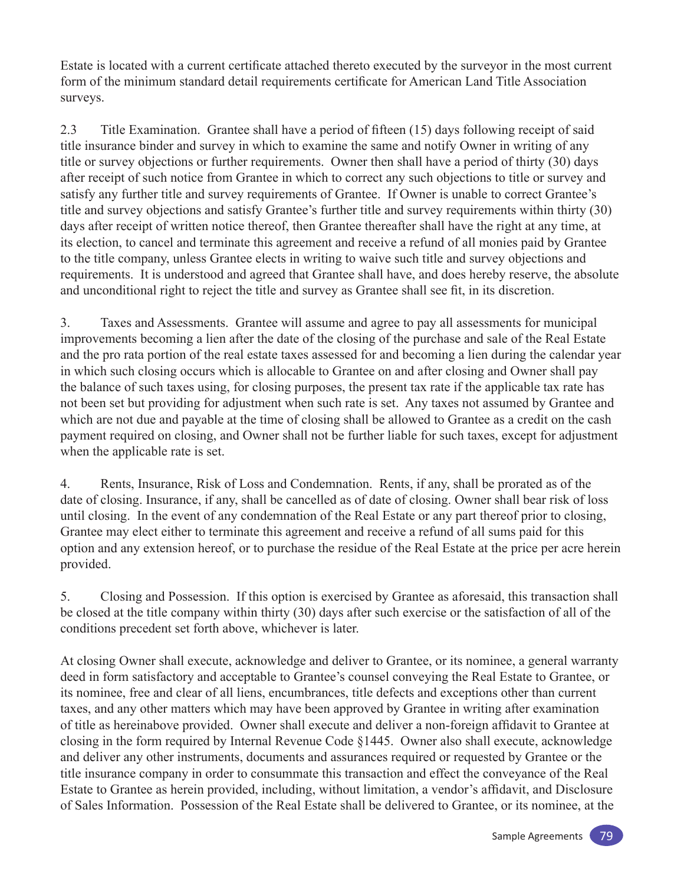Estate is located with a current certificate attached thereto executed by the surveyor in the most current form of the minimum standard detail requirements certificate for American Land Title Association surveys.

2.3 Title Examination. Grantee shall have a period of fifteen (15) days following receipt of said title insurance binder and survey in which to examine the same and notify Owner in writing of any title or survey objections or further requirements. Owner then shall have a period of thirty (30) days after receipt of such notice from Grantee in which to correct any such objections to title or survey and satisfy any further title and survey requirements of Grantee. If Owner is unable to correct Grantee's title and survey objections and satisfy Grantee's further title and survey requirements within thirty (30) days after receipt of written notice thereof, then Grantee thereafter shall have the right at any time, at its election, to cancel and terminate this agreement and receive a refund of all monies paid by Grantee to the title company, unless Grantee elects in writing to waive such title and survey objections and requirements. It is understood and agreed that Grantee shall have, and does hereby reserve, the absolute and unconditional right to reject the title and survey as Grantee shall see fit, in its discretion.

3. Taxes and Assessments. Grantee will assume and agree to pay all assessments for municipal improvements becoming a lien after the date of the closing of the purchase and sale of the Real Estate and the pro rata portion of the real estate taxes assessed for and becoming a lien during the calendar year in which such closing occurs which is allocable to Grantee on and after closing and Owner shall pay the balance of such taxes using, for closing purposes, the present tax rate if the applicable tax rate has not been set but providing for adjustment when such rate is set. Any taxes not assumed by Grantee and which are not due and payable at the time of closing shall be allowed to Grantee as a credit on the cash payment required on closing, and Owner shall not be further liable for such taxes, except for adjustment when the applicable rate is set.

4. Rents, Insurance, Risk of Loss and Condemnation. Rents, if any, shall be prorated as of the date of closing. Insurance, if any, shall be cancelled as of date of closing. Owner shall bear risk of loss until closing. In the event of any condemnation of the Real Estate or any part thereof prior to closing, Grantee may elect either to terminate this agreement and receive a refund of all sums paid for this option and any extension hereof, or to purchase the residue of the Real Estate at the price per acre herein provided.

5. Closing and Possession. If this option is exercised by Grantee as aforesaid, this transaction shall be closed at the title company within thirty (30) days after such exercise or the satisfaction of all of the conditions precedent set forth above, whichever is later.

At closing Owner shall execute, acknowledge and deliver to Grantee, or its nominee, a general warranty deed in form satisfactory and acceptable to Grantee's counsel conveying the Real Estate to Grantee, or its nominee, free and clear of all liens, encumbrances, title defects and exceptions other than current taxes, and any other matters which may have been approved by Grantee in writing after examination of title as hereinabove provided. Owner shall execute and deliver a non-foreign affidavit to Grantee at closing in the form required by Internal Revenue Code §1445. Owner also shall execute, acknowledge and deliver any other instruments, documents and assurances required or requested by Grantee or the title insurance company in order to consummate this transaction and effect the conveyance of the Real Estate to Grantee as herein provided, including, without limitation, a vendor's affidavit, and Disclosure of Sales Information. Possession of the Real Estate shall be delivered to Grantee, or its nominee, at the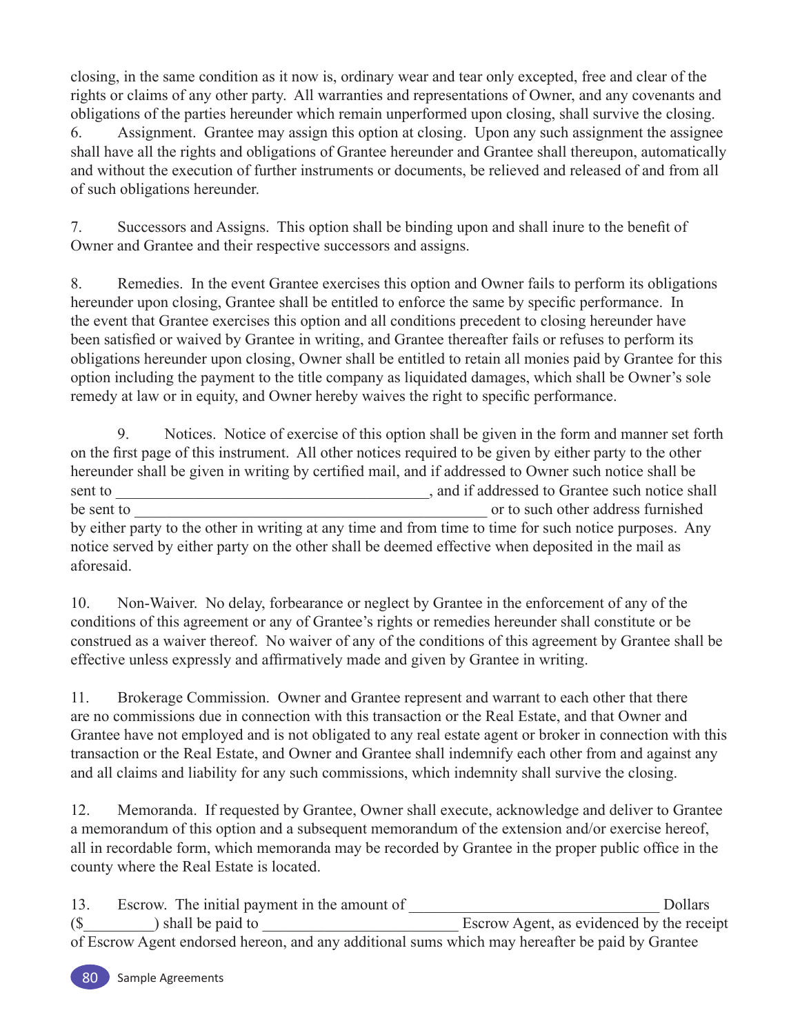closing, in the same condition as it now is, ordinary wear and tear only excepted, free and clear of the rights or claims of any other party. All warranties and representations of Owner, and any covenants and obligations of the parties hereunder which remain unperformed upon closing, shall survive the closing.

6. Assignment. Grantee may assign this option at closing. Upon any such assignment the assignee shall have all the rights and obligations of Grantee hereunder and Grantee shall thereupon, automatically and without the execution of further instruments or documents, be relieved and released of and from all of such obligations hereunder.

7. Successors and Assigns. This option shall be binding upon and shall inure to the benefit of Owner and Grantee and their respective successors and assigns.

8. Remedies. In the event Grantee exercises this option and Owner fails to perform its obligations hereunder upon closing, Grantee shall be entitled to enforce the same by specific performance. In the event that Grantee exercises this option and all conditions precedent to closing hereunder have been satisfied or waived by Grantee in writing, and Grantee thereafter fails or refuses to perform its obligations hereunder upon closing, Owner shall be entitled to retain all monies paid by Grantee for this option including the payment to the title company as liquidated damages, which shall be Owner's sole remedy at law or in equity, and Owner hereby waives the right to specific performance.

9. Notices. Notice of exercise of this option shall be given in the form and manner set forth on the first page of this instrument. All other notices required to be given by either party to the other hereunder shall be given in writing by certified mail, and if addressed to Owner such notice shall be sent to ________________________________________, and if addressed to Grantee such notice shall be sent to ______________________________________________ or to such other address furnished by either party to the other in writing at any time and from time to time for such notice purposes. Any notice served by either party on the other shall be deemed effective when deposited in the mail as aforesaid.

10. Non-Waiver. No delay, forbearance or neglect by Grantee in the enforcement of any of the conditions of this agreement or any of Grantee's rights or remedies hereunder shall constitute or be construed as a waiver thereof. No waiver of any of the conditions of this agreement by Grantee shall be effective unless expressly and affirmatively made and given by Grantee in writing.

11. Brokerage Commission. Owner and Grantee represent and warrant to each other that there are no commissions due in connection with this transaction or the Real Estate, and that Owner and Grantee have not employed and is not obligated to any real estate agent or broker in connection with this transaction or the Real Estate, and Owner and Grantee shall indemnify each other from and against any and all claims and liability for any such commissions, which indemnity shall survive the closing.

12. Memoranda. If requested by Grantee, Owner shall execute, acknowledge and deliver to Grantee a memorandum of this option and a subsequent memorandum of the extension and/or exercise hereof, all in recordable form, which memoranda may be recorded by Grantee in the proper public office in the county where the Real Estate is located.

13. Escrow. The initial payment in the amount of ________________________________ Dollars ($_________) shall be paid to _________________________ Escrow Agent, as evidenced by the receipt of Escrow Agent endorsed hereon, and any additional sums which may hereafter be paid by Grantee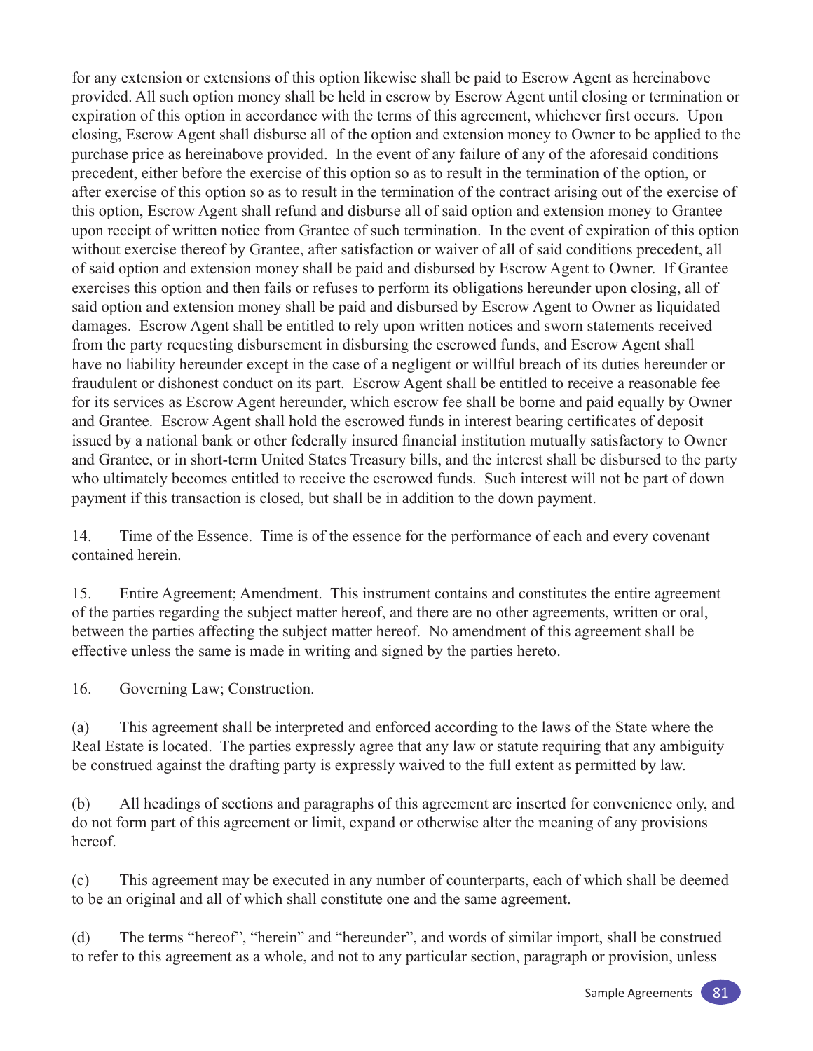for any extension or extensions of this option likewise shall be paid to Escrow Agent as hereinabove provided. All such option money shall be held in escrow by Escrow Agent until closing or termination or expiration of this option in accordance with the terms of this agreement, whichever first occurs. Upon closing, Escrow Agent shall disburse all of the option and extension money to Owner to be applied to the purchase price as hereinabove provided. In the event of any failure of any of the aforesaid conditions precedent, either before the exercise of this option so as to result in the termination of the option, or after exercise of this option so as to result in the termination of the contract arising out of the exercise of this option, Escrow Agent shall refund and disburse all of said option and extension money to Grantee upon receipt of written notice from Grantee of such termination. In the event of expiration of this option without exercise thereof by Grantee, after satisfaction or waiver of all of said conditions precedent, all of said option and extension money shall be paid and disbursed by Escrow Agent to Owner. If Grantee exercises this option and then fails or refuses to perform its obligations hereunder upon closing, all of said option and extension money shall be paid and disbursed by Escrow Agent to Owner as liquidated damages. Escrow Agent shall be entitled to rely upon written notices and sworn statements received from the party requesting disbursement in disbursing the escrowed funds, and Escrow Agent shall have no liability hereunder except in the case of a negligent or willful breach of its duties hereunder or fraudulent or dishonest conduct on its part. Escrow Agent shall be entitled to receive a reasonable fee for its services as Escrow Agent hereunder, which escrow fee shall be borne and paid equally by Owner and Grantee. Escrow Agent shall hold the escrowed funds in interest bearing certificates of deposit issued by a national bank or other federally insured financial institution mutually satisfactory to Owner and Grantee, or in short-term United States Treasury bills, and the interest shall be disbursed to the party who ultimately becomes entitled to receive the escrowed funds. Such interest will not be part of down payment if this transaction is closed, but shall be in addition to the down payment.

14. Time of the Essence. Time is of the essence for the performance of each and every covenant contained herein.

15. Entire Agreement; Amendment. This instrument contains and constitutes the entire agreement of the parties regarding the subject matter hereof, and there are no other agreements, written or oral, between the parties affecting the subject matter hereof. No amendment of this agreement shall be effective unless the same is made in writing and signed by the parties hereto.

16. Governing Law; Construction.

(a) This agreement shall be interpreted and enforced according to the laws of the State where the Real Estate is located. The parties expressly agree that any law or statute requiring that any ambiguity be construed against the drafting party is expressly waived to the full extent as permitted by law.

(b) All headings of sections and paragraphs of this agreement are inserted for convenience only, and do not form part of this agreement or limit, expand or otherwise alter the meaning of any provisions hereof.

(c) This agreement may be executed in any number of counterparts, each of which shall be deemed to be an original and all of which shall constitute one and the same agreement.

(d) The terms "hereof", "herein" and "hereunder", and words of similar import, shall be construed to refer to this agreement as a whole, and not to any particular section, paragraph or provision, unless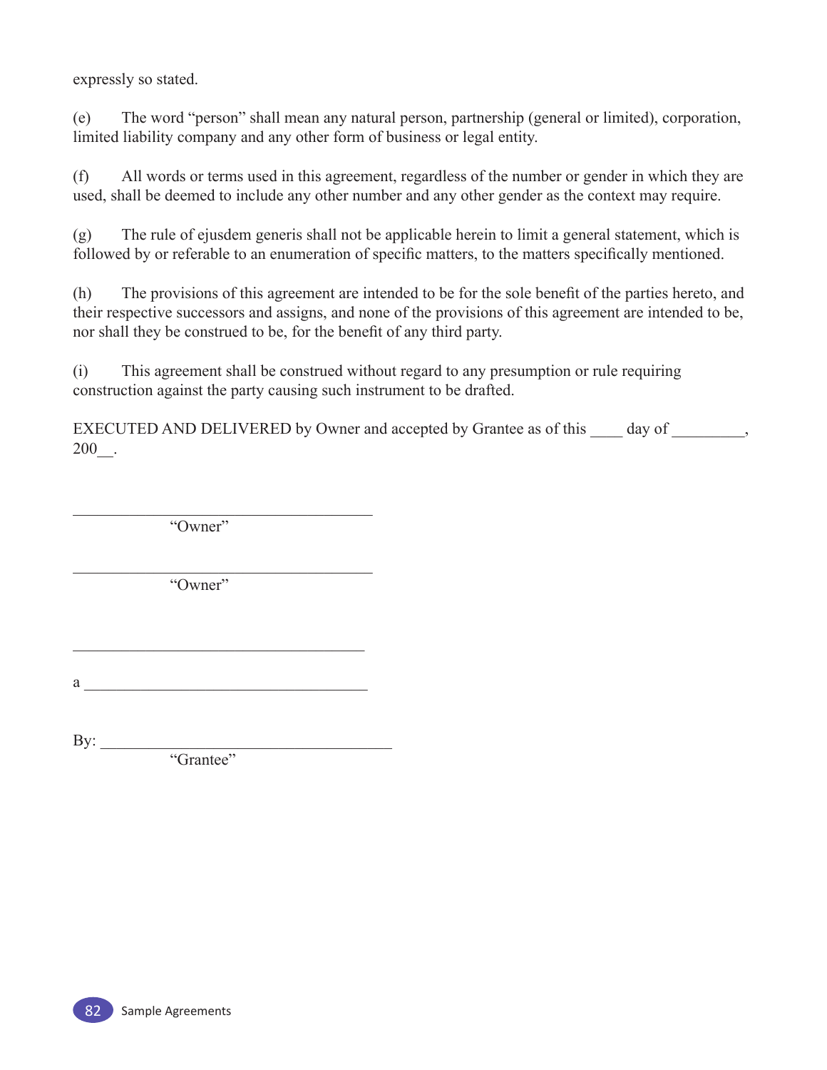expressly so stated.

(e) The word "person" shall mean any natural person, partnership (general or limited), corporation, limited liability company and any other form of business or legal entity.

(f) All words or terms used in this agreement, regardless of the number or gender in which they are used, shall be deemed to include any other number and any other gender as the context may require.

(g) The rule of ejusdem generis shall not be applicable herein to limit a general statement, which is followed by or referable to an enumeration of specific matters, to the matters specifically mentioned.

(h) The provisions of this agreement are intended to be for the sole benefit of the parties hereto, and their respective successors and assigns, and none of the provisions of this agreement are intended to be, nor shall they be construed to be, for the benefit of any third party.

(i) This agreement shall be construed without regard to any presumption or rule requiring construction against the party causing such instrument to be drafted.

EXECUTED AND DELIVERED by Owner and accepted by Grantee as of this ____ day of _________, 200__.

\_\_\_\_\_\_\_\_\_\_\_\_\_\_\_\_\_\_\_\_\_\_\_\_\_\_\_\_\_\_\_\_\_\_\_\_\_\_\_\_
"Owner"

\_\_\_\_\_\_\_\_\_\_\_\_\_\_\_\_\_\_\_\_\_\_\_\_\_\_\_\_\_\_\_\_\_\_\_\_\_\_\_\_
"Owner"

\_\_\_\_\_\_\_\_\_\_\_\_\_\_\_\_\_\_\_\_\_\_\_\_\_\_\_\_\_\_\_\_\_\_\_\_\_\_\_

a \_\_\_\_\_\_\_\_\_\_\_\_\_\_\_\_\_\_\_\_\_\_\_\_\_\_\_\_\_\_\_\_\_\_\_\_\_\_

By: \_\_\_\_\_\_\_\_\_\_\_\_\_\_\_\_\_\_\_\_\_\_\_\_\_\_\_\_\_\_\_\_\_\_\_\_\_\_\_
"Grantee"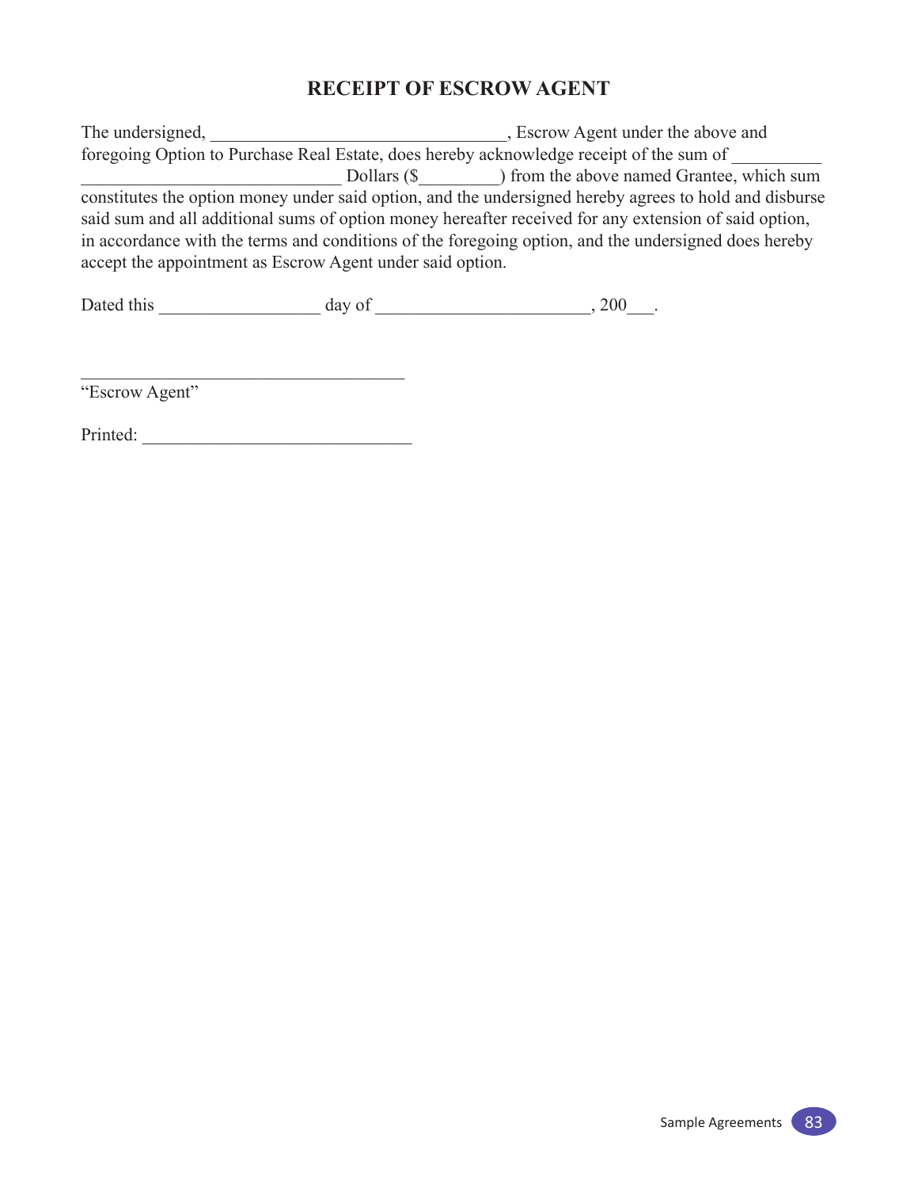# RECEIPT OF ESCROW AGENT

The undersigned, ________________________________, Escrow Agent under the above and foregoing Option to Purchase Real Estate, does hereby acknowledge receipt of the sum of __________ ____________________________ Dollars ($_________) from the above named Grantee, which sum constitutes the option money under said option, and the undersigned hereby agrees to hold and disburse said sum and all additional sums of option money hereafter received for any extension of said option, in accordance with the terms and conditions of the foregoing option, and the undersigned does hereby accept the appointment as Escrow Agent under said option.

Dated this _________________ day of ______________________, 200___.

___________________________________
"Escrow Agent"

Printed: _____________________________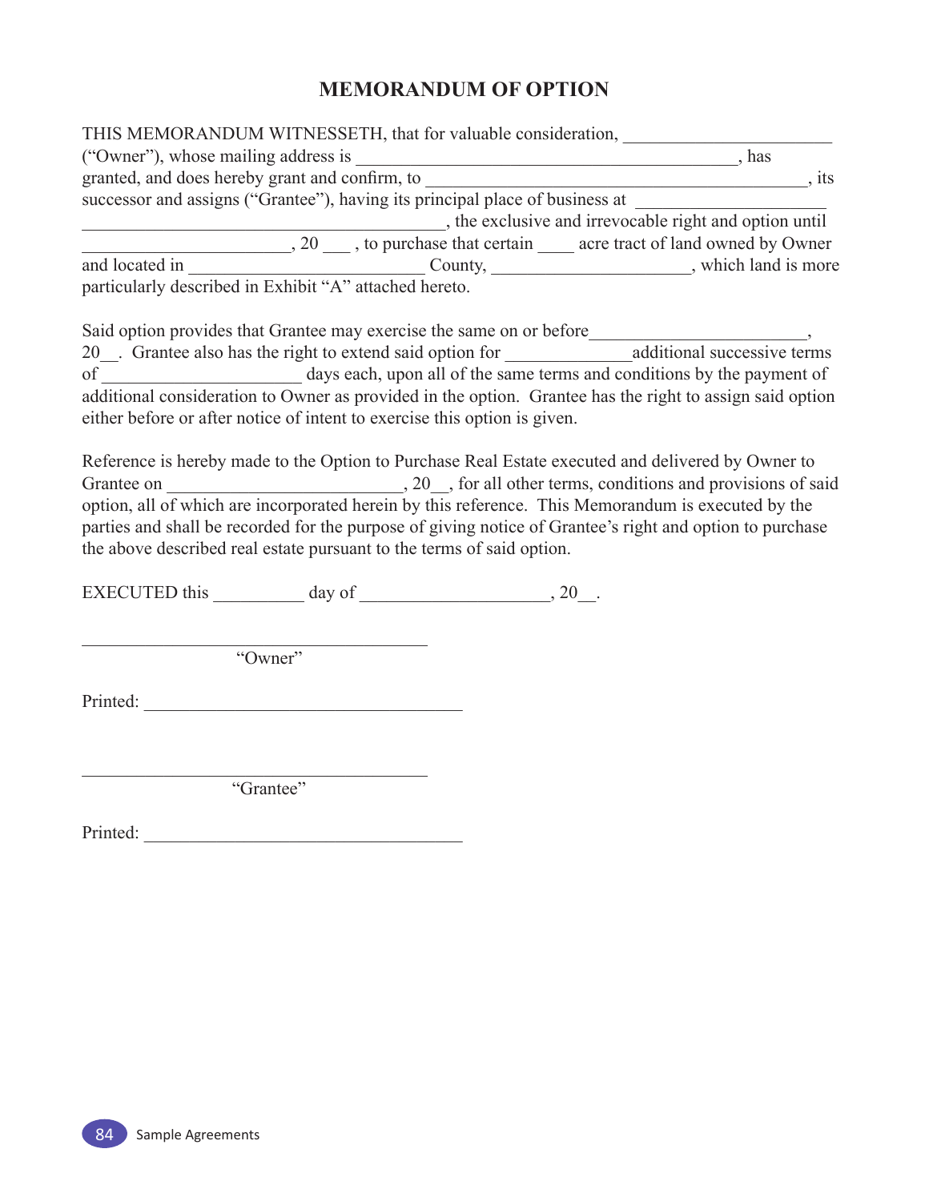# MEMORANDUM OF OPTION

THIS MEMORANDUM WITNESSETH, that for valuable consideration, ______________________ ("Owner"), whose mailing address is ________________________________________, has granted, and does hereby grant and confirm, to ____________________________________________, its successor and assigns ("Grantee"), having its principal place of business at ____________________ ________________________________________, the exclusive and irrevocable right and option until ______________________, 20 ___ , to purchase that certain ____ acre tract of land owned by Owner and located in ________________________ County, ______________________, which land is more particularly described in Exhibit "A" attached hereto.

Said option provides that Grantee may exercise the same on or before______________________, 20__. Grantee also has the right to extend said option for _____________additional successive terms of _____________________ days each, upon all of the same terms and conditions by the payment of additional consideration to Owner as provided in the option. Grantee has the right to assign said option either before or after notice of intent to exercise this option is given.

Reference is hereby made to the Option to Purchase Real Estate executed and delivered by Owner to Grantee on ________________________, 20__, for all other terms, conditions and provisions of said option, all of which are incorporated herein by this reference. This Memorandum is executed by the parties and shall be recorded for the purpose of giving notice of Grantee's right and option to purchase the above described real estate pursuant to the terms of said option.

EXECUTED this __________ day of ____________________, 20__.

______________________________________
"Owner"

Printed: ___________________________________

______________________________________
"Grantee"

Printed: ___________________________________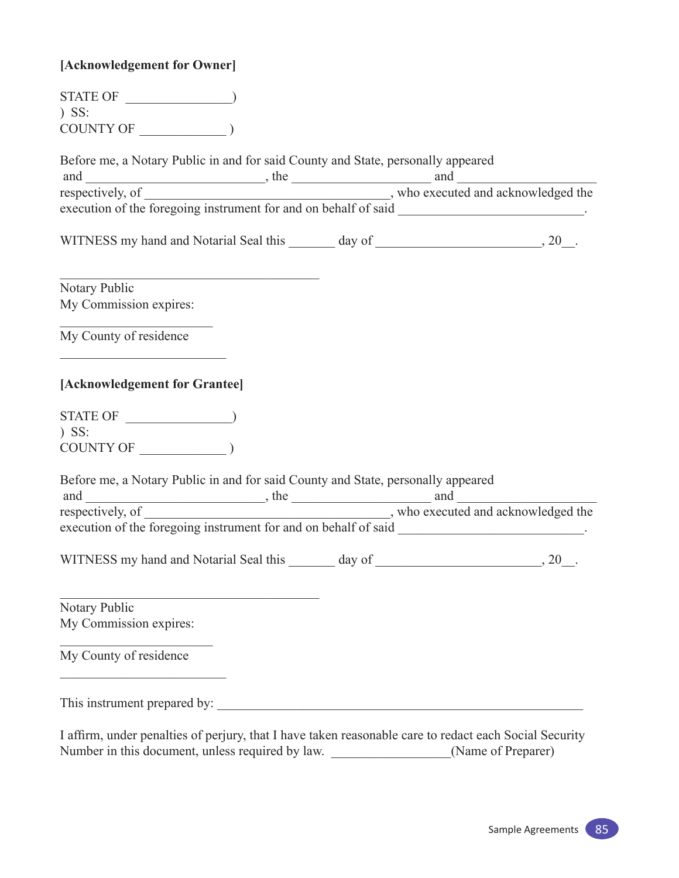**[Acknowledgement for Owner]**

STATE OF _______________)
) SS:
COUNTY OF ____________ )

Before me, a Notary Public in and for said County and State, personally appeared
and __________________________, the ____________________ and ____________________ respectively, of ____________________________________, who executed and acknowledged the execution of the foregoing instrument for and on behalf of said ___________________________.

WITNESS my hand and Notarial Seal this _______ day of ________________________, 20__.

______________________________________
Notary Public
My Commission expires:

______________________
My County of residence

________________________

**[Acknowledgement for Grantee]**

STATE OF _______________)
) SS:
COUNTY OF ____________ )

Before me, a Notary Public in and for said County and State, personally appeared
and __________________________, the ____________________ and ____________________ respectively, of ____________________________________, who executed and acknowledged the execution of the foregoing instrument for and on behalf of said ___________________________.

WITNESS my hand and Notarial Seal this _______ day of ________________________, 20__.

______________________________________
Notary Public
My Commission expires:

______________________
My County of residence

________________________

This instrument prepared by: ______________________________________________________

I affirm, under penalties of perjury, that I have taken reasonable care to redact each Social Security Number in this document, unless required by law. _________________(Name of Preparer)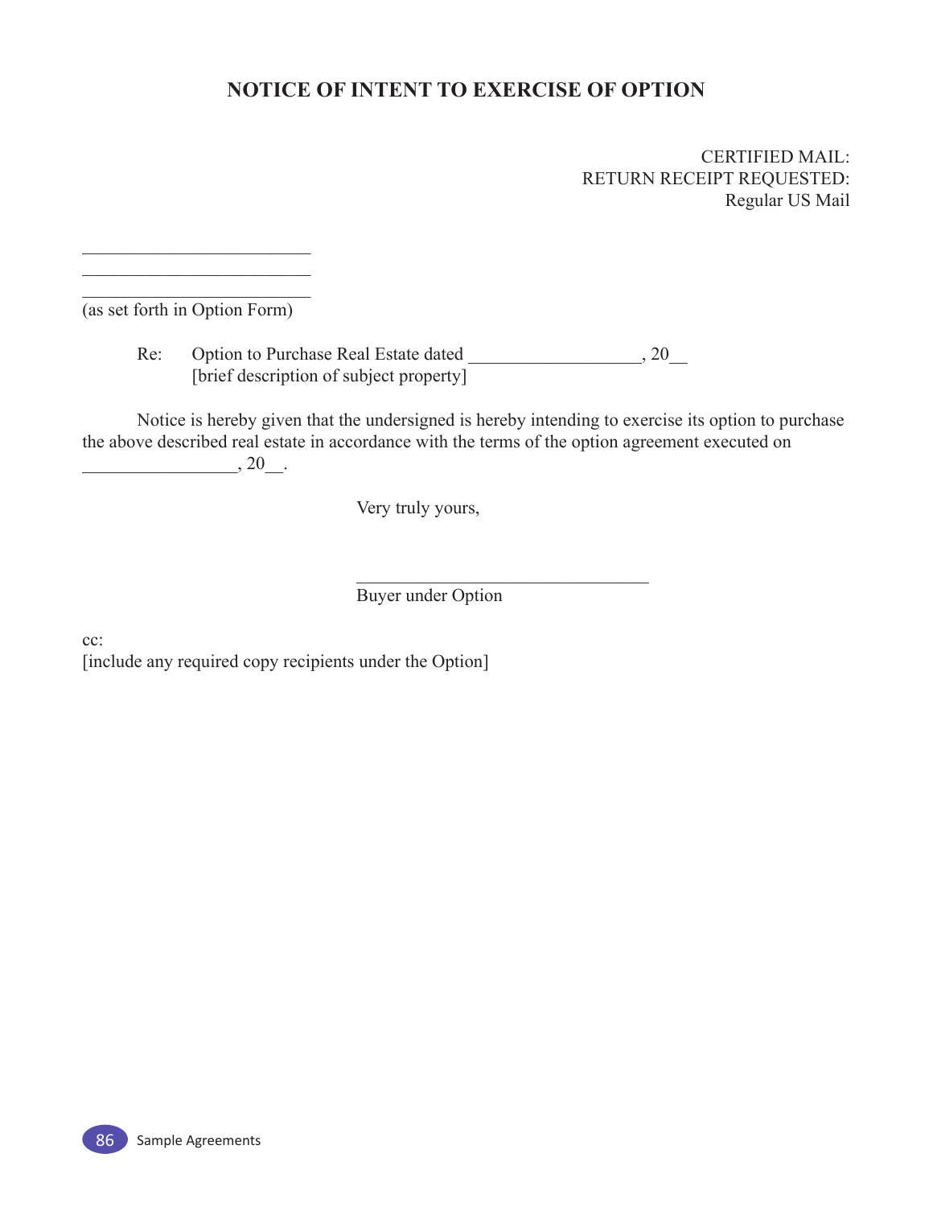# NOTICE OF INTENT TO EXERCISE OF OPTION

CERTIFIED MAIL:
RETURN RECEIPT REQUESTED:
Regular US Mail

\_\_\_\_\_\_\_\_\_\_\_\_\_\_\_\_\_\_\_\_\_\_\_\_\_\_
\_\_\_\_\_\_\_\_\_\_\_\_\_\_\_\_\_\_\_\_\_\_\_\_\_\_
\_\_\_\_\_\_\_\_\_\_\_\_\_\_\_\_\_\_\_\_\_\_\_\_\_\_
(as set forth in Option Form)

Re: Option to Purchase Real Estate dated \_\_\_\_\_\_\_\_\_\_\_\_\_\_\_\_\_\_\_, 20\_\_
[brief description of subject property]

Notice is hereby given that the undersigned is hereby intending to exercise its option to purchase the above described real estate in accordance with the terms of the option agreement executed on \_\_\_\_\_\_\_\_\_\_\_\_\_\_\_\_\_, 20\_\_.

Very truly yours,

\_\_\_\_\_\_\_\_\_\_\_\_\_\_\_\_\_\_\_\_\_\_\_\_\_\_\_\_\_\_\_\_\_
Buyer under Option

cc:
[include any required copy recipients under the Option]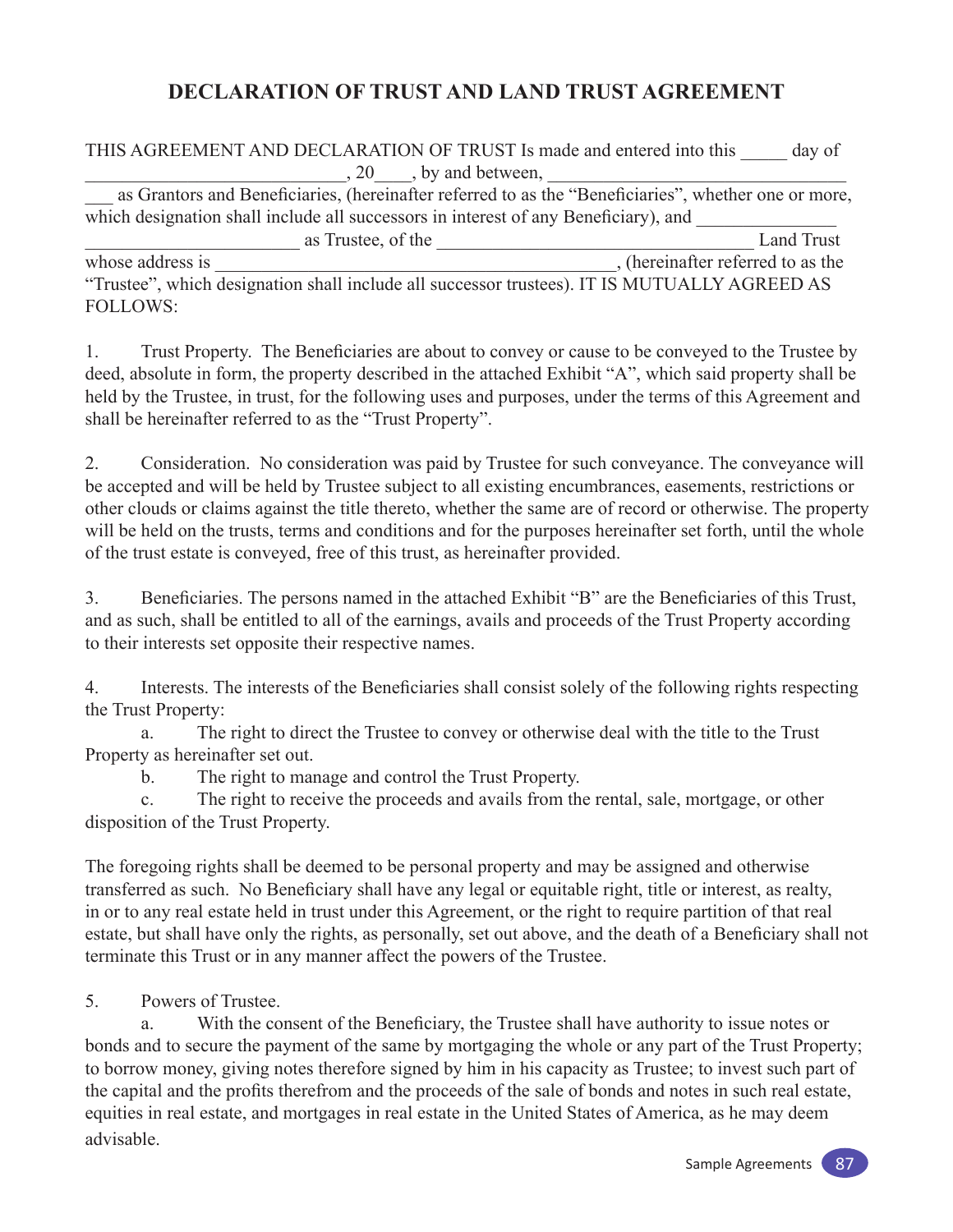# DECLARATION OF TRUST AND LAND TRUST AGREEMENT

THIS AGREEMENT AND DECLARATION OF TRUST Is made and entered into this _____ day of ____________________________, 20____, by and between, ________________________________ ___ as Grantors and Beneficiaries, (hereinafter referred to as the "Beneficiaries", whether one or more, which designation shall include all successors in interest of any Beneficiary), and _______________ _______________________ as Trustee, of the __________________________________ Land Trust whose address is ____________________________________________, (hereinafter referred to as the "Trustee", which designation shall include all successor trustees). IT IS MUTUALLY AGREED AS FOLLOWS:

1. Trust Property. The Beneficiaries are about to convey or cause to be conveyed to the Trustee by deed, absolute in form, the property described in the attached Exhibit "A", which said property shall be held by the Trustee, in trust, for the following uses and purposes, under the terms of this Agreement and shall be hereinafter referred to as the "Trust Property".

2. Consideration. No consideration was paid by Trustee for such conveyance. The conveyance will be accepted and will be held by Trustee subject to all existing encumbrances, easements, restrictions or other clouds or claims against the title thereto, whether the same are of record or otherwise. The property will be held on the trusts, terms and conditions and for the purposes hereinafter set forth, until the whole of the trust estate is conveyed, free of this trust, as hereinafter provided.

3. Beneficiaries. The persons named in the attached Exhibit "B" are the Beneficiaries of this Trust, and as such, shall be entitled to all of the earnings, avails and proceeds of the Trust Property according to their interests set opposite their respective names.

4. Interests. The interests of the Beneficiaries shall consist solely of the following rights respecting the Trust Property:

   a. The right to direct the Trustee to convey or otherwise deal with the title to the Trust Property as hereinafter set out.

   b. The right to manage and control the Trust Property.

   c. The right to receive the proceeds and avails from the rental, sale, mortgage, or other disposition of the Trust Property.

The foregoing rights shall be deemed to be personal property and may be assigned and otherwise transferred as such. No Beneficiary shall have any legal or equitable right, title or interest, as realty, in or to any real estate held in trust under this Agreement, or the right to require partition of that real estate, but shall have only the rights, as personally, set out above, and the death of a Beneficiary shall not terminate this Trust or in any manner affect the powers of the Trustee.

5. Powers of Trustee.

   a. With the consent of the Beneficiary, the Trustee shall have authority to issue notes or bonds and to secure the payment of the same by mortgaging the whole or any part of the Trust Property; to borrow money, giving notes therefore signed by him in his capacity as Trustee; to invest such part of the capital and the profits therefrom and the proceeds of the sale of bonds and notes in such real estate, equities in real estate, and mortgages in real estate in the United States of America, as he may deem advisable.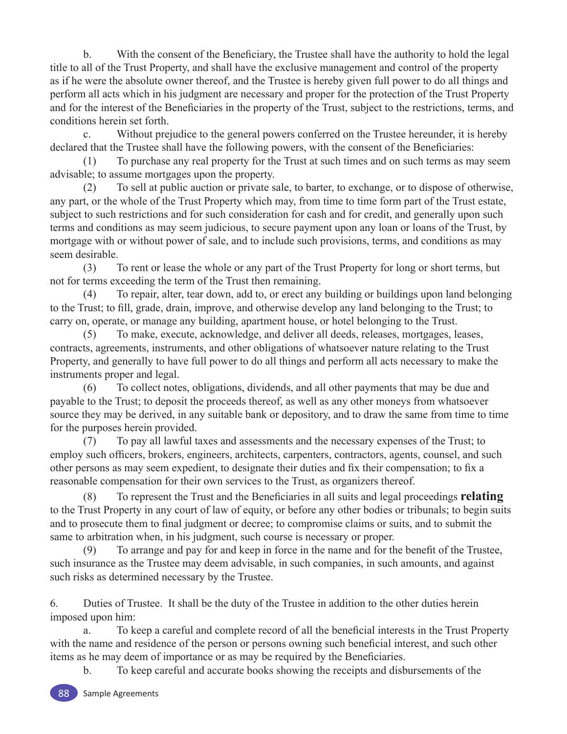b. With the consent of the Beneficiary, the Trustee shall have the authority to hold the legal title to all of the Trust Property, and shall have the exclusive management and control of the property as if he were the absolute owner thereof, and the Trustee is hereby given full power to do all things and perform all acts which in his judgment are necessary and proper for the protection of the Trust Property and for the interest of the Beneficiaries in the property of the Trust, subject to the restrictions, terms, and conditions herein set forth.

c. Without prejudice to the general powers conferred on the Trustee hereunder, it is hereby declared that the Trustee shall have the following powers, with the consent of the Beneficiaries:

(1) To purchase any real property for the Trust at such times and on such terms as may seem advisable; to assume mortgages upon the property.

(2) To sell at public auction or private sale, to barter, to exchange, or to dispose of otherwise, any part, or the whole of the Trust Property which may, from time to time form part of the Trust estate, subject to such restrictions and for such consideration for cash and for credit, and generally upon such terms and conditions as may seem judicious, to secure payment upon any loan or loans of the Trust, by mortgage with or without power of sale, and to include such provisions, terms, and conditions as may seem desirable.

(3) To rent or lease the whole or any part of the Trust Property for long or short terms, but not for terms exceeding the term of the Trust then remaining.

(4) To repair, alter, tear down, add to, or erect any building or buildings upon land belonging to the Trust; to fill, grade, drain, improve, and otherwise develop any land belonging to the Trust; to carry on, operate, or manage any building, apartment house, or hotel belonging to the Trust.

(5) To make, execute, acknowledge, and deliver all deeds, releases, mortgages, leases, contracts, agreements, instruments, and other obligations of whatsoever nature relating to the Trust Property, and generally to have full power to do all things and perform all acts necessary to make the instruments proper and legal.

(6) To collect notes, obligations, dividends, and all other payments that may be due and payable to the Trust; to deposit the proceeds thereof, as well as any other moneys from whatsoever source they may be derived, in any suitable bank or depository, and to draw the same from time to time for the purposes herein provided.

(7) To pay all lawful taxes and assessments and the necessary expenses of the Trust; to employ such officers, brokers, engineers, architects, carpenters, contractors, agents, counsel, and such other persons as may seem expedient, to designate their duties and fix their compensation; to fix a reasonable compensation for their own services to the Trust, as organizers thereof.

(8) To represent the Trust and the Beneficiaries in all suits and legal proceedings **relating** to the Trust Property in any court of law of equity, or before any other bodies or tribunals; to begin suits and to prosecute them to final judgment or decree; to compromise claims or suits, and to submit the same to arbitration when, in his judgment, such course is necessary or proper.

(9) To arrange and pay for and keep in force in the name and for the benefit of the Trustee, such insurance as the Trustee may deem advisable, in such companies, in such amounts, and against such risks as determined necessary by the Trustee.

6. Duties of Trustee. It shall be the duty of the Trustee in addition to the other duties herein imposed upon him:

a. To keep a careful and complete record of all the beneficial interests in the Trust Property with the name and residence of the person or persons owning such beneficial interest, and such other items as he may deem of importance or as may be required by the Beneficiaries.

b. To keep careful and accurate books showing the receipts and disbursements of the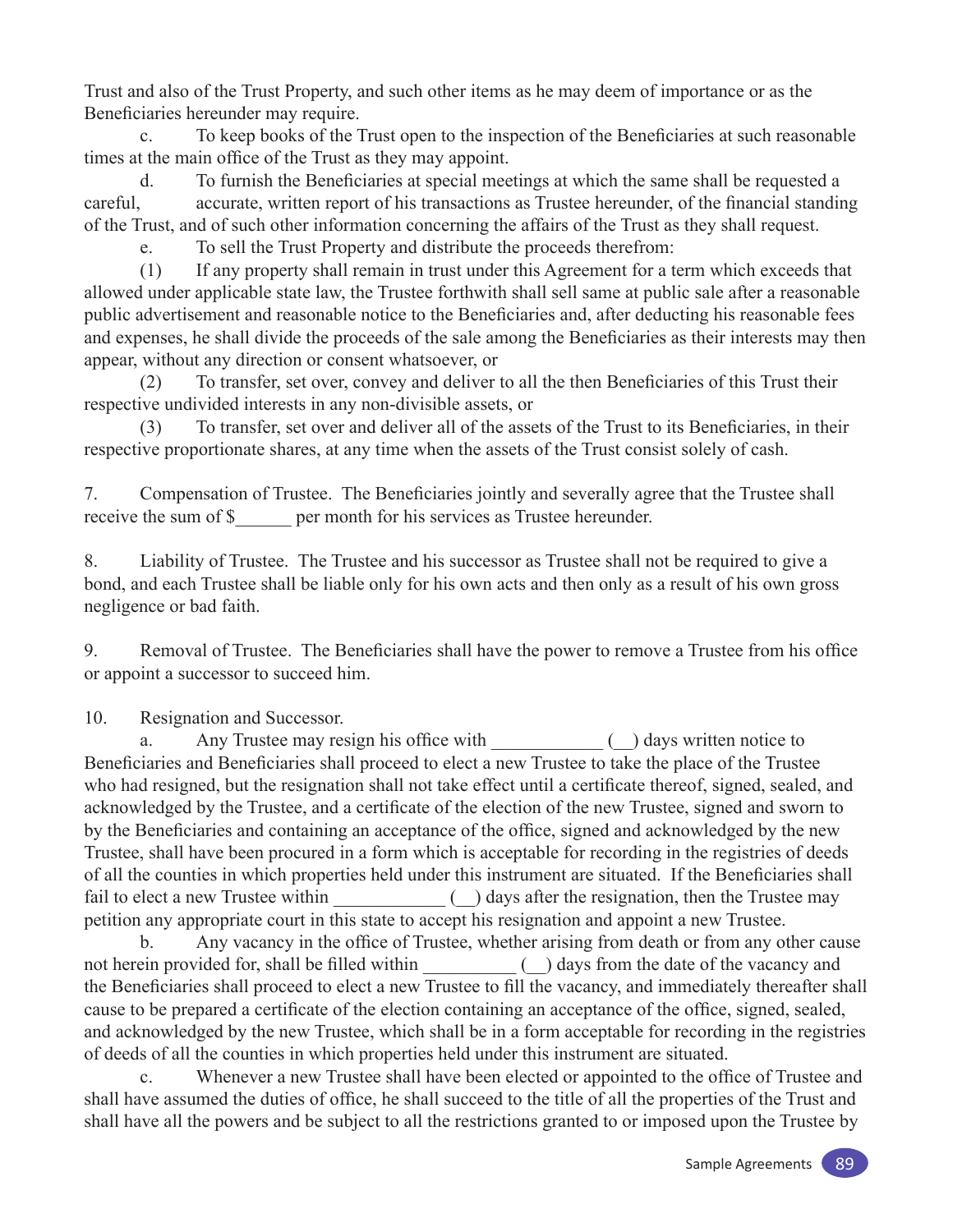Trust and also of the Trust Property, and such other items as he may deem of importance or as the Beneficiaries hereunder may require.

c. To keep books of the Trust open to the inspection of the Beneficiaries at such reasonable times at the main office of the Trust as they may appoint.

d. To furnish the Beneficiaries at special meetings at which the same shall be requested a careful, accurate, written report of his transactions as Trustee hereunder, of the financial standing of the Trust, and of such other information concerning the affairs of the Trust as they shall request.

e. To sell the Trust Property and distribute the proceeds therefrom:

(1) If any property shall remain in trust under this Agreement for a term which exceeds that allowed under applicable state law, the Trustee forthwith shall sell same at public sale after a reasonable public advertisement and reasonable notice to the Beneficiaries and, after deducting his reasonable fees and expenses, he shall divide the proceeds of the sale among the Beneficiaries as their interests may then appear, without any direction or consent whatsoever, or

(2) To transfer, set over, convey and deliver to all the then Beneficiaries of this Trust their respective undivided interests in any non-divisible assets, or

(3) To transfer, set over and deliver all of the assets of the Trust to its Beneficiaries, in their respective proportionate shares, at any time when the assets of the Trust consist solely of cash.

7. Compensation of Trustee. The Beneficiaries jointly and severally agree that the Trustee shall receive the sum of $______ per month for his services as Trustee hereunder.

8. Liability of Trustee. The Trustee and his successor as Trustee shall not be required to give a bond, and each Trustee shall be liable only for his own acts and then only as a result of his own gross negligence or bad faith.

9. Removal of Trustee. The Beneficiaries shall have the power to remove a Trustee from his office or appoint a successor to succeed him.

10. Resignation and Successor.

a. Any Trustee may resign his office with ____________ (__) days written notice to Beneficiaries and Beneficiaries shall proceed to elect a new Trustee to take the place of the Trustee who had resigned, but the resignation shall not take effect until a certificate thereof, signed, sealed, and acknowledged by the Trustee, and a certificate of the election of the new Trustee, signed and sworn to by the Beneficiaries and containing an acceptance of the office, signed and acknowledged by the new Trustee, shall have been procured in a form which is acceptable for recording in the registries of deeds of all the counties in which properties held under this instrument are situated. If the Beneficiaries shall fail to elect a new Trustee within ____________ (__) days after the resignation, then the Trustee may petition any appropriate court in this state to accept his resignation and appoint a new Trustee.

b. Any vacancy in the office of Trustee, whether arising from death or from any other cause not herein provided for, shall be filled within __________ (__) days from the date of the vacancy and the Beneficiaries shall proceed to elect a new Trustee to fill the vacancy, and immediately thereafter shall cause to be prepared a certificate of the election containing an acceptance of the office, signed, sealed, and acknowledged by the new Trustee, which shall be in a form acceptable for recording in the registries of deeds of all the counties in which properties held under this instrument are situated.

c. Whenever a new Trustee shall have been elected or appointed to the office of Trustee and shall have assumed the duties of office, he shall succeed to the title of all the properties of the Trust and shall have all the powers and be subject to all the restrictions granted to or imposed upon the Trustee by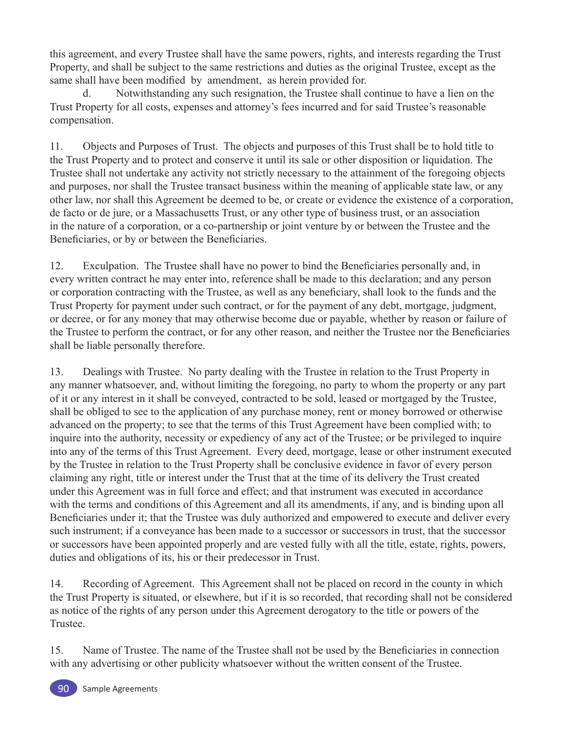this agreement, and every Trustee shall have the same powers, rights, and interests regarding the Trust Property, and shall be subject to the same restrictions and duties as the original Trustee, except as the same shall have been modified by amendment, as herein provided for.

d. Notwithstanding any such resignation, the Trustee shall continue to have a lien on the Trust Property for all costs, expenses and attorney's fees incurred and for said Trustee's reasonable compensation.

11. Objects and Purposes of Trust. The objects and purposes of this Trust shall be to hold title to the Trust Property and to protect and conserve it until its sale or other disposition or liquidation. The Trustee shall not undertake any activity not strictly necessary to the attainment of the foregoing objects and purposes, nor shall the Trustee transact business within the meaning of applicable state law, or any other law, nor shall this Agreement be deemed to be, or create or evidence the existence of a corporation, de facto or de jure, or a Massachusetts Trust, or any other type of business trust, or an association in the nature of a corporation, or a co-partnership or joint venture by or between the Trustee and the Beneficiaries, or by or between the Beneficiaries.

12. Exculpation. The Trustee shall have no power to bind the Beneficiaries personally and, in every written contract he may enter into, reference shall be made to this declaration; and any person or corporation contracting with the Trustee, as well as any beneficiary, shall look to the funds and the Trust Property for payment under such contract, or for the payment of any debt, mortgage, judgment, or decree, or for any money that may otherwise become due or payable, whether by reason or failure of the Trustee to perform the contract, or for any other reason, and neither the Trustee nor the Beneficiaries shall be liable personally therefore.

13. Dealings with Trustee. No party dealing with the Trustee in relation to the Trust Property in any manner whatsoever, and, without limiting the foregoing, no party to whom the property or any part of it or any interest in it shall be conveyed, contracted to be sold, leased or mortgaged by the Trustee, shall be obliged to see to the application of any purchase money, rent or money borrowed or otherwise advanced on the property; to see that the terms of this Trust Agreement have been complied with; to inquire into the authority, necessity or expediency of any act of the Trustee; or be privileged to inquire into any of the terms of this Trust Agreement. Every deed, mortgage, lease or other instrument executed by the Trustee in relation to the Trust Property shall be conclusive evidence in favor of every person claiming any right, title or interest under the Trust that at the time of its delivery the Trust created under this Agreement was in full force and effect; and that instrument was executed in accordance with the terms and conditions of this Agreement and all its amendments, if any, and is binding upon all Beneficiaries under it; that the Trustee was duly authorized and empowered to execute and deliver every such instrument; if a conveyance has been made to a successor or successors in trust, that the successor or successors have been appointed properly and are vested fully with all the title, estate, rights, powers, duties and obligations of its, his or their predecessor in Trust.

14. Recording of Agreement. This Agreement shall not be placed on record in the county in which the Trust Property is situated, or elsewhere, but if it is so recorded, that recording shall not be considered as notice of the rights of any person under this Agreement derogatory to the title or powers of the Trustee.

15. Name of Trustee. The name of the Trustee shall not be used by the Beneficiaries in connection with any advertising or other publicity whatsoever without the written consent of the Trustee.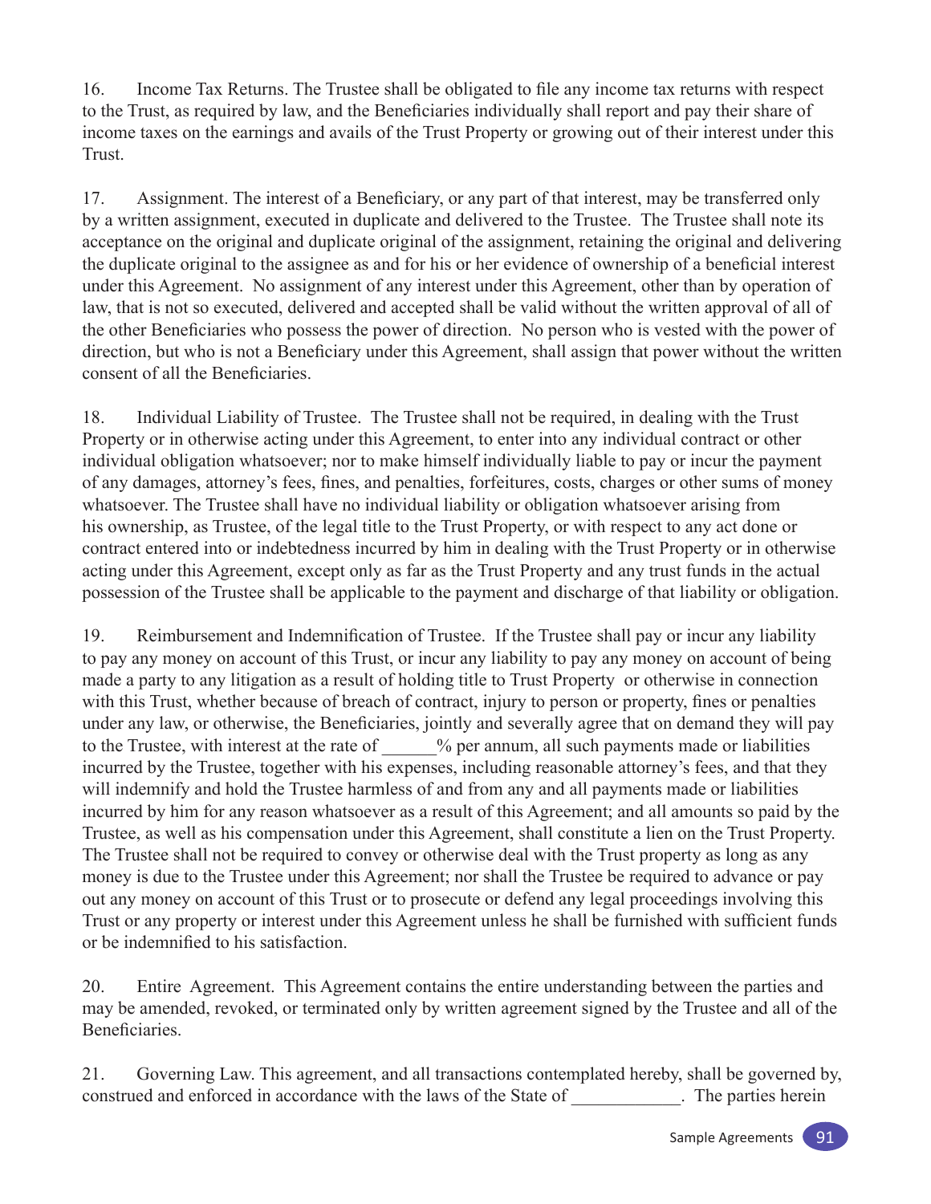16. Income Tax Returns. The Trustee shall be obligated to file any income tax returns with respect to the Trust, as required by law, and the Beneficiaries individually shall report and pay their share of income taxes on the earnings and avails of the Trust Property or growing out of their interest under this Trust.

17. Assignment. The interest of a Beneficiary, or any part of that interest, may be transferred only by a written assignment, executed in duplicate and delivered to the Trustee. The Trustee shall note its acceptance on the original and duplicate original of the assignment, retaining the original and delivering the duplicate original to the assignee as and for his or her evidence of ownership of a beneficial interest under this Agreement. No assignment of any interest under this Agreement, other than by operation of law, that is not so executed, delivered and accepted shall be valid without the written approval of all of the other Beneficiaries who possess the power of direction. No person who is vested with the power of direction, but who is not a Beneficiary under this Agreement, shall assign that power without the written consent of all the Beneficiaries.

18. Individual Liability of Trustee. The Trustee shall not be required, in dealing with the Trust Property or in otherwise acting under this Agreement, to enter into any individual contract or other individual obligation whatsoever; nor to make himself individually liable to pay or incur the payment of any damages, attorney's fees, fines, and penalties, forfeitures, costs, charges or other sums of money whatsoever. The Trustee shall have no individual liability or obligation whatsoever arising from his ownership, as Trustee, of the legal title to the Trust Property, or with respect to any act done or contract entered into or indebtedness incurred by him in dealing with the Trust Property or in otherwise acting under this Agreement, except only as far as the Trust Property and any trust funds in the actual possession of the Trustee shall be applicable to the payment and discharge of that liability or obligation.

19. Reimbursement and Indemnification of Trustee. If the Trustee shall pay or incur any liability to pay any money on account of this Trust, or incur any liability to pay any money on account of being made a party to any litigation as a result of holding title to Trust Property or otherwise in connection with this Trust, whether because of breach of contract, injury to person or property, fines or penalties under any law, or otherwise, the Beneficiaries, jointly and severally agree that on demand they will pay to the Trustee, with interest at the rate of ______% per annum, all such payments made or liabilities incurred by the Trustee, together with his expenses, including reasonable attorney's fees, and that they will indemnify and hold the Trustee harmless of and from any and all payments made or liabilities incurred by him for any reason whatsoever as a result of this Agreement; and all amounts so paid by the Trustee, as well as his compensation under this Agreement, shall constitute a lien on the Trust Property. The Trustee shall not be required to convey or otherwise deal with the Trust property as long as any money is due to the Trustee under this Agreement; nor shall the Trustee be required to advance or pay out any money on account of this Trust or to prosecute or defend any legal proceedings involving this Trust or any property or interest under this Agreement unless he shall be furnished with sufficient funds or be indemnified to his satisfaction.

20. Entire Agreement. This Agreement contains the entire understanding between the parties and may be amended, revoked, or terminated only by written agreement signed by the Trustee and all of the Beneficiaries.

21. Governing Law. This agreement, and all transactions contemplated hereby, shall be governed by, construed and enforced in accordance with the laws of the State of ____________. The parties herein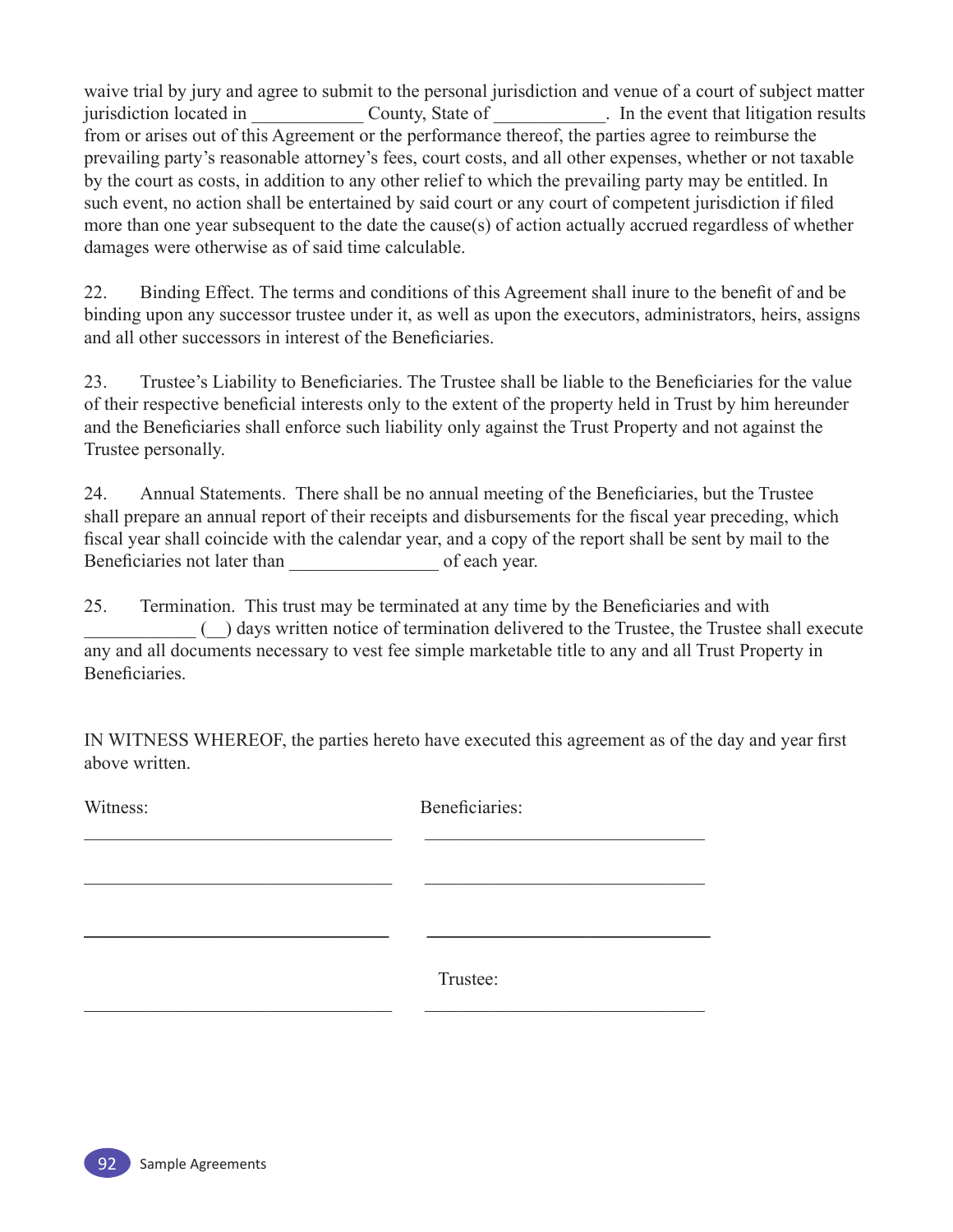waive trial by jury and agree to submit to the personal jurisdiction and venue of a court of subject matter jurisdiction located in ____________ County, State of ____________. In the event that litigation results from or arises out of this Agreement or the performance thereof, the parties agree to reimburse the prevailing party's reasonable attorney's fees, court costs, and all other expenses, whether or not taxable by the court as costs, in addition to any other relief to which the prevailing party may be entitled. In such event, no action shall be entertained by said court or any court of competent jurisdiction if filed more than one year subsequent to the date the cause(s) of action actually accrued regardless of whether damages were otherwise as of said time calculable.

22. Binding Effect. The terms and conditions of this Agreement shall inure to the benefit of and be binding upon any successor trustee under it, as well as upon the executors, administrators, heirs, assigns and all other successors in interest of the Beneficiaries.

23. Trustee's Liability to Beneficiaries. The Trustee shall be liable to the Beneficiaries for the value of their respective beneficial interests only to the extent of the property held in Trust by him hereunder and the Beneficiaries shall enforce such liability only against the Trust Property and not against the Trustee personally.

24. Annual Statements. There shall be no annual meeting of the Beneficiaries, but the Trustee shall prepare an annual report of their receipts and disbursements for the fiscal year preceding, which fiscal year shall coincide with the calendar year, and a copy of the report shall be sent by mail to the Beneficiaries not later than ________________ of each year.

25. Termination. This trust may be terminated at any time by the Beneficiaries and with ____________ (__) days written notice of termination delivered to the Trustee, the Trustee shall execute any and all documents necessary to vest fee simple marketable title to any and all Trust Property in Beneficiaries.

IN WITNESS WHEREOF, the parties hereto have executed this agreement as of the day and year first above written.

Witness:

__________________________________

__________________________________

__________________________________

__________________________________

Beneficiaries:

_______________________________

_______________________________

_______________________________

Trustee:

_______________________________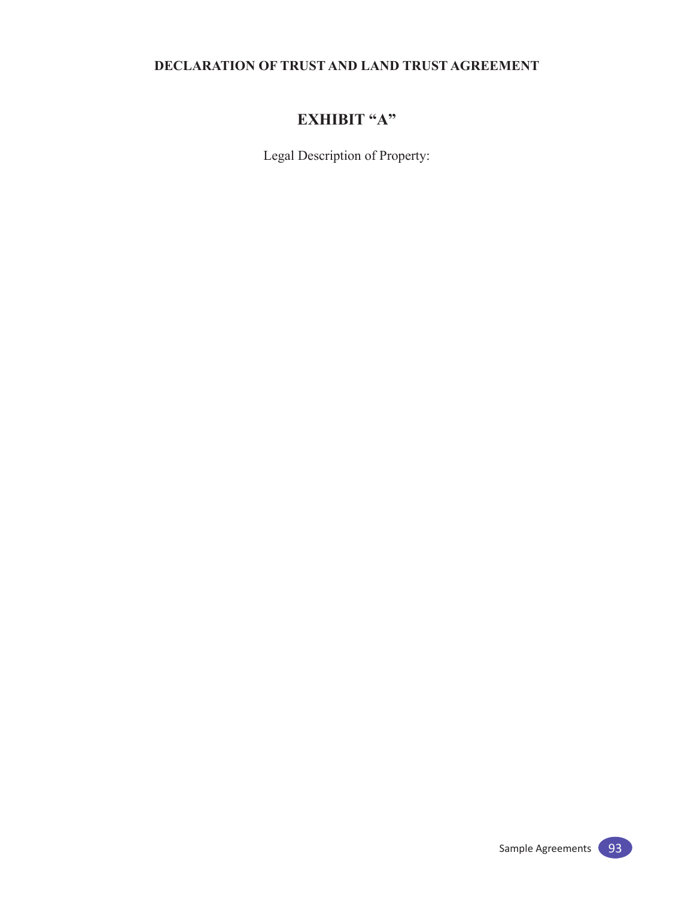**DECLARATION OF TRUST AND LAND TRUST AGREEMENT**

# EXHIBIT "A"

Legal Description of Property: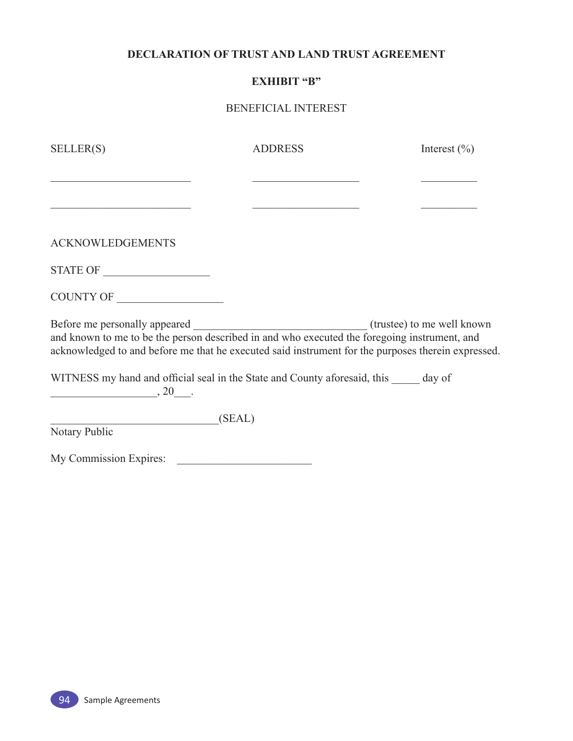**DECLARATION OF TRUST AND LAND TRUST AGREEMENT**

**EXHIBIT "B"**

BENEFICIAL INTEREST

| SELLER(S) | ADDRESS | Interest (%) |
|---|---|---|
| __________________________ | ____________________ | __________ |
| __________________________ | ____________________ | __________ |

ACKNOWLEDGEMENTS

STATE OF ___________________

COUNTY OF ___________________

Before me personally appeared ________________________________ (trustee) to me well known and known to me to be the person described in and who executed the foregoing instrument, and acknowledged to and before me that he executed said instrument for the purposes therein expressed.

WITNESS my hand and official seal in the State and County aforesaid, this _____ day of ___________________, 20___.

_______________________________(SEAL)
Notary Public

My Commission Expires: ________________________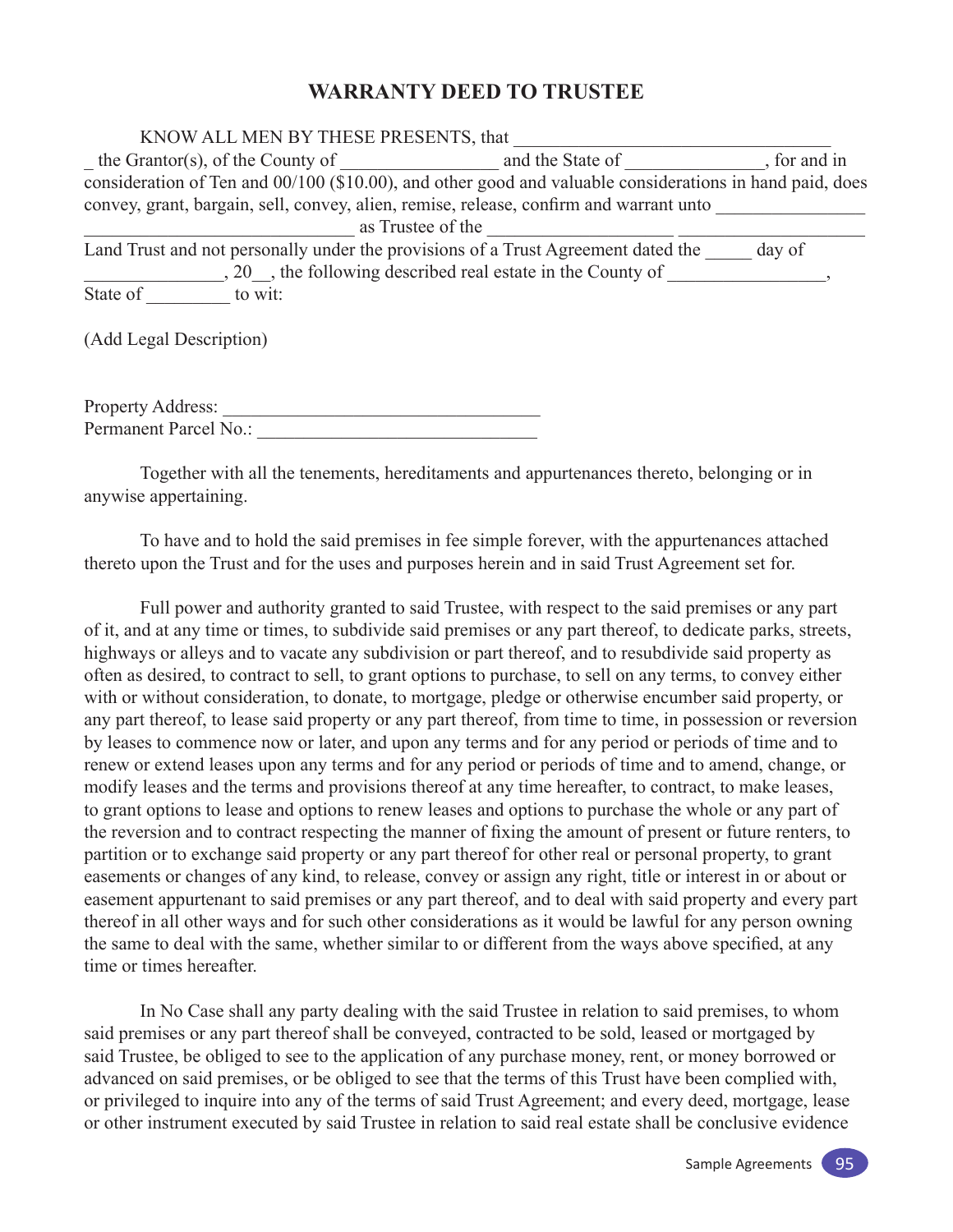# WARRANTY DEED TO TRUSTEE

KNOW ALL MEN BY THESE PRESENTS, that ___________________________________ _ the Grantor(s), of the County of _________________ and the State of _______________, for and in consideration of Ten and 00/100 ($10.00), and other good and valuable considerations in hand paid, does convey, grant, bargain, sell, convey, alien, remise, release, confirm and warrant unto ________________ ______________________________ as Trustee of the ____________________ ___________________ Land Trust and not personally under the provisions of a Trust Agreement dated the _____ day of _______________, 20__, the following described real estate in the County of _________________, State of _________ to wit:

(Add Legal Description)

Property Address: ___________________________________
Permanent Parcel No.: ______________________________

Together with all the tenements, hereditaments and appurtenances thereto, belonging or in anywise appertaining.

To have and to hold the said premises in fee simple forever, with the appurtenances attached thereto upon the Trust and for the uses and purposes herein and in said Trust Agreement set for.

Full power and authority granted to said Trustee, with respect to the said premises or any part of it, and at any time or times, to subdivide said premises or any part thereof, to dedicate parks, streets, highways or alleys and to vacate any subdivision or part thereof, and to resubdivide said property as often as desired, to contract to sell, to grant options to purchase, to sell on any terms, to convey either with or without consideration, to donate, to mortgage, pledge or otherwise encumber said property, or any part thereof, to lease said property or any part thereof, from time to time, in possession or reversion by leases to commence now or later, and upon any terms and for any period or periods of time and to renew or extend leases upon any terms and for any period or periods of time and to amend, change, or modify leases and the terms and provisions thereof at any time hereafter, to contract, to make leases, to grant options to lease and options to renew leases and options to purchase the whole or any part of the reversion and to contract respecting the manner of fixing the amount of present or future renters, to partition or to exchange said property or any part thereof for other real or personal property, to grant easements or changes of any kind, to release, convey or assign any right, title or interest in or about or easement appurtenant to said premises or any part thereof, and to deal with said property and every part thereof in all other ways and for such other considerations as it would be lawful for any person owning the same to deal with the same, whether similar to or different from the ways above specified, at any time or times hereafter.

In No Case shall any party dealing with the said Trustee in relation to said premises, to whom said premises or any part thereof shall be conveyed, contracted to be sold, leased or mortgaged by said Trustee, be obliged to see to the application of any purchase money, rent, or money borrowed or advanced on said premises, or be obliged to see that the terms of this Trust have been complied with, or privileged to inquire into any of the terms of said Trust Agreement; and every deed, mortgage, lease or other instrument executed by said Trustee in relation to said real estate shall be conclusive evidence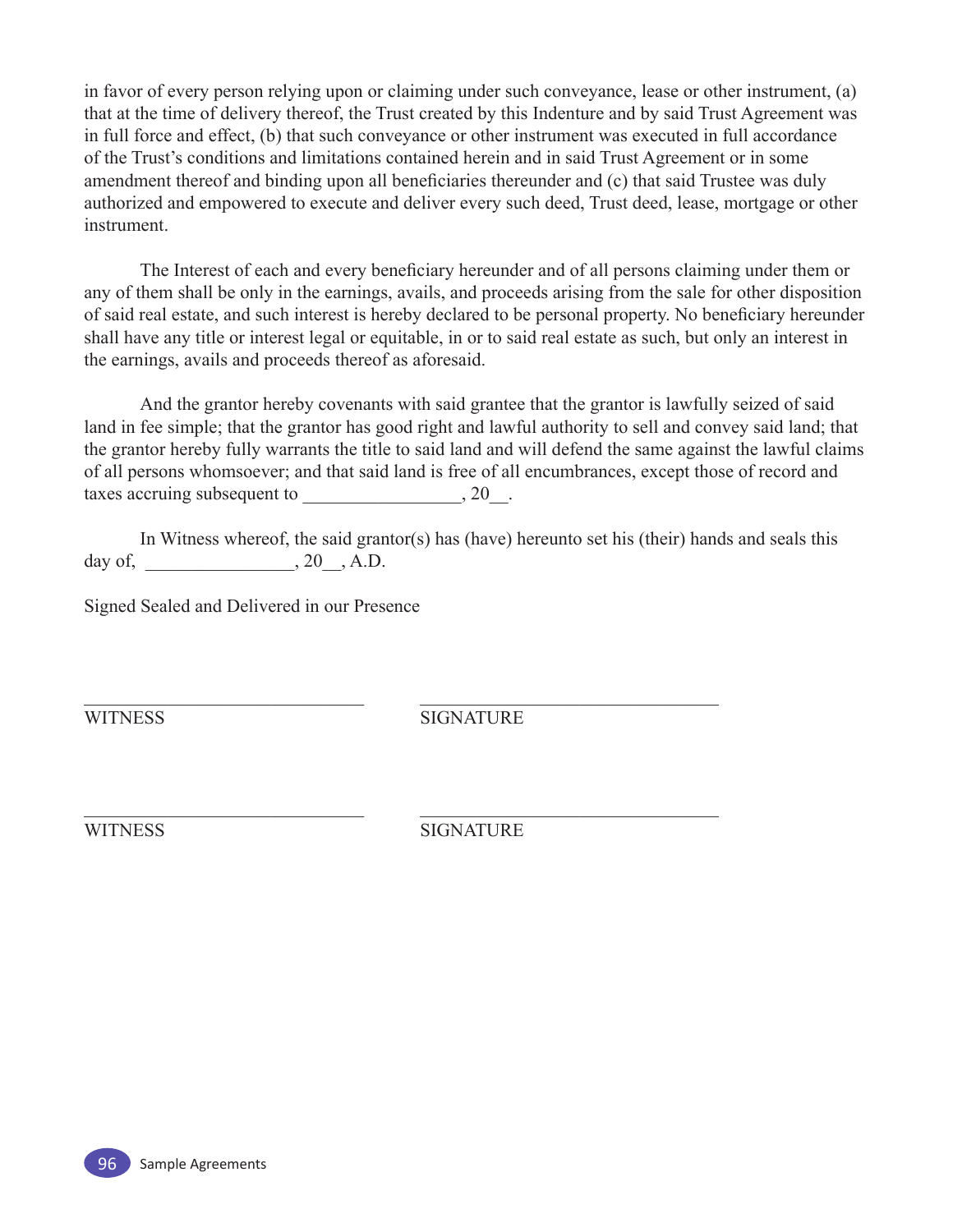in favor of every person relying upon or claiming under such conveyance, lease or other instrument, (a) that at the time of delivery thereof, the Trust created by this Indenture and by said Trust Agreement was in full force and effect, (b) that such conveyance or other instrument was executed in full accordance of the Trust's conditions and limitations contained herein and in said Trust Agreement or in some amendment thereof and binding upon all beneficiaries thereunder and (c) that said Trustee was duly authorized and empowered to execute and deliver every such deed, Trust deed, lease, mortgage or other instrument.

The Interest of each and every beneficiary hereunder and of all persons claiming under them or any of them shall be only in the earnings, avails, and proceeds arising from the sale for other disposition of said real estate, and such interest is hereby declared to be personal property. No beneficiary hereunder shall have any title or interest legal or equitable, in or to said real estate as such, but only an interest in the earnings, avails and proceeds thereof as aforesaid.

And the grantor hereby covenants with said grantee that the grantor is lawfully seized of said land in fee simple; that the grantor has good right and lawful authority to sell and convey said land; that the grantor hereby fully warrants the title to said land and will defend the same against the lawful claims of all persons whomsoever; and that said land is free of all encumbrances, except those of record and taxes accruing subsequent to _________________, 20__.

In Witness whereof, the said grantor(s) has (have) hereunto set his (their) hands and seals this day of, ________________, 20__, A.D.

Signed Sealed and Delivered in our Presence

______________________________ ________________________________

WITNESS SIGNATURE

______________________________ ________________________________

WITNESS SIGNATURE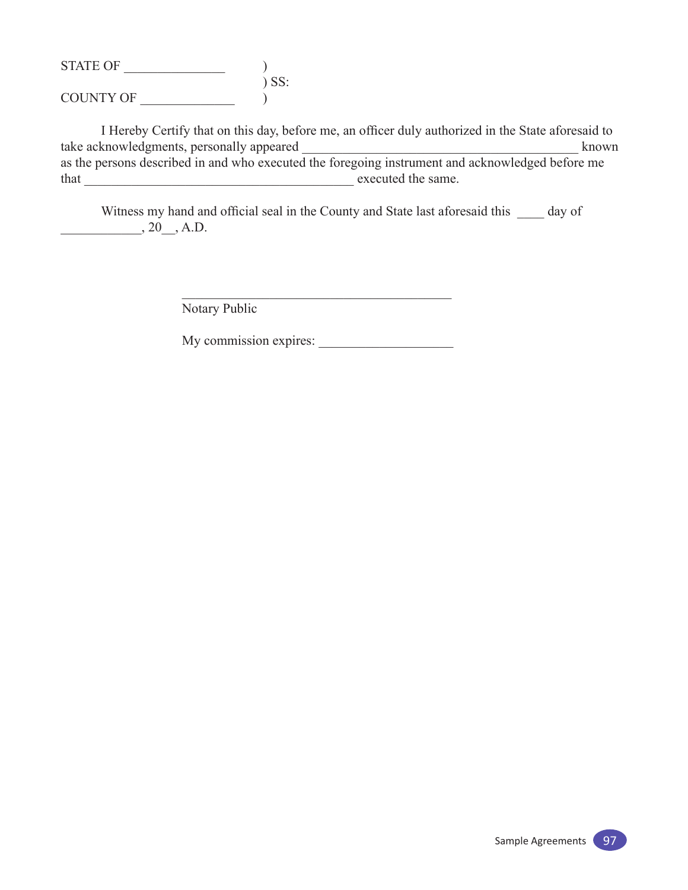STATE OF _______________ )
) SS:
COUNTY OF ______________ )

I Hereby Certify that on this day, before me, an officer duly authorized in the State aforesaid to take acknowledgments, personally appeared __________________________________________ known as the persons described in and who executed the foregoing instrument and acknowledged before me that _________________________________________ executed the same.

Witness my hand and official seal in the County and State last aforesaid this ____ day of ____________, 20__, A.D.

__________________________________________
Notary Public

My commission expires: ____________________